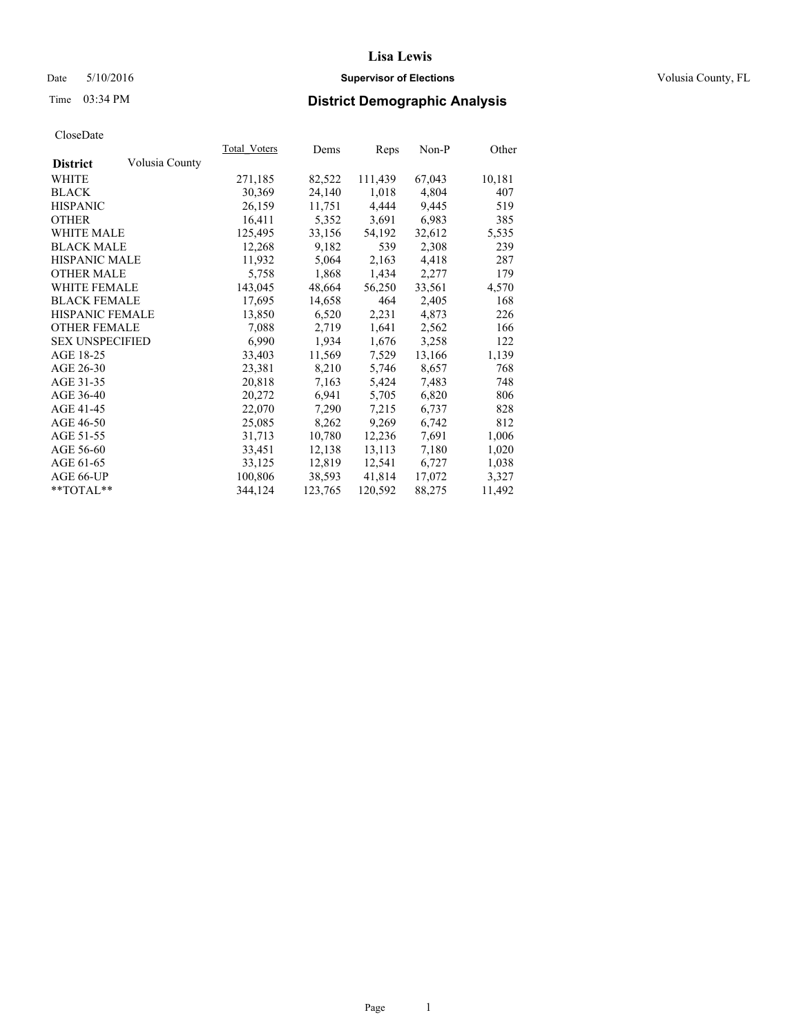# Lisa Lewis

Date 5/10/2016 **Supervisor of Elections** Volusia County, FL

Time 03:34 PM **District Demographic Analysis**

CloseDate

| **District** Volusia County | Total_Voters | Dems | Reps | Non-P | Other |
|---|---|---|---|---|---|
| WHITE | 271,185 | 82,522 | 111,439 | 67,043 | 10,181 |
| BLACK | 30,369 | 24,140 | 1,018 | 4,804 | 407 |
| HISPANIC | 26,159 | 11,751 | 4,444 | 9,445 | 519 |
| OTHER | 16,411 | 5,352 | 3,691 | 6,983 | 385 |
| WHITE MALE | 125,495 | 33,156 | 54,192 | 32,612 | 5,535 |
| BLACK MALE | 12,268 | 9,182 | 539 | 2,308 | 239 |
| HISPANIC MALE | 11,932 | 5,064 | 2,163 | 4,418 | 287 |
| OTHER MALE | 5,758 | 1,868 | 1,434 | 2,277 | 179 |
| WHITE FEMALE | 143,045 | 48,664 | 56,250 | 33,561 | 4,570 |
| BLACK FEMALE | 17,695 | 14,658 | 464 | 2,405 | 168 |
| HISPANIC FEMALE | 13,850 | 6,520 | 2,231 | 4,873 | 226 |
| OTHER FEMALE | 7,088 | 2,719 | 1,641 | 2,562 | 166 |
| SEX UNSPECIFIED | 6,990 | 1,934 | 1,676 | 3,258 | 122 |
| AGE 18-25 | 33,403 | 11,569 | 7,529 | 13,166 | 1,139 |
| AGE 26-30 | 23,381 | 8,210 | 5,746 | 8,657 | 768 |
| AGE 31-35 | 20,818 | 7,163 | 5,424 | 7,483 | 748 |
| AGE 36-40 | 20,272 | 6,941 | 5,705 | 6,820 | 806 |
| AGE 41-45 | 22,070 | 7,290 | 7,215 | 6,737 | 828 |
| AGE 46-50 | 25,085 | 8,262 | 9,269 | 6,742 | 812 |
| AGE 51-55 | 31,713 | 10,780 | 12,236 | 7,691 | 1,006 |
| AGE 56-60 | 33,451 | 12,138 | 13,113 | 7,180 | 1,020 |
| AGE 61-65 | 33,125 | 12,819 | 12,541 | 6,727 | 1,038 |
| AGE 66-UP | 100,806 | 38,593 | 41,814 | 17,072 | 3,327 |
| **TOTAL** | 344,124 | 123,765 | 120,592 | 88,275 | 11,492 |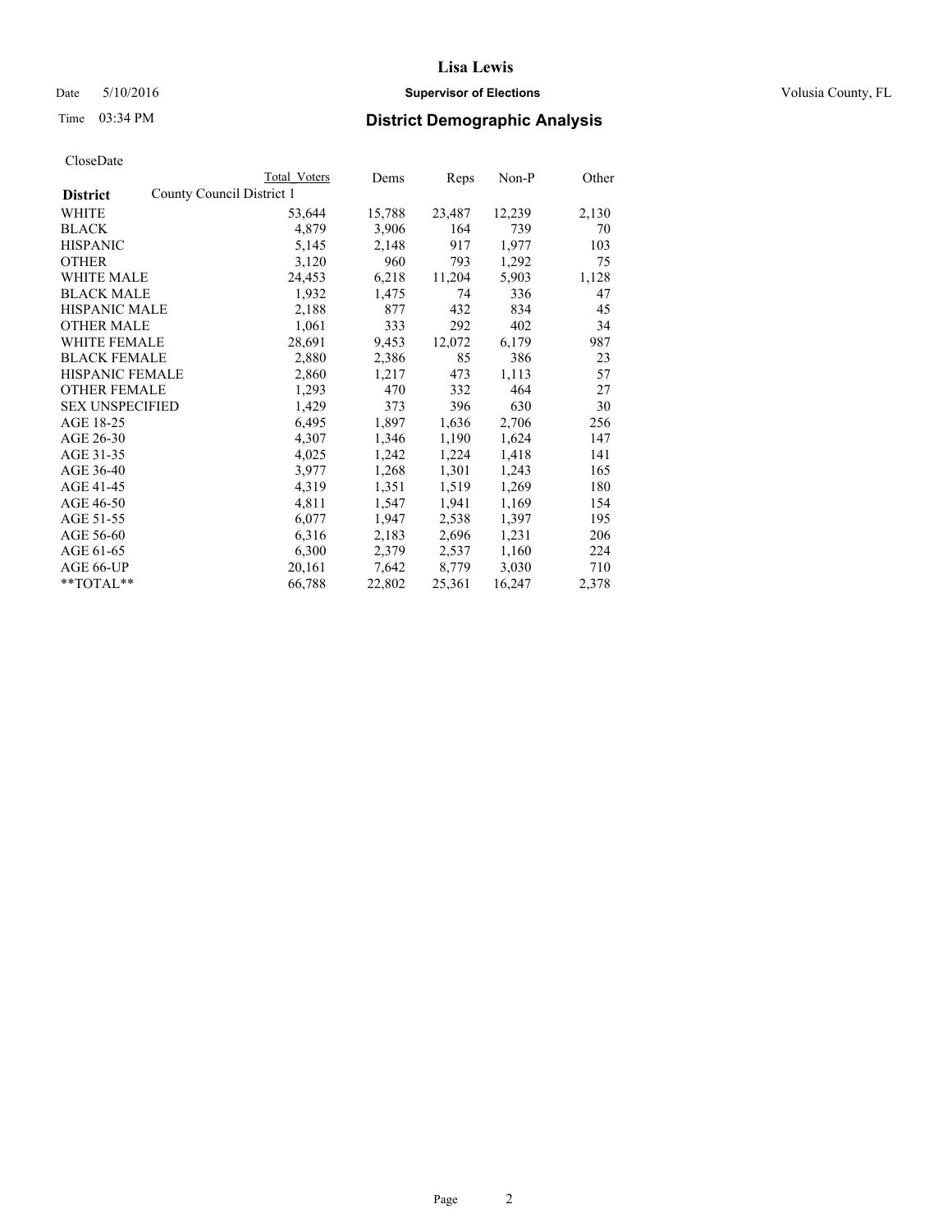# Lisa Lewis

Date 5/10/2016 **Supervisor of Elections** Volusia County, FL

Time 03:34 PM **District Demographic Analysis**

CloseDate

| | Total Voters | Dems | Reps | Non-P | Other |
|---|---|---|---|---|---|
| **District** County Council District 1 | | | | | |
| WHITE | 53,644 | 15,788 | 23,487 | 12,239 | 2,130 |
| BLACK | 4,879 | 3,906 | 164 | 739 | 70 |
| HISPANIC | 5,145 | 2,148 | 917 | 1,977 | 103 |
| OTHER | 3,120 | 960 | 793 | 1,292 | 75 |
| WHITE MALE | 24,453 | 6,218 | 11,204 | 5,903 | 1,128 |
| BLACK MALE | 1,932 | 1,475 | 74 | 336 | 47 |
| HISPANIC MALE | 2,188 | 877 | 432 | 834 | 45 |
| OTHER MALE | 1,061 | 333 | 292 | 402 | 34 |
| WHITE FEMALE | 28,691 | 9,453 | 12,072 | 6,179 | 987 |
| BLACK FEMALE | 2,880 | 2,386 | 85 | 386 | 23 |
| HISPANIC FEMALE | 2,860 | 1,217 | 473 | 1,113 | 57 |
| OTHER FEMALE | 1,293 | 470 | 332 | 464 | 27 |
| SEX UNSPECIFIED | 1,429 | 373 | 396 | 630 | 30 |
| AGE 18-25 | 6,495 | 1,897 | 1,636 | 2,706 | 256 |
| AGE 26-30 | 4,307 | 1,346 | 1,190 | 1,624 | 147 |
| AGE 31-35 | 4,025 | 1,242 | 1,224 | 1,418 | 141 |
| AGE 36-40 | 3,977 | 1,268 | 1,301 | 1,243 | 165 |
| AGE 41-45 | 4,319 | 1,351 | 1,519 | 1,269 | 180 |
| AGE 46-50 | 4,811 | 1,547 | 1,941 | 1,169 | 154 |
| AGE 51-55 | 6,077 | 1,947 | 2,538 | 1,397 | 195 |
| AGE 56-60 | 6,316 | 2,183 | 2,696 | 1,231 | 206 |
| AGE 61-65 | 6,300 | 2,379 | 2,537 | 1,160 | 224 |
| AGE 66-UP | 20,161 | 7,642 | 8,779 | 3,030 | 710 |
| **TOTAL** | 66,788 | 22,802 | 25,361 | 16,247 | 2,378 |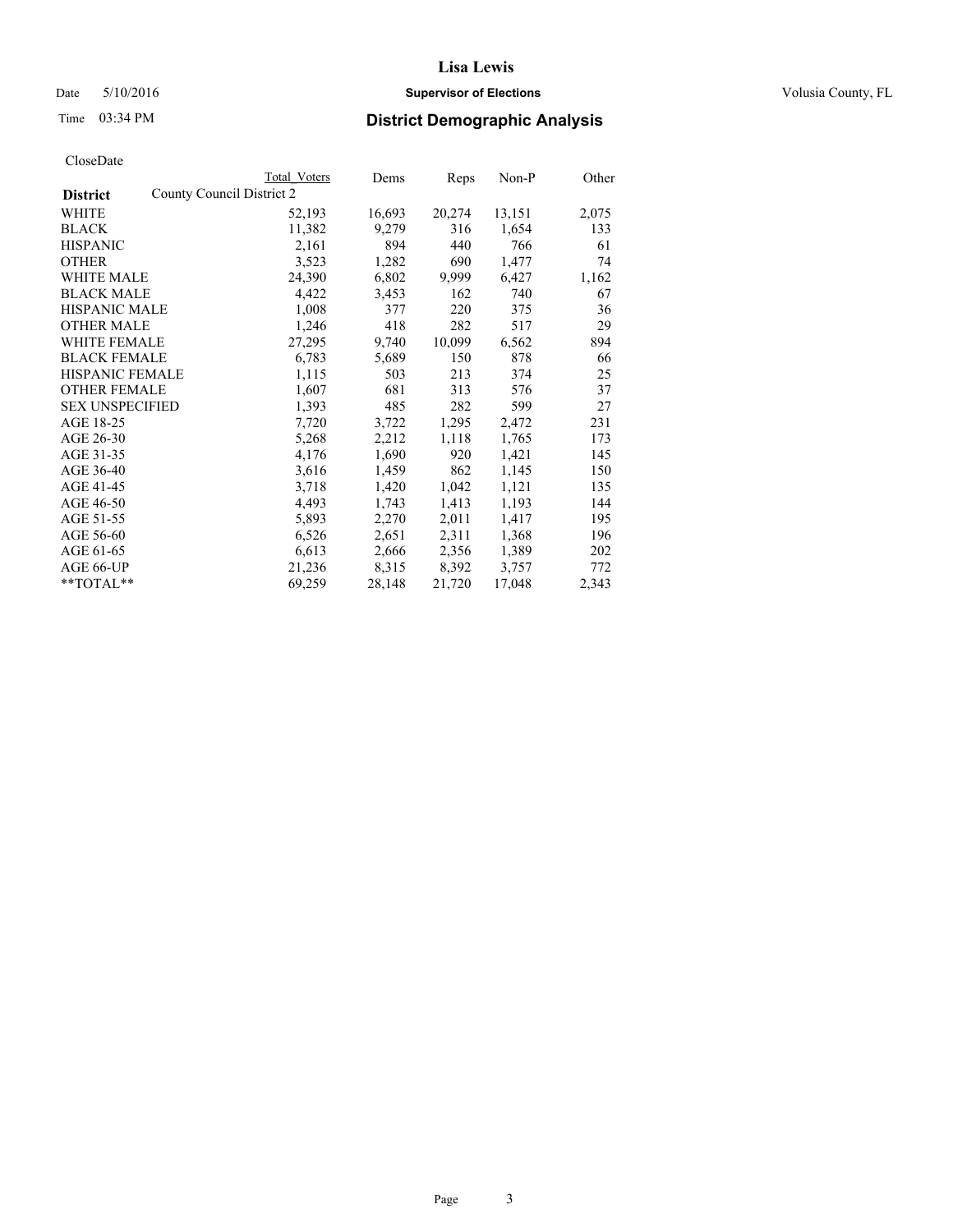# Lisa Lewis

Date 5/10/2016 **Supervisor of Elections** Volusia County, FL

Time 03:34 PM **District Demographic Analysis**

CloseDate

| District | Total Voters | Dems | Reps | Non-P | Other |
|---|---|---|---|---|---|
| County Council District 2 | | | | | |
| WHITE | 52,193 | 16,693 | 20,274 | 13,151 | 2,075 |
| BLACK | 11,382 | 9,279 | 316 | 1,654 | 133 |
| HISPANIC | 2,161 | 894 | 440 | 766 | 61 |
| OTHER | 3,523 | 1,282 | 690 | 1,477 | 74 |
| WHITE MALE | 24,390 | 6,802 | 9,999 | 6,427 | 1,162 |
| BLACK MALE | 4,422 | 3,453 | 162 | 740 | 67 |
| HISPANIC MALE | 1,008 | 377 | 220 | 375 | 36 |
| OTHER MALE | 1,246 | 418 | 282 | 517 | 29 |
| WHITE FEMALE | 27,295 | 9,740 | 10,099 | 6,562 | 894 |
| BLACK FEMALE | 6,783 | 5,689 | 150 | 878 | 66 |
| HISPANIC FEMALE | 1,115 | 503 | 213 | 374 | 25 |
| OTHER FEMALE | 1,607 | 681 | 313 | 576 | 37 |
| SEX UNSPECIFIED | 1,393 | 485 | 282 | 599 | 27 |
| AGE 18-25 | 7,720 | 3,722 | 1,295 | 2,472 | 231 |
| AGE 26-30 | 5,268 | 2,212 | 1,118 | 1,765 | 173 |
| AGE 31-35 | 4,176 | 1,690 | 920 | 1,421 | 145 |
| AGE 36-40 | 3,616 | 1,459 | 862 | 1,145 | 150 |
| AGE 41-45 | 3,718 | 1,420 | 1,042 | 1,121 | 135 |
| AGE 46-50 | 4,493 | 1,743 | 1,413 | 1,193 | 144 |
| AGE 51-55 | 5,893 | 2,270 | 2,011 | 1,417 | 195 |
| AGE 56-60 | 6,526 | 2,651 | 2,311 | 1,368 | 196 |
| AGE 61-65 | 6,613 | 2,666 | 2,356 | 1,389 | 202 |
| AGE 66-UP | 21,236 | 8,315 | 8,392 | 3,757 | 772 |
| **TOTAL** | 69,259 | 28,148 | 21,720 | 17,048 | 2,343 |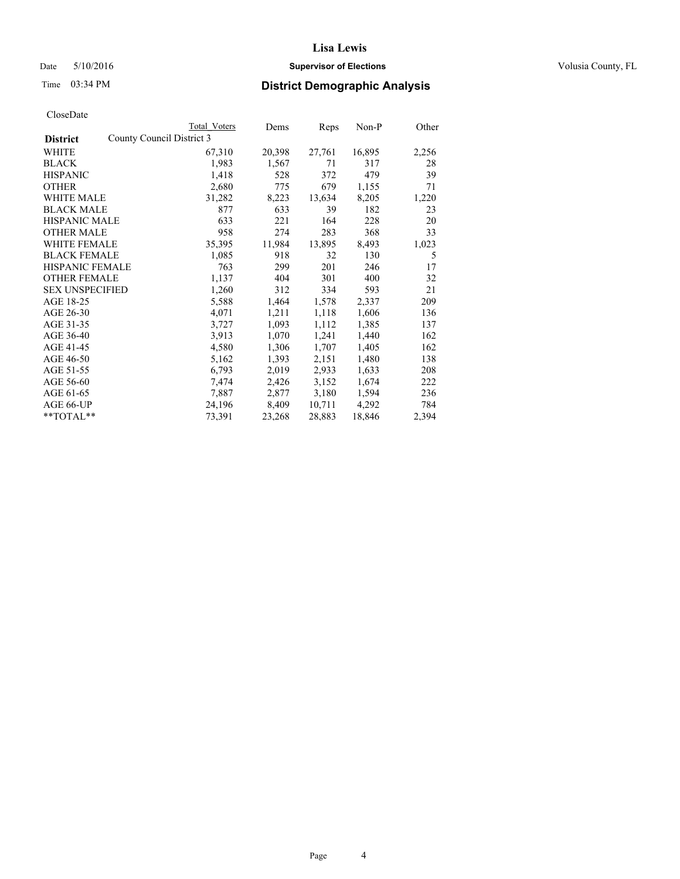# Lisa Lewis

Date 5/10/2016 **Supervisor of Elections** Volusia County, FL

Time 03:34 PM

## District Demographic Analysis

CloseDate

| District | Total Voters | Dems | Reps | Non-P | Other |
|---|---|---|---|---|---|
| County Council District 3 | | | | | |
| WHITE | 67,310 | 20,398 | 27,761 | 16,895 | 2,256 |
| BLACK | 1,983 | 1,567 | 71 | 317 | 28 |
| HISPANIC | 1,418 | 528 | 372 | 479 | 39 |
| OTHER | 2,680 | 775 | 679 | 1,155 | 71 |
| WHITE MALE | 31,282 | 8,223 | 13,634 | 8,205 | 1,220 |
| BLACK MALE | 877 | 633 | 39 | 182 | 23 |
| HISPANIC MALE | 633 | 221 | 164 | 228 | 20 |
| OTHER MALE | 958 | 274 | 283 | 368 | 33 |
| WHITE FEMALE | 35,395 | 11,984 | 13,895 | 8,493 | 1,023 |
| BLACK FEMALE | 1,085 | 918 | 32 | 130 | 5 |
| HISPANIC FEMALE | 763 | 299 | 201 | 246 | 17 |
| OTHER FEMALE | 1,137 | 404 | 301 | 400 | 32 |
| SEX UNSPECIFIED | 1,260 | 312 | 334 | 593 | 21 |
| AGE 18-25 | 5,588 | 1,464 | 1,578 | 2,337 | 209 |
| AGE 26-30 | 4,071 | 1,211 | 1,118 | 1,606 | 136 |
| AGE 31-35 | 3,727 | 1,093 | 1,112 | 1,385 | 137 |
| AGE 36-40 | 3,913 | 1,070 | 1,241 | 1,440 | 162 |
| AGE 41-45 | 4,580 | 1,306 | 1,707 | 1,405 | 162 |
| AGE 46-50 | 5,162 | 1,393 | 2,151 | 1,480 | 138 |
| AGE 51-55 | 6,793 | 2,019 | 2,933 | 1,633 | 208 |
| AGE 56-60 | 7,474 | 2,426 | 3,152 | 1,674 | 222 |
| AGE 61-65 | 7,887 | 2,877 | 3,180 | 1,594 | 236 |
| AGE 66-UP | 24,196 | 8,409 | 10,711 | 4,292 | 784 |
| **TOTAL** | 73,391 | 23,268 | 28,883 | 18,846 | 2,394 |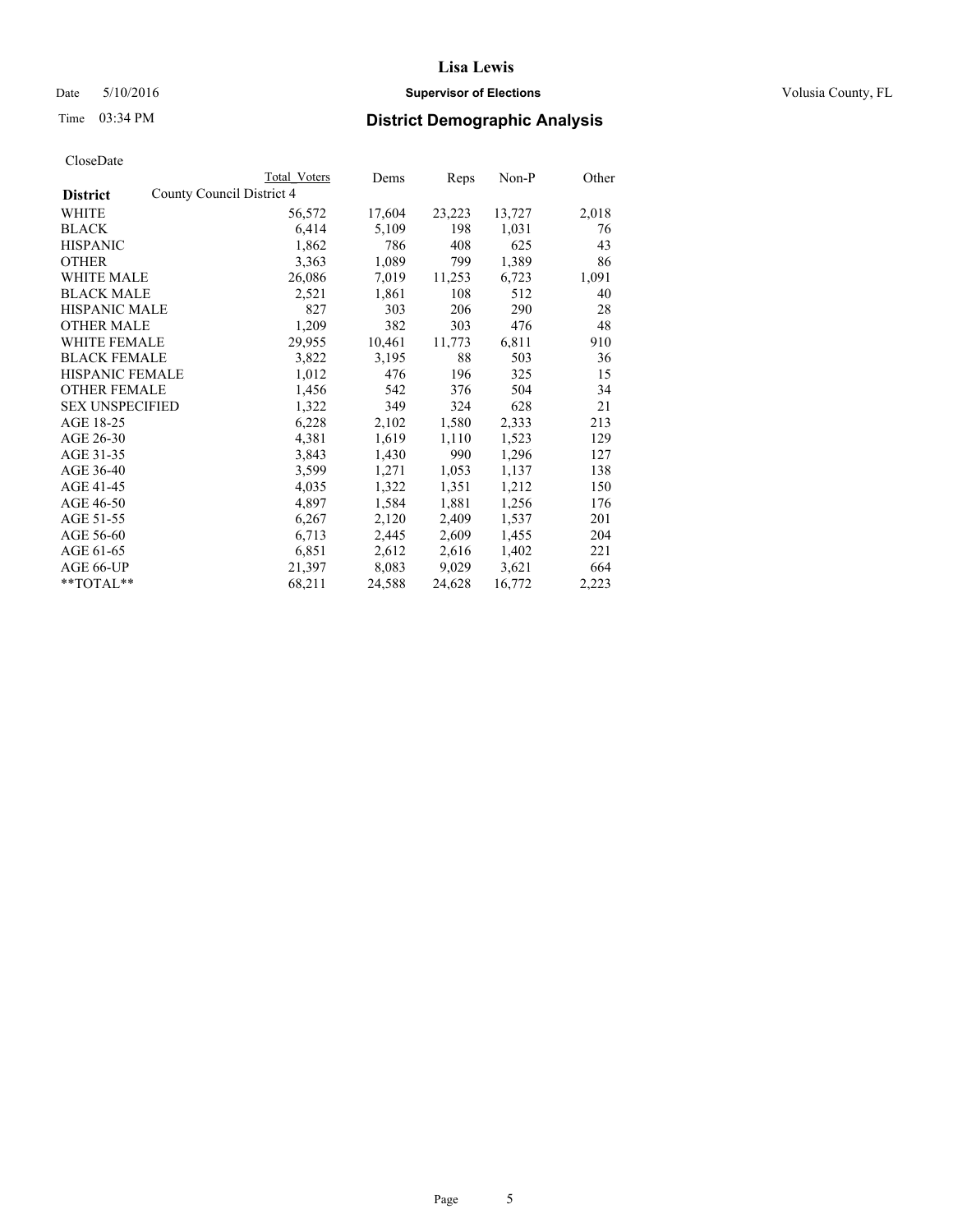# Lisa Lewis

Date 5/10/2016 **Supervisor of Elections** Volusia County, FL

Time 03:34 PM **District Demographic Analysis**

CloseDate

| District | Total Voters | Dems | Reps | Non-P | Other |
|---|---|---|---|---|---|
| County Council District 4 | | | | | |
| WHITE | 56,572 | 17,604 | 23,223 | 13,727 | 2,018 |
| BLACK | 6,414 | 5,109 | 198 | 1,031 | 76 |
| HISPANIC | 1,862 | 786 | 408 | 625 | 43 |
| OTHER | 3,363 | 1,089 | 799 | 1,389 | 86 |
| WHITE MALE | 26,086 | 7,019 | 11,253 | 6,723 | 1,091 |
| BLACK MALE | 2,521 | 1,861 | 108 | 512 | 40 |
| HISPANIC MALE | 827 | 303 | 206 | 290 | 28 |
| OTHER MALE | 1,209 | 382 | 303 | 476 | 48 |
| WHITE FEMALE | 29,955 | 10,461 | 11,773 | 6,811 | 910 |
| BLACK FEMALE | 3,822 | 3,195 | 88 | 503 | 36 |
| HISPANIC FEMALE | 1,012 | 476 | 196 | 325 | 15 |
| OTHER FEMALE | 1,456 | 542 | 376 | 504 | 34 |
| SEX UNSPECIFIED | 1,322 | 349 | 324 | 628 | 21 |
| AGE 18-25 | 6,228 | 2,102 | 1,580 | 2,333 | 213 |
| AGE 26-30 | 4,381 | 1,619 | 1,110 | 1,523 | 129 |
| AGE 31-35 | 3,843 | 1,430 | 990 | 1,296 | 127 |
| AGE 36-40 | 3,599 | 1,271 | 1,053 | 1,137 | 138 |
| AGE 41-45 | 4,035 | 1,322 | 1,351 | 1,212 | 150 |
| AGE 46-50 | 4,897 | 1,584 | 1,881 | 1,256 | 176 |
| AGE 51-55 | 6,267 | 2,120 | 2,409 | 1,537 | 201 |
| AGE 56-60 | 6,713 | 2,445 | 2,609 | 1,455 | 204 |
| AGE 61-65 | 6,851 | 2,612 | 2,616 | 1,402 | 221 |
| AGE 66-UP | 21,397 | 8,083 | 9,029 | 3,621 | 664 |
| **TOTAL** | 68,211 | 24,588 | 24,628 | 16,772 | 2,223 |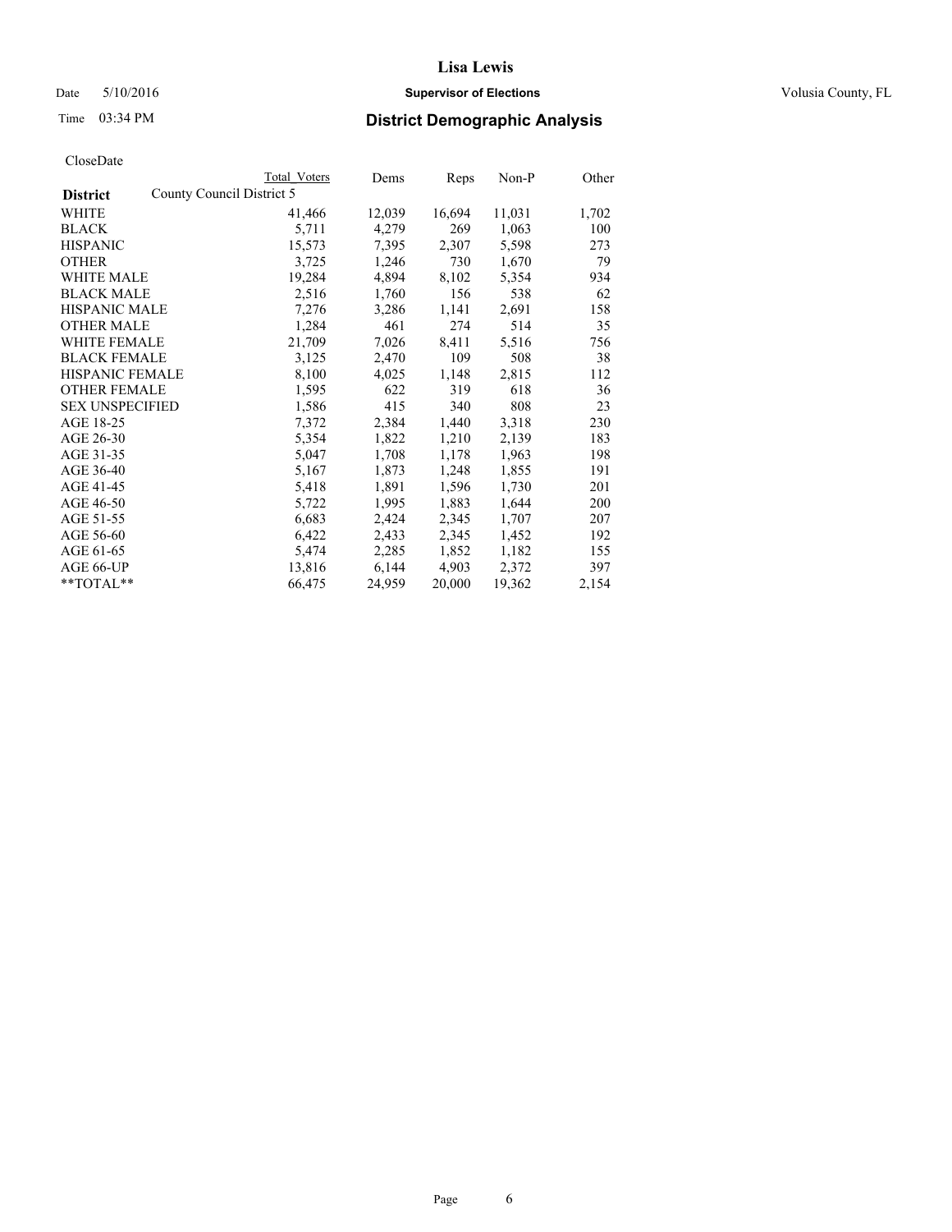# Lisa Lewis

Date 5/10/2016 **Supervisor of Elections** Volusia County, FL

Time 03:34 PM **District Demographic Analysis**

CloseDate

| | Total Voters | Dems | Reps | Non-P | Other |
|---|---|---|---|---|---|
| **District** County Council District 5 | | | | | |
| WHITE | 41,466 | 12,039 | 16,694 | 11,031 | 1,702 |
| BLACK | 5,711 | 4,279 | 269 | 1,063 | 100 |
| HISPANIC | 15,573 | 7,395 | 2,307 | 5,598 | 273 |
| OTHER | 3,725 | 1,246 | 730 | 1,670 | 79 |
| WHITE MALE | 19,284 | 4,894 | 8,102 | 5,354 | 934 |
| BLACK MALE | 2,516 | 1,760 | 156 | 538 | 62 |
| HISPANIC MALE | 7,276 | 3,286 | 1,141 | 2,691 | 158 |
| OTHER MALE | 1,284 | 461 | 274 | 514 | 35 |
| WHITE FEMALE | 21,709 | 7,026 | 8,411 | 5,516 | 756 |
| BLACK FEMALE | 3,125 | 2,470 | 109 | 508 | 38 |
| HISPANIC FEMALE | 8,100 | 4,025 | 1,148 | 2,815 | 112 |
| OTHER FEMALE | 1,595 | 622 | 319 | 618 | 36 |
| SEX UNSPECIFIED | 1,586 | 415 | 340 | 808 | 23 |
| AGE 18-25 | 7,372 | 2,384 | 1,440 | 3,318 | 230 |
| AGE 26-30 | 5,354 | 1,822 | 1,210 | 2,139 | 183 |
| AGE 31-35 | 5,047 | 1,708 | 1,178 | 1,963 | 198 |
| AGE 36-40 | 5,167 | 1,873 | 1,248 | 1,855 | 191 |
| AGE 41-45 | 5,418 | 1,891 | 1,596 | 1,730 | 201 |
| AGE 46-50 | 5,722 | 1,995 | 1,883 | 1,644 | 200 |
| AGE 51-55 | 6,683 | 2,424 | 2,345 | 1,707 | 207 |
| AGE 56-60 | 6,422 | 2,433 | 2,345 | 1,452 | 192 |
| AGE 61-65 | 5,474 | 2,285 | 1,852 | 1,182 | 155 |
| AGE 66-UP | 13,816 | 6,144 | 4,903 | 2,372 | 397 |
| **TOTAL** | 66,475 | 24,959 | 20,000 | 19,362 | 2,154 |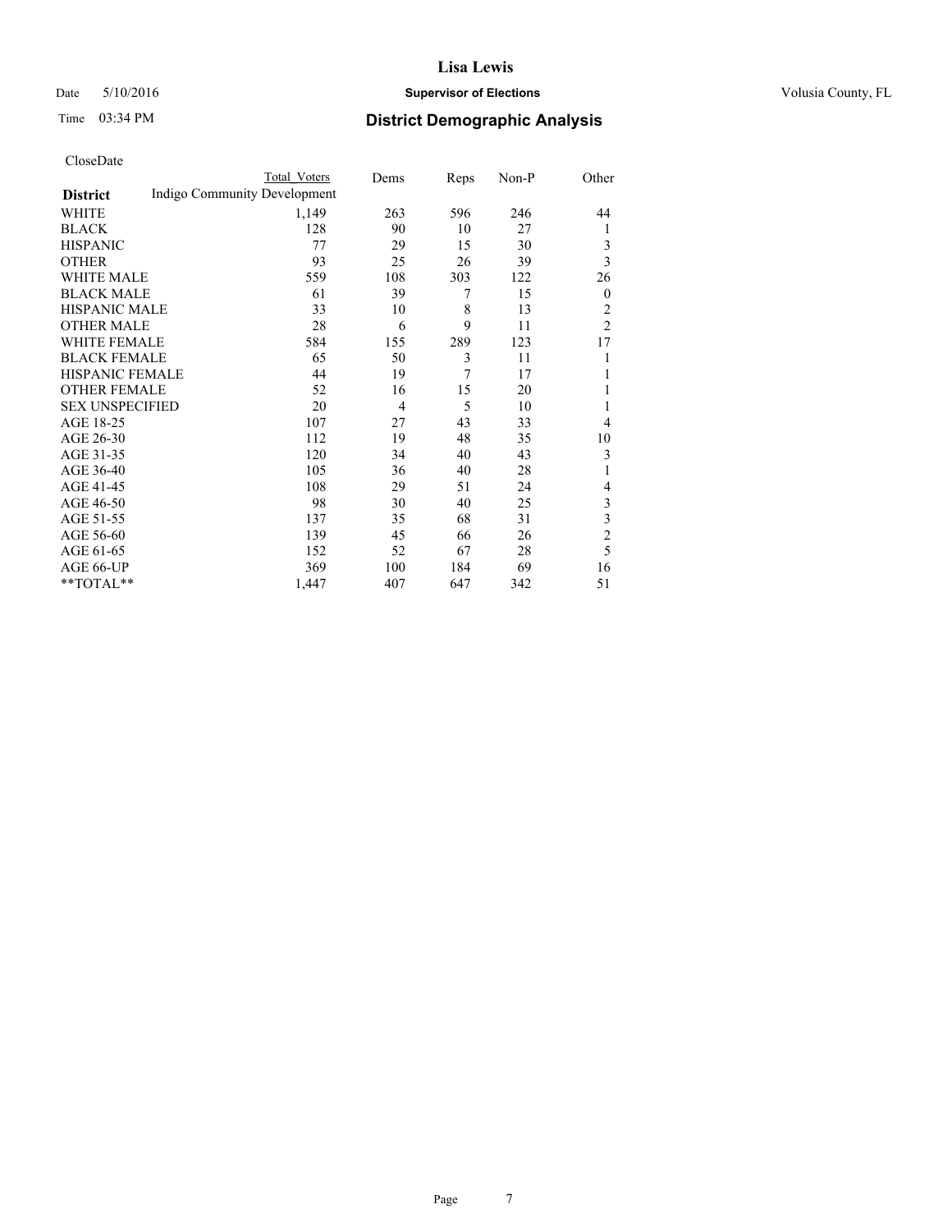# Lisa Lewis

Date 5/10/2016 **Supervisor of Elections** Volusia County, FL

Time 03:34 PM

## District Demographic Analysis

CloseDate

| District | Total Voters | Dems | Reps | Non-P | Other |
|---|---|---|---|---|---|
| | Indigo Community Development | | | | |
| WHITE | 1,149 | 263 | 596 | 246 | 44 |
| BLACK | 128 | 90 | 10 | 27 | 1 |
| HISPANIC | 77 | 29 | 15 | 30 | 3 |
| OTHER | 93 | 25 | 26 | 39 | 3 |
| WHITE MALE | 559 | 108 | 303 | 122 | 26 |
| BLACK MALE | 61 | 39 | 7 | 15 | 0 |
| HISPANIC MALE | 33 | 10 | 8 | 13 | 2 |
| OTHER MALE | 28 | 6 | 9 | 11 | 2 |
| WHITE FEMALE | 584 | 155 | 289 | 123 | 17 |
| BLACK FEMALE | 65 | 50 | 3 | 11 | 1 |
| HISPANIC FEMALE | 44 | 19 | 7 | 17 | 1 |
| OTHER FEMALE | 52 | 16 | 15 | 20 | 1 |
| SEX UNSPECIFIED | 20 | 4 | 5 | 10 | 1 |
| AGE 18-25 | 107 | 27 | 43 | 33 | 4 |
| AGE 26-30 | 112 | 19 | 48 | 35 | 10 |
| AGE 31-35 | 120 | 34 | 40 | 43 | 3 |
| AGE 36-40 | 105 | 36 | 40 | 28 | 1 |
| AGE 41-45 | 108 | 29 | 51 | 24 | 4 |
| AGE 46-50 | 98 | 30 | 40 | 25 | 3 |
| AGE 51-55 | 137 | 35 | 68 | 31 | 3 |
| AGE 56-60 | 139 | 45 | 66 | 26 | 2 |
| AGE 61-65 | 152 | 52 | 67 | 28 | 5 |
| AGE 66-UP | 369 | 100 | 184 | 69 | 16 |
| **TOTAL** | 1,447 | 407 | 647 | 342 | 51 |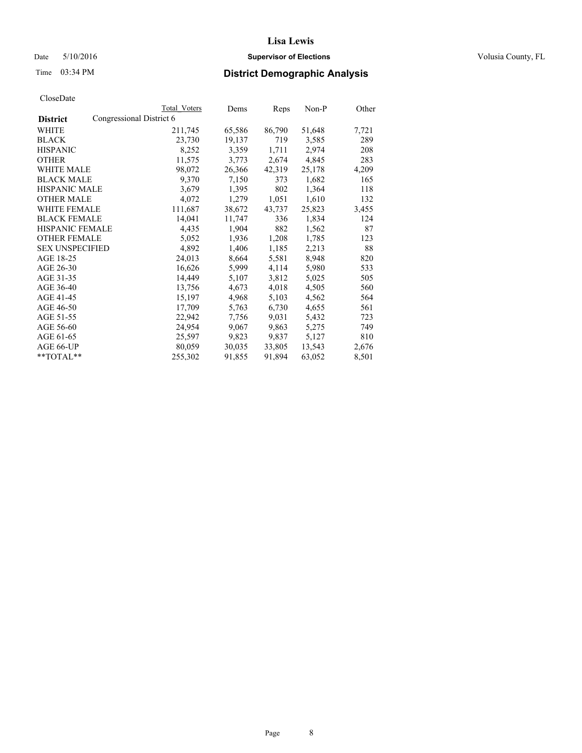# Lisa Lewis

Date 5/10/2016 **Supervisor of Elections** Volusia County, FL

Time 03:34 PM **District Demographic Analysis**

CloseDate

| **District** | Congressional District 6 | Total Voters | Dems | Reps | Non-P | Other |
|---|---|---|---|---|---|---|
| WHITE | | 211,745 | 65,586 | 86,790 | 51,648 | 7,721 |
| BLACK | | 23,730 | 19,137 | 719 | 3,585 | 289 |
| HISPANIC | | 8,252 | 3,359 | 1,711 | 2,974 | 208 |
| OTHER | | 11,575 | 3,773 | 2,674 | 4,845 | 283 |
| WHITE MALE | | 98,072 | 26,366 | 42,319 | 25,178 | 4,209 |
| BLACK MALE | | 9,370 | 7,150 | 373 | 1,682 | 165 |
| HISPANIC MALE | | 3,679 | 1,395 | 802 | 1,364 | 118 |
| OTHER MALE | | 4,072 | 1,279 | 1,051 | 1,610 | 132 |
| WHITE FEMALE | | 111,687 | 38,672 | 43,737 | 25,823 | 3,455 |
| BLACK FEMALE | | 14,041 | 11,747 | 336 | 1,834 | 124 |
| HISPANIC FEMALE | | 4,435 | 1,904 | 882 | 1,562 | 87 |
| OTHER FEMALE | | 5,052 | 1,936 | 1,208 | 1,785 | 123 |
| SEX UNSPECIFIED | | 4,892 | 1,406 | 1,185 | 2,213 | 88 |
| AGE 18-25 | | 24,013 | 8,664 | 5,581 | 8,948 | 820 |
| AGE 26-30 | | 16,626 | 5,999 | 4,114 | 5,980 | 533 |
| AGE 31-35 | | 14,449 | 5,107 | 3,812 | 5,025 | 505 |
| AGE 36-40 | | 13,756 | 4,673 | 4,018 | 4,505 | 560 |
| AGE 41-45 | | 15,197 | 4,968 | 5,103 | 4,562 | 564 |
| AGE 46-50 | | 17,709 | 5,763 | 6,730 | 4,655 | 561 |
| AGE 51-55 | | 22,942 | 7,756 | 9,031 | 5,432 | 723 |
| AGE 56-60 | | 24,954 | 9,067 | 9,863 | 5,275 | 749 |
| AGE 61-65 | | 25,597 | 9,823 | 9,837 | 5,127 | 810 |
| AGE 66-UP | | 80,059 | 30,035 | 33,805 | 13,543 | 2,676 |
| **TOTAL** | | 255,302 | 91,855 | 91,894 | 63,052 | 8,501 |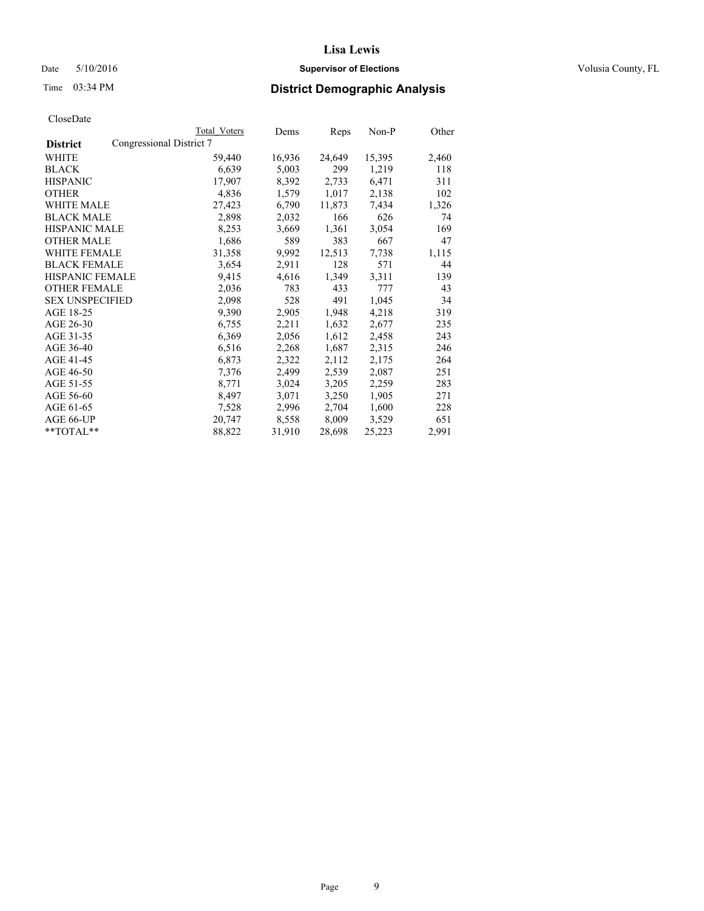Lisa Lewis

Date 5/10/2016 **Supervisor of Elections** Volusia County, FL

Time 03:34 PM **District Demographic Analysis**

CloseDate

| **District** | Congressional District 7 Total Voters | Dems | Reps | Non-P | Other |
|---|---|---|---|---|---|
| WHITE | 59,440 | 16,936 | 24,649 | 15,395 | 2,460 |
| BLACK | 6,639 | 5,003 | 299 | 1,219 | 118 |
| HISPANIC | 17,907 | 8,392 | 2,733 | 6,471 | 311 |
| OTHER | 4,836 | 1,579 | 1,017 | 2,138 | 102 |
| WHITE MALE | 27,423 | 6,790 | 11,873 | 7,434 | 1,326 |
| BLACK MALE | 2,898 | 2,032 | 166 | 626 | 74 |
| HISPANIC MALE | 8,253 | 3,669 | 1,361 | 3,054 | 169 |
| OTHER MALE | 1,686 | 589 | 383 | 667 | 47 |
| WHITE FEMALE | 31,358 | 9,992 | 12,513 | 7,738 | 1,115 |
| BLACK FEMALE | 3,654 | 2,911 | 128 | 571 | 44 |
| HISPANIC FEMALE | 9,415 | 4,616 | 1,349 | 3,311 | 139 |
| OTHER FEMALE | 2,036 | 783 | 433 | 777 | 43 |
| SEX UNSPECIFIED | 2,098 | 528 | 491 | 1,045 | 34 |
| AGE 18-25 | 9,390 | 2,905 | 1,948 | 4,218 | 319 |
| AGE 26-30 | 6,755 | 2,211 | 1,632 | 2,677 | 235 |
| AGE 31-35 | 6,369 | 2,056 | 1,612 | 2,458 | 243 |
| AGE 36-40 | 6,516 | 2,268 | 1,687 | 2,315 | 246 |
| AGE 41-45 | 6,873 | 2,322 | 2,112 | 2,175 | 264 |
| AGE 46-50 | 7,376 | 2,499 | 2,539 | 2,087 | 251 |
| AGE 51-55 | 8,771 | 3,024 | 3,205 | 2,259 | 283 |
| AGE 56-60 | 8,497 | 3,071 | 3,250 | 1,905 | 271 |
| AGE 61-65 | 7,528 | 2,996 | 2,704 | 1,600 | 228 |
| AGE 66-UP | 20,747 | 8,558 | 8,009 | 3,529 | 651 |
| **TOTAL** | 88,822 | 31,910 | 28,698 | 25,223 | 2,991 |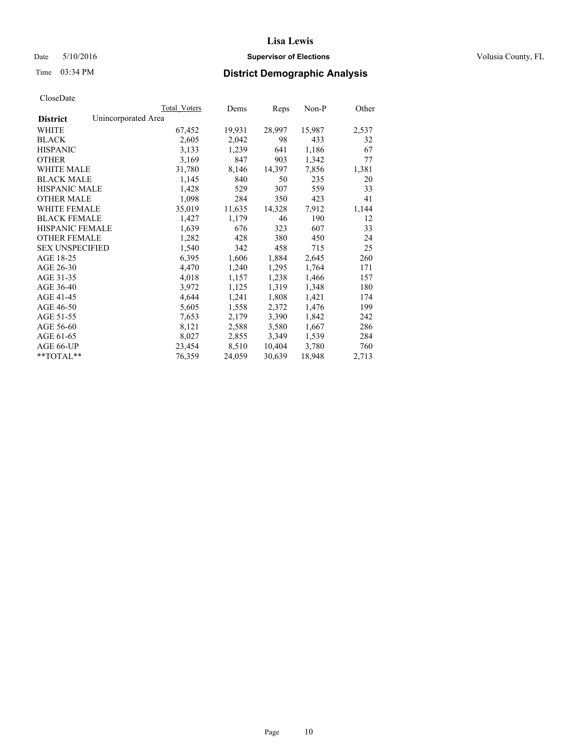**Lisa Lewis**

Date 5/10/2016 **Supervisor of Elections** Volusia County, FL

Time 03:34 PM **District Demographic Analysis**

CloseDate

| | Total Voters | Dems | Reps | Non-P | Other |
|---|---|---|---|---|---|
| **District** Unincorporated Area | | | | | |
| WHITE | 67,452 | 19,931 | 28,997 | 15,987 | 2,537 |
| BLACK | 2,605 | 2,042 | 98 | 433 | 32 |
| HISPANIC | 3,133 | 1,239 | 641 | 1,186 | 67 |
| OTHER | 3,169 | 847 | 903 | 1,342 | 77 |
| WHITE MALE | 31,780 | 8,146 | 14,397 | 7,856 | 1,381 |
| BLACK MALE | 1,145 | 840 | 50 | 235 | 20 |
| HISPANIC MALE | 1,428 | 529 | 307 | 559 | 33 |
| OTHER MALE | 1,098 | 284 | 350 | 423 | 41 |
| WHITE FEMALE | 35,019 | 11,635 | 14,328 | 7,912 | 1,144 |
| BLACK FEMALE | 1,427 | 1,179 | 46 | 190 | 12 |
| HISPANIC FEMALE | 1,639 | 676 | 323 | 607 | 33 |
| OTHER FEMALE | 1,282 | 428 | 380 | 450 | 24 |
| SEX UNSPECIFIED | 1,540 | 342 | 458 | 715 | 25 |
| AGE 18-25 | 6,395 | 1,606 | 1,884 | 2,645 | 260 |
| AGE 26-30 | 4,470 | 1,240 | 1,295 | 1,764 | 171 |
| AGE 31-35 | 4,018 | 1,157 | 1,238 | 1,466 | 157 |
| AGE 36-40 | 3,972 | 1,125 | 1,319 | 1,348 | 180 |
| AGE 41-45 | 4,644 | 1,241 | 1,808 | 1,421 | 174 |
| AGE 46-50 | 5,605 | 1,558 | 2,372 | 1,476 | 199 |
| AGE 51-55 | 7,653 | 2,179 | 3,390 | 1,842 | 242 |
| AGE 56-60 | 8,121 | 2,588 | 3,580 | 1,667 | 286 |
| AGE 61-65 | 8,027 | 2,855 | 3,349 | 1,539 | 284 |
| AGE 66-UP | 23,454 | 8,510 | 10,404 | 3,780 | 760 |
| **TOTAL** | 76,359 | 24,059 | 30,639 | 18,948 | 2,713 |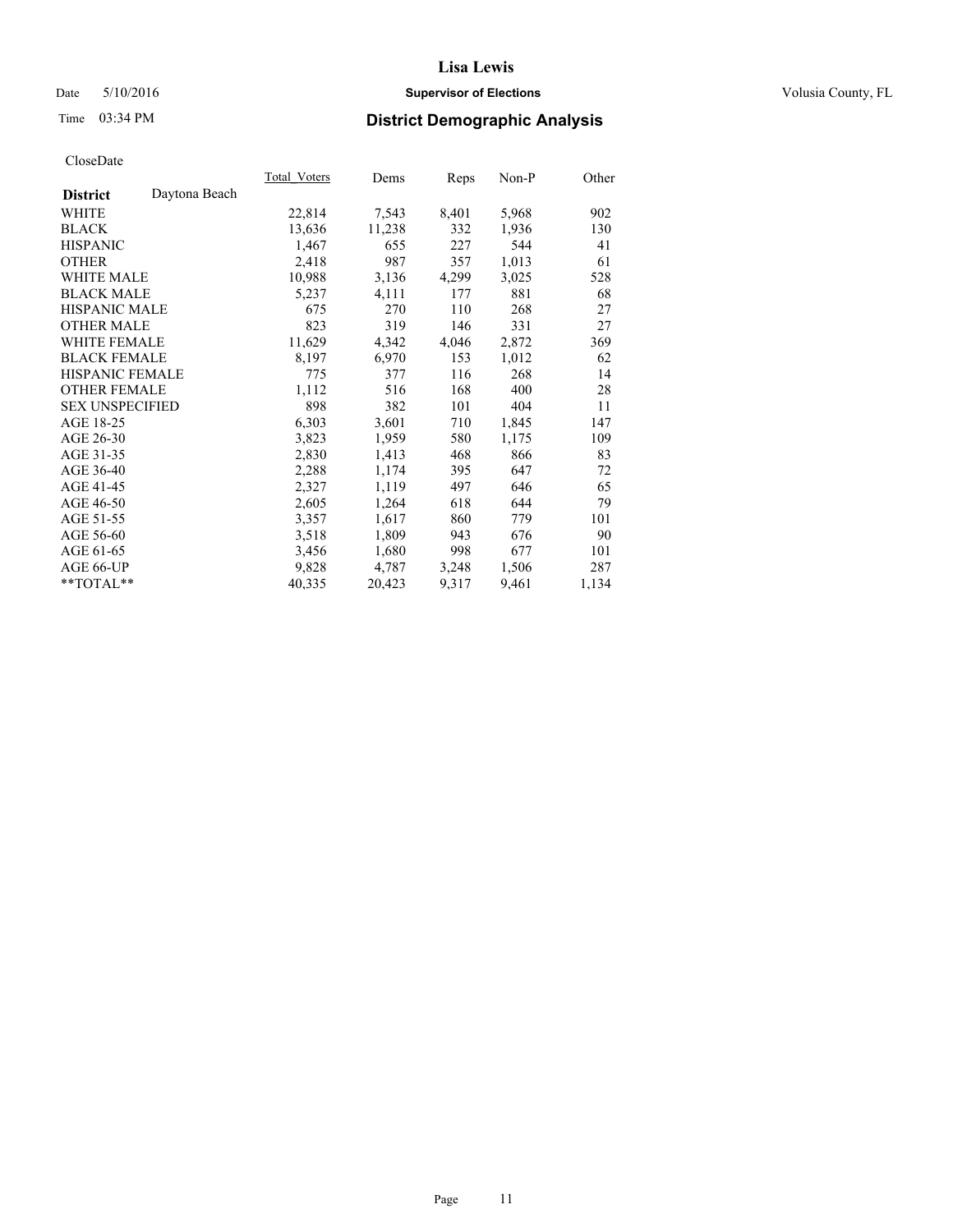**Lisa Lewis**

Date 5/10/2016 **Supervisor of Elections** Volusia County, FL

Time 03:34 PM **District Demographic Analysis**

CloseDate

| **District** Daytona Beach | Total_Voters | Dems | Reps | Non-P | Other |
|---|---|---|---|---|---|
| WHITE | 22,814 | 7,543 | 8,401 | 5,968 | 902 |
| BLACK | 13,636 | 11,238 | 332 | 1,936 | 130 |
| HISPANIC | 1,467 | 655 | 227 | 544 | 41 |
| OTHER | 2,418 | 987 | 357 | 1,013 | 61 |
| WHITE MALE | 10,988 | 3,136 | 4,299 | 3,025 | 528 |
| BLACK MALE | 5,237 | 4,111 | 177 | 881 | 68 |
| HISPANIC MALE | 675 | 270 | 110 | 268 | 27 |
| OTHER MALE | 823 | 319 | 146 | 331 | 27 |
| WHITE FEMALE | 11,629 | 4,342 | 4,046 | 2,872 | 369 |
| BLACK FEMALE | 8,197 | 6,970 | 153 | 1,012 | 62 |
| HISPANIC FEMALE | 775 | 377 | 116 | 268 | 14 |
| OTHER FEMALE | 1,112 | 516 | 168 | 400 | 28 |
| SEX UNSPECIFIED | 898 | 382 | 101 | 404 | 11 |
| AGE 18-25 | 6,303 | 3,601 | 710 | 1,845 | 147 |
| AGE 26-30 | 3,823 | 1,959 | 580 | 1,175 | 109 |
| AGE 31-35 | 2,830 | 1,413 | 468 | 866 | 83 |
| AGE 36-40 | 2,288 | 1,174 | 395 | 647 | 72 |
| AGE 41-45 | 2,327 | 1,119 | 497 | 646 | 65 |
| AGE 46-50 | 2,605 | 1,264 | 618 | 644 | 79 |
| AGE 51-55 | 3,357 | 1,617 | 860 | 779 | 101 |
| AGE 56-60 | 3,518 | 1,809 | 943 | 676 | 90 |
| AGE 61-65 | 3,456 | 1,680 | 998 | 677 | 101 |
| AGE 66-UP | 9,828 | 4,787 | 3,248 | 1,506 | 287 |
| **TOTAL** | 40,335 | 20,423 | 9,317 | 9,461 | 1,134 |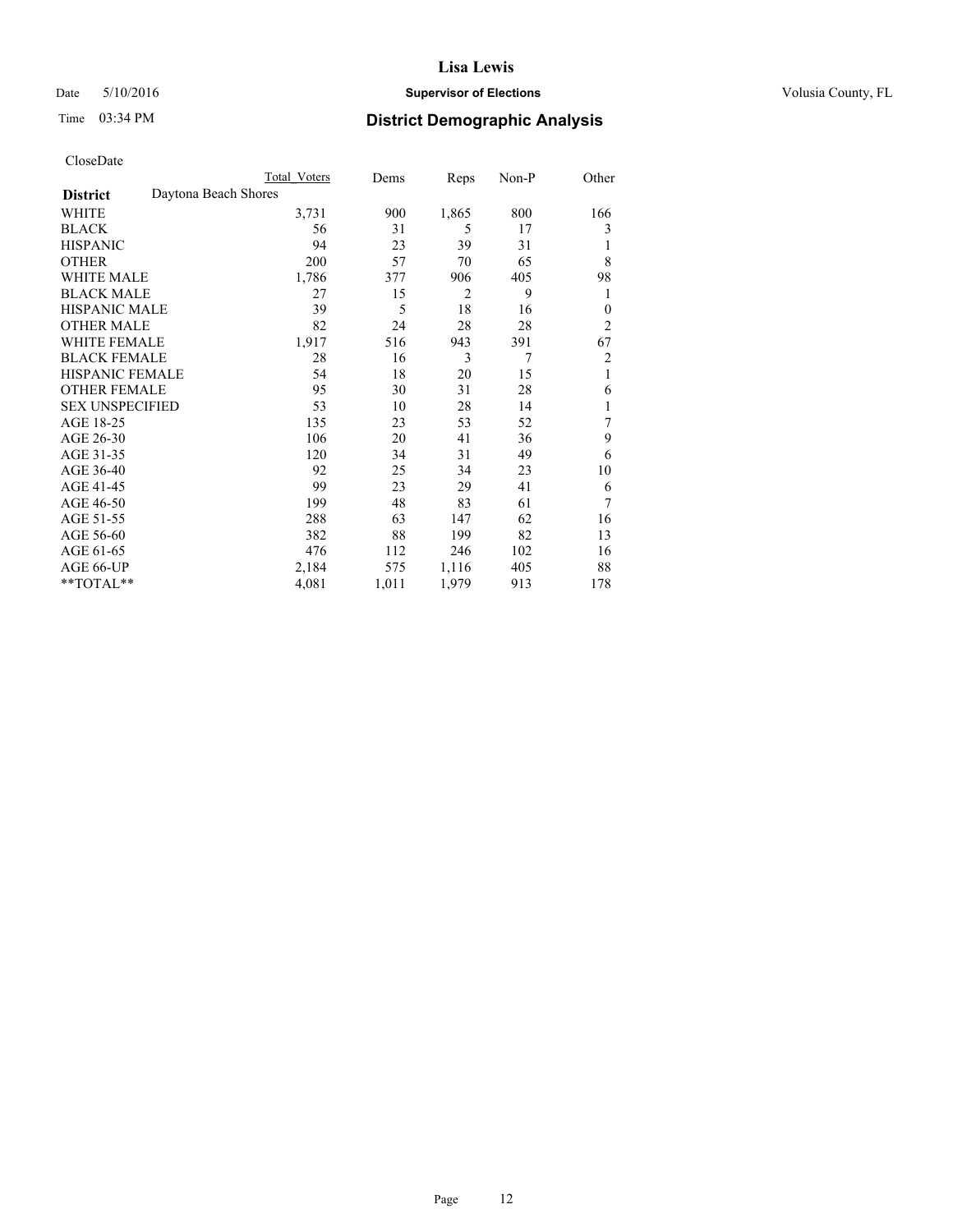# Lisa Lewis

Date 5/10/2016 **Supervisor of Elections** Volusia County, FL

Time 03:34 PM **District Demographic Analysis**

CloseDate

| | Total Voters | Dems | Reps | Non-P | Other |
|---|---|---|---|---|---|
| **District** Daytona Beach Shores | | | | | |
| WHITE | 3,731 | 900 | 1,865 | 800 | 166 |
| BLACK | 56 | 31 | 5 | 17 | 3 |
| HISPANIC | 94 | 23 | 39 | 31 | 1 |
| OTHER | 200 | 57 | 70 | 65 | 8 |
| WHITE MALE | 1,786 | 377 | 906 | 405 | 98 |
| BLACK MALE | 27 | 15 | 2 | 9 | 1 |
| HISPANIC MALE | 39 | 5 | 18 | 16 | 0 |
| OTHER MALE | 82 | 24 | 28 | 28 | 2 |
| WHITE FEMALE | 1,917 | 516 | 943 | 391 | 67 |
| BLACK FEMALE | 28 | 16 | 3 | 7 | 2 |
| HISPANIC FEMALE | 54 | 18 | 20 | 15 | 1 |
| OTHER FEMALE | 95 | 30 | 31 | 28 | 6 |
| SEX UNSPECIFIED | 53 | 10 | 28 | 14 | 1 |
| AGE 18-25 | 135 | 23 | 53 | 52 | 7 |
| AGE 26-30 | 106 | 20 | 41 | 36 | 9 |
| AGE 31-35 | 120 | 34 | 31 | 49 | 6 |
| AGE 36-40 | 92 | 25 | 34 | 23 | 10 |
| AGE 41-45 | 99 | 23 | 29 | 41 | 6 |
| AGE 46-50 | 199 | 48 | 83 | 61 | 7 |
| AGE 51-55 | 288 | 63 | 147 | 62 | 16 |
| AGE 56-60 | 382 | 88 | 199 | 82 | 13 |
| AGE 61-65 | 476 | 112 | 246 | 102 | 16 |
| AGE 66-UP | 2,184 | 575 | 1,116 | 405 | 88 |
| **TOTAL** | 4,081 | 1,011 | 1,979 | 913 | 178 |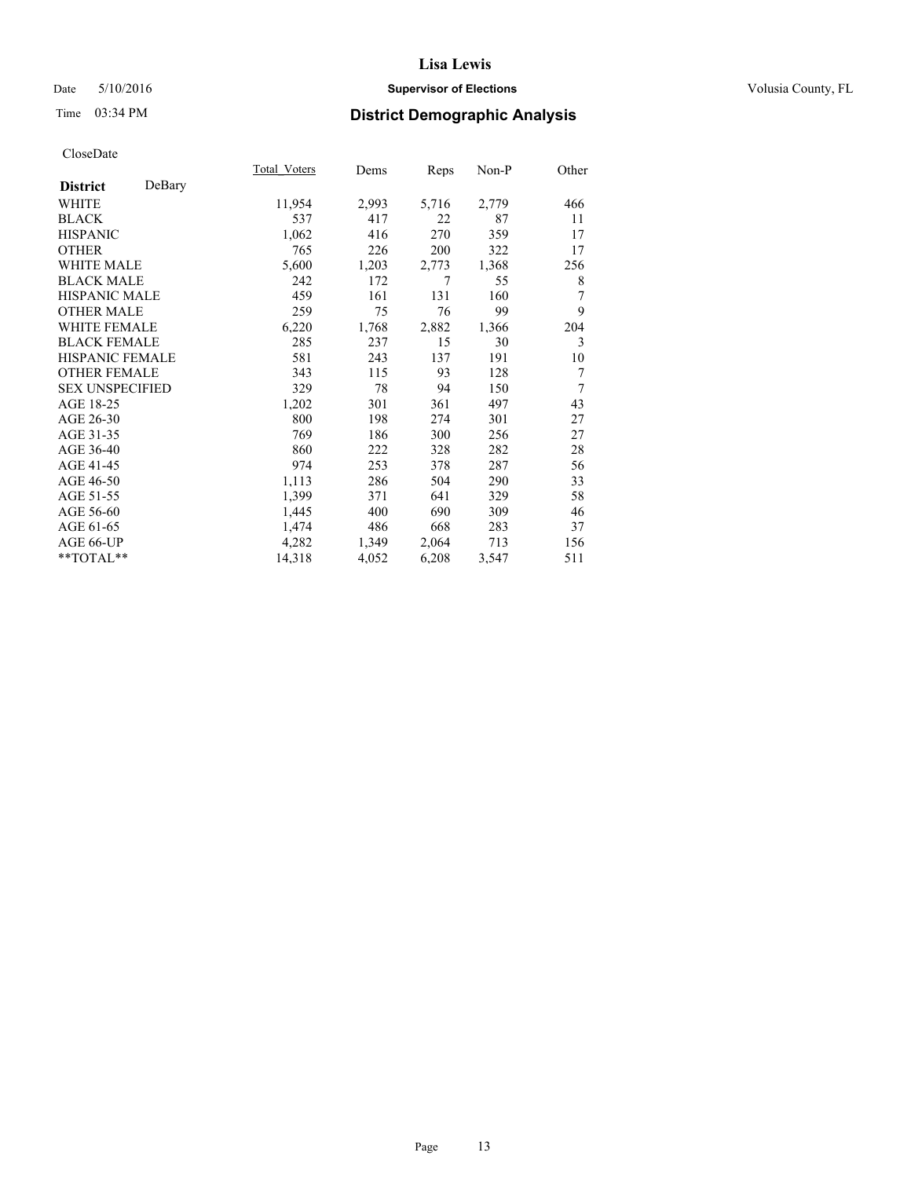# Lisa Lewis

Date 5/10/2016 **Supervisor of Elections** Volusia County, FL

Time 03:34 PM **District Demographic Analysis**

CloseDate

| **District** DeBary | Total_Voters | Dems | Reps | Non-P | Other |
|---|---|---|---|---|---|
| WHITE | 11,954 | 2,993 | 5,716 | 2,779 | 466 |
| BLACK | 537 | 417 | 22 | 87 | 11 |
| HISPANIC | 1,062 | 416 | 270 | 359 | 17 |
| OTHER | 765 | 226 | 200 | 322 | 17 |
| WHITE MALE | 5,600 | 1,203 | 2,773 | 1,368 | 256 |
| BLACK MALE | 242 | 172 | 7 | 55 | 8 |
| HISPANIC MALE | 459 | 161 | 131 | 160 | 7 |
| OTHER MALE | 259 | 75 | 76 | 99 | 9 |
| WHITE FEMALE | 6,220 | 1,768 | 2,882 | 1,366 | 204 |
| BLACK FEMALE | 285 | 237 | 15 | 30 | 3 |
| HISPANIC FEMALE | 581 | 243 | 137 | 191 | 10 |
| OTHER FEMALE | 343 | 115 | 93 | 128 | 7 |
| SEX UNSPECIFIED | 329 | 78 | 94 | 150 | 7 |
| AGE 18-25 | 1,202 | 301 | 361 | 497 | 43 |
| AGE 26-30 | 800 | 198 | 274 | 301 | 27 |
| AGE 31-35 | 769 | 186 | 300 | 256 | 27 |
| AGE 36-40 | 860 | 222 | 328 | 282 | 28 |
| AGE 41-45 | 974 | 253 | 378 | 287 | 56 |
| AGE 46-50 | 1,113 | 286 | 504 | 290 | 33 |
| AGE 51-55 | 1,399 | 371 | 641 | 329 | 58 |
| AGE 56-60 | 1,445 | 400 | 690 | 309 | 46 |
| AGE 61-65 | 1,474 | 486 | 668 | 283 | 37 |
| AGE 66-UP | 4,282 | 1,349 | 2,064 | 713 | 156 |
| **TOTAL** | 14,318 | 4,052 | 6,208 | 3,547 | 511 |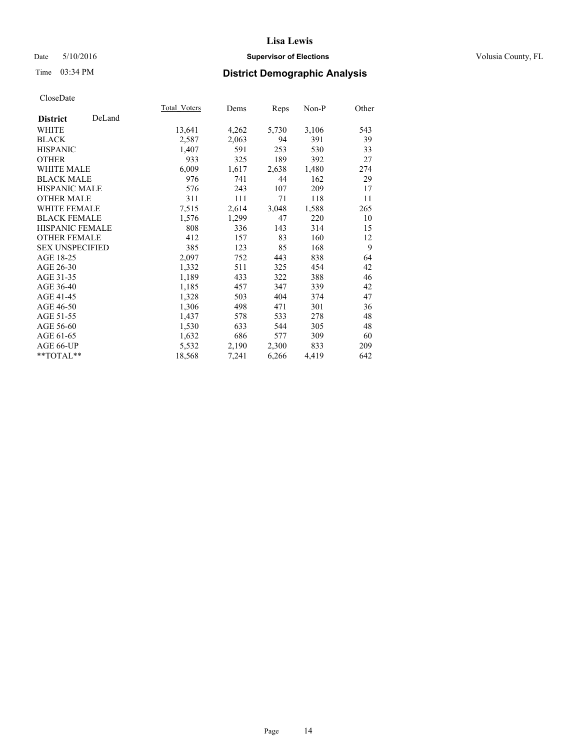CloseDate

| District DeLand | Total_Voters | Dems | Reps | Non-P | Other |
|---|---|---|---|---|---|
| WHITE | 13,641 | 4,262 | 5,730 | 3,106 | 543 |
| BLACK | 2,587 | 2,063 | 94 | 391 | 39 |
| HISPANIC | 1,407 | 591 | 253 | 530 | 33 |
| OTHER | 933 | 325 | 189 | 392 | 27 |
| WHITE MALE | 6,009 | 1,617 | 2,638 | 1,480 | 274 |
| BLACK MALE | 976 | 741 | 44 | 162 | 29 |
| HISPANIC MALE | 576 | 243 | 107 | 209 | 17 |
| OTHER MALE | 311 | 111 | 71 | 118 | 11 |
| WHITE FEMALE | 7,515 | 2,614 | 3,048 | 1,588 | 265 |
| BLACK FEMALE | 1,576 | 1,299 | 47 | 220 | 10 |
| HISPANIC FEMALE | 808 | 336 | 143 | 314 | 15 |
| OTHER FEMALE | 412 | 157 | 83 | 160 | 12 |
| SEX UNSPECIFIED | 385 | 123 | 85 | 168 | 9 |
| AGE 18-25 | 2,097 | 752 | 443 | 838 | 64 |
| AGE 26-30 | 1,332 | 511 | 325 | 454 | 42 |
| AGE 31-35 | 1,189 | 433 | 322 | 388 | 46 |
| AGE 36-40 | 1,185 | 457 | 347 | 339 | 42 |
| AGE 41-45 | 1,328 | 503 | 404 | 374 | 47 |
| AGE 46-50 | 1,306 | 498 | 471 | 301 | 36 |
| AGE 51-55 | 1,437 | 578 | 533 | 278 | 48 |
| AGE 56-60 | 1,530 | 633 | 544 | 305 | 48 |
| AGE 61-65 | 1,632 | 686 | 577 | 309 | 60 |
| AGE 66-UP | 5,532 | 2,190 | 2,300 | 833 | 209 |
| **TOTAL** | 18,568 | 7,241 | 6,266 | 4,419 | 642 |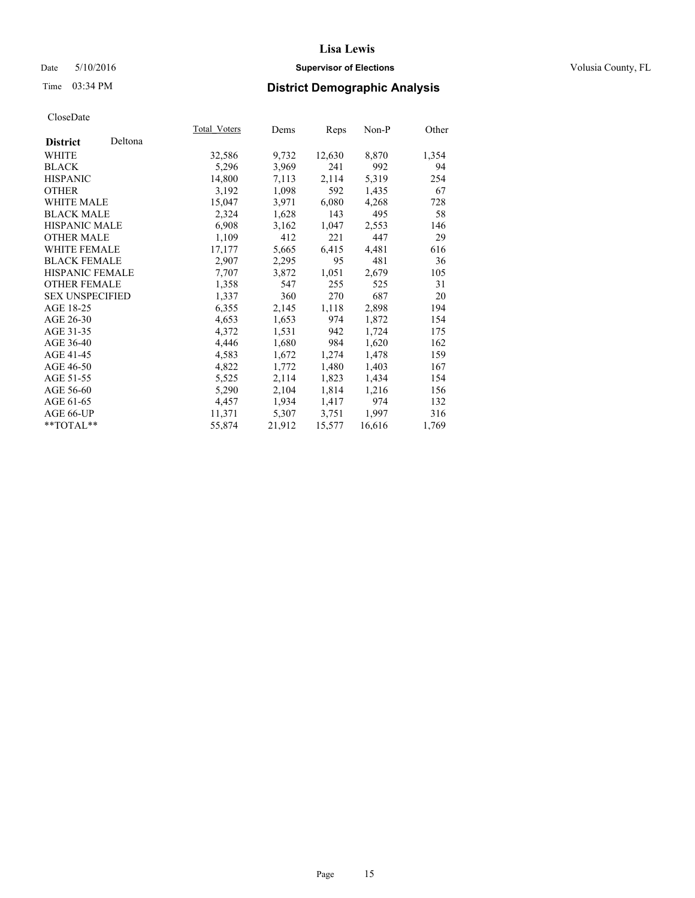# Lisa Lewis

Date 5/10/2016 **Supervisor of Elections** Volusia County, FL

Time 03:34 PM **District Demographic Analysis**

CloseDate

| **District** Deltona | Total_Voters | Dems | Reps | Non-P | Other |
|---|---|---|---|---|---|
| WHITE | 32,586 | 9,732 | 12,630 | 8,870 | 1,354 |
| BLACK | 5,296 | 3,969 | 241 | 992 | 94 |
| HISPANIC | 14,800 | 7,113 | 2,114 | 5,319 | 254 |
| OTHER | 3,192 | 1,098 | 592 | 1,435 | 67 |
| WHITE MALE | 15,047 | 3,971 | 6,080 | 4,268 | 728 |
| BLACK MALE | 2,324 | 1,628 | 143 | 495 | 58 |
| HISPANIC MALE | 6,908 | 3,162 | 1,047 | 2,553 | 146 |
| OTHER MALE | 1,109 | 412 | 221 | 447 | 29 |
| WHITE FEMALE | 17,177 | 5,665 | 6,415 | 4,481 | 616 |
| BLACK FEMALE | 2,907 | 2,295 | 95 | 481 | 36 |
| HISPANIC FEMALE | 7,707 | 3,872 | 1,051 | 2,679 | 105 |
| OTHER FEMALE | 1,358 | 547 | 255 | 525 | 31 |
| SEX UNSPECIFIED | 1,337 | 360 | 270 | 687 | 20 |
| AGE 18-25 | 6,355 | 2,145 | 1,118 | 2,898 | 194 |
| AGE 26-30 | 4,653 | 1,653 | 974 | 1,872 | 154 |
| AGE 31-35 | 4,372 | 1,531 | 942 | 1,724 | 175 |
| AGE 36-40 | 4,446 | 1,680 | 984 | 1,620 | 162 |
| AGE 41-45 | 4,583 | 1,672 | 1,274 | 1,478 | 159 |
| AGE 46-50 | 4,822 | 1,772 | 1,480 | 1,403 | 167 |
| AGE 51-55 | 5,525 | 2,114 | 1,823 | 1,434 | 154 |
| AGE 56-60 | 5,290 | 2,104 | 1,814 | 1,216 | 156 |
| AGE 61-65 | 4,457 | 1,934 | 1,417 | 974 | 132 |
| AGE 66-UP | 11,371 | 5,307 | 3,751 | 1,997 | 316 |
| **TOTAL** | 55,874 | 21,912 | 15,577 | 16,616 | 1,769 |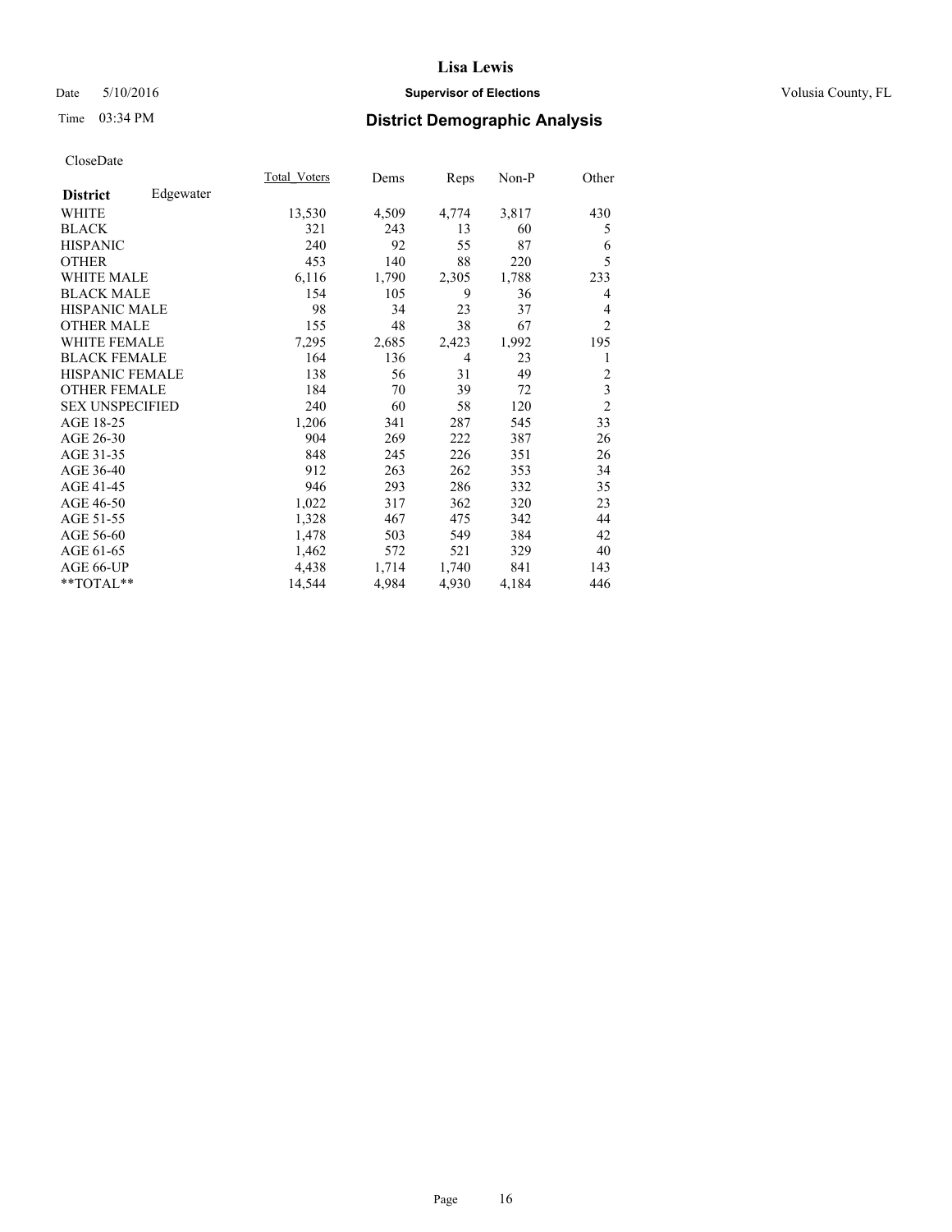# Lisa Lewis

Date 5/10/2016 **Supervisor of Elections** Volusia County, FL

Time 03:34 PM **District Demographic Analysis**

CloseDate

| **District** Edgewater | Total_Voters | Dems | Reps | Non-P | Other |
|---|---|---|---|---|---|
| WHITE | 13,530 | 4,509 | 4,774 | 3,817 | 430 |
| BLACK | 321 | 243 | 13 | 60 | 5 |
| HISPANIC | 240 | 92 | 55 | 87 | 6 |
| OTHER | 453 | 140 | 88 | 220 | 5 |
| WHITE MALE | 6,116 | 1,790 | 2,305 | 1,788 | 233 |
| BLACK MALE | 154 | 105 | 9 | 36 | 4 |
| HISPANIC MALE | 98 | 34 | 23 | 37 | 4 |
| OTHER MALE | 155 | 48 | 38 | 67 | 2 |
| WHITE FEMALE | 7,295 | 2,685 | 2,423 | 1,992 | 195 |
| BLACK FEMALE | 164 | 136 | 4 | 23 | 1 |
| HISPANIC FEMALE | 138 | 56 | 31 | 49 | 2 |
| OTHER FEMALE | 184 | 70 | 39 | 72 | 3 |
| SEX UNSPECIFIED | 240 | 60 | 58 | 120 | 2 |
| AGE 18-25 | 1,206 | 341 | 287 | 545 | 33 |
| AGE 26-30 | 904 | 269 | 222 | 387 | 26 |
| AGE 31-35 | 848 | 245 | 226 | 351 | 26 |
| AGE 36-40 | 912 | 263 | 262 | 353 | 34 |
| AGE 41-45 | 946 | 293 | 286 | 332 | 35 |
| AGE 46-50 | 1,022 | 317 | 362 | 320 | 23 |
| AGE 51-55 | 1,328 | 467 | 475 | 342 | 44 |
| AGE 56-60 | 1,478 | 503 | 549 | 384 | 42 |
| AGE 61-65 | 1,462 | 572 | 521 | 329 | 40 |
| AGE 66-UP | 4,438 | 1,714 | 1,740 | 841 | 143 |
| **TOTAL** | 14,544 | 4,984 | 4,930 | 4,184 | 446 |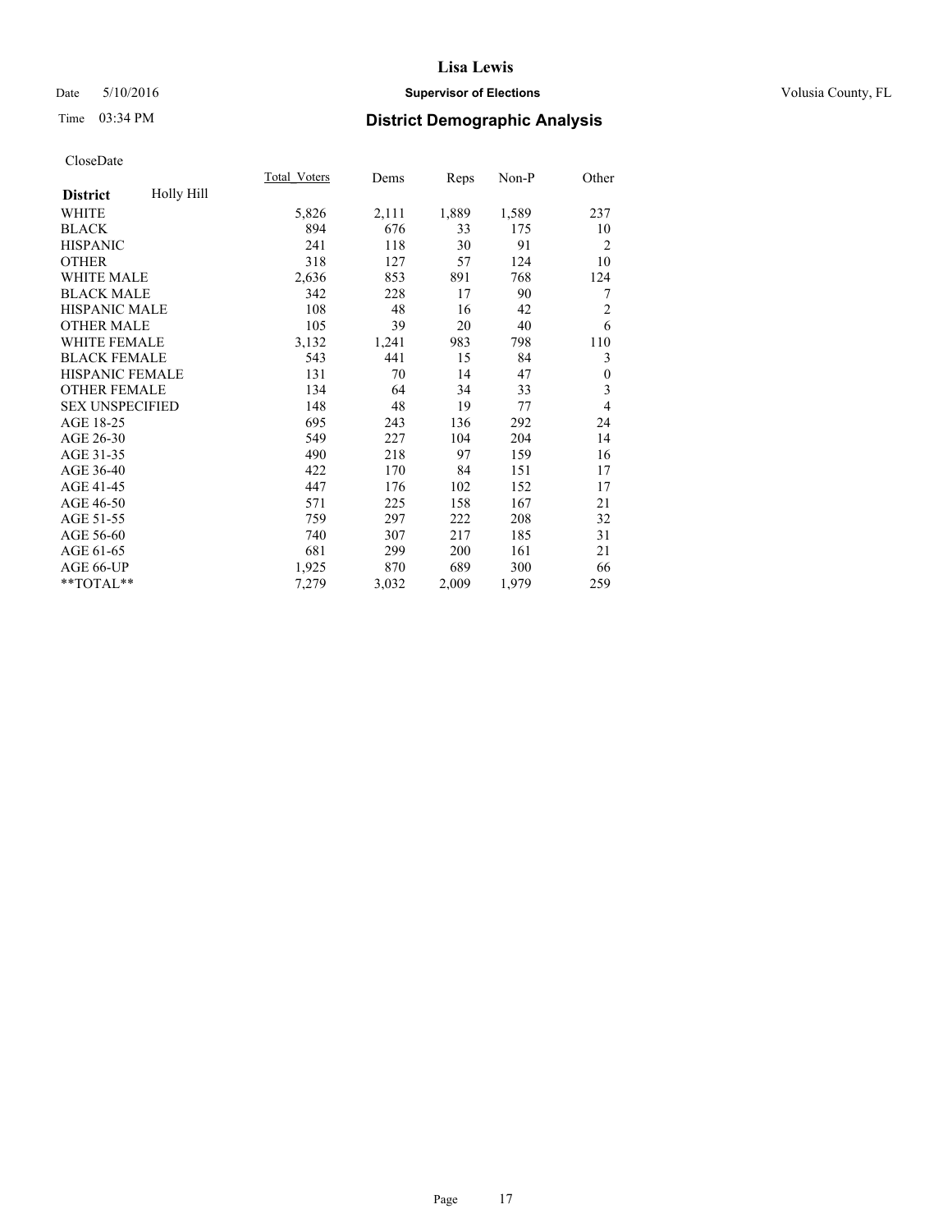CloseDate

| District | Holly Hill | Total_Voters | Dems | Reps | Non-P | Other |
|---|---|---|---|---|---|---|
| WHITE | | 5,826 | 2,111 | 1,889 | 1,589 | 237 |
| BLACK | | 894 | 676 | 33 | 175 | 10 |
| HISPANIC | | 241 | 118 | 30 | 91 | 2 |
| OTHER | | 318 | 127 | 57 | 124 | 10 |
| WHITE MALE | | 2,636 | 853 | 891 | 768 | 124 |
| BLACK MALE | | 342 | 228 | 17 | 90 | 7 |
| HISPANIC MALE | | 108 | 48 | 16 | 42 | 2 |
| OTHER MALE | | 105 | 39 | 20 | 40 | 6 |
| WHITE FEMALE | | 3,132 | 1,241 | 983 | 798 | 110 |
| BLACK FEMALE | | 543 | 441 | 15 | 84 | 3 |
| HISPANIC FEMALE | | 131 | 70 | 14 | 47 | 0 |
| OTHER FEMALE | | 134 | 64 | 34 | 33 | 3 |
| SEX UNSPECIFIED | | 148 | 48 | 19 | 77 | 4 |
| AGE 18-25 | | 695 | 243 | 136 | 292 | 24 |
| AGE 26-30 | | 549 | 227 | 104 | 204 | 14 |
| AGE 31-35 | | 490 | 218 | 97 | 159 | 16 |
| AGE 36-40 | | 422 | 170 | 84 | 151 | 17 |
| AGE 41-45 | | 447 | 176 | 102 | 152 | 17 |
| AGE 46-50 | | 571 | 225 | 158 | 167 | 21 |
| AGE 51-55 | | 759 | 297 | 222 | 208 | 32 |
| AGE 56-60 | | 740 | 307 | 217 | 185 | 31 |
| AGE 61-65 | | 681 | 299 | 200 | 161 | 21 |
| AGE 66-UP | | 1,925 | 870 | 689 | 300 | 66 |
| **TOTAL** | | 7,279 | 3,032 | 2,009 | 1,979 | 259 |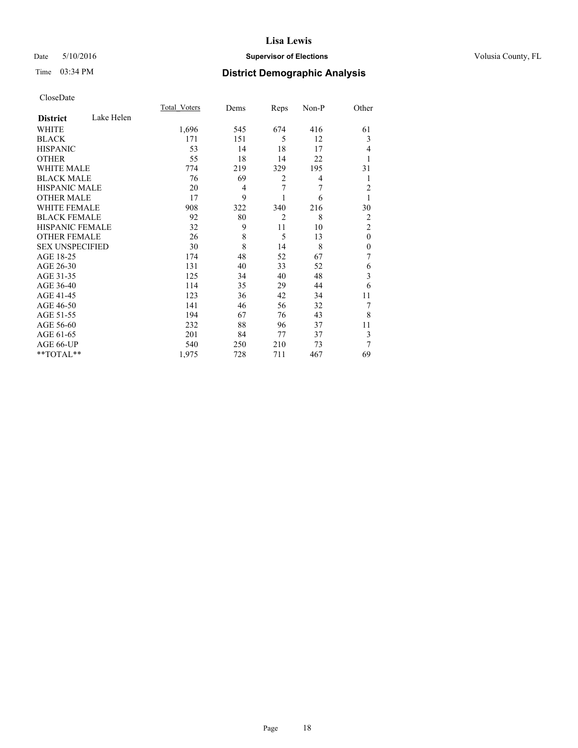# Lisa Lewis

Date 5/10/2016 **Supervisor of Elections** Volusia County, FL

Time 03:34 PM **District Demographic Analysis**

CloseDate

| **District** Lake Helen | Total_Voters | Dems | Reps | Non-P | Other |
|---|---|---|---|---|---|
| WHITE | 1,696 | 545 | 674 | 416 | 61 |
| BLACK | 171 | 151 | 5 | 12 | 3 |
| HISPANIC | 53 | 14 | 18 | 17 | 4 |
| OTHER | 55 | 18 | 14 | 22 | 1 |
| WHITE MALE | 774 | 219 | 329 | 195 | 31 |
| BLACK MALE | 76 | 69 | 2 | 4 | 1 |
| HISPANIC MALE | 20 | 4 | 7 | 7 | 2 |
| OTHER MALE | 17 | 9 | 1 | 6 | 1 |
| WHITE FEMALE | 908 | 322 | 340 | 216 | 30 |
| BLACK FEMALE | 92 | 80 | 2 | 8 | 2 |
| HISPANIC FEMALE | 32 | 9 | 11 | 10 | 2 |
| OTHER FEMALE | 26 | 8 | 5 | 13 | 0 |
| SEX UNSPECIFIED | 30 | 8 | 14 | 8 | 0 |
| AGE 18-25 | 174 | 48 | 52 | 67 | 7 |
| AGE 26-30 | 131 | 40 | 33 | 52 | 6 |
| AGE 31-35 | 125 | 34 | 40 | 48 | 3 |
| AGE 36-40 | 114 | 35 | 29 | 44 | 6 |
| AGE 41-45 | 123 | 36 | 42 | 34 | 11 |
| AGE 46-50 | 141 | 46 | 56 | 32 | 7 |
| AGE 51-55 | 194 | 67 | 76 | 43 | 8 |
| AGE 56-60 | 232 | 88 | 96 | 37 | 11 |
| AGE 61-65 | 201 | 84 | 77 | 37 | 3 |
| AGE 66-UP | 540 | 250 | 210 | 73 | 7 |
| **TOTAL** | 1,975 | 728 | 711 | 467 | 69 |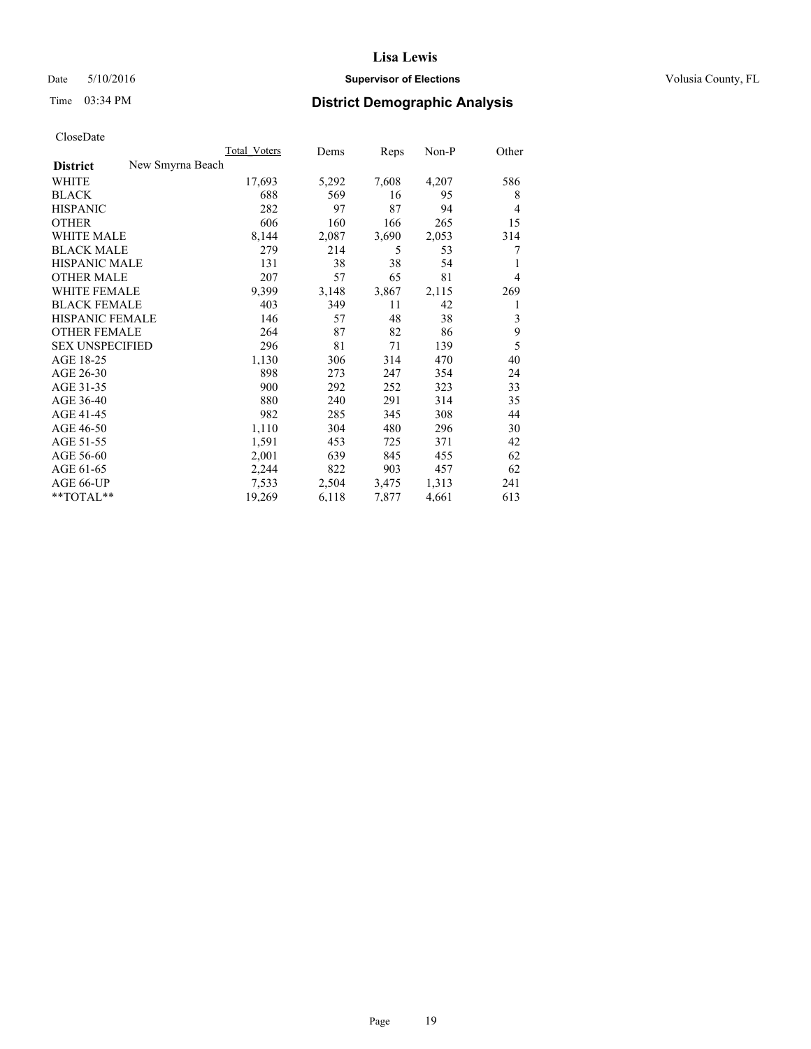Lisa Lewis

Date 5/10/2016 **Supervisor of Elections** Volusia County, FL

Time 03:34 PM **District Demographic Analysis**

CloseDate

| **District** New Smyrna Beach | Total Voters | Dems | Reps | Non-P | Other |
|---|---|---|---|---|---|
| WHITE | 17,693 | 5,292 | 7,608 | 4,207 | 586 |
| BLACK | 688 | 569 | 16 | 95 | 8 |
| HISPANIC | 282 | 97 | 87 | 94 | 4 |
| OTHER | 606 | 160 | 166 | 265 | 15 |
| WHITE MALE | 8,144 | 2,087 | 3,690 | 2,053 | 314 |
| BLACK MALE | 279 | 214 | 5 | 53 | 7 |
| HISPANIC MALE | 131 | 38 | 38 | 54 | 1 |
| OTHER MALE | 207 | 57 | 65 | 81 | 4 |
| WHITE FEMALE | 9,399 | 3,148 | 3,867 | 2,115 | 269 |
| BLACK FEMALE | 403 | 349 | 11 | 42 | 1 |
| HISPANIC FEMALE | 146 | 57 | 48 | 38 | 3 |
| OTHER FEMALE | 264 | 87 | 82 | 86 | 9 |
| SEX UNSPECIFIED | 296 | 81 | 71 | 139 | 5 |
| AGE 18-25 | 1,130 | 306 | 314 | 470 | 40 |
| AGE 26-30 | 898 | 273 | 247 | 354 | 24 |
| AGE 31-35 | 900 | 292 | 252 | 323 | 33 |
| AGE 36-40 | 880 | 240 | 291 | 314 | 35 |
| AGE 41-45 | 982 | 285 | 345 | 308 | 44 |
| AGE 46-50 | 1,110 | 304 | 480 | 296 | 30 |
| AGE 51-55 | 1,591 | 453 | 725 | 371 | 42 |
| AGE 56-60 | 2,001 | 639 | 845 | 455 | 62 |
| AGE 61-65 | 2,244 | 822 | 903 | 457 | 62 |
| AGE 66-UP | 7,533 | 2,504 | 3,475 | 1,313 | 241 |
| **TOTAL** | 19,269 | 6,118 | 7,877 | 4,661 | 613 |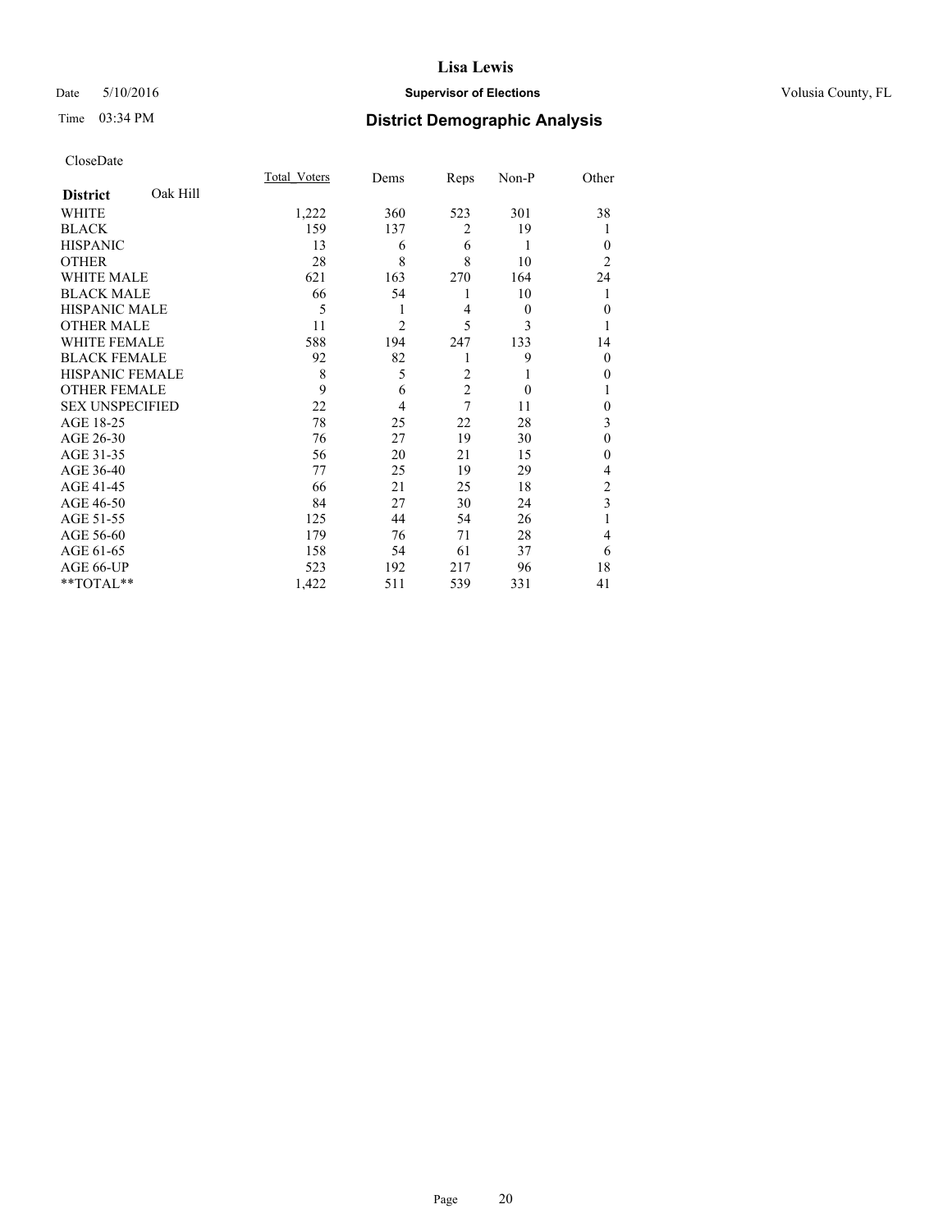# Lisa Lewis

Date 5/10/2016 **Supervisor of Elections** Volusia County, FL

Time 03:34 PM **District Demographic Analysis**

CloseDate

| **District** Oak Hill | Total_Voters | Dems | Reps | Non-P | Other |
|---|---|---|---|---|---|
| WHITE | 1,222 | 360 | 523 | 301 | 38 |
| BLACK | 159 | 137 | 2 | 19 | 1 |
| HISPANIC | 13 | 6 | 6 | 1 | 0 |
| OTHER | 28 | 8 | 8 | 10 | 2 |
| WHITE MALE | 621 | 163 | 270 | 164 | 24 |
| BLACK MALE | 66 | 54 | 1 | 10 | 1 |
| HISPANIC MALE | 5 | 1 | 4 | 0 | 0 |
| OTHER MALE | 11 | 2 | 5 | 3 | 1 |
| WHITE FEMALE | 588 | 194 | 247 | 133 | 14 |
| BLACK FEMALE | 92 | 82 | 1 | 9 | 0 |
| HISPANIC FEMALE | 8 | 5 | 2 | 1 | 0 |
| OTHER FEMALE | 9 | 6 | 2 | 0 | 1 |
| SEX UNSPECIFIED | 22 | 4 | 7 | 11 | 0 |
| AGE 18-25 | 78 | 25 | 22 | 28 | 3 |
| AGE 26-30 | 76 | 27 | 19 | 30 | 0 |
| AGE 31-35 | 56 | 20 | 21 | 15 | 0 |
| AGE 36-40 | 77 | 25 | 19 | 29 | 4 |
| AGE 41-45 | 66 | 21 | 25 | 18 | 2 |
| AGE 46-50 | 84 | 27 | 30 | 24 | 3 |
| AGE 51-55 | 125 | 44 | 54 | 26 | 1 |
| AGE 56-60 | 179 | 76 | 71 | 28 | 4 |
| AGE 61-65 | 158 | 54 | 61 | 37 | 6 |
| AGE 66-UP | 523 | 192 | 217 | 96 | 18 |
| **TOTAL** | 1,422 | 511 | 539 | 331 | 41 |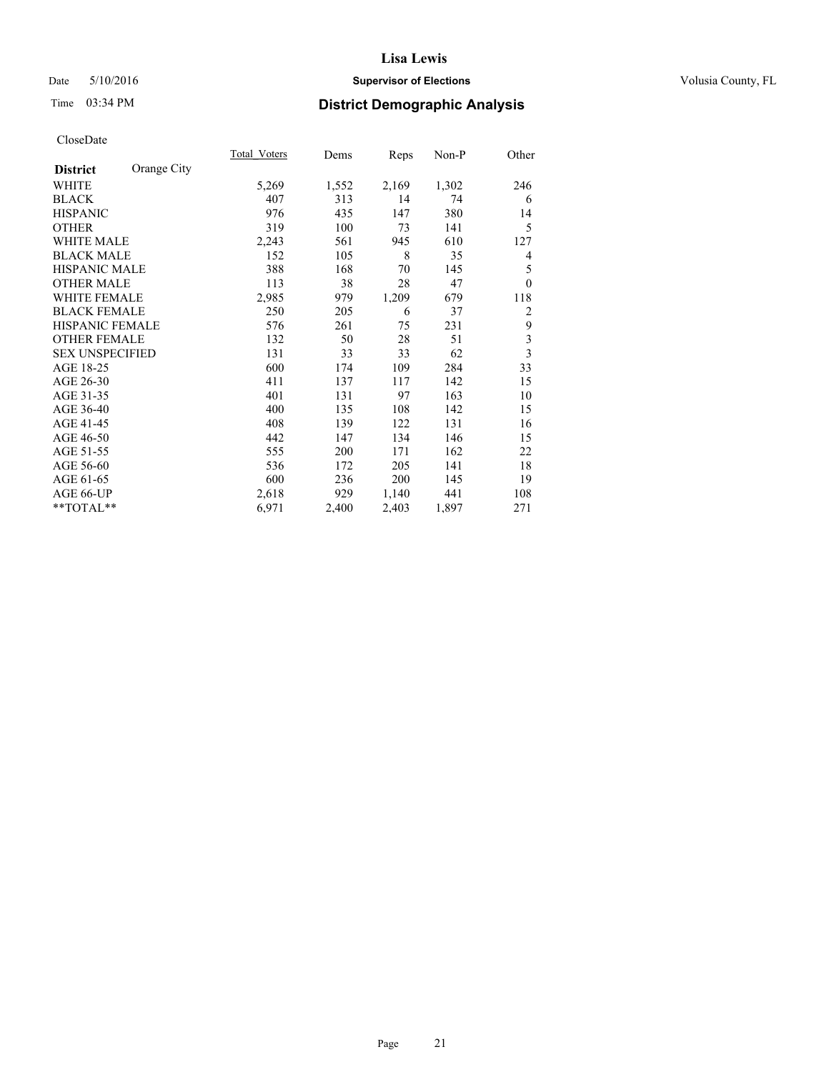# Lisa Lewis

Date 5/10/2016

**Supervisor of Elections**

Volusia County, FL

Time 03:34 PM

## District Demographic Analysis

CloseDate

| **District** Orange City | Total_Voters | Dems | Reps | Non-P | Other |
|---|---|---|---|---|---|
| WHITE | 5,269 | 1,552 | 2,169 | 1,302 | 246 |
| BLACK | 407 | 313 | 14 | 74 | 6 |
| HISPANIC | 976 | 435 | 147 | 380 | 14 |
| OTHER | 319 | 100 | 73 | 141 | 5 |
| WHITE MALE | 2,243 | 561 | 945 | 610 | 127 |
| BLACK MALE | 152 | 105 | 8 | 35 | 4 |
| HISPANIC MALE | 388 | 168 | 70 | 145 | 5 |
| OTHER MALE | 113 | 38 | 28 | 47 | 0 |
| WHITE FEMALE | 2,985 | 979 | 1,209 | 679 | 118 |
| BLACK FEMALE | 250 | 205 | 6 | 37 | 2 |
| HISPANIC FEMALE | 576 | 261 | 75 | 231 | 9 |
| OTHER FEMALE | 132 | 50 | 28 | 51 | 3 |
| SEX UNSPECIFIED | 131 | 33 | 33 | 62 | 3 |
| AGE 18-25 | 600 | 174 | 109 | 284 | 33 |
| AGE 26-30 | 411 | 137 | 117 | 142 | 15 |
| AGE 31-35 | 401 | 131 | 97 | 163 | 10 |
| AGE 36-40 | 400 | 135 | 108 | 142 | 15 |
| AGE 41-45 | 408 | 139 | 122 | 131 | 16 |
| AGE 46-50 | 442 | 147 | 134 | 146 | 15 |
| AGE 51-55 | 555 | 200 | 171 | 162 | 22 |
| AGE 56-60 | 536 | 172 | 205 | 141 | 18 |
| AGE 61-65 | 600 | 236 | 200 | 145 | 19 |
| AGE 66-UP | 2,618 | 929 | 1,140 | 441 | 108 |
| **TOTAL** | 6,971 | 2,400 | 2,403 | 1,897 | 271 |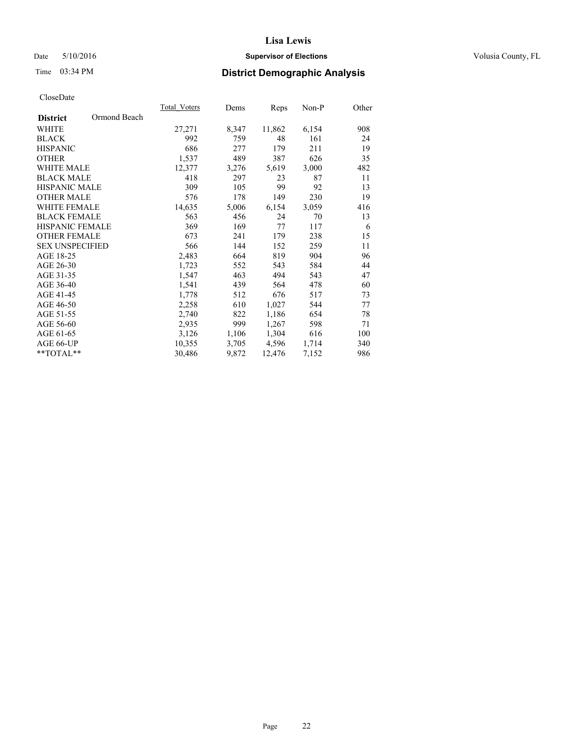# Lisa Lewis

Date 5/10/2016 **Supervisor of Elections** Volusia County, FL

Time 03:34 PM **District Demographic Analysis**

CloseDate

| **District** Ormond Beach | Total_Voters | Dems | Reps | Non-P | Other |
|---|---|---|---|---|---|
| WHITE | 27,271 | 8,347 | 11,862 | 6,154 | 908 |
| BLACK | 992 | 759 | 48 | 161 | 24 |
| HISPANIC | 686 | 277 | 179 | 211 | 19 |
| OTHER | 1,537 | 489 | 387 | 626 | 35 |
| WHITE MALE | 12,377 | 3,276 | 5,619 | 3,000 | 482 |
| BLACK MALE | 418 | 297 | 23 | 87 | 11 |
| HISPANIC MALE | 309 | 105 | 99 | 92 | 13 |
| OTHER MALE | 576 | 178 | 149 | 230 | 19 |
| WHITE FEMALE | 14,635 | 5,006 | 6,154 | 3,059 | 416 |
| BLACK FEMALE | 563 | 456 | 24 | 70 | 13 |
| HISPANIC FEMALE | 369 | 169 | 77 | 117 | 6 |
| OTHER FEMALE | 673 | 241 | 179 | 238 | 15 |
| SEX UNSPECIFIED | 566 | 144 | 152 | 259 | 11 |
| AGE 18-25 | 2,483 | 664 | 819 | 904 | 96 |
| AGE 26-30 | 1,723 | 552 | 543 | 584 | 44 |
| AGE 31-35 | 1,547 | 463 | 494 | 543 | 47 |
| AGE 36-40 | 1,541 | 439 | 564 | 478 | 60 |
| AGE 41-45 | 1,778 | 512 | 676 | 517 | 73 |
| AGE 46-50 | 2,258 | 610 | 1,027 | 544 | 77 |
| AGE 51-55 | 2,740 | 822 | 1,186 | 654 | 78 |
| AGE 56-60 | 2,935 | 999 | 1,267 | 598 | 71 |
| AGE 61-65 | 3,126 | 1,106 | 1,304 | 616 | 100 |
| AGE 66-UP | 10,355 | 3,705 | 4,596 | 1,714 | 340 |
| **TOTAL** | 30,486 | 9,872 | 12,476 | 7,152 | 986 |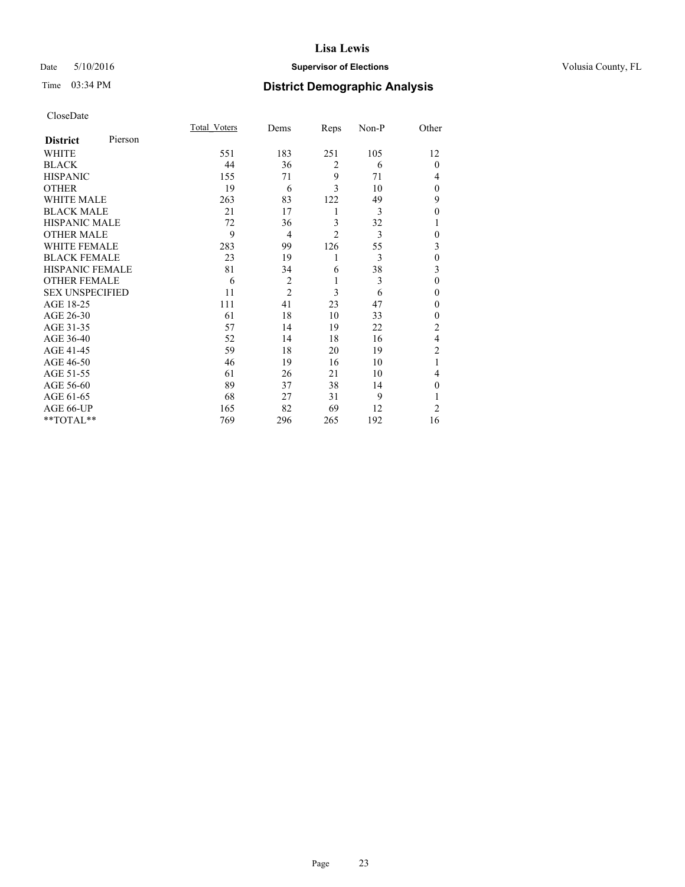# Lisa Lewis

Date 5/10/2016 **Supervisor of Elections** Volusia County, FL

Time 03:34 PM **District Demographic Analysis**

CloseDate

| **District** Pierson | Total_Voters | Dems | Reps | Non-P | Other |
|---|---|---|---|---|---|
| WHITE | 551 | 183 | 251 | 105 | 12 |
| BLACK | 44 | 36 | 2 | 6 | 0 |
| HISPANIC | 155 | 71 | 9 | 71 | 4 |
| OTHER | 19 | 6 | 3 | 10 | 0 |
| WHITE MALE | 263 | 83 | 122 | 49 | 9 |
| BLACK MALE | 21 | 17 | 1 | 3 | 0 |
| HISPANIC MALE | 72 | 36 | 3 | 32 | 1 |
| OTHER MALE | 9 | 4 | 2 | 3 | 0 |
| WHITE FEMALE | 283 | 99 | 126 | 55 | 3 |
| BLACK FEMALE | 23 | 19 | 1 | 3 | 0 |
| HISPANIC FEMALE | 81 | 34 | 6 | 38 | 3 |
| OTHER FEMALE | 6 | 2 | 1 | 3 | 0 |
| SEX UNSPECIFIED | 11 | 2 | 3 | 6 | 0 |
| AGE 18-25 | 111 | 41 | 23 | 47 | 0 |
| AGE 26-30 | 61 | 18 | 10 | 33 | 0 |
| AGE 31-35 | 57 | 14 | 19 | 22 | 2 |
| AGE 36-40 | 52 | 14 | 18 | 16 | 4 |
| AGE 41-45 | 59 | 18 | 20 | 19 | 2 |
| AGE 46-50 | 46 | 19 | 16 | 10 | 1 |
| AGE 51-55 | 61 | 26 | 21 | 10 | 4 |
| AGE 56-60 | 89 | 37 | 38 | 14 | 0 |
| AGE 61-65 | 68 | 27 | 31 | 9 | 1 |
| AGE 66-UP | 165 | 82 | 69 | 12 | 2 |
| **TOTAL** | 769 | 296 | 265 | 192 | 16 |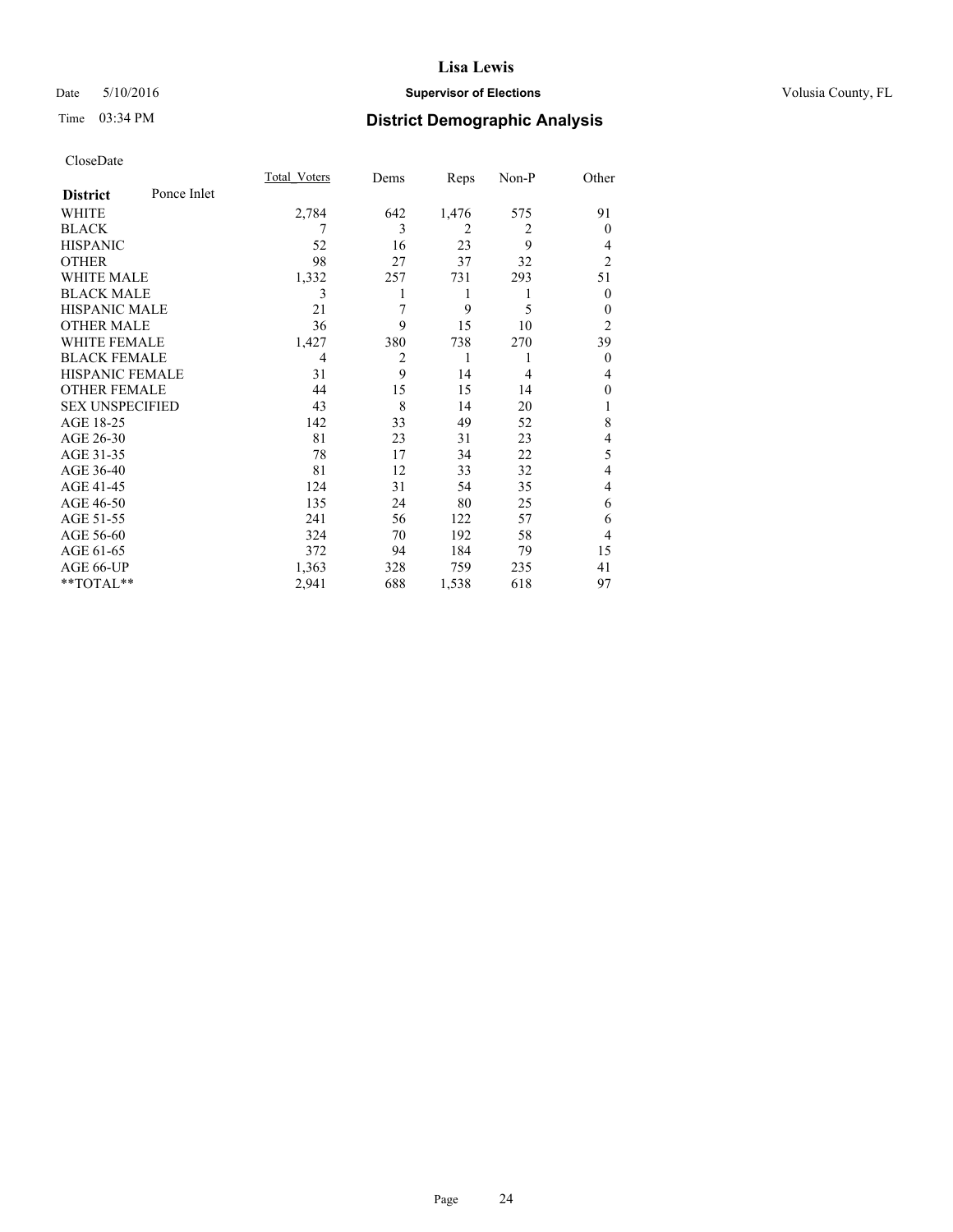# Lisa Lewis

Date 5/10/2016 **Supervisor of Elections** Volusia County, FL

Time 03:34 PM **District Demographic Analysis**

CloseDate

| **District** Ponce Inlet | Total_Voters | Dems | Reps | Non-P | Other |
|---|---|---|---|---|---|
| WHITE | 2,784 | 642 | 1,476 | 575 | 91 |
| BLACK | 7 | 3 | 2 | 2 | 0 |
| HISPANIC | 52 | 16 | 23 | 9 | 4 |
| OTHER | 98 | 27 | 37 | 32 | 2 |
| WHITE MALE | 1,332 | 257 | 731 | 293 | 51 |
| BLACK MALE | 3 | 1 | 1 | 1 | 0 |
| HISPANIC MALE | 21 | 7 | 9 | 5 | 0 |
| OTHER MALE | 36 | 9 | 15 | 10 | 2 |
| WHITE FEMALE | 1,427 | 380 | 738 | 270 | 39 |
| BLACK FEMALE | 4 | 2 | 1 | 1 | 0 |
| HISPANIC FEMALE | 31 | 9 | 14 | 4 | 4 |
| OTHER FEMALE | 44 | 15 | 15 | 14 | 0 |
| SEX UNSPECIFIED | 43 | 8 | 14 | 20 | 1 |
| AGE 18-25 | 142 | 33 | 49 | 52 | 8 |
| AGE 26-30 | 81 | 23 | 31 | 23 | 4 |
| AGE 31-35 | 78 | 17 | 34 | 22 | 5 |
| AGE 36-40 | 81 | 12 | 33 | 32 | 4 |
| AGE 41-45 | 124 | 31 | 54 | 35 | 4 |
| AGE 46-50 | 135 | 24 | 80 | 25 | 6 |
| AGE 51-55 | 241 | 56 | 122 | 57 | 6 |
| AGE 56-60 | 324 | 70 | 192 | 58 | 4 |
| AGE 61-65 | 372 | 94 | 184 | 79 | 15 |
| AGE 66-UP | 1,363 | 328 | 759 | 235 | 41 |
| **TOTAL** | 2,941 | 688 | 1,538 | 618 | 97 |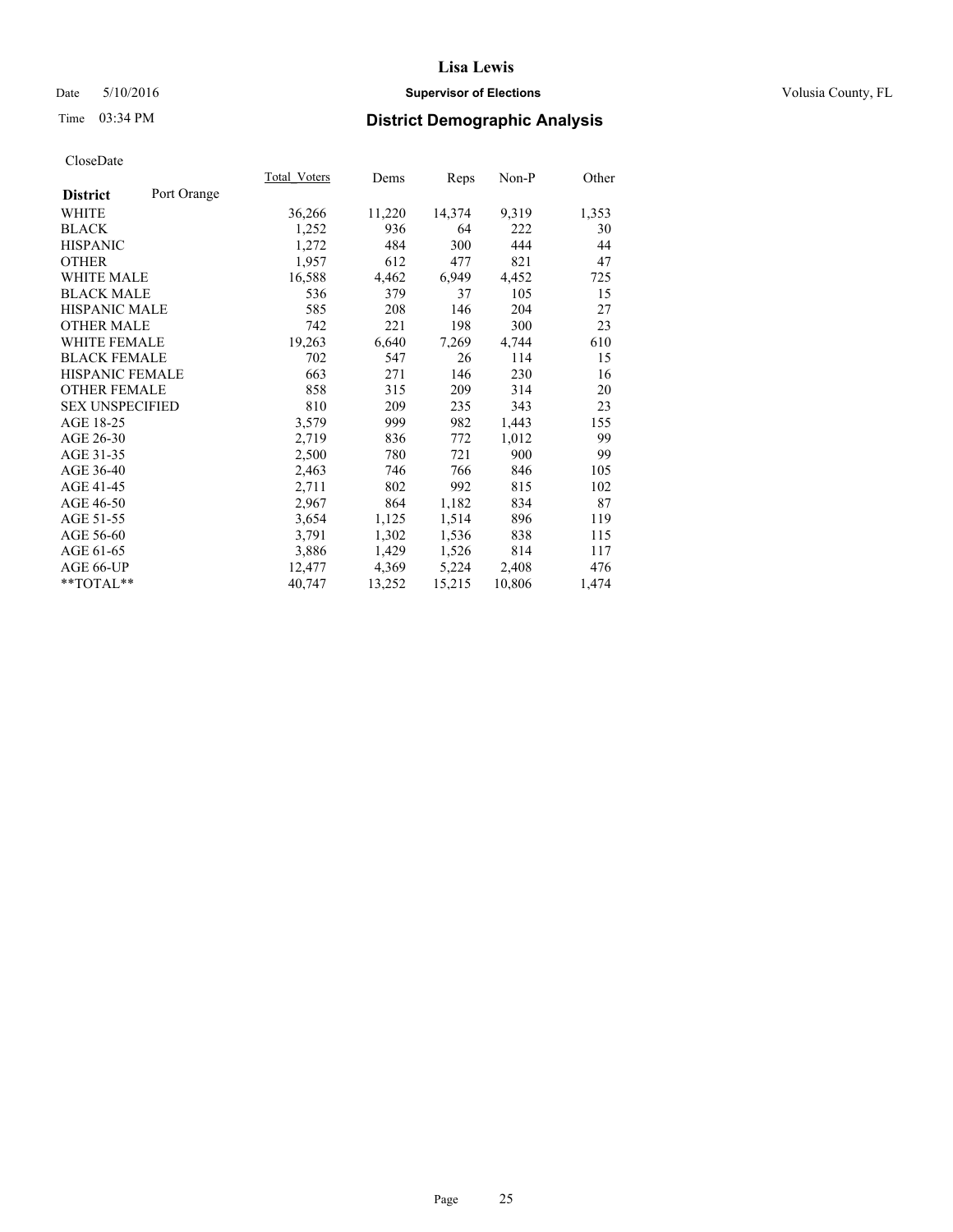CloseDate

| District | Port Orange | Total_Voters | Dems | Reps | Non-P | Other |
|---|---|---|---|---|---|---|
| WHITE | | 36,266 | 11,220 | 14,374 | 9,319 | 1,353 |
| BLACK | | 1,252 | 936 | 64 | 222 | 30 |
| HISPANIC | | 1,272 | 484 | 300 | 444 | 44 |
| OTHER | | 1,957 | 612 | 477 | 821 | 47 |
| WHITE MALE | | 16,588 | 4,462 | 6,949 | 4,452 | 725 |
| BLACK MALE | | 536 | 379 | 37 | 105 | 15 |
| HISPANIC MALE | | 585 | 208 | 146 | 204 | 27 |
| OTHER MALE | | 742 | 221 | 198 | 300 | 23 |
| WHITE FEMALE | | 19,263 | 6,640 | 7,269 | 4,744 | 610 |
| BLACK FEMALE | | 702 | 547 | 26 | 114 | 15 |
| HISPANIC FEMALE | | 663 | 271 | 146 | 230 | 16 |
| OTHER FEMALE | | 858 | 315 | 209 | 314 | 20 |
| SEX UNSPECIFIED | | 810 | 209 | 235 | 343 | 23 |
| AGE 18-25 | | 3,579 | 999 | 982 | 1,443 | 155 |
| AGE 26-30 | | 2,719 | 836 | 772 | 1,012 | 99 |
| AGE 31-35 | | 2,500 | 780 | 721 | 900 | 99 |
| AGE 36-40 | | 2,463 | 746 | 766 | 846 | 105 |
| AGE 41-45 | | 2,711 | 802 | 992 | 815 | 102 |
| AGE 46-50 | | 2,967 | 864 | 1,182 | 834 | 87 |
| AGE 51-55 | | 3,654 | 1,125 | 1,514 | 896 | 119 |
| AGE 56-60 | | 3,791 | 1,302 | 1,536 | 838 | 115 |
| AGE 61-65 | | 3,886 | 1,429 | 1,526 | 814 | 117 |
| AGE 66-UP | | 12,477 | 4,369 | 5,224 | 2,408 | 476 |
| **TOTAL** | | 40,747 | 13,252 | 15,215 | 10,806 | 1,474 |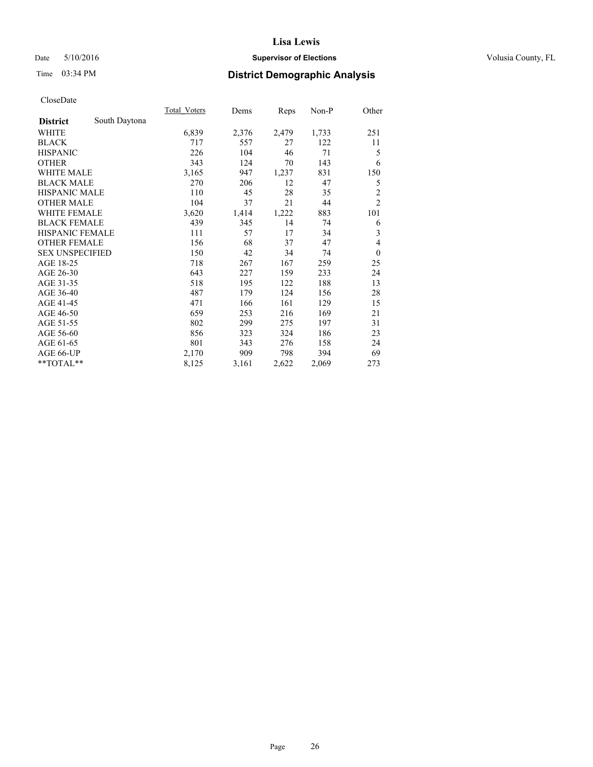Lisa Lewis

Date 5/10/2016 **Supervisor of Elections** Volusia County, FL

Time 03:34 PM **District Demographic Analysis**

CloseDate

| **District** South Daytona | Total_Voters | Dems | Reps | Non-P | Other |
|---|---|---|---|---|---|
| WHITE | 6,839 | 2,376 | 2,479 | 1,733 | 251 |
| BLACK | 717 | 557 | 27 | 122 | 11 |
| HISPANIC | 226 | 104 | 46 | 71 | 5 |
| OTHER | 343 | 124 | 70 | 143 | 6 |
| WHITE MALE | 3,165 | 947 | 1,237 | 831 | 150 |
| BLACK MALE | 270 | 206 | 12 | 47 | 5 |
| HISPANIC MALE | 110 | 45 | 28 | 35 | 2 |
| OTHER MALE | 104 | 37 | 21 | 44 | 2 |
| WHITE FEMALE | 3,620 | 1,414 | 1,222 | 883 | 101 |
| BLACK FEMALE | 439 | 345 | 14 | 74 | 6 |
| HISPANIC FEMALE | 111 | 57 | 17 | 34 | 3 |
| OTHER FEMALE | 156 | 68 | 37 | 47 | 4 |
| SEX UNSPECIFIED | 150 | 42 | 34 | 74 | 0 |
| AGE 18-25 | 718 | 267 | 167 | 259 | 25 |
| AGE 26-30 | 643 | 227 | 159 | 233 | 24 |
| AGE 31-35 | 518 | 195 | 122 | 188 | 13 |
| AGE 36-40 | 487 | 179 | 124 | 156 | 28 |
| AGE 41-45 | 471 | 166 | 161 | 129 | 15 |
| AGE 46-50 | 659 | 253 | 216 | 169 | 21 |
| AGE 51-55 | 802 | 299 | 275 | 197 | 31 |
| AGE 56-60 | 856 | 323 | 324 | 186 | 23 |
| AGE 61-65 | 801 | 343 | 276 | 158 | 24 |
| AGE 66-UP | 2,170 | 909 | 798 | 394 | 69 |
| **TOTAL** | 8,125 | 3,161 | 2,622 | 2,069 | 273 |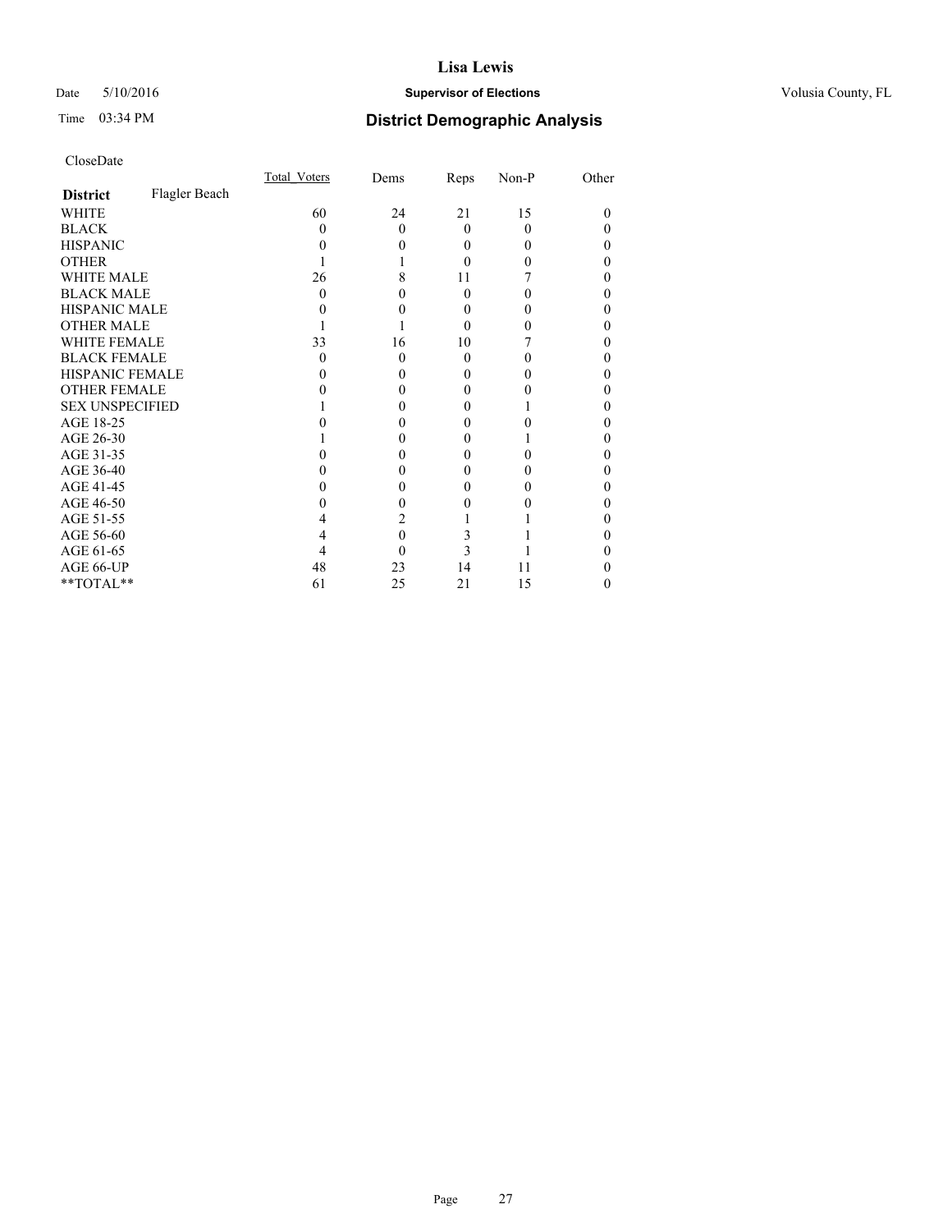**Lisa Lewis**

Date 5/10/2016 **Supervisor of Elections** Volusia County, FL

Time 03:34 PM **District Demographic Analysis**

CloseDate

| **District** Flagler Beach | Total_Voters | Dems | Reps | Non-P | Other |
|---|---|---|---|---|---|
| WHITE | 60 | 24 | 21 | 15 | 0 |
| BLACK | 0 | 0 | 0 | 0 | 0 |
| HISPANIC | 0 | 0 | 0 | 0 | 0 |
| OTHER | 1 | 1 | 0 | 0 | 0 |
| WHITE MALE | 26 | 8 | 11 | 7 | 0 |
| BLACK MALE | 0 | 0 | 0 | 0 | 0 |
| HISPANIC MALE | 0 | 0 | 0 | 0 | 0 |
| OTHER MALE | 1 | 1 | 0 | 0 | 0 |
| WHITE FEMALE | 33 | 16 | 10 | 7 | 0 |
| BLACK FEMALE | 0 | 0 | 0 | 0 | 0 |
| HISPANIC FEMALE | 0 | 0 | 0 | 0 | 0 |
| OTHER FEMALE | 0 | 0 | 0 | 0 | 0 |
| SEX UNSPECIFIED | 1 | 0 | 0 | 1 | 0 |
| AGE 18-25 | 0 | 0 | 0 | 0 | 0 |
| AGE 26-30 | 1 | 0 | 0 | 1 | 0 |
| AGE 31-35 | 0 | 0 | 0 | 0 | 0 |
| AGE 36-40 | 0 | 0 | 0 | 0 | 0 |
| AGE 41-45 | 0 | 0 | 0 | 0 | 0 |
| AGE 46-50 | 0 | 0 | 0 | 0 | 0 |
| AGE 51-55 | 4 | 2 | 1 | 1 | 0 |
| AGE 56-60 | 4 | 0 | 3 | 1 | 0 |
| AGE 61-65 | 4 | 0 | 3 | 1 | 0 |
| AGE 66-UP | 48 | 23 | 14 | 11 | 0 |
| **TOTAL** | 61 | 25 | 21 | 15 | 0 |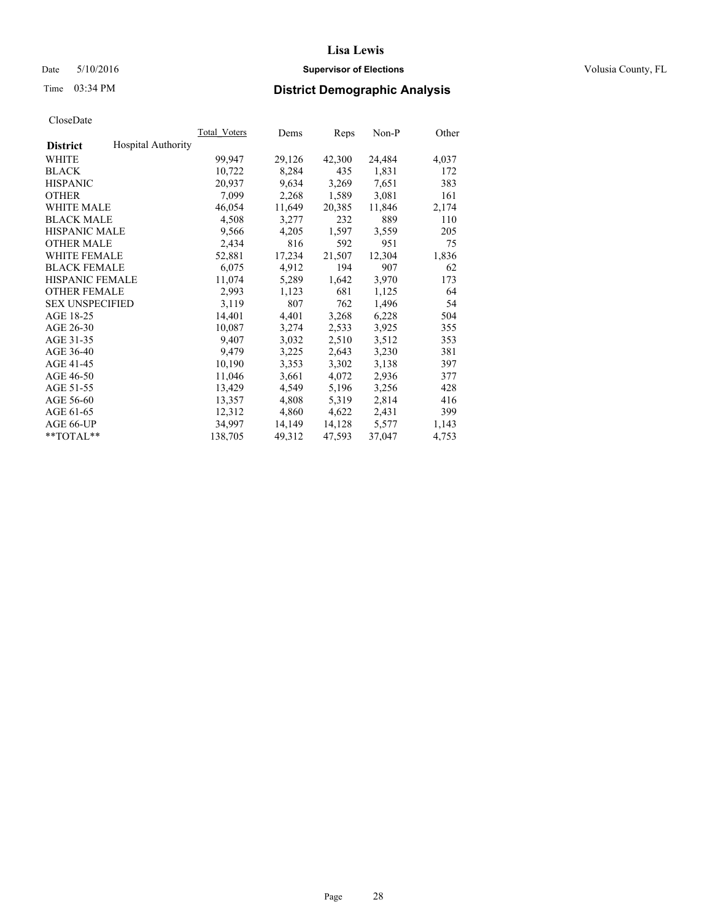CloseDate

| District | Hospital Authority | Total_Voters | Dems | Reps | Non-P | Other |
|---|---|---|---|---|---|---|
| WHITE | | 99,947 | 29,126 | 42,300 | 24,484 | 4,037 |
| BLACK | | 10,722 | 8,284 | 435 | 1,831 | 172 |
| HISPANIC | | 20,937 | 9,634 | 3,269 | 7,651 | 383 |
| OTHER | | 7,099 | 2,268 | 1,589 | 3,081 | 161 |
| WHITE MALE | | 46,054 | 11,649 | 20,385 | 11,846 | 2,174 |
| BLACK MALE | | 4,508 | 3,277 | 232 | 889 | 110 |
| HISPANIC MALE | | 9,566 | 4,205 | 1,597 | 3,559 | 205 |
| OTHER MALE | | 2,434 | 816 | 592 | 951 | 75 |
| WHITE FEMALE | | 52,881 | 17,234 | 21,507 | 12,304 | 1,836 |
| BLACK FEMALE | | 6,075 | 4,912 | 194 | 907 | 62 |
| HISPANIC FEMALE | | 11,074 | 5,289 | 1,642 | 3,970 | 173 |
| OTHER FEMALE | | 2,993 | 1,123 | 681 | 1,125 | 64 |
| SEX UNSPECIFIED | | 3,119 | 807 | 762 | 1,496 | 54 |
| AGE 18-25 | | 14,401 | 4,401 | 3,268 | 6,228 | 504 |
| AGE 26-30 | | 10,087 | 3,274 | 2,533 | 3,925 | 355 |
| AGE 31-35 | | 9,407 | 3,032 | 2,510 | 3,512 | 353 |
| AGE 36-40 | | 9,479 | 3,225 | 2,643 | 3,230 | 381 |
| AGE 41-45 | | 10,190 | 3,353 | 3,302 | 3,138 | 397 |
| AGE 46-50 | | 11,046 | 3,661 | 4,072 | 2,936 | 377 |
| AGE 51-55 | | 13,429 | 4,549 | 5,196 | 3,256 | 428 |
| AGE 56-60 | | 13,357 | 4,808 | 5,319 | 2,814 | 416 |
| AGE 61-65 | | 12,312 | 4,860 | 4,622 | 2,431 | 399 |
| AGE 66-UP | | 34,997 | 14,149 | 14,128 | 5,577 | 1,143 |
| **TOTAL** | | 138,705 | 49,312 | 47,593 | 37,047 | 4,753 |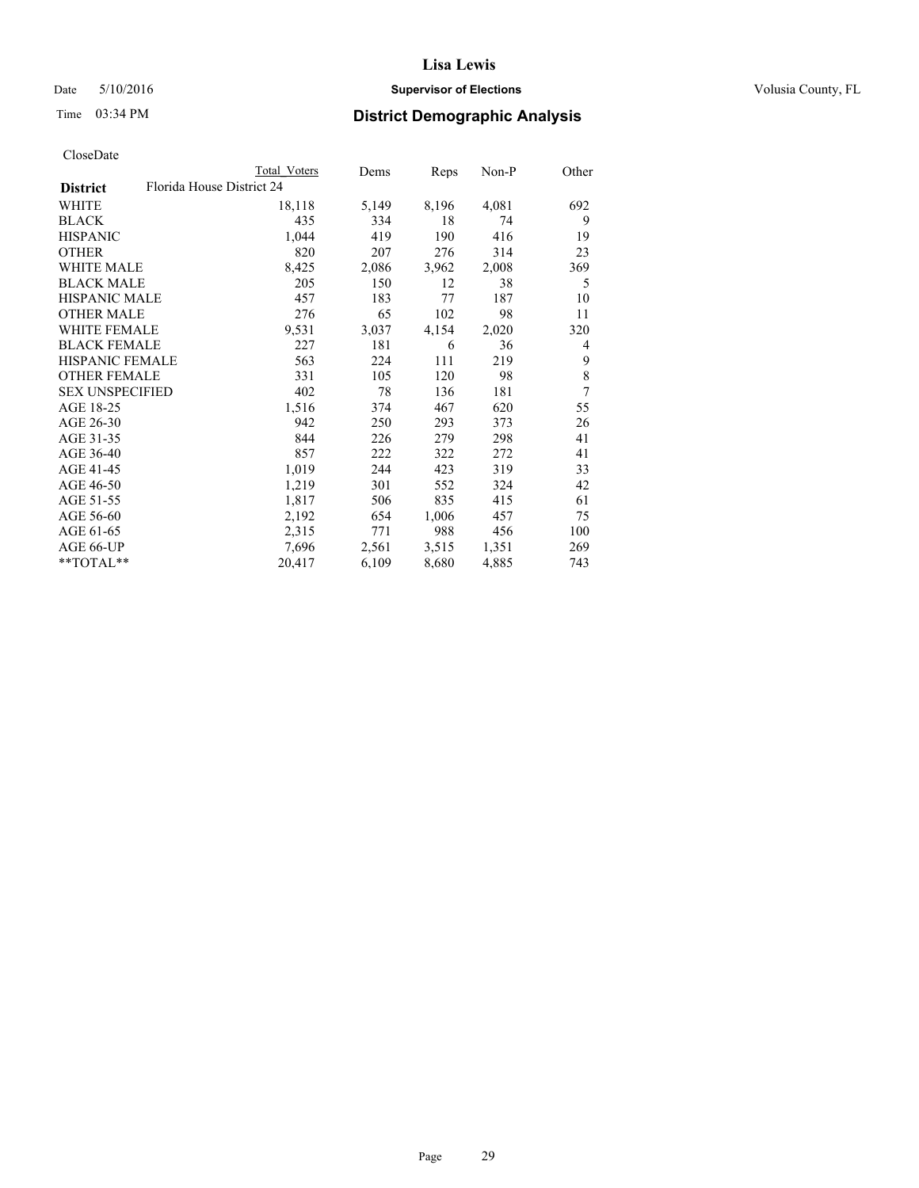Lisa Lewis

Date 5/10/2016 **Supervisor of Elections** Volusia County, FL

Time 03:34 PM **District Demographic Analysis**

CloseDate

| **District** | Florida House District 24 | Total Voters | Dems | Reps | Non-P | Other |
|---|---|---|---|---|---|---|
| WHITE | | 18,118 | 5,149 | 8,196 | 4,081 | 692 |
| BLACK | | 435 | 334 | 18 | 74 | 9 |
| HISPANIC | | 1,044 | 419 | 190 | 416 | 19 |
| OTHER | | 820 | 207 | 276 | 314 | 23 |
| WHITE MALE | | 8,425 | 2,086 | 3,962 | 2,008 | 369 |
| BLACK MALE | | 205 | 150 | 12 | 38 | 5 |
| HISPANIC MALE | | 457 | 183 | 77 | 187 | 10 |
| OTHER MALE | | 276 | 65 | 102 | 98 | 11 |
| WHITE FEMALE | | 9,531 | 3,037 | 4,154 | 2,020 | 320 |
| BLACK FEMALE | | 227 | 181 | 6 | 36 | 4 |
| HISPANIC FEMALE | | 563 | 224 | 111 | 219 | 9 |
| OTHER FEMALE | | 331 | 105 | 120 | 98 | 8 |
| SEX UNSPECIFIED | | 402 | 78 | 136 | 181 | 7 |
| AGE 18-25 | | 1,516 | 374 | 467 | 620 | 55 |
| AGE 26-30 | | 942 | 250 | 293 | 373 | 26 |
| AGE 31-35 | | 844 | 226 | 279 | 298 | 41 |
| AGE 36-40 | | 857 | 222 | 322 | 272 | 41 |
| AGE 41-45 | | 1,019 | 244 | 423 | 319 | 33 |
| AGE 46-50 | | 1,219 | 301 | 552 | 324 | 42 |
| AGE 51-55 | | 1,817 | 506 | 835 | 415 | 61 |
| AGE 56-60 | | 2,192 | 654 | 1,006 | 457 | 75 |
| AGE 61-65 | | 2,315 | 771 | 988 | 456 | 100 |
| AGE 66-UP | | 7,696 | 2,561 | 3,515 | 1,351 | 269 |
| **TOTAL** | | 20,417 | 6,109 | 8,680 | 4,885 | 743 |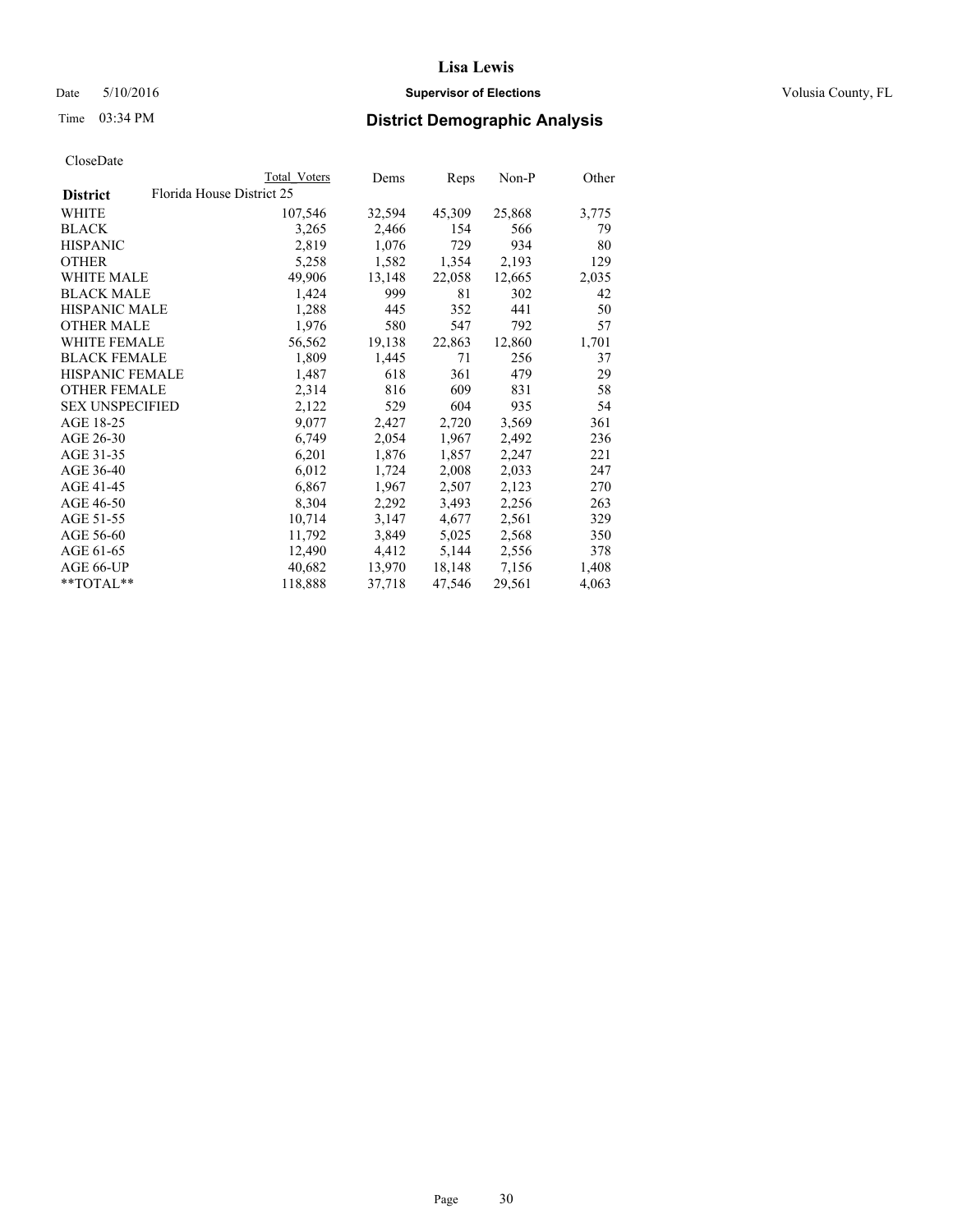CloseDate

| District | Florida House District 25 | Total Voters | Dems | Reps | Non-P | Other |
|---|---|---|---|---|---|---|
| WHITE | | 107,546 | 32,594 | 45,309 | 25,868 | 3,775 |
| BLACK | | 3,265 | 2,466 | 154 | 566 | 79 |
| HISPANIC | | 2,819 | 1,076 | 729 | 934 | 80 |
| OTHER | | 5,258 | 1,582 | 1,354 | 2,193 | 129 |
| WHITE MALE | | 49,906 | 13,148 | 22,058 | 12,665 | 2,035 |
| BLACK MALE | | 1,424 | 999 | 81 | 302 | 42 |
| HISPANIC MALE | | 1,288 | 445 | 352 | 441 | 50 |
| OTHER MALE | | 1,976 | 580 | 547 | 792 | 57 |
| WHITE FEMALE | | 56,562 | 19,138 | 22,863 | 12,860 | 1,701 |
| BLACK FEMALE | | 1,809 | 1,445 | 71 | 256 | 37 |
| HISPANIC FEMALE | | 1,487 | 618 | 361 | 479 | 29 |
| OTHER FEMALE | | 2,314 | 816 | 609 | 831 | 58 |
| SEX UNSPECIFIED | | 2,122 | 529 | 604 | 935 | 54 |
| AGE 18-25 | | 9,077 | 2,427 | 2,720 | 3,569 | 361 |
| AGE 26-30 | | 6,749 | 2,054 | 1,967 | 2,492 | 236 |
| AGE 31-35 | | 6,201 | 1,876 | 1,857 | 2,247 | 221 |
| AGE 36-40 | | 6,012 | 1,724 | 2,008 | 2,033 | 247 |
| AGE 41-45 | | 6,867 | 1,967 | 2,507 | 2,123 | 270 |
| AGE 46-50 | | 8,304 | 2,292 | 3,493 | 2,256 | 263 |
| AGE 51-55 | | 10,714 | 3,147 | 4,677 | 2,561 | 329 |
| AGE 56-60 | | 11,792 | 3,849 | 5,025 | 2,568 | 350 |
| AGE 61-65 | | 12,490 | 4,412 | 5,144 | 2,556 | 378 |
| AGE 66-UP | | 40,682 | 13,970 | 18,148 | 7,156 | 1,408 |
| **TOTAL** | | 118,888 | 37,718 | 47,546 | 29,561 | 4,063 |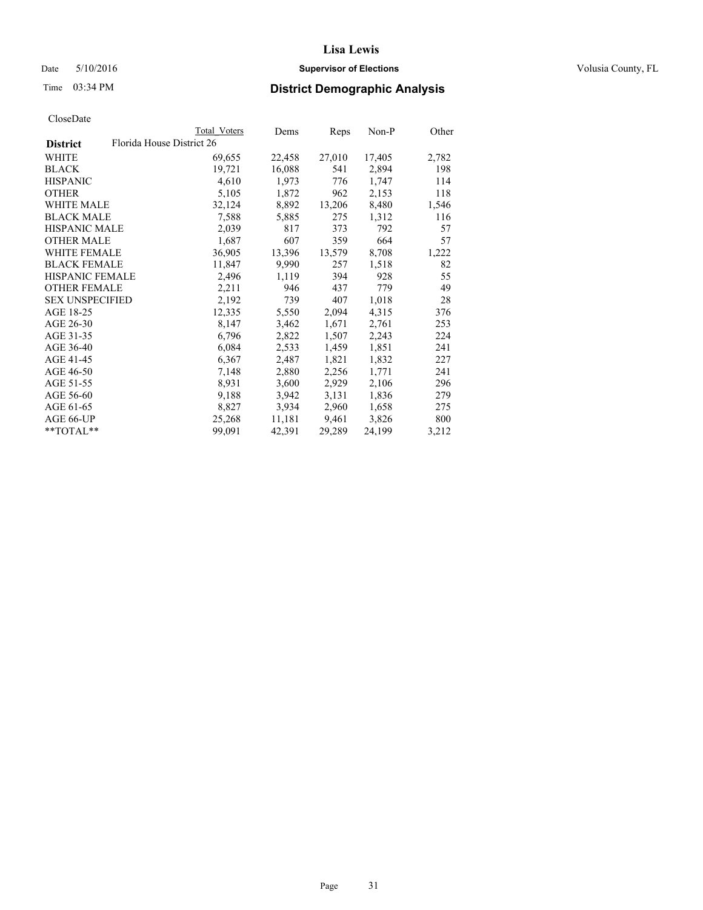**Lisa Lewis**

Date 5/10/2016 **Supervisor of Elections** Volusia County, FL

Time 03:34 PM **District Demographic Analysis**

CloseDate

| District | Total Voters | Dems | Reps | Non-P | Other |
|---|---|---|---|---|---|
| Florida House District 26 | | | | | |
| WHITE | 69,655 | 22,458 | 27,010 | 17,405 | 2,782 |
| BLACK | 19,721 | 16,088 | 541 | 2,894 | 198 |
| HISPANIC | 4,610 | 1,973 | 776 | 1,747 | 114 |
| OTHER | 5,105 | 1,872 | 962 | 2,153 | 118 |
| WHITE MALE | 32,124 | 8,892 | 13,206 | 8,480 | 1,546 |
| BLACK MALE | 7,588 | 5,885 | 275 | 1,312 | 116 |
| HISPANIC MALE | 2,039 | 817 | 373 | 792 | 57 |
| OTHER MALE | 1,687 | 607 | 359 | 664 | 57 |
| WHITE FEMALE | 36,905 | 13,396 | 13,579 | 8,708 | 1,222 |
| BLACK FEMALE | 11,847 | 9,990 | 257 | 1,518 | 82 |
| HISPANIC FEMALE | 2,496 | 1,119 | 394 | 928 | 55 |
| OTHER FEMALE | 2,211 | 946 | 437 | 779 | 49 |
| SEX UNSPECIFIED | 2,192 | 739 | 407 | 1,018 | 28 |
| AGE 18-25 | 12,335 | 5,550 | 2,094 | 4,315 | 376 |
| AGE 26-30 | 8,147 | 3,462 | 1,671 | 2,761 | 253 |
| AGE 31-35 | 6,796 | 2,822 | 1,507 | 2,243 | 224 |
| AGE 36-40 | 6,084 | 2,533 | 1,459 | 1,851 | 241 |
| AGE 41-45 | 6,367 | 2,487 | 1,821 | 1,832 | 227 |
| AGE 46-50 | 7,148 | 2,880 | 2,256 | 1,771 | 241 |
| AGE 51-55 | 8,931 | 3,600 | 2,929 | 2,106 | 296 |
| AGE 56-60 | 9,188 | 3,942 | 3,131 | 1,836 | 279 |
| AGE 61-65 | 8,827 | 3,934 | 2,960 | 1,658 | 275 |
| AGE 66-UP | 25,268 | 11,181 | 9,461 | 3,826 | 800 |
| **TOTAL** | 99,091 | 42,391 | 29,289 | 24,199 | 3,212 |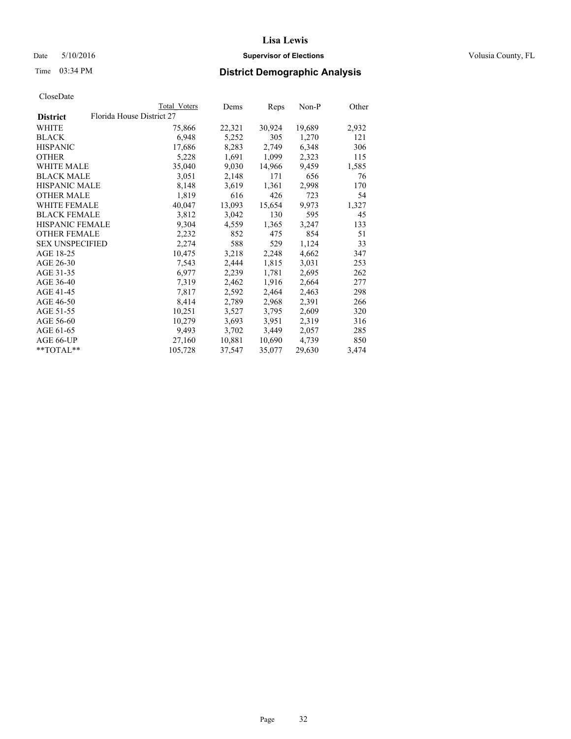# Lisa Lewis

Date 5/10/2016 **Supervisor of Elections** Volusia County, FL

Time 03:34 PM **District Demographic Analysis**

CloseDate

| District | Total Voters | Dems | Reps | Non-P | Other |
|---|---|---|---|---|---|
| Florida House District 27 | | | | | |
| WHITE | 75,866 | 22,321 | 30,924 | 19,689 | 2,932 |
| BLACK | 6,948 | 5,252 | 305 | 1,270 | 121 |
| HISPANIC | 17,686 | 8,283 | 2,749 | 6,348 | 306 |
| OTHER | 5,228 | 1,691 | 1,099 | 2,323 | 115 |
| WHITE MALE | 35,040 | 9,030 | 14,966 | 9,459 | 1,585 |
| BLACK MALE | 3,051 | 2,148 | 171 | 656 | 76 |
| HISPANIC MALE | 8,148 | 3,619 | 1,361 | 2,998 | 170 |
| OTHER MALE | 1,819 | 616 | 426 | 723 | 54 |
| WHITE FEMALE | 40,047 | 13,093 | 15,654 | 9,973 | 1,327 |
| BLACK FEMALE | 3,812 | 3,042 | 130 | 595 | 45 |
| HISPANIC FEMALE | 9,304 | 4,559 | 1,365 | 3,247 | 133 |
| OTHER FEMALE | 2,232 | 852 | 475 | 854 | 51 |
| SEX UNSPECIFIED | 2,274 | 588 | 529 | 1,124 | 33 |
| AGE 18-25 | 10,475 | 3,218 | 2,248 | 4,662 | 347 |
| AGE 26-30 | 7,543 | 2,444 | 1,815 | 3,031 | 253 |
| AGE 31-35 | 6,977 | 2,239 | 1,781 | 2,695 | 262 |
| AGE 36-40 | 7,319 | 2,462 | 1,916 | 2,664 | 277 |
| AGE 41-45 | 7,817 | 2,592 | 2,464 | 2,463 | 298 |
| AGE 46-50 | 8,414 | 2,789 | 2,968 | 2,391 | 266 |
| AGE 51-55 | 10,251 | 3,527 | 3,795 | 2,609 | 320 |
| AGE 56-60 | 10,279 | 3,693 | 3,951 | 2,319 | 316 |
| AGE 61-65 | 9,493 | 3,702 | 3,449 | 2,057 | 285 |
| AGE 66-UP | 27,160 | 10,881 | 10,690 | 4,739 | 850 |
| **TOTAL** | 105,728 | 37,547 | 35,077 | 29,630 | 3,474 |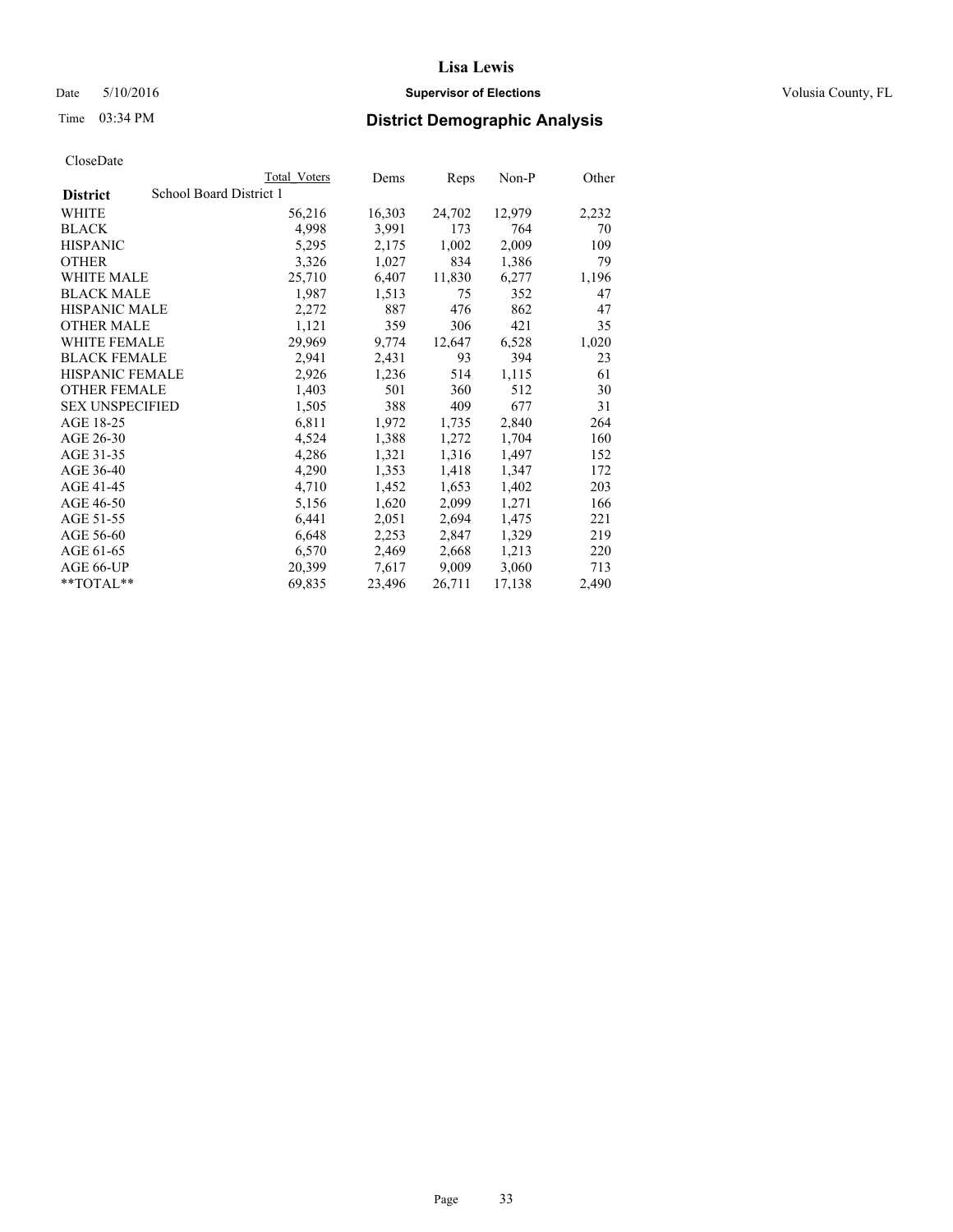# Lisa Lewis

Date 5/10/2016 **Supervisor of Elections** Volusia County, FL

Time 03:34 PM **District Demographic Analysis**

CloseDate

| | Total Voters | Dems | Reps | Non-P | Other |
|---|---|---|---|---|---|
| **District** School Board District 1 | | | | | |
| WHITE | 56,216 | 16,303 | 24,702 | 12,979 | 2,232 |
| BLACK | 4,998 | 3,991 | 173 | 764 | 70 |
| HISPANIC | 5,295 | 2,175 | 1,002 | 2,009 | 109 |
| OTHER | 3,326 | 1,027 | 834 | 1,386 | 79 |
| WHITE MALE | 25,710 | 6,407 | 11,830 | 6,277 | 1,196 |
| BLACK MALE | 1,987 | 1,513 | 75 | 352 | 47 |
| HISPANIC MALE | 2,272 | 887 | 476 | 862 | 47 |
| OTHER MALE | 1,121 | 359 | 306 | 421 | 35 |
| WHITE FEMALE | 29,969 | 9,774 | 12,647 | 6,528 | 1,020 |
| BLACK FEMALE | 2,941 | 2,431 | 93 | 394 | 23 |
| HISPANIC FEMALE | 2,926 | 1,236 | 514 | 1,115 | 61 |
| OTHER FEMALE | 1,403 | 501 | 360 | 512 | 30 |
| SEX UNSPECIFIED | 1,505 | 388 | 409 | 677 | 31 |
| AGE 18-25 | 6,811 | 1,972 | 1,735 | 2,840 | 264 |
| AGE 26-30 | 4,524 | 1,388 | 1,272 | 1,704 | 160 |
| AGE 31-35 | 4,286 | 1,321 | 1,316 | 1,497 | 152 |
| AGE 36-40 | 4,290 | 1,353 | 1,418 | 1,347 | 172 |
| AGE 41-45 | 4,710 | 1,452 | 1,653 | 1,402 | 203 |
| AGE 46-50 | 5,156 | 1,620 | 2,099 | 1,271 | 166 |
| AGE 51-55 | 6,441 | 2,051 | 2,694 | 1,475 | 221 |
| AGE 56-60 | 6,648 | 2,253 | 2,847 | 1,329 | 219 |
| AGE 61-65 | 6,570 | 2,469 | 2,668 | 1,213 | 220 |
| AGE 66-UP | 20,399 | 7,617 | 9,009 | 3,060 | 713 |
| **TOTAL** | 69,835 | 23,496 | 26,711 | 17,138 | 2,490 |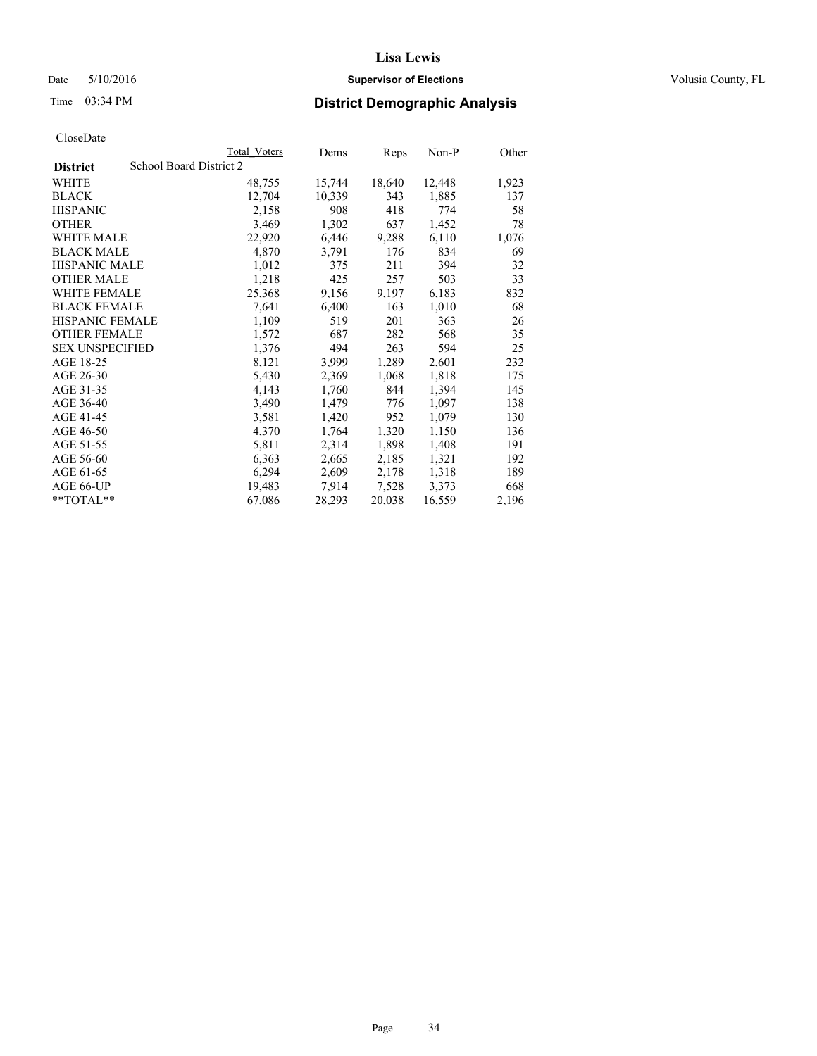# Lisa Lewis

Date 5/10/2016 **Supervisor of Elections** Volusia County, FL

Time 03:34 PM **District Demographic Analysis**

CloseDate

| | Total Voters | Dems | Reps | Non-P | Other |
|---|---|---|---|---|---|
| **District** School Board District 2 | | | | | |
| WHITE | 48,755 | 15,744 | 18,640 | 12,448 | 1,923 |
| BLACK | 12,704 | 10,339 | 343 | 1,885 | 137 |
| HISPANIC | 2,158 | 908 | 418 | 774 | 58 |
| OTHER | 3,469 | 1,302 | 637 | 1,452 | 78 |
| WHITE MALE | 22,920 | 6,446 | 9,288 | 6,110 | 1,076 |
| BLACK MALE | 4,870 | 3,791 | 176 | 834 | 69 |
| HISPANIC MALE | 1,012 | 375 | 211 | 394 | 32 |
| OTHER MALE | 1,218 | 425 | 257 | 503 | 33 |
| WHITE FEMALE | 25,368 | 9,156 | 9,197 | 6,183 | 832 |
| BLACK FEMALE | 7,641 | 6,400 | 163 | 1,010 | 68 |
| HISPANIC FEMALE | 1,109 | 519 | 201 | 363 | 26 |
| OTHER FEMALE | 1,572 | 687 | 282 | 568 | 35 |
| SEX UNSPECIFIED | 1,376 | 494 | 263 | 594 | 25 |
| AGE 18-25 | 8,121 | 3,999 | 1,289 | 2,601 | 232 |
| AGE 26-30 | 5,430 | 2,369 | 1,068 | 1,818 | 175 |
| AGE 31-35 | 4,143 | 1,760 | 844 | 1,394 | 145 |
| AGE 36-40 | 3,490 | 1,479 | 776 | 1,097 | 138 |
| AGE 41-45 | 3,581 | 1,420 | 952 | 1,079 | 130 |
| AGE 46-50 | 4,370 | 1,764 | 1,320 | 1,150 | 136 |
| AGE 51-55 | 5,811 | 2,314 | 1,898 | 1,408 | 191 |
| AGE 56-60 | 6,363 | 2,665 | 2,185 | 1,321 | 192 |
| AGE 61-65 | 6,294 | 2,609 | 2,178 | 1,318 | 189 |
| AGE 66-UP | 19,483 | 7,914 | 7,528 | 3,373 | 668 |
| **TOTAL** | 67,086 | 28,293 | 20,038 | 16,559 | 2,196 |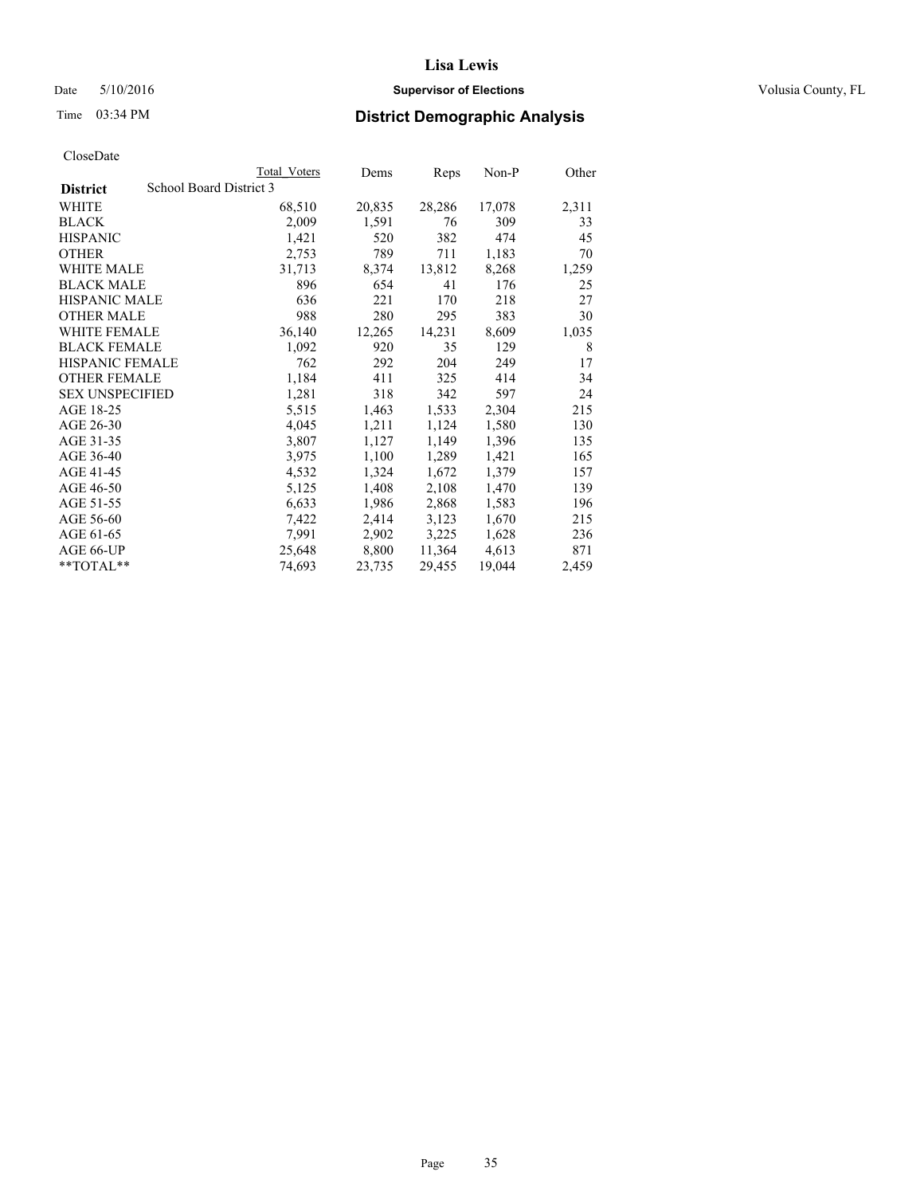CloseDate

| District | School Board District 3 | Total Voters | Dems | Reps | Non-P | Other |
|---|---|---|---|---|---|---|
| WHITE | | 68,510 | 20,835 | 28,286 | 17,078 | 2,311 |
| BLACK | | 2,009 | 1,591 | 76 | 309 | 33 |
| HISPANIC | | 1,421 | 520 | 382 | 474 | 45 |
| OTHER | | 2,753 | 789 | 711 | 1,183 | 70 |
| WHITE MALE | | 31,713 | 8,374 | 13,812 | 8,268 | 1,259 |
| BLACK MALE | | 896 | 654 | 41 | 176 | 25 |
| HISPANIC MALE | | 636 | 221 | 170 | 218 | 27 |
| OTHER MALE | | 988 | 280 | 295 | 383 | 30 |
| WHITE FEMALE | | 36,140 | 12,265 | 14,231 | 8,609 | 1,035 |
| BLACK FEMALE | | 1,092 | 920 | 35 | 129 | 8 |
| HISPANIC FEMALE | | 762 | 292 | 204 | 249 | 17 |
| OTHER FEMALE | | 1,184 | 411 | 325 | 414 | 34 |
| SEX UNSPECIFIED | | 1,281 | 318 | 342 | 597 | 24 |
| AGE 18-25 | | 5,515 | 1,463 | 1,533 | 2,304 | 215 |
| AGE 26-30 | | 4,045 | 1,211 | 1,124 | 1,580 | 130 |
| AGE 31-35 | | 3,807 | 1,127 | 1,149 | 1,396 | 135 |
| AGE 36-40 | | 3,975 | 1,100 | 1,289 | 1,421 | 165 |
| AGE 41-45 | | 4,532 | 1,324 | 1,672 | 1,379 | 157 |
| AGE 46-50 | | 5,125 | 1,408 | 2,108 | 1,470 | 139 |
| AGE 51-55 | | 6,633 | 1,986 | 2,868 | 1,583 | 196 |
| AGE 56-60 | | 7,422 | 2,414 | 3,123 | 1,670 | 215 |
| AGE 61-65 | | 7,991 | 2,902 | 3,225 | 1,628 | 236 |
| AGE 66-UP | | 25,648 | 8,800 | 11,364 | 4,613 | 871 |
| **TOTAL** | | 74,693 | 23,735 | 29,455 | 19,044 | 2,459 |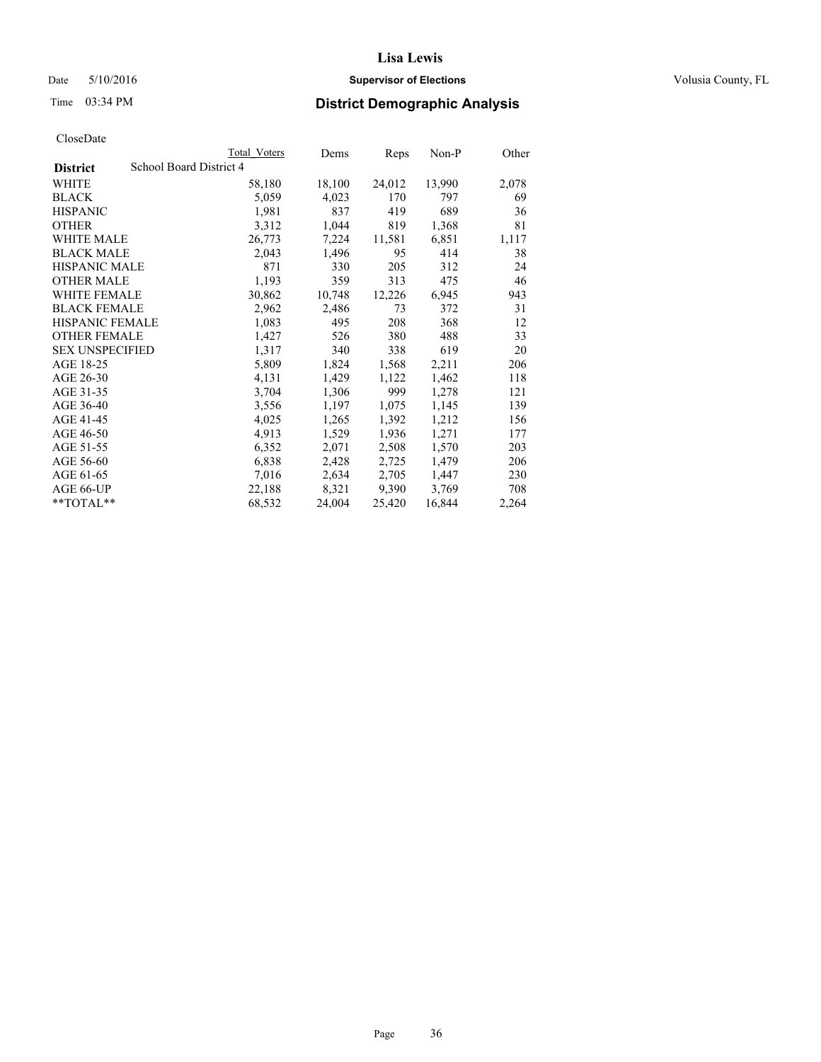# Lisa Lewis

Date 5/10/2016 **Supervisor of Elections** Volusia County, FL

Time 03:34 PM **District Demographic Analysis**

CloseDate

| | Total Voters | Dems | Reps | Non-P | Other |
|---|---|---|---|---|---|
| **District** School Board District 4 | | | | | |
| WHITE | 58,180 | 18,100 | 24,012 | 13,990 | 2,078 |
| BLACK | 5,059 | 4,023 | 170 | 797 | 69 |
| HISPANIC | 1,981 | 837 | 419 | 689 | 36 |
| OTHER | 3,312 | 1,044 | 819 | 1,368 | 81 |
| WHITE MALE | 26,773 | 7,224 | 11,581 | 6,851 | 1,117 |
| BLACK MALE | 2,043 | 1,496 | 95 | 414 | 38 |
| HISPANIC MALE | 871 | 330 | 205 | 312 | 24 |
| OTHER MALE | 1,193 | 359 | 313 | 475 | 46 |
| WHITE FEMALE | 30,862 | 10,748 | 12,226 | 6,945 | 943 |
| BLACK FEMALE | 2,962 | 2,486 | 73 | 372 | 31 |
| HISPANIC FEMALE | 1,083 | 495 | 208 | 368 | 12 |
| OTHER FEMALE | 1,427 | 526 | 380 | 488 | 33 |
| SEX UNSPECIFIED | 1,317 | 340 | 338 | 619 | 20 |
| AGE 18-25 | 5,809 | 1,824 | 1,568 | 2,211 | 206 |
| AGE 26-30 | 4,131 | 1,429 | 1,122 | 1,462 | 118 |
| AGE 31-35 | 3,704 | 1,306 | 999 | 1,278 | 121 |
| AGE 36-40 | 3,556 | 1,197 | 1,075 | 1,145 | 139 |
| AGE 41-45 | 4,025 | 1,265 | 1,392 | 1,212 | 156 |
| AGE 46-50 | 4,913 | 1,529 | 1,936 | 1,271 | 177 |
| AGE 51-55 | 6,352 | 2,071 | 2,508 | 1,570 | 203 |
| AGE 56-60 | 6,838 | 2,428 | 2,725 | 1,479 | 206 |
| AGE 61-65 | 7,016 | 2,634 | 2,705 | 1,447 | 230 |
| AGE 66-UP | 22,188 | 8,321 | 9,390 | 3,769 | 708 |
| **TOTAL** | 68,532 | 24,004 | 25,420 | 16,844 | 2,264 |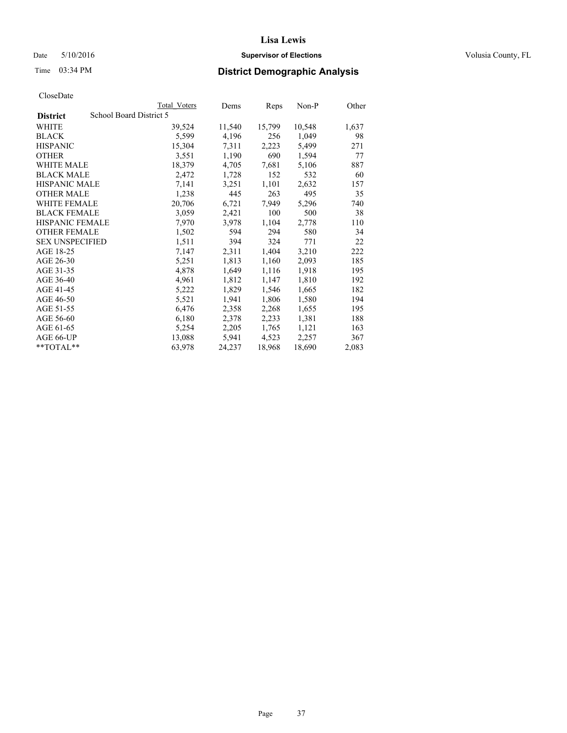CloseDate

| District | School Board District 5 | Total Voters | Dems | Reps | Non-P | Other |
|---|---|---|---|---|---|---|
| WHITE | | 39,524 | 11,540 | 15,799 | 10,548 | 1,637 |
| BLACK | | 5,599 | 4,196 | 256 | 1,049 | 98 |
| HISPANIC | | 15,304 | 7,311 | 2,223 | 5,499 | 271 |
| OTHER | | 3,551 | 1,190 | 690 | 1,594 | 77 |
| WHITE MALE | | 18,379 | 4,705 | 7,681 | 5,106 | 887 |
| BLACK MALE | | 2,472 | 1,728 | 152 | 532 | 60 |
| HISPANIC MALE | | 7,141 | 3,251 | 1,101 | 2,632 | 157 |
| OTHER MALE | | 1,238 | 445 | 263 | 495 | 35 |
| WHITE FEMALE | | 20,706 | 6,721 | 7,949 | 5,296 | 740 |
| BLACK FEMALE | | 3,059 | 2,421 | 100 | 500 | 38 |
| HISPANIC FEMALE | | 7,970 | 3,978 | 1,104 | 2,778 | 110 |
| OTHER FEMALE | | 1,502 | 594 | 294 | 580 | 34 |
| SEX UNSPECIFIED | | 1,511 | 394 | 324 | 771 | 22 |
| AGE 18-25 | | 7,147 | 2,311 | 1,404 | 3,210 | 222 |
| AGE 26-30 | | 5,251 | 1,813 | 1,160 | 2,093 | 185 |
| AGE 31-35 | | 4,878 | 1,649 | 1,116 | 1,918 | 195 |
| AGE 36-40 | | 4,961 | 1,812 | 1,147 | 1,810 | 192 |
| AGE 41-45 | | 5,222 | 1,829 | 1,546 | 1,665 | 182 |
| AGE 46-50 | | 5,521 | 1,941 | 1,806 | 1,580 | 194 |
| AGE 51-55 | | 6,476 | 2,358 | 2,268 | 1,655 | 195 |
| AGE 56-60 | | 6,180 | 2,378 | 2,233 | 1,381 | 188 |
| AGE 61-65 | | 5,254 | 2,205 | 1,765 | 1,121 | 163 |
| AGE 66-UP | | 13,088 | 5,941 | 4,523 | 2,257 | 367 |
| **TOTAL** | | 63,978 | 24,237 | 18,968 | 18,690 | 2,083 |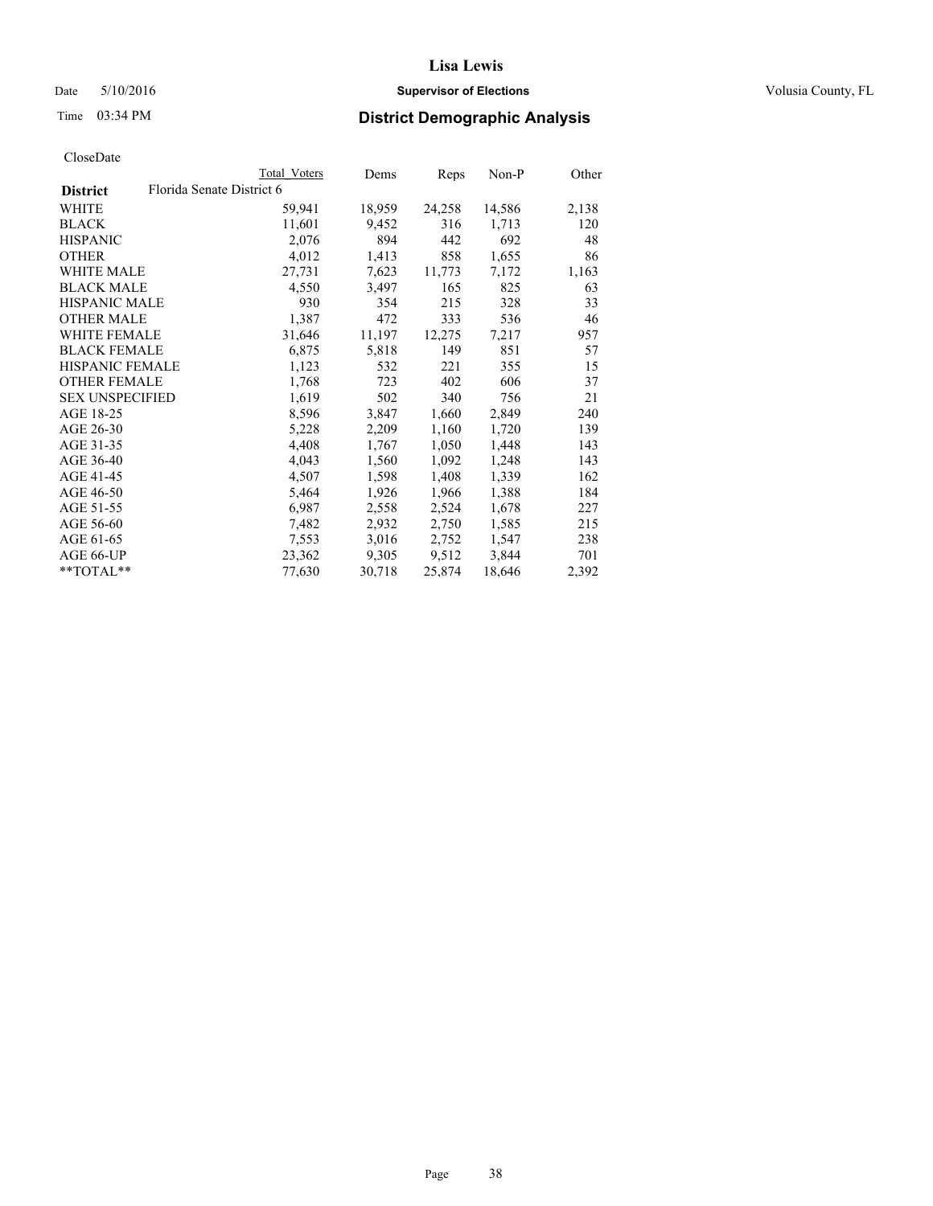**Lisa Lewis**

Date 5/10/2016 **Supervisor of Elections** Volusia County, FL

Time 03:34 PM **District Demographic Analysis**

CloseDate

| District | Total Voters | Dems | Reps | Non-P | Other |
|---|---|---|---|---|---|
| Florida Senate District 6 | | | | | |
| WHITE | 59,941 | 18,959 | 24,258 | 14,586 | 2,138 |
| BLACK | 11,601 | 9,452 | 316 | 1,713 | 120 |
| HISPANIC | 2,076 | 894 | 442 | 692 | 48 |
| OTHER | 4,012 | 1,413 | 858 | 1,655 | 86 |
| WHITE MALE | 27,731 | 7,623 | 11,773 | 7,172 | 1,163 |
| BLACK MALE | 4,550 | 3,497 | 165 | 825 | 63 |
| HISPANIC MALE | 930 | 354 | 215 | 328 | 33 |
| OTHER MALE | 1,387 | 472 | 333 | 536 | 46 |
| WHITE FEMALE | 31,646 | 11,197 | 12,275 | 7,217 | 957 |
| BLACK FEMALE | 6,875 | 5,818 | 149 | 851 | 57 |
| HISPANIC FEMALE | 1,123 | 532 | 221 | 355 | 15 |
| OTHER FEMALE | 1,768 | 723 | 402 | 606 | 37 |
| SEX UNSPECIFIED | 1,619 | 502 | 340 | 756 | 21 |
| AGE 18-25 | 8,596 | 3,847 | 1,660 | 2,849 | 240 |
| AGE 26-30 | 5,228 | 2,209 | 1,160 | 1,720 | 139 |
| AGE 31-35 | 4,408 | 1,767 | 1,050 | 1,448 | 143 |
| AGE 36-40 | 4,043 | 1,560 | 1,092 | 1,248 | 143 |
| AGE 41-45 | 4,507 | 1,598 | 1,408 | 1,339 | 162 |
| AGE 46-50 | 5,464 | 1,926 | 1,966 | 1,388 | 184 |
| AGE 51-55 | 6,987 | 2,558 | 2,524 | 1,678 | 227 |
| AGE 56-60 | 7,482 | 2,932 | 2,750 | 1,585 | 215 |
| AGE 61-65 | 7,553 | 3,016 | 2,752 | 1,547 | 238 |
| AGE 66-UP | 23,362 | 9,305 | 9,512 | 3,844 | 701 |
| **TOTAL** | 77,630 | 30,718 | 25,874 | 18,646 | 2,392 |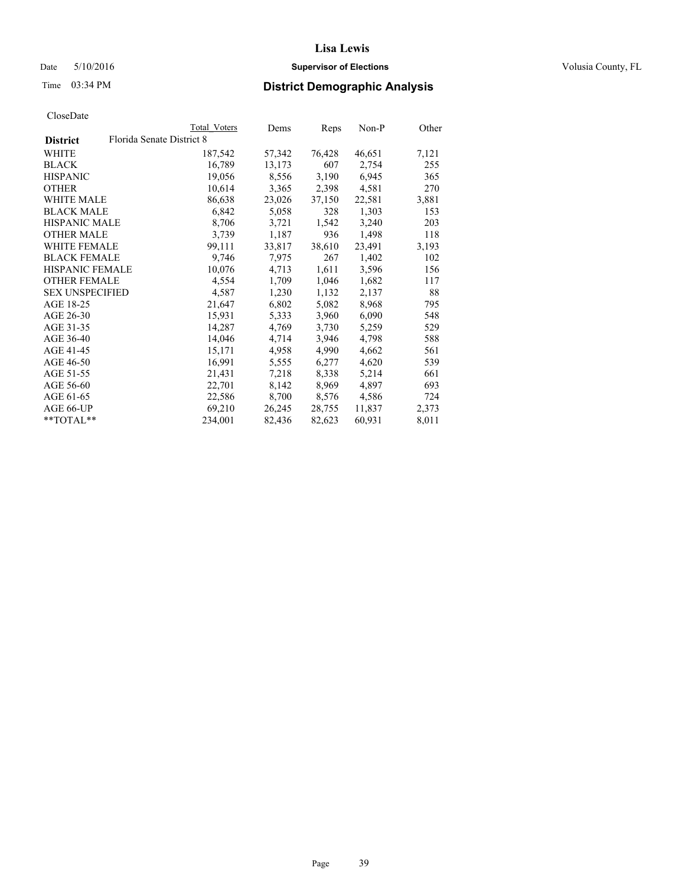# Lisa Lewis

Date 5/10/2016 **Supervisor of Elections** Volusia County, FL

Time 03:34 PM **District Demographic Analysis**

CloseDate

| | Total Voters | Dems | Reps | Non-P | Other |
|---|---|---|---|---|---|
| **District** Florida Senate District 8 | | | | | |
| WHITE | 187,542 | 57,342 | 76,428 | 46,651 | 7,121 |
| BLACK | 16,789 | 13,173 | 607 | 2,754 | 255 |
| HISPANIC | 19,056 | 8,556 | 3,190 | 6,945 | 365 |
| OTHER | 10,614 | 3,365 | 2,398 | 4,581 | 270 |
| WHITE MALE | 86,638 | 23,026 | 37,150 | 22,581 | 3,881 |
| BLACK MALE | 6,842 | 5,058 | 328 | 1,303 | 153 |
| HISPANIC MALE | 8,706 | 3,721 | 1,542 | 3,240 | 203 |
| OTHER MALE | 3,739 | 1,187 | 936 | 1,498 | 118 |
| WHITE FEMALE | 99,111 | 33,817 | 38,610 | 23,491 | 3,193 |
| BLACK FEMALE | 9,746 | 7,975 | 267 | 1,402 | 102 |
| HISPANIC FEMALE | 10,076 | 4,713 | 1,611 | 3,596 | 156 |
| OTHER FEMALE | 4,554 | 1,709 | 1,046 | 1,682 | 117 |
| SEX UNSPECIFIED | 4,587 | 1,230 | 1,132 | 2,137 | 88 |
| AGE 18-25 | 21,647 | 6,802 | 5,082 | 8,968 | 795 |
| AGE 26-30 | 15,931 | 5,333 | 3,960 | 6,090 | 548 |
| AGE 31-35 | 14,287 | 4,769 | 3,730 | 5,259 | 529 |
| AGE 36-40 | 14,046 | 4,714 | 3,946 | 4,798 | 588 |
| AGE 41-45 | 15,171 | 4,958 | 4,990 | 4,662 | 561 |
| AGE 46-50 | 16,991 | 5,555 | 6,277 | 4,620 | 539 |
| AGE 51-55 | 21,431 | 7,218 | 8,338 | 5,214 | 661 |
| AGE 56-60 | 22,701 | 8,142 | 8,969 | 4,897 | 693 |
| AGE 61-65 | 22,586 | 8,700 | 8,576 | 4,586 | 724 |
| AGE 66-UP | 69,210 | 26,245 | 28,755 | 11,837 | 2,373 |
| **TOTAL** | 234,001 | 82,436 | 82,623 | 60,931 | 8,011 |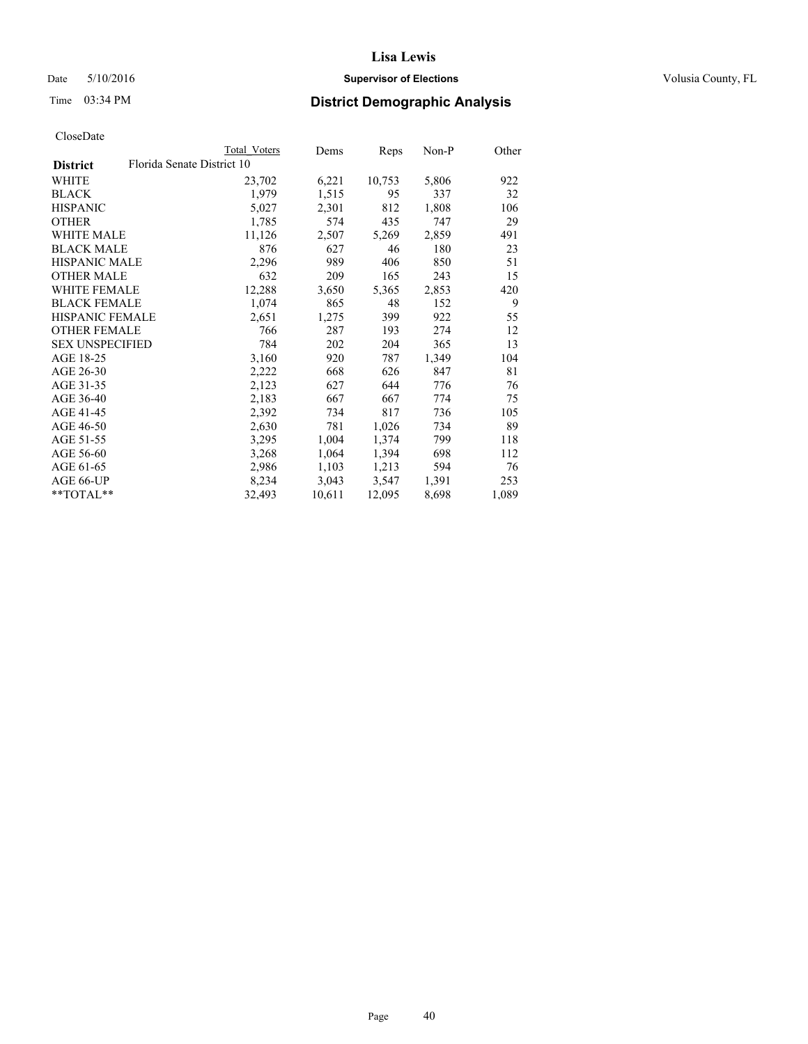CloseDate

| | Total Voters | Dems | Reps | Non-P | Other |
|---|---|---|---|---|---|
| **District** | Florida Senate District 10 | | | | |
| WHITE | 23,702 | 6,221 | 10,753 | 5,806 | 922 |
| BLACK | 1,979 | 1,515 | 95 | 337 | 32 |
| HISPANIC | 5,027 | 2,301 | 812 | 1,808 | 106 |
| OTHER | 1,785 | 574 | 435 | 747 | 29 |
| WHITE MALE | 11,126 | 2,507 | 5,269 | 2,859 | 491 |
| BLACK MALE | 876 | 627 | 46 | 180 | 23 |
| HISPANIC MALE | 2,296 | 989 | 406 | 850 | 51 |
| OTHER MALE | 632 | 209 | 165 | 243 | 15 |
| WHITE FEMALE | 12,288 | 3,650 | 5,365 | 2,853 | 420 |
| BLACK FEMALE | 1,074 | 865 | 48 | 152 | 9 |
| HISPANIC FEMALE | 2,651 | 1,275 | 399 | 922 | 55 |
| OTHER FEMALE | 766 | 287 | 193 | 274 | 12 |
| SEX UNSPECIFIED | 784 | 202 | 204 | 365 | 13 |
| AGE 18-25 | 3,160 | 920 | 787 | 1,349 | 104 |
| AGE 26-30 | 2,222 | 668 | 626 | 847 | 81 |
| AGE 31-35 | 2,123 | 627 | 644 | 776 | 76 |
| AGE 36-40 | 2,183 | 667 | 667 | 774 | 75 |
| AGE 41-45 | 2,392 | 734 | 817 | 736 | 105 |
| AGE 46-50 | 2,630 | 781 | 1,026 | 734 | 89 |
| AGE 51-55 | 3,295 | 1,004 | 1,374 | 799 | 118 |
| AGE 56-60 | 3,268 | 1,064 | 1,394 | 698 | 112 |
| AGE 61-65 | 2,986 | 1,103 | 1,213 | 594 | 76 |
| AGE 66-UP | 8,234 | 3,043 | 3,547 | 1,391 | 253 |
| **TOTAL** | 32,493 | 10,611 | 12,095 | 8,698 | 1,089 |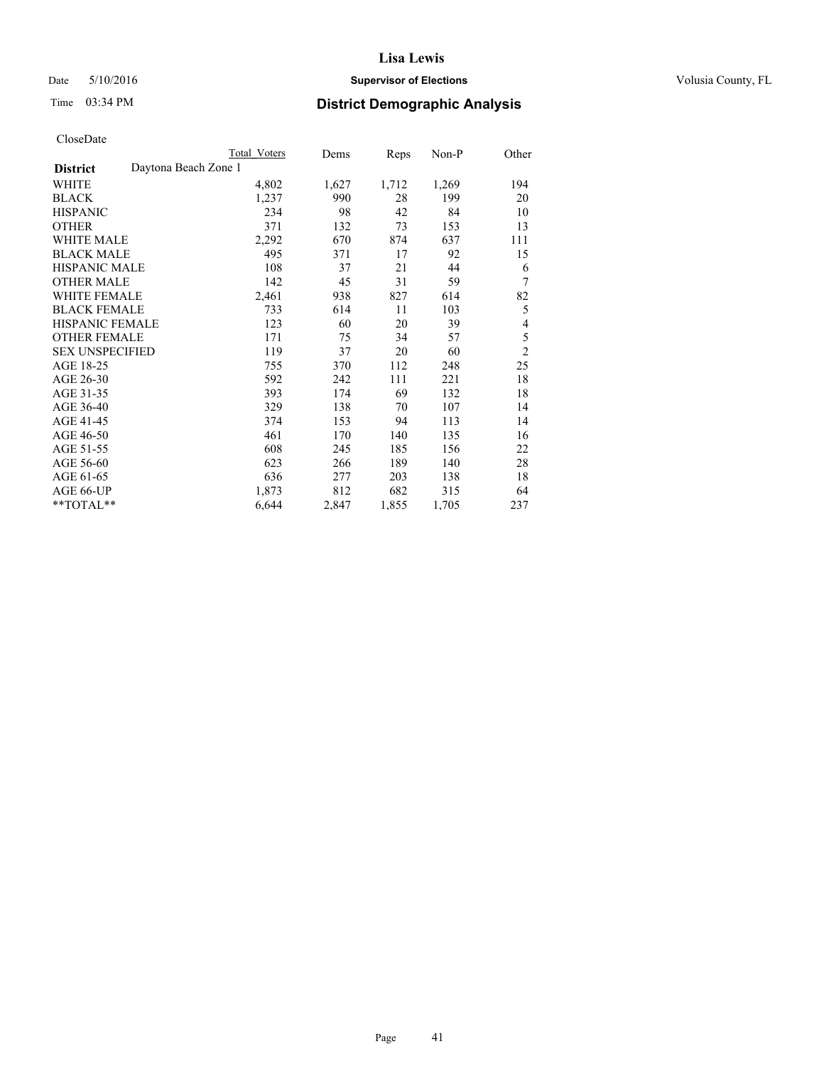# Lisa Lewis

Date 5/10/2016 **Supervisor of Elections** Volusia County, FL

Time 03:34 PM **District Demographic Analysis**

CloseDate

| **District** Daytona Beach Zone 1 | Total Voters | Dems | Reps | Non-P | Other |
|---|---|---|---|---|---|
| WHITE | 4,802 | 1,627 | 1,712 | 1,269 | 194 |
| BLACK | 1,237 | 990 | 28 | 199 | 20 |
| HISPANIC | 234 | 98 | 42 | 84 | 10 |
| OTHER | 371 | 132 | 73 | 153 | 13 |
| WHITE MALE | 2,292 | 670 | 874 | 637 | 111 |
| BLACK MALE | 495 | 371 | 17 | 92 | 15 |
| HISPANIC MALE | 108 | 37 | 21 | 44 | 6 |
| OTHER MALE | 142 | 45 | 31 | 59 | 7 |
| WHITE FEMALE | 2,461 | 938 | 827 | 614 | 82 |
| BLACK FEMALE | 733 | 614 | 11 | 103 | 5 |
| HISPANIC FEMALE | 123 | 60 | 20 | 39 | 4 |
| OTHER FEMALE | 171 | 75 | 34 | 57 | 5 |
| SEX UNSPECIFIED | 119 | 37 | 20 | 60 | 2 |
| AGE 18-25 | 755 | 370 | 112 | 248 | 25 |
| AGE 26-30 | 592 | 242 | 111 | 221 | 18 |
| AGE 31-35 | 393 | 174 | 69 | 132 | 18 |
| AGE 36-40 | 329 | 138 | 70 | 107 | 14 |
| AGE 41-45 | 374 | 153 | 94 | 113 | 14 |
| AGE 46-50 | 461 | 170 | 140 | 135 | 16 |
| AGE 51-55 | 608 | 245 | 185 | 156 | 22 |
| AGE 56-60 | 623 | 266 | 189 | 140 | 28 |
| AGE 61-65 | 636 | 277 | 203 | 138 | 18 |
| AGE 66-UP | 1,873 | 812 | 682 | 315 | 64 |
| **TOTAL** | 6,644 | 2,847 | 1,855 | 1,705 | 237 |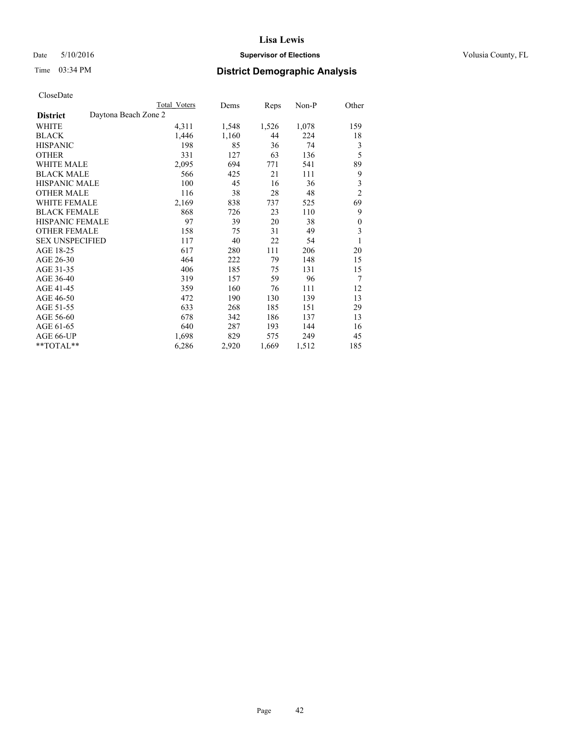Date 5/10/2016

Time 03:34 PM

**Supervisor of Elections**

Volusia County, FL

## District Demographic Analysis

CloseDate

| District | Daytona Beach Zone 2 | Total Voters | Dems | Reps | Non-P | Other |
|---|---|---|---|---|---|---|
| WHITE | | 4,311 | 1,548 | 1,526 | 1,078 | 159 |
| BLACK | | 1,446 | 1,160 | 44 | 224 | 18 |
| HISPANIC | | 198 | 85 | 36 | 74 | 3 |
| OTHER | | 331 | 127 | 63 | 136 | 5 |
| WHITE MALE | | 2,095 | 694 | 771 | 541 | 89 |
| BLACK MALE | | 566 | 425 | 21 | 111 | 9 |
| HISPANIC MALE | | 100 | 45 | 16 | 36 | 3 |
| OTHER MALE | | 116 | 38 | 28 | 48 | 2 |
| WHITE FEMALE | | 2,169 | 838 | 737 | 525 | 69 |
| BLACK FEMALE | | 868 | 726 | 23 | 110 | 9 |
| HISPANIC FEMALE | | 97 | 39 | 20 | 38 | 0 |
| OTHER FEMALE | | 158 | 75 | 31 | 49 | 3 |
| SEX UNSPECIFIED | | 117 | 40 | 22 | 54 | 1 |
| AGE 18-25 | | 617 | 280 | 111 | 206 | 20 |
| AGE 26-30 | | 464 | 222 | 79 | 148 | 15 |
| AGE 31-35 | | 406 | 185 | 75 | 131 | 15 |
| AGE 36-40 | | 319 | 157 | 59 | 96 | 7 |
| AGE 41-45 | | 359 | 160 | 76 | 111 | 12 |
| AGE 46-50 | | 472 | 190 | 130 | 139 | 13 |
| AGE 51-55 | | 633 | 268 | 185 | 151 | 29 |
| AGE 56-60 | | 678 | 342 | 186 | 137 | 13 |
| AGE 61-65 | | 640 | 287 | 193 | 144 | 16 |
| AGE 66-UP | | 1,698 | 829 | 575 | 249 | 45 |
| **TOTAL** | | 6,286 | 2,920 | 1,669 | 1,512 | 185 |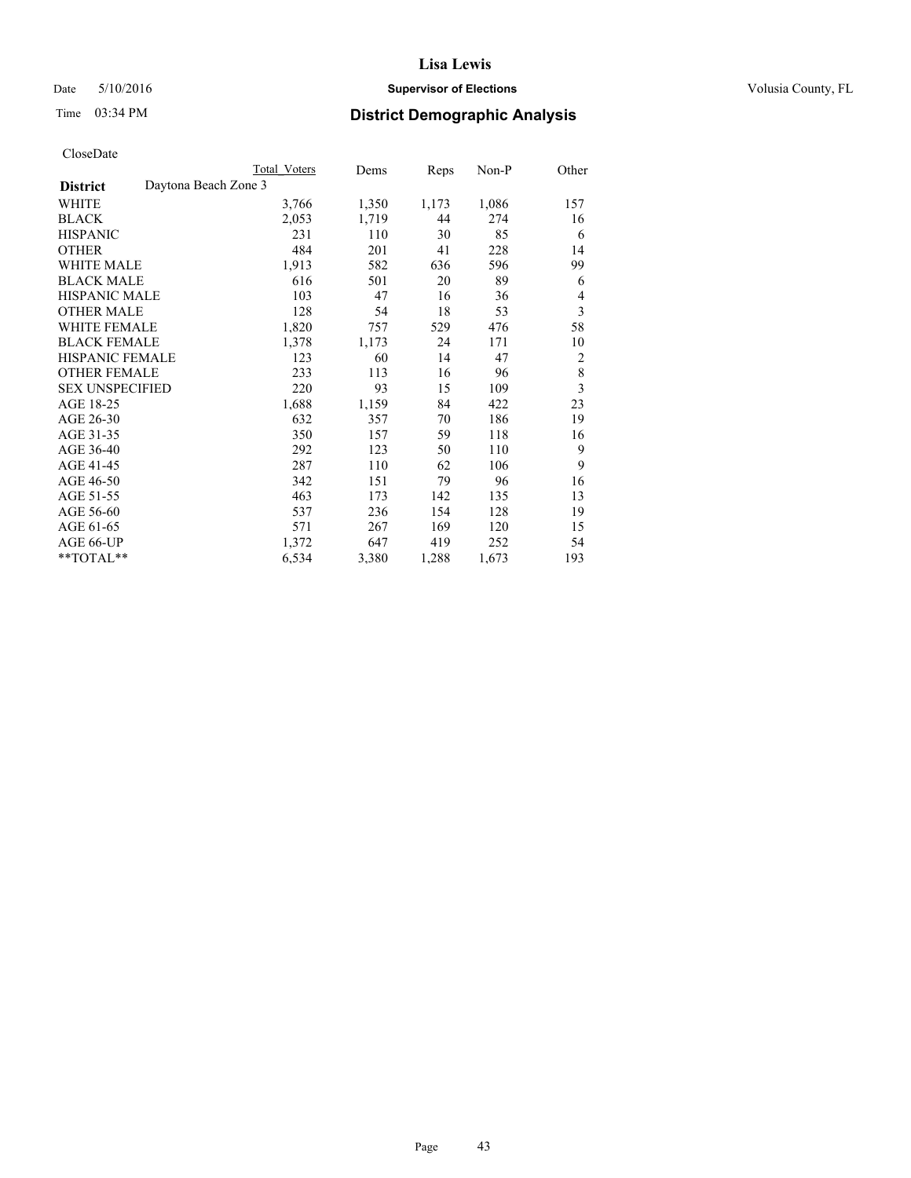# Lisa Lewis

Date 5/10/2016

**Supervisor of Elections**

Volusia County, FL

Time 03:34 PM

## District Demographic Analysis

CloseDate

| **District** | Daytona Beach Zone 3 | Total Voters | Dems | Reps | Non-P | Other |
|---|---|---|---|---|---|---|
| WHITE | | 3,766 | 1,350 | 1,173 | 1,086 | 157 |
| BLACK | | 2,053 | 1,719 | 44 | 274 | 16 |
| HISPANIC | | 231 | 110 | 30 | 85 | 6 |
| OTHER | | 484 | 201 | 41 | 228 | 14 |
| WHITE MALE | | 1,913 | 582 | 636 | 596 | 99 |
| BLACK MALE | | 616 | 501 | 20 | 89 | 6 |
| HISPANIC MALE | | 103 | 47 | 16 | 36 | 4 |
| OTHER MALE | | 128 | 54 | 18 | 53 | 3 |
| WHITE FEMALE | | 1,820 | 757 | 529 | 476 | 58 |
| BLACK FEMALE | | 1,378 | 1,173 | 24 | 171 | 10 |
| HISPANIC FEMALE | | 123 | 60 | 14 | 47 | 2 |
| OTHER FEMALE | | 233 | 113 | 16 | 96 | 8 |
| SEX UNSPECIFIED | | 220 | 93 | 15 | 109 | 3 |
| AGE 18-25 | | 1,688 | 1,159 | 84 | 422 | 23 |
| AGE 26-30 | | 632 | 357 | 70 | 186 | 19 |
| AGE 31-35 | | 350 | 157 | 59 | 118 | 16 |
| AGE 36-40 | | 292 | 123 | 50 | 110 | 9 |
| AGE 41-45 | | 287 | 110 | 62 | 106 | 9 |
| AGE 46-50 | | 342 | 151 | 79 | 96 | 16 |
| AGE 51-55 | | 463 | 173 | 142 | 135 | 13 |
| AGE 56-60 | | 537 | 236 | 154 | 128 | 19 |
| AGE 61-65 | | 571 | 267 | 169 | 120 | 15 |
| AGE 66-UP | | 1,372 | 647 | 419 | 252 | 54 |
| **TOTAL** | | 6,534 | 3,380 | 1,288 | 1,673 | 193 |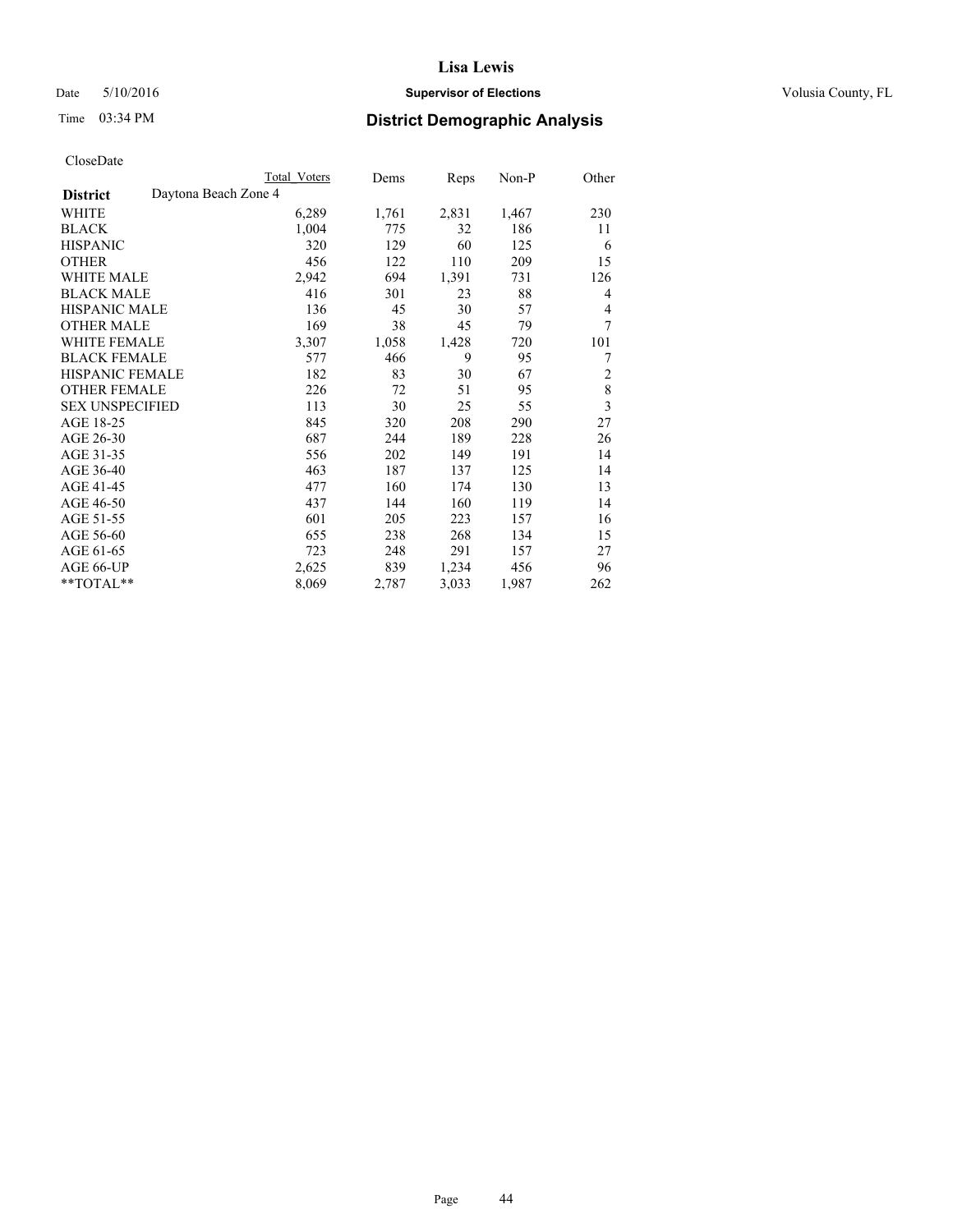# Lisa Lewis

Date 5/10/2016 **Supervisor of Elections** Volusia County, FL

Time 03:34 PM **District Demographic Analysis**

CloseDate

| District | Daytona Beach Zone 4 | Total Voters | Dems | Reps | Non-P | Other |
|---|---|---|---|---|---|---|
| WHITE | | 6,289 | 1,761 | 2,831 | 1,467 | 230 |
| BLACK | | 1,004 | 775 | 32 | 186 | 11 |
| HISPANIC | | 320 | 129 | 60 | 125 | 6 |
| OTHER | | 456 | 122 | 110 | 209 | 15 |
| WHITE MALE | | 2,942 | 694 | 1,391 | 731 | 126 |
| BLACK MALE | | 416 | 301 | 23 | 88 | 4 |
| HISPANIC MALE | | 136 | 45 | 30 | 57 | 4 |
| OTHER MALE | | 169 | 38 | 45 | 79 | 7 |
| WHITE FEMALE | | 3,307 | 1,058 | 1,428 | 720 | 101 |
| BLACK FEMALE | | 577 | 466 | 9 | 95 | 7 |
| HISPANIC FEMALE | | 182 | 83 | 30 | 67 | 2 |
| OTHER FEMALE | | 226 | 72 | 51 | 95 | 8 |
| SEX UNSPECIFIED | | 113 | 30 | 25 | 55 | 3 |
| AGE 18-25 | | 845 | 320 | 208 | 290 | 27 |
| AGE 26-30 | | 687 | 244 | 189 | 228 | 26 |
| AGE 31-35 | | 556 | 202 | 149 | 191 | 14 |
| AGE 36-40 | | 463 | 187 | 137 | 125 | 14 |
| AGE 41-45 | | 477 | 160 | 174 | 130 | 13 |
| AGE 46-50 | | 437 | 144 | 160 | 119 | 14 |
| AGE 51-55 | | 601 | 205 | 223 | 157 | 16 |
| AGE 56-60 | | 655 | 238 | 268 | 134 | 15 |
| AGE 61-65 | | 723 | 248 | 291 | 157 | 27 |
| AGE 66-UP | | 2,625 | 839 | 1,234 | 456 | 96 |
| **TOTAL** | | 8,069 | 2,787 | 3,033 | 1,987 | 262 |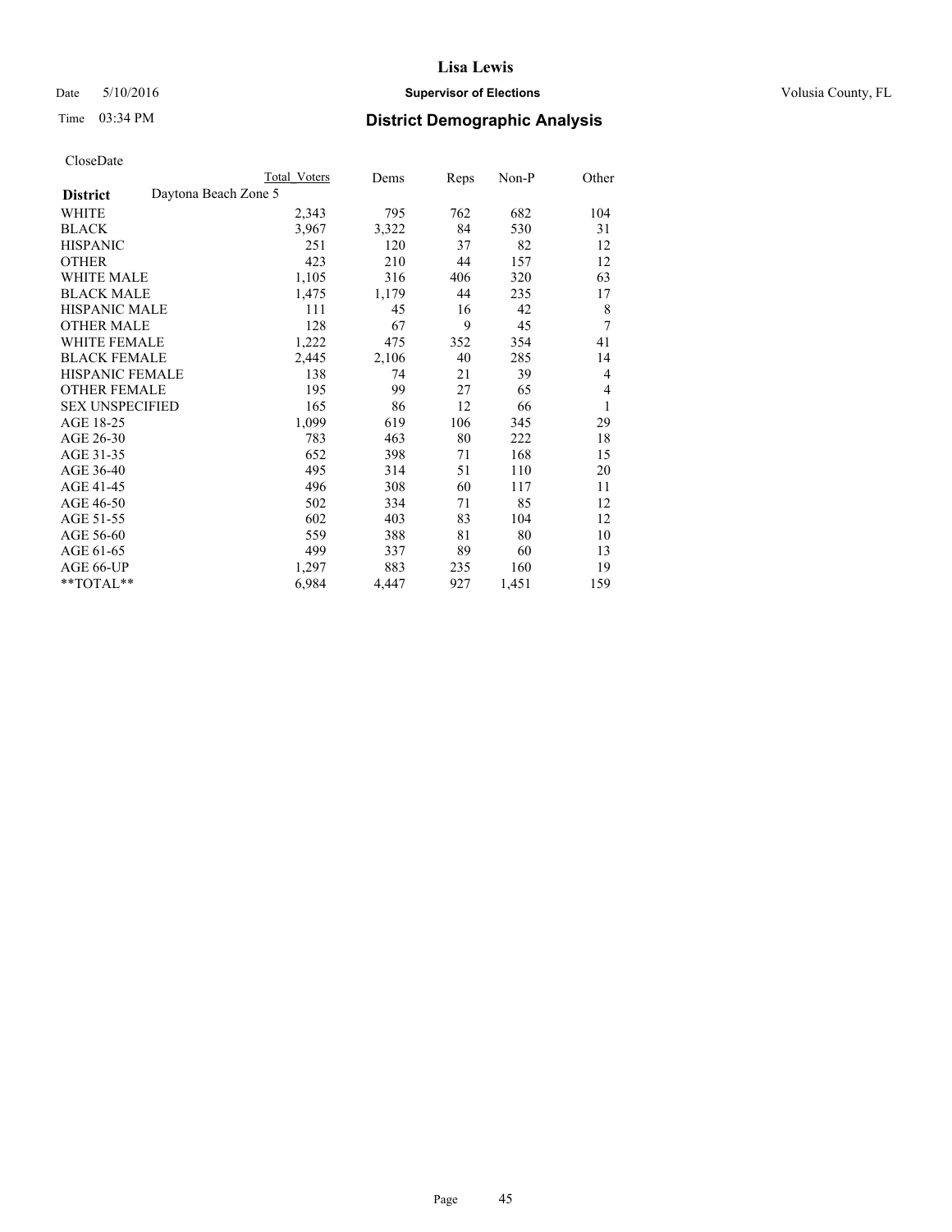Date 5/10/2016

Time 03:34 PM

# Lisa Lewis

## Supervisor of Elections

## District Demographic Analysis

Volusia County, FL

CloseDate

| | Total Voters | Dems | Reps | Non-P | Other |
|---|---|---|---|---|---|
| **District** Daytona Beach Zone 5 | | | | | |
| WHITE | 2,343 | 795 | 762 | 682 | 104 |
| BLACK | 3,967 | 3,322 | 84 | 530 | 31 |
| HISPANIC | 251 | 120 | 37 | 82 | 12 |
| OTHER | 423 | 210 | 44 | 157 | 12 |
| WHITE MALE | 1,105 | 316 | 406 | 320 | 63 |
| BLACK MALE | 1,475 | 1,179 | 44 | 235 | 17 |
| HISPANIC MALE | 111 | 45 | 16 | 42 | 8 |
| OTHER MALE | 128 | 67 | 9 | 45 | 7 |
| WHITE FEMALE | 1,222 | 475 | 352 | 354 | 41 |
| BLACK FEMALE | 2,445 | 2,106 | 40 | 285 | 14 |
| HISPANIC FEMALE | 138 | 74 | 21 | 39 | 4 |
| OTHER FEMALE | 195 | 99 | 27 | 65 | 4 |
| SEX UNSPECIFIED | 165 | 86 | 12 | 66 | 1 |
| AGE 18-25 | 1,099 | 619 | 106 | 345 | 29 |
| AGE 26-30 | 783 | 463 | 80 | 222 | 18 |
| AGE 31-35 | 652 | 398 | 71 | 168 | 15 |
| AGE 36-40 | 495 | 314 | 51 | 110 | 20 |
| AGE 41-45 | 496 | 308 | 60 | 117 | 11 |
| AGE 46-50 | 502 | 334 | 71 | 85 | 12 |
| AGE 51-55 | 602 | 403 | 83 | 104 | 12 |
| AGE 56-60 | 559 | 388 | 81 | 80 | 10 |
| AGE 61-65 | 499 | 337 | 89 | 60 | 13 |
| AGE 66-UP | 1,297 | 883 | 235 | 160 | 19 |
| **TOTAL** | 6,984 | 4,447 | 927 | 1,451 | 159 |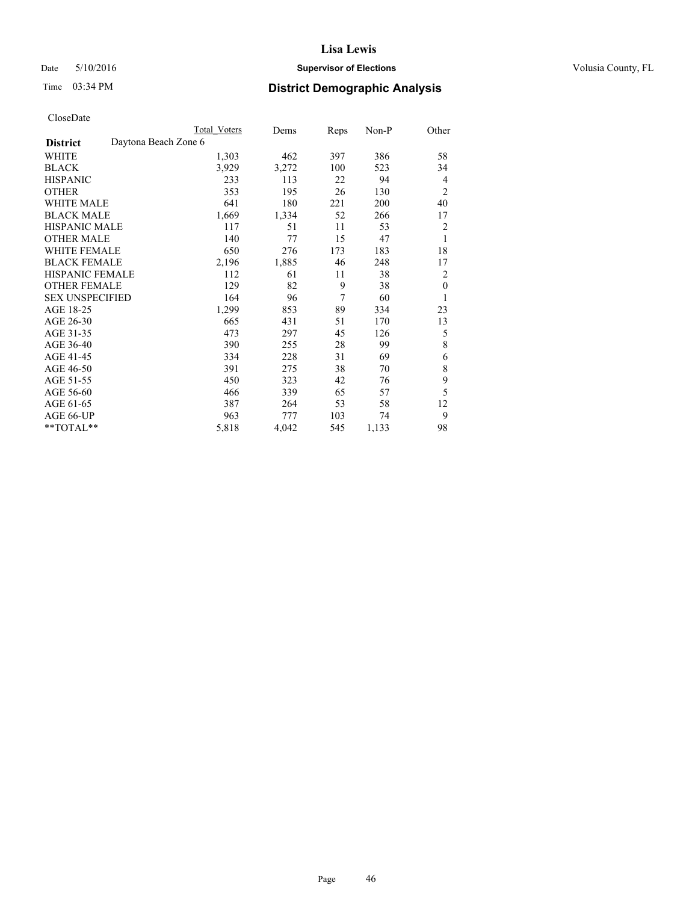Date 5/10/2016

Time 03:34 PM

# Lisa Lewis

## Supervisor of Elections

## District Demographic Analysis

Volusia County, FL

CloseDate

| | Total Voters | Dems | Reps | Non-P | Other |
|---|---|---|---|---|---|
| **District** Daytona Beach Zone 6 | | | | | |
| WHITE | 1,303 | 462 | 397 | 386 | 58 |
| BLACK | 3,929 | 3,272 | 100 | 523 | 34 |
| HISPANIC | 233 | 113 | 22 | 94 | 4 |
| OTHER | 353 | 195 | 26 | 130 | 2 |
| WHITE MALE | 641 | 180 | 221 | 200 | 40 |
| BLACK MALE | 1,669 | 1,334 | 52 | 266 | 17 |
| HISPANIC MALE | 117 | 51 | 11 | 53 | 2 |
| OTHER MALE | 140 | 77 | 15 | 47 | 1 |
| WHITE FEMALE | 650 | 276 | 173 | 183 | 18 |
| BLACK FEMALE | 2,196 | 1,885 | 46 | 248 | 17 |
| HISPANIC FEMALE | 112 | 61 | 11 | 38 | 2 |
| OTHER FEMALE | 129 | 82 | 9 | 38 | 0 |
| SEX UNSPECIFIED | 164 | 96 | 7 | 60 | 1 |
| AGE 18-25 | 1,299 | 853 | 89 | 334 | 23 |
| AGE 26-30 | 665 | 431 | 51 | 170 | 13 |
| AGE 31-35 | 473 | 297 | 45 | 126 | 5 |
| AGE 36-40 | 390 | 255 | 28 | 99 | 8 |
| AGE 41-45 | 334 | 228 | 31 | 69 | 6 |
| AGE 46-50 | 391 | 275 | 38 | 70 | 8 |
| AGE 51-55 | 450 | 323 | 42 | 76 | 9 |
| AGE 56-60 | 466 | 339 | 65 | 57 | 5 |
| AGE 61-65 | 387 | 264 | 53 | 58 | 12 |
| AGE 66-UP | 963 | 777 | 103 | 74 | 9 |
| **TOTAL** | 5,818 | 4,042 | 545 | 1,133 | 98 |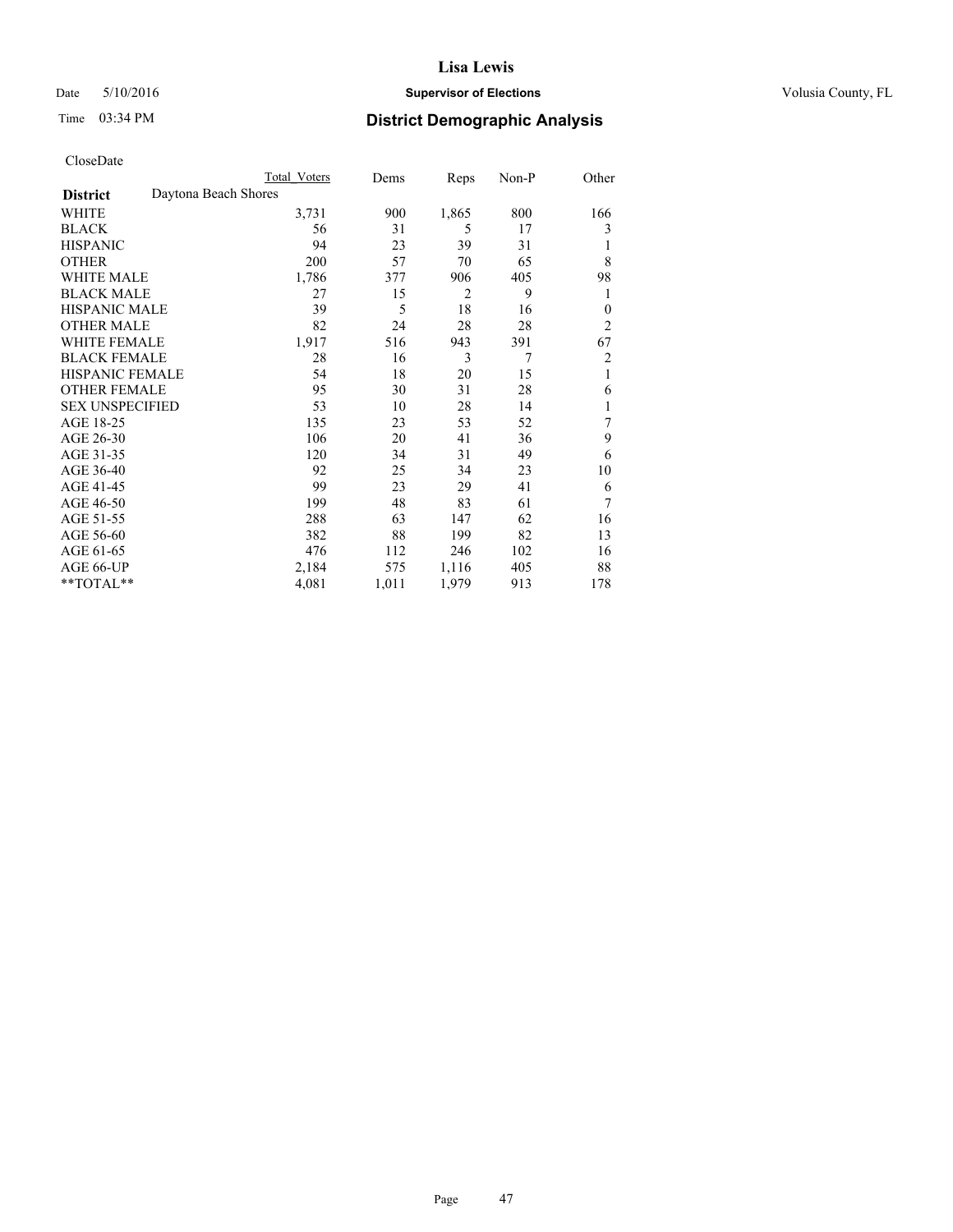# Lisa Lewis

Date 5/10/2016 **Supervisor of Elections** Volusia County, FL

Time 03:34 PM **District Demographic Analysis**

CloseDate

| | Total Voters | Dems | Reps | Non-P | Other |
|---|---|---|---|---|---|
| **District** Daytona Beach Shores | | | | | |
| WHITE | 3,731 | 900 | 1,865 | 800 | 166 |
| BLACK | 56 | 31 | 5 | 17 | 3 |
| HISPANIC | 94 | 23 | 39 | 31 | 1 |
| OTHER | 200 | 57 | 70 | 65 | 8 |
| WHITE MALE | 1,786 | 377 | 906 | 405 | 98 |
| BLACK MALE | 27 | 15 | 2 | 9 | 1 |
| HISPANIC MALE | 39 | 5 | 18 | 16 | 0 |
| OTHER MALE | 82 | 24 | 28 | 28 | 2 |
| WHITE FEMALE | 1,917 | 516 | 943 | 391 | 67 |
| BLACK FEMALE | 28 | 16 | 3 | 7 | 2 |
| HISPANIC FEMALE | 54 | 18 | 20 | 15 | 1 |
| OTHER FEMALE | 95 | 30 | 31 | 28 | 6 |
| SEX UNSPECIFIED | 53 | 10 | 28 | 14 | 1 |
| AGE 18-25 | 135 | 23 | 53 | 52 | 7 |
| AGE 26-30 | 106 | 20 | 41 | 36 | 9 |
| AGE 31-35 | 120 | 34 | 31 | 49 | 6 |
| AGE 36-40 | 92 | 25 | 34 | 23 | 10 |
| AGE 41-45 | 99 | 23 | 29 | 41 | 6 |
| AGE 46-50 | 199 | 48 | 83 | 61 | 7 |
| AGE 51-55 | 288 | 63 | 147 | 62 | 16 |
| AGE 56-60 | 382 | 88 | 199 | 82 | 13 |
| AGE 61-65 | 476 | 112 | 246 | 102 | 16 |
| AGE 66-UP | 2,184 | 575 | 1,116 | 405 | 88 |
| **TOTAL** | 4,081 | 1,011 | 1,979 | 913 | 178 |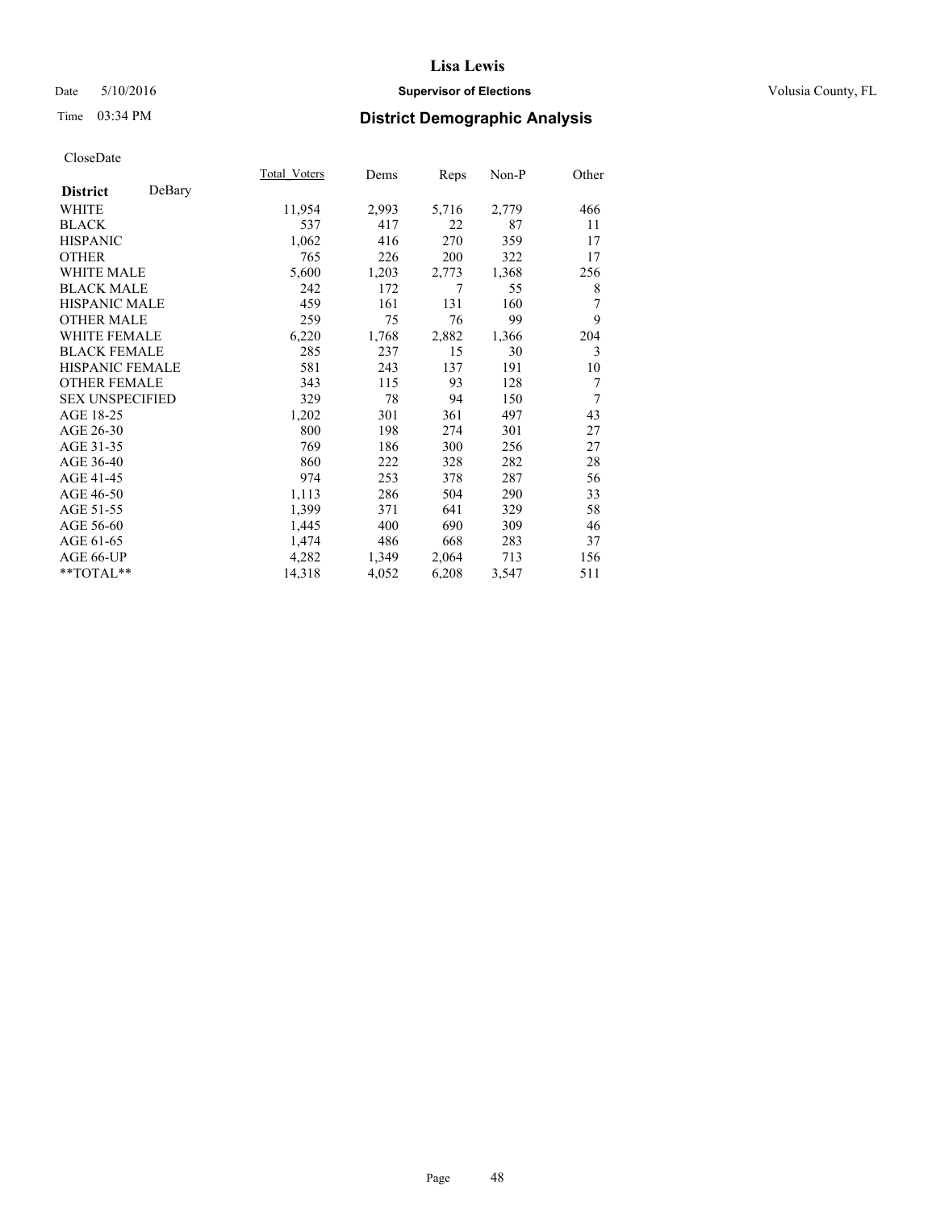# Lisa Lewis

Date 5/10/2016 **Supervisor of Elections** Volusia County, FL

Time 03:34 PM **District Demographic Analysis**

CloseDate

| **District** DeBary | Total_Voters | Dems | Reps | Non-P | Other |
|---|---|---|---|---|---|
| WHITE | 11,954 | 2,993 | 5,716 | 2,779 | 466 |
| BLACK | 537 | 417 | 22 | 87 | 11 |
| HISPANIC | 1,062 | 416 | 270 | 359 | 17 |
| OTHER | 765 | 226 | 200 | 322 | 17 |
| WHITE MALE | 5,600 | 1,203 | 2,773 | 1,368 | 256 |
| BLACK MALE | 242 | 172 | 7 | 55 | 8 |
| HISPANIC MALE | 459 | 161 | 131 | 160 | 7 |
| OTHER MALE | 259 | 75 | 76 | 99 | 9 |
| WHITE FEMALE | 6,220 | 1,768 | 2,882 | 1,366 | 204 |
| BLACK FEMALE | 285 | 237 | 15 | 30 | 3 |
| HISPANIC FEMALE | 581 | 243 | 137 | 191 | 10 |
| OTHER FEMALE | 343 | 115 | 93 | 128 | 7 |
| SEX UNSPECIFIED | 329 | 78 | 94 | 150 | 7 |
| AGE 18-25 | 1,202 | 301 | 361 | 497 | 43 |
| AGE 26-30 | 800 | 198 | 274 | 301 | 27 |
| AGE 31-35 | 769 | 186 | 300 | 256 | 27 |
| AGE 36-40 | 860 | 222 | 328 | 282 | 28 |
| AGE 41-45 | 974 | 253 | 378 | 287 | 56 |
| AGE 46-50 | 1,113 | 286 | 504 | 290 | 33 |
| AGE 51-55 | 1,399 | 371 | 641 | 329 | 58 |
| AGE 56-60 | 1,445 | 400 | 690 | 309 | 46 |
| AGE 61-65 | 1,474 | 486 | 668 | 283 | 37 |
| AGE 66-UP | 4,282 | 1,349 | 2,064 | 713 | 156 |
| **TOTAL** | 14,318 | 4,052 | 6,208 | 3,547 | 511 |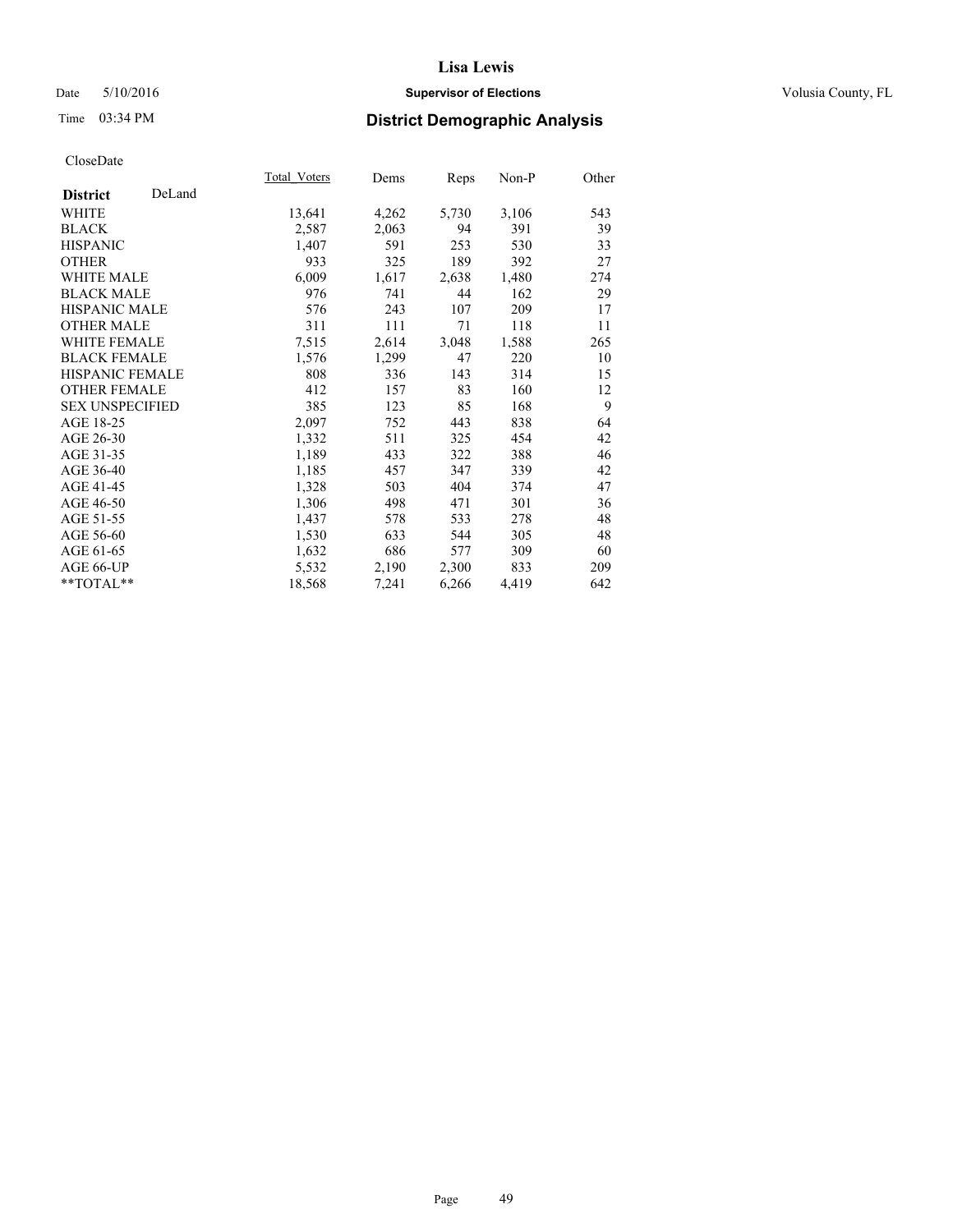Date 5/10/2016

Time 03:34 PM

# Lisa Lewis

**Supervisor of Elections**

Volusia County, FL

## District Demographic Analysis

CloseDate

| **District** DeLand | Total_Voters | Dems | Reps | Non-P | Other |
|---|---|---|---|---|---|
| WHITE | 13,641 | 4,262 | 5,730 | 3,106 | 543 |
| BLACK | 2,587 | 2,063 | 94 | 391 | 39 |
| HISPANIC | 1,407 | 591 | 253 | 530 | 33 |
| OTHER | 933 | 325 | 189 | 392 | 27 |
| WHITE MALE | 6,009 | 1,617 | 2,638 | 1,480 | 274 |
| BLACK MALE | 976 | 741 | 44 | 162 | 29 |
| HISPANIC MALE | 576 | 243 | 107 | 209 | 17 |
| OTHER MALE | 311 | 111 | 71 | 118 | 11 |
| WHITE FEMALE | 7,515 | 2,614 | 3,048 | 1,588 | 265 |
| BLACK FEMALE | 1,576 | 1,299 | 47 | 220 | 10 |
| HISPANIC FEMALE | 808 | 336 | 143 | 314 | 15 |
| OTHER FEMALE | 412 | 157 | 83 | 160 | 12 |
| SEX UNSPECIFIED | 385 | 123 | 85 | 168 | 9 |
| AGE 18-25 | 2,097 | 752 | 443 | 838 | 64 |
| AGE 26-30 | 1,332 | 511 | 325 | 454 | 42 |
| AGE 31-35 | 1,189 | 433 | 322 | 388 | 46 |
| AGE 36-40 | 1,185 | 457 | 347 | 339 | 42 |
| AGE 41-45 | 1,328 | 503 | 404 | 374 | 47 |
| AGE 46-50 | 1,306 | 498 | 471 | 301 | 36 |
| AGE 51-55 | 1,437 | 578 | 533 | 278 | 48 |
| AGE 56-60 | 1,530 | 633 | 544 | 305 | 48 |
| AGE 61-65 | 1,632 | 686 | 577 | 309 | 60 |
| AGE 66-UP | 5,532 | 2,190 | 2,300 | 833 | 209 |
| **TOTAL** | 18,568 | 7,241 | 6,266 | 4,419 | 642 |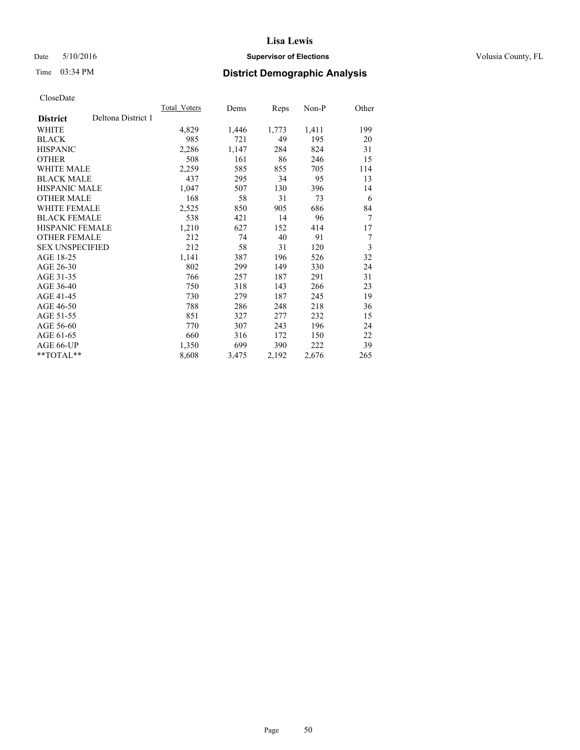CloseDate

| District | Deltona District 1 | Total_Voters | Dems | Reps | Non-P | Other |
|---|---|---|---|---|---|---|
| WHITE | | 4,829 | 1,446 | 1,773 | 1,411 | 199 |
| BLACK | | 985 | 721 | 49 | 195 | 20 |
| HISPANIC | | 2,286 | 1,147 | 284 | 824 | 31 |
| OTHER | | 508 | 161 | 86 | 246 | 15 |
| WHITE MALE | | 2,259 | 585 | 855 | 705 | 114 |
| BLACK MALE | | 437 | 295 | 34 | 95 | 13 |
| HISPANIC MALE | | 1,047 | 507 | 130 | 396 | 14 |
| OTHER MALE | | 168 | 58 | 31 | 73 | 6 |
| WHITE FEMALE | | 2,525 | 850 | 905 | 686 | 84 |
| BLACK FEMALE | | 538 | 421 | 14 | 96 | 7 |
| HISPANIC FEMALE | | 1,210 | 627 | 152 | 414 | 17 |
| OTHER FEMALE | | 212 | 74 | 40 | 91 | 7 |
| SEX UNSPECIFIED | | 212 | 58 | 31 | 120 | 3 |
| AGE 18-25 | | 1,141 | 387 | 196 | 526 | 32 |
| AGE 26-30 | | 802 | 299 | 149 | 330 | 24 |
| AGE 31-35 | | 766 | 257 | 187 | 291 | 31 |
| AGE 36-40 | | 750 | 318 | 143 | 266 | 23 |
| AGE 41-45 | | 730 | 279 | 187 | 245 | 19 |
| AGE 46-50 | | 788 | 286 | 248 | 218 | 36 |
| AGE 51-55 | | 851 | 327 | 277 | 232 | 15 |
| AGE 56-60 | | 770 | 307 | 243 | 196 | 24 |
| AGE 61-65 | | 660 | 316 | 172 | 150 | 22 |
| AGE 66-UP | | 1,350 | 699 | 390 | 222 | 39 |
| **TOTAL** | | 8,608 | 3,475 | 2,192 | 2,676 | 265 |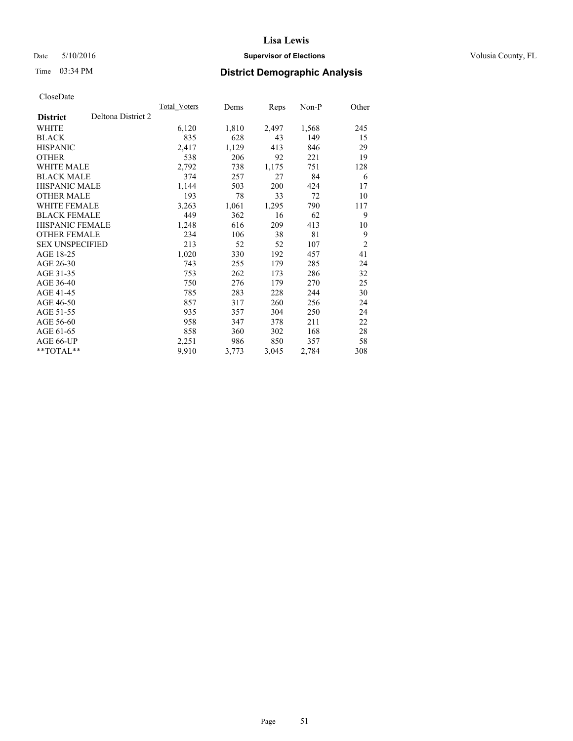# District Demographic Analysis

CloseDate

| District | Deltona District 2 | Total_Voters | Dems | Reps | Non-P | Other |
|---|---|---|---|---|---|---|
| WHITE | | 6,120 | 1,810 | 2,497 | 1,568 | 245 |
| BLACK | | 835 | 628 | 43 | 149 | 15 |
| HISPANIC | | 2,417 | 1,129 | 413 | 846 | 29 |
| OTHER | | 538 | 206 | 92 | 221 | 19 |
| WHITE MALE | | 2,792 | 738 | 1,175 | 751 | 128 |
| BLACK MALE | | 374 | 257 | 27 | 84 | 6 |
| HISPANIC MALE | | 1,144 | 503 | 200 | 424 | 17 |
| OTHER MALE | | 193 | 78 | 33 | 72 | 10 |
| WHITE FEMALE | | 3,263 | 1,061 | 1,295 | 790 | 117 |
| BLACK FEMALE | | 449 | 362 | 16 | 62 | 9 |
| HISPANIC FEMALE | | 1,248 | 616 | 209 | 413 | 10 |
| OTHER FEMALE | | 234 | 106 | 38 | 81 | 9 |
| SEX UNSPECIFIED | | 213 | 52 | 52 | 107 | 2 |
| AGE 18-25 | | 1,020 | 330 | 192 | 457 | 41 |
| AGE 26-30 | | 743 | 255 | 179 | 285 | 24 |
| AGE 31-35 | | 753 | 262 | 173 | 286 | 32 |
| AGE 36-40 | | 750 | 276 | 179 | 270 | 25 |
| AGE 41-45 | | 785 | 283 | 228 | 244 | 30 |
| AGE 46-50 | | 857 | 317 | 260 | 256 | 24 |
| AGE 51-55 | | 935 | 357 | 304 | 250 | 24 |
| AGE 56-60 | | 958 | 347 | 378 | 211 | 22 |
| AGE 61-65 | | 858 | 360 | 302 | 168 | 28 |
| AGE 66-UP | | 2,251 | 986 | 850 | 357 | 58 |
| **TOTAL** | | 9,910 | 3,773 | 3,045 | 2,784 | 308 |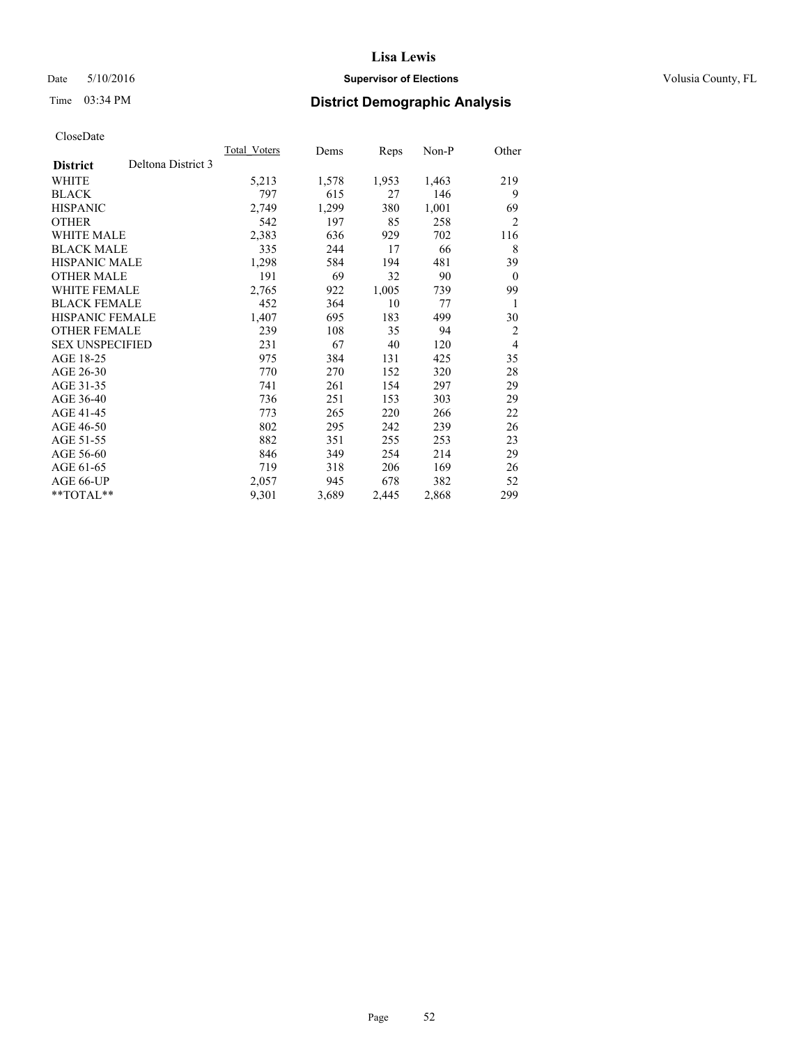# Lisa Lewis

Date 5/10/2016

**Supervisor of Elections**

Volusia County, FL

Time 03:34 PM

## District Demographic Analysis

CloseDate

| **District** | Deltona District 3 | Total_Voters | Dems | Reps | Non-P | Other |
|---|---|---|---|---|---|---|
| WHITE | | 5,213 | 1,578 | 1,953 | 1,463 | 219 |
| BLACK | | 797 | 615 | 27 | 146 | 9 |
| HISPANIC | | 2,749 | 1,299 | 380 | 1,001 | 69 |
| OTHER | | 542 | 197 | 85 | 258 | 2 |
| WHITE MALE | | 2,383 | 636 | 929 | 702 | 116 |
| BLACK MALE | | 335 | 244 | 17 | 66 | 8 |
| HISPANIC MALE | | 1,298 | 584 | 194 | 481 | 39 |
| OTHER MALE | | 191 | 69 | 32 | 90 | 0 |
| WHITE FEMALE | | 2,765 | 922 | 1,005 | 739 | 99 |
| BLACK FEMALE | | 452 | 364 | 10 | 77 | 1 |
| HISPANIC FEMALE | | 1,407 | 695 | 183 | 499 | 30 |
| OTHER FEMALE | | 239 | 108 | 35 | 94 | 2 |
| SEX UNSPECIFIED | | 231 | 67 | 40 | 120 | 4 |
| AGE 18-25 | | 975 | 384 | 131 | 425 | 35 |
| AGE 26-30 | | 770 | 270 | 152 | 320 | 28 |
| AGE 31-35 | | 741 | 261 | 154 | 297 | 29 |
| AGE 36-40 | | 736 | 251 | 153 | 303 | 29 |
| AGE 41-45 | | 773 | 265 | 220 | 266 | 22 |
| AGE 46-50 | | 802 | 295 | 242 | 239 | 26 |
| AGE 51-55 | | 882 | 351 | 255 | 253 | 23 |
| AGE 56-60 | | 846 | 349 | 254 | 214 | 29 |
| AGE 61-65 | | 719 | 318 | 206 | 169 | 26 |
| AGE 66-UP | | 2,057 | 945 | 678 | 382 | 52 |
| **TOTAL** | | 9,301 | 3,689 | 2,445 | 2,868 | 299 |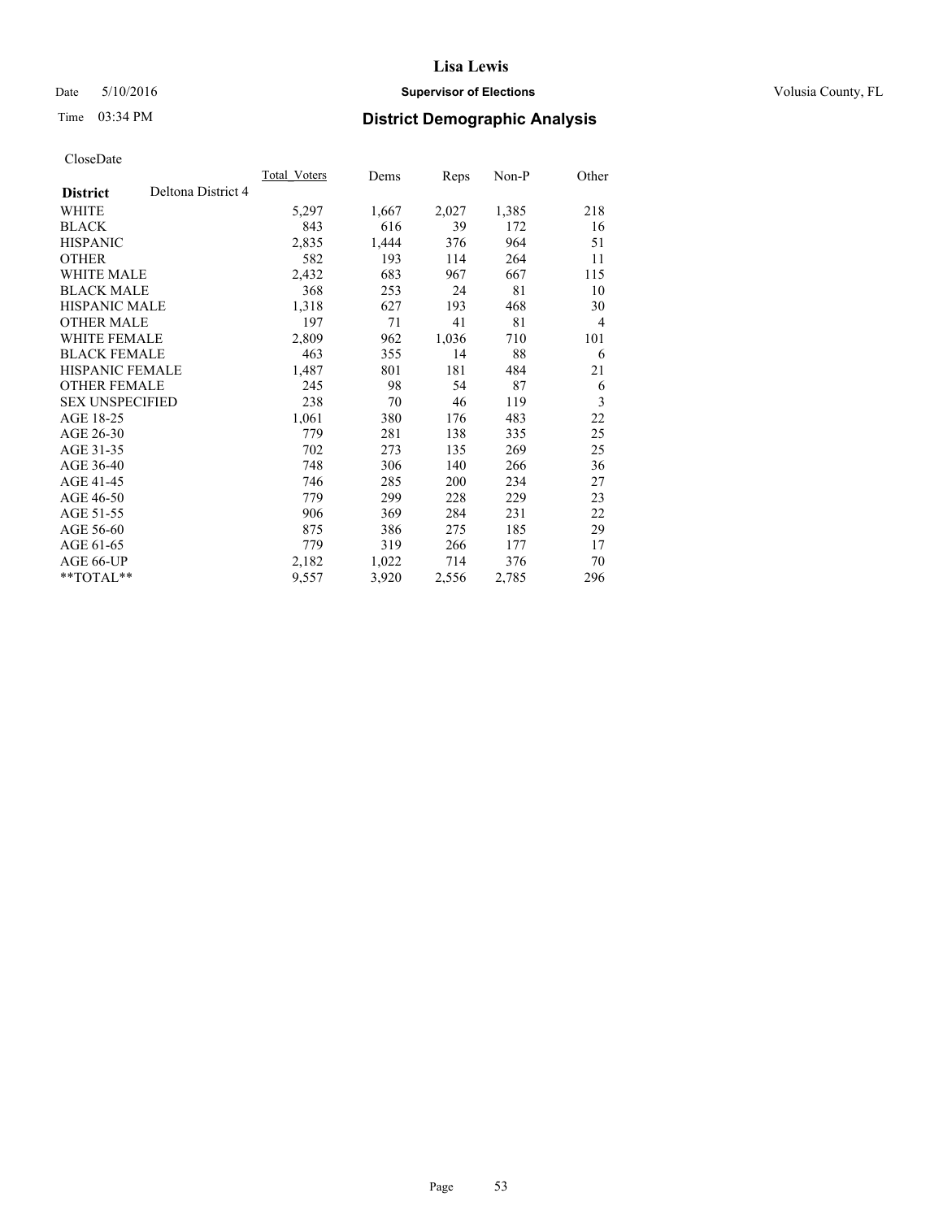CloseDate

| District | Deltona District 4 | Total_Voters | Dems | Reps | Non-P | Other |
|---|---|---|---|---|---|---|
| WHITE | | 5,297 | 1,667 | 2,027 | 1,385 | 218 |
| BLACK | | 843 | 616 | 39 | 172 | 16 |
| HISPANIC | | 2,835 | 1,444 | 376 | 964 | 51 |
| OTHER | | 582 | 193 | 114 | 264 | 11 |
| WHITE MALE | | 2,432 | 683 | 967 | 667 | 115 |
| BLACK MALE | | 368 | 253 | 24 | 81 | 10 |
| HISPANIC MALE | | 1,318 | 627 | 193 | 468 | 30 |
| OTHER MALE | | 197 | 71 | 41 | 81 | 4 |
| WHITE FEMALE | | 2,809 | 962 | 1,036 | 710 | 101 |
| BLACK FEMALE | | 463 | 355 | 14 | 88 | 6 |
| HISPANIC FEMALE | | 1,487 | 801 | 181 | 484 | 21 |
| OTHER FEMALE | | 245 | 98 | 54 | 87 | 6 |
| SEX UNSPECIFIED | | 238 | 70 | 46 | 119 | 3 |
| AGE 18-25 | | 1,061 | 380 | 176 | 483 | 22 |
| AGE 26-30 | | 779 | 281 | 138 | 335 | 25 |
| AGE 31-35 | | 702 | 273 | 135 | 269 | 25 |
| AGE 36-40 | | 748 | 306 | 140 | 266 | 36 |
| AGE 41-45 | | 746 | 285 | 200 | 234 | 27 |
| AGE 46-50 | | 779 | 299 | 228 | 229 | 23 |
| AGE 51-55 | | 906 | 369 | 284 | 231 | 22 |
| AGE 56-60 | | 875 | 386 | 275 | 185 | 29 |
| AGE 61-65 | | 779 | 319 | 266 | 177 | 17 |
| AGE 66-UP | | 2,182 | 1,022 | 714 | 376 | 70 |
| **TOTAL** | | 9,557 | 3,920 | 2,556 | 2,785 | 296 |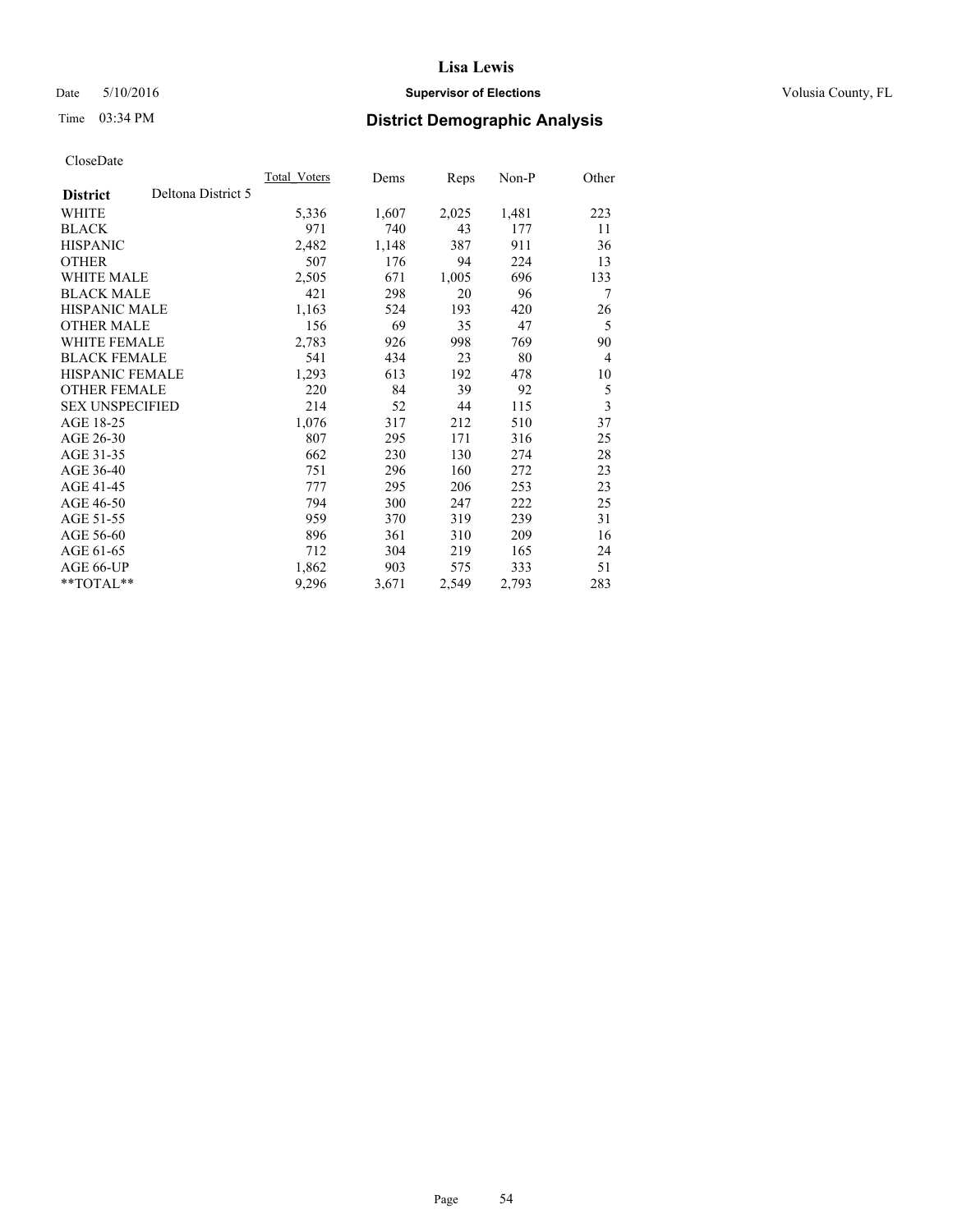CloseDate

| District | Deltona District 5 | Total_Voters | Dems | Reps | Non-P | Other |
|---|---|---|---|---|---|---|
| WHITE | | 5,336 | 1,607 | 2,025 | 1,481 | 223 |
| BLACK | | 971 | 740 | 43 | 177 | 11 |
| HISPANIC | | 2,482 | 1,148 | 387 | 911 | 36 |
| OTHER | | 507 | 176 | 94 | 224 | 13 |
| WHITE MALE | | 2,505 | 671 | 1,005 | 696 | 133 |
| BLACK MALE | | 421 | 298 | 20 | 96 | 7 |
| HISPANIC MALE | | 1,163 | 524 | 193 | 420 | 26 |
| OTHER MALE | | 156 | 69 | 35 | 47 | 5 |
| WHITE FEMALE | | 2,783 | 926 | 998 | 769 | 90 |
| BLACK FEMALE | | 541 | 434 | 23 | 80 | 4 |
| HISPANIC FEMALE | | 1,293 | 613 | 192 | 478 | 10 |
| OTHER FEMALE | | 220 | 84 | 39 | 92 | 5 |
| SEX UNSPECIFIED | | 214 | 52 | 44 | 115 | 3 |
| AGE 18-25 | | 1,076 | 317 | 212 | 510 | 37 |
| AGE 26-30 | | 807 | 295 | 171 | 316 | 25 |
| AGE 31-35 | | 662 | 230 | 130 | 274 | 28 |
| AGE 36-40 | | 751 | 296 | 160 | 272 | 23 |
| AGE 41-45 | | 777 | 295 | 206 | 253 | 23 |
| AGE 46-50 | | 794 | 300 | 247 | 222 | 25 |
| AGE 51-55 | | 959 | 370 | 319 | 239 | 31 |
| AGE 56-60 | | 896 | 361 | 310 | 209 | 16 |
| AGE 61-65 | | 712 | 304 | 219 | 165 | 24 |
| AGE 66-UP | | 1,862 | 903 | 575 | 333 | 51 |
| **TOTAL** | | 9,296 | 3,671 | 2,549 | 2,793 | 283 |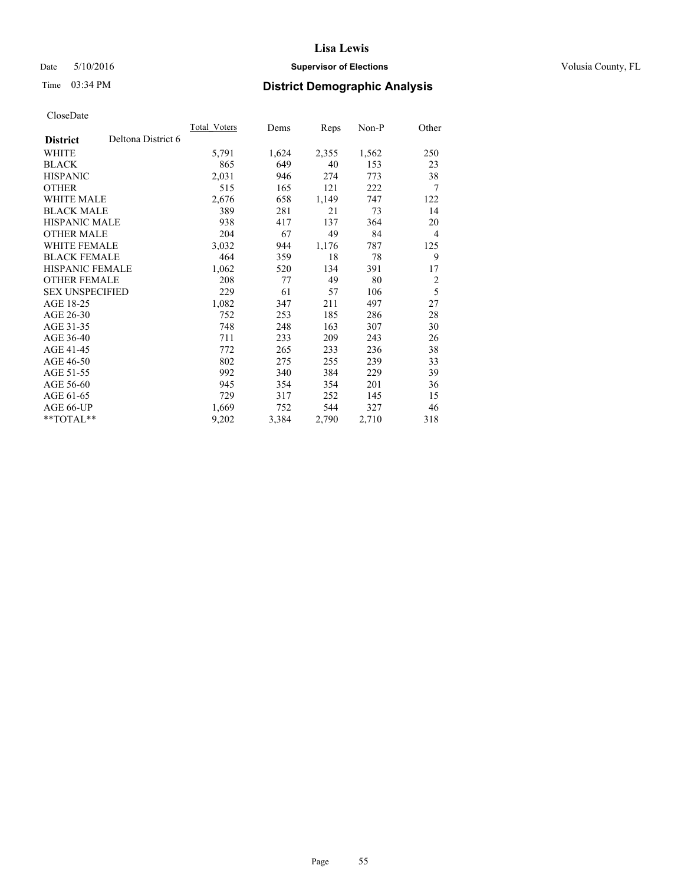# Lisa Lewis

Date 5/10/2016 **Supervisor of Elections** Volusia County, FL

Time 03:34 PM **District Demographic Analysis**

CloseDate

| **District** | Deltona District 6 | Total_Voters | Dems | Reps | Non-P | Other |
|---|---|---|---|---|---|---|
| WHITE | | 5,791 | 1,624 | 2,355 | 1,562 | 250 |
| BLACK | | 865 | 649 | 40 | 153 | 23 |
| HISPANIC | | 2,031 | 946 | 274 | 773 | 38 |
| OTHER | | 515 | 165 | 121 | 222 | 7 |
| WHITE MALE | | 2,676 | 658 | 1,149 | 747 | 122 |
| BLACK MALE | | 389 | 281 | 21 | 73 | 14 |
| HISPANIC MALE | | 938 | 417 | 137 | 364 | 20 |
| OTHER MALE | | 204 | 67 | 49 | 84 | 4 |
| WHITE FEMALE | | 3,032 | 944 | 1,176 | 787 | 125 |
| BLACK FEMALE | | 464 | 359 | 18 | 78 | 9 |
| HISPANIC FEMALE | | 1,062 | 520 | 134 | 391 | 17 |
| OTHER FEMALE | | 208 | 77 | 49 | 80 | 2 |
| SEX UNSPECIFIED | | 229 | 61 | 57 | 106 | 5 |
| AGE 18-25 | | 1,082 | 347 | 211 | 497 | 27 |
| AGE 26-30 | | 752 | 253 | 185 | 286 | 28 |
| AGE 31-35 | | 748 | 248 | 163 | 307 | 30 |
| AGE 36-40 | | 711 | 233 | 209 | 243 | 26 |
| AGE 41-45 | | 772 | 265 | 233 | 236 | 38 |
| AGE 46-50 | | 802 | 275 | 255 | 239 | 33 |
| AGE 51-55 | | 992 | 340 | 384 | 229 | 39 |
| AGE 56-60 | | 945 | 354 | 354 | 201 | 36 |
| AGE 61-65 | | 729 | 317 | 252 | 145 | 15 |
| AGE 66-UP | | 1,669 | 752 | 544 | 327 | 46 |
| **TOTAL** | | 9,202 | 3,384 | 2,790 | 2,710 | 318 |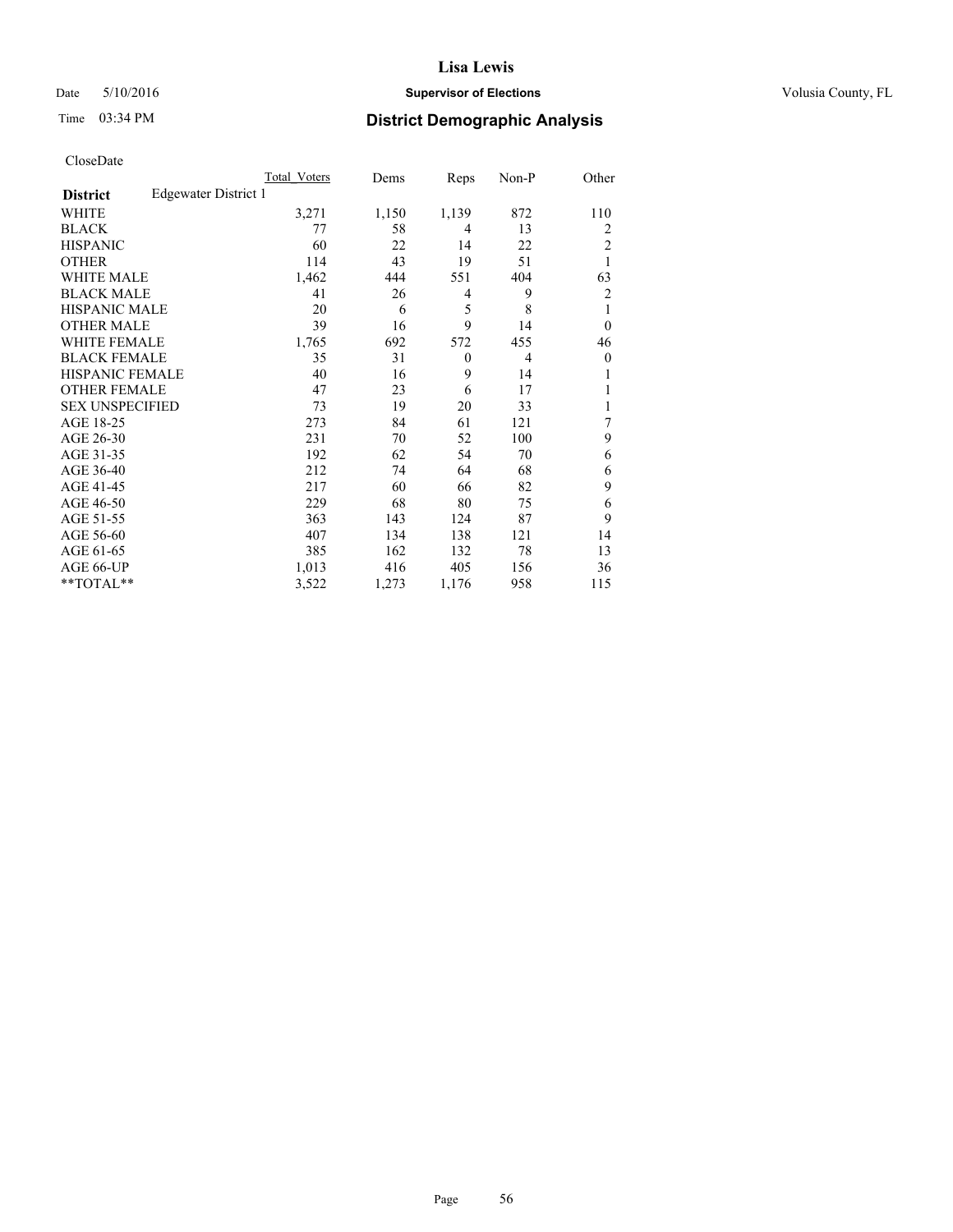CloseDate

| | Total_Voters | Dems | Reps | Non-P | Other |
|---|---|---|---|---|---|
| **District** Edgewater District 1 | | | | | |
| WHITE | 3,271 | 1,150 | 1,139 | 872 | 110 |
| BLACK | 77 | 58 | 4 | 13 | 2 |
| HISPANIC | 60 | 22 | 14 | 22 | 2 |
| OTHER | 114 | 43 | 19 | 51 | 1 |
| WHITE MALE | 1,462 | 444 | 551 | 404 | 63 |
| BLACK MALE | 41 | 26 | 4 | 9 | 2 |
| HISPANIC MALE | 20 | 6 | 5 | 8 | 1 |
| OTHER MALE | 39 | 16 | 9 | 14 | 0 |
| WHITE FEMALE | 1,765 | 692 | 572 | 455 | 46 |
| BLACK FEMALE | 35 | 31 | 0 | 4 | 0 |
| HISPANIC FEMALE | 40 | 16 | 9 | 14 | 1 |
| OTHER FEMALE | 47 | 23 | 6 | 17 | 1 |
| SEX UNSPECIFIED | 73 | 19 | 20 | 33 | 1 |
| AGE 18-25 | 273 | 84 | 61 | 121 | 7 |
| AGE 26-30 | 231 | 70 | 52 | 100 | 9 |
| AGE 31-35 | 192 | 62 | 54 | 70 | 6 |
| AGE 36-40 | 212 | 74 | 64 | 68 | 6 |
| AGE 41-45 | 217 | 60 | 66 | 82 | 9 |
| AGE 46-50 | 229 | 68 | 80 | 75 | 6 |
| AGE 51-55 | 363 | 143 | 124 | 87 | 9 |
| AGE 56-60 | 407 | 134 | 138 | 121 | 14 |
| AGE 61-65 | 385 | 162 | 132 | 78 | 13 |
| AGE 66-UP | 1,013 | 416 | 405 | 156 | 36 |
| **TOTAL** | 3,522 | 1,273 | 1,176 | 958 | 115 |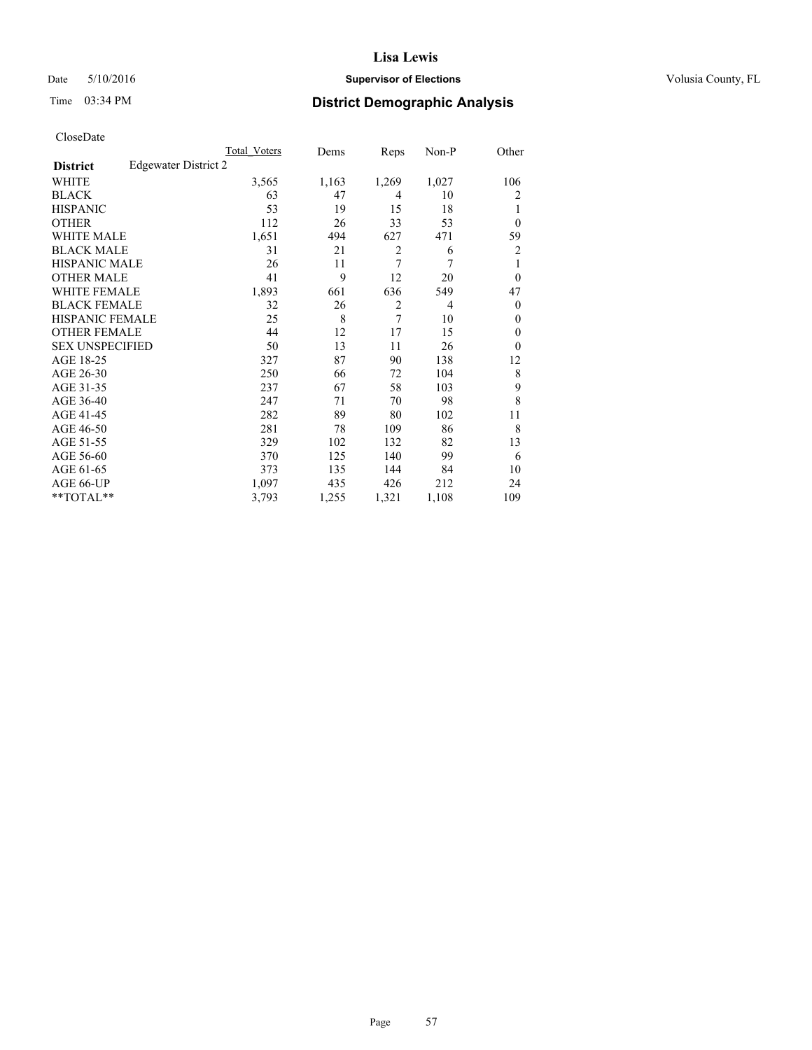# Lisa Lewis

Date 5/10/2016 **Supervisor of Elections** Volusia County, FL

Time 03:34 PM **District Demographic Analysis**

CloseDate

| **District** Edgewater District 2 | Total Voters | Dems | Reps | Non-P | Other |
|---|---|---|---|---|---|
| WHITE | 3,565 | 1,163 | 1,269 | 1,027 | 106 |
| BLACK | 63 | 47 | 4 | 10 | 2 |
| HISPANIC | 53 | 19 | 15 | 18 | 1 |
| OTHER | 112 | 26 | 33 | 53 | 0 |
| WHITE MALE | 1,651 | 494 | 627 | 471 | 59 |
| BLACK MALE | 31 | 21 | 2 | 6 | 2 |
| HISPANIC MALE | 26 | 11 | 7 | 7 | 1 |
| OTHER MALE | 41 | 9 | 12 | 20 | 0 |
| WHITE FEMALE | 1,893 | 661 | 636 | 549 | 47 |
| BLACK FEMALE | 32 | 26 | 2 | 4 | 0 |
| HISPANIC FEMALE | 25 | 8 | 7 | 10 | 0 |
| OTHER FEMALE | 44 | 12 | 17 | 15 | 0 |
| SEX UNSPECIFIED | 50 | 13 | 11 | 26 | 0 |
| AGE 18-25 | 327 | 87 | 90 | 138 | 12 |
| AGE 26-30 | 250 | 66 | 72 | 104 | 8 |
| AGE 31-35 | 237 | 67 | 58 | 103 | 9 |
| AGE 36-40 | 247 | 71 | 70 | 98 | 8 |
| AGE 41-45 | 282 | 89 | 80 | 102 | 11 |
| AGE 46-50 | 281 | 78 | 109 | 86 | 8 |
| AGE 51-55 | 329 | 102 | 132 | 82 | 13 |
| AGE 56-60 | 370 | 125 | 140 | 99 | 6 |
| AGE 61-65 | 373 | 135 | 144 | 84 | 10 |
| AGE 66-UP | 1,097 | 435 | 426 | 212 | 24 |
| **TOTAL** | 3,793 | 1,255 | 1,321 | 1,108 | 109 |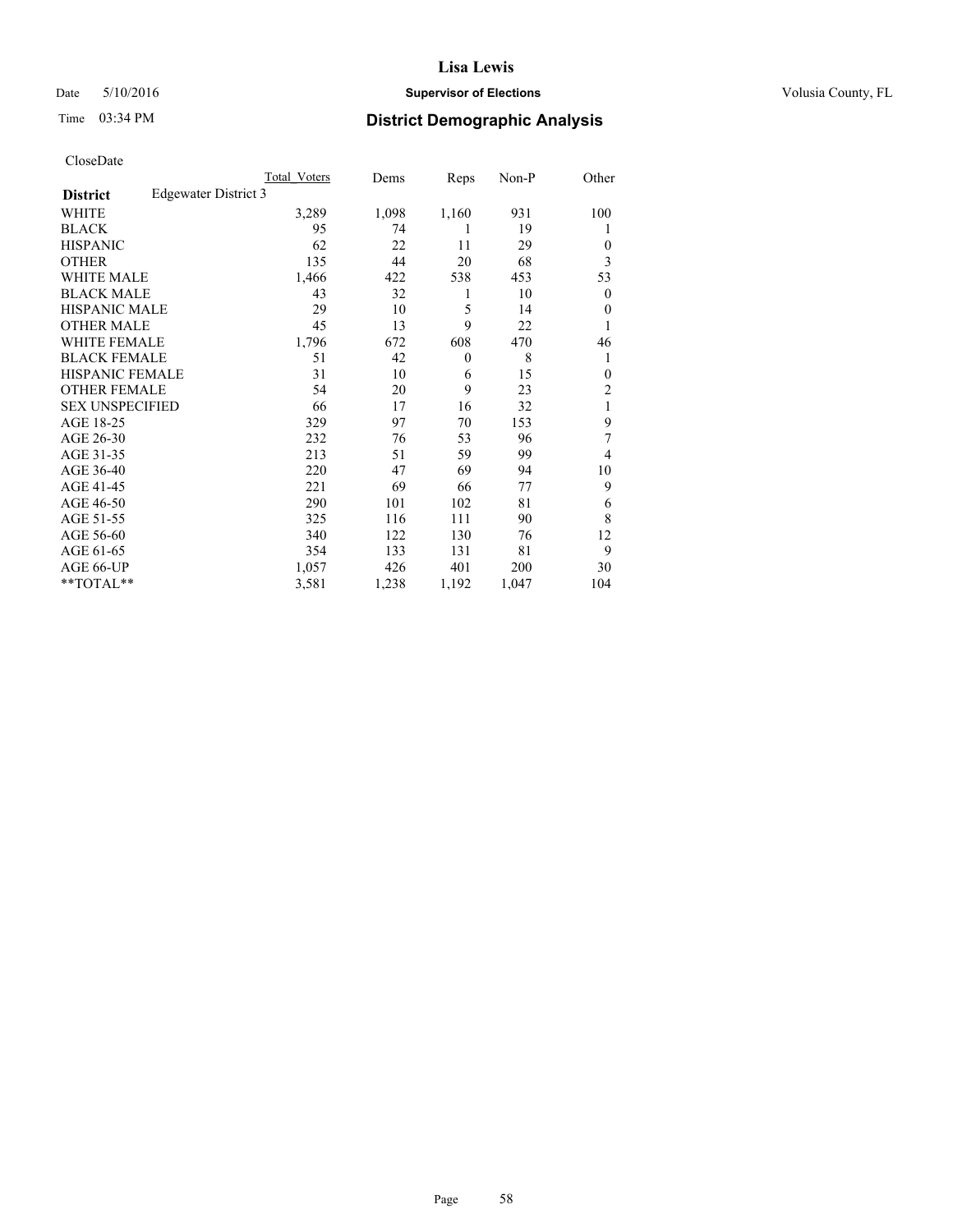# Lisa Lewis

Date 5/10/2016 **Supervisor of Elections** Volusia County, FL

Time 03:34 PM **District Demographic Analysis**

CloseDate

| **District** Edgewater District 3 | Total Voters | Dems | Reps | Non-P | Other |
|---|---|---|---|---|---|
| WHITE | 3,289 | 1,098 | 1,160 | 931 | 100 |
| BLACK | 95 | 74 | 1 | 19 | 1 |
| HISPANIC | 62 | 22 | 11 | 29 | 0 |
| OTHER | 135 | 44 | 20 | 68 | 3 |
| WHITE MALE | 1,466 | 422 | 538 | 453 | 53 |
| BLACK MALE | 43 | 32 | 1 | 10 | 0 |
| HISPANIC MALE | 29 | 10 | 5 | 14 | 0 |
| OTHER MALE | 45 | 13 | 9 | 22 | 1 |
| WHITE FEMALE | 1,796 | 672 | 608 | 470 | 46 |
| BLACK FEMALE | 51 | 42 | 0 | 8 | 1 |
| HISPANIC FEMALE | 31 | 10 | 6 | 15 | 0 |
| OTHER FEMALE | 54 | 20 | 9 | 23 | 2 |
| SEX UNSPECIFIED | 66 | 17 | 16 | 32 | 1 |
| AGE 18-25 | 329 | 97 | 70 | 153 | 9 |
| AGE 26-30 | 232 | 76 | 53 | 96 | 7 |
| AGE 31-35 | 213 | 51 | 59 | 99 | 4 |
| AGE 36-40 | 220 | 47 | 69 | 94 | 10 |
| AGE 41-45 | 221 | 69 | 66 | 77 | 9 |
| AGE 46-50 | 290 | 101 | 102 | 81 | 6 |
| AGE 51-55 | 325 | 116 | 111 | 90 | 8 |
| AGE 56-60 | 340 | 122 | 130 | 76 | 12 |
| AGE 61-65 | 354 | 133 | 131 | 81 | 9 |
| AGE 66-UP | 1,057 | 426 | 401 | 200 | 30 |
| **TOTAL** | 3,581 | 1,238 | 1,192 | 1,047 | 104 |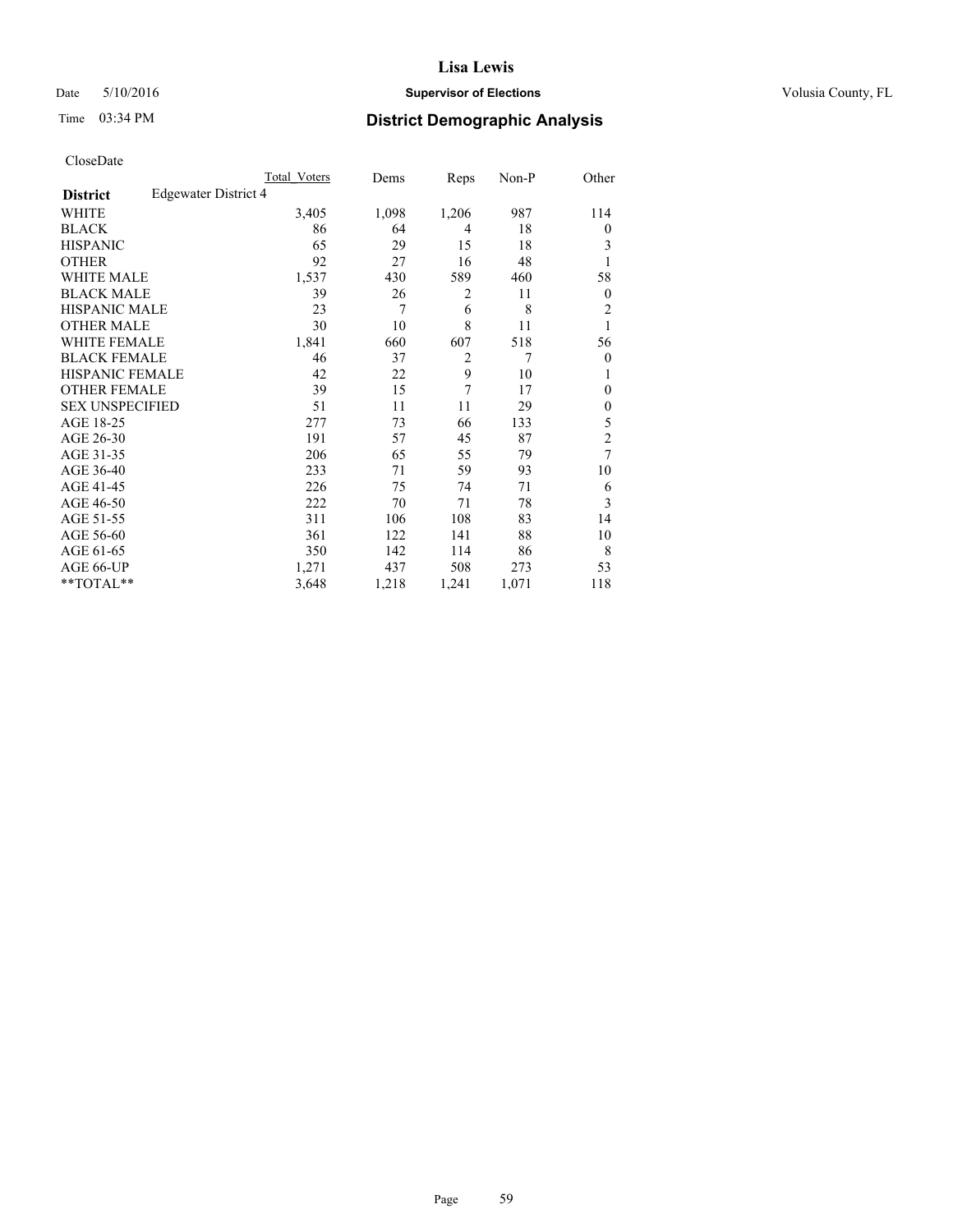Date 5/10/2016

Time 03:34 PM

# Lisa Lewis

## Supervisor of Elections

Volusia County, FL

## District Demographic Analysis

CloseDate

| District | Edgewater District 4 | Total Voters | Dems | Reps | Non-P | Other |
|---|---|---|---|---|---|---|
| WHITE | | 3,405 | 1,098 | 1,206 | 987 | 114 |
| BLACK | | 86 | 64 | 4 | 18 | 0 |
| HISPANIC | | 65 | 29 | 15 | 18 | 3 |
| OTHER | | 92 | 27 | 16 | 48 | 1 |
| WHITE MALE | | 1,537 | 430 | 589 | 460 | 58 |
| BLACK MALE | | 39 | 26 | 2 | 11 | 0 |
| HISPANIC MALE | | 23 | 7 | 6 | 8 | 2 |
| OTHER MALE | | 30 | 10 | 8 | 11 | 1 |
| WHITE FEMALE | | 1,841 | 660 | 607 | 518 | 56 |
| BLACK FEMALE | | 46 | 37 | 2 | 7 | 0 |
| HISPANIC FEMALE | | 42 | 22 | 9 | 10 | 1 |
| OTHER FEMALE | | 39 | 15 | 7 | 17 | 0 |
| SEX UNSPECIFIED | | 51 | 11 | 11 | 29 | 0 |
| AGE 18-25 | | 277 | 73 | 66 | 133 | 5 |
| AGE 26-30 | | 191 | 57 | 45 | 87 | 2 |
| AGE 31-35 | | 206 | 65 | 55 | 79 | 7 |
| AGE 36-40 | | 233 | 71 | 59 | 93 | 10 |
| AGE 41-45 | | 226 | 75 | 74 | 71 | 6 |
| AGE 46-50 | | 222 | 70 | 71 | 78 | 3 |
| AGE 51-55 | | 311 | 106 | 108 | 83 | 14 |
| AGE 56-60 | | 361 | 122 | 141 | 88 | 10 |
| AGE 61-65 | | 350 | 142 | 114 | 86 | 8 |
| AGE 66-UP | | 1,271 | 437 | 508 | 273 | 53 |
| **TOTAL** | | 3,648 | 1,218 | 1,241 | 1,071 | 118 |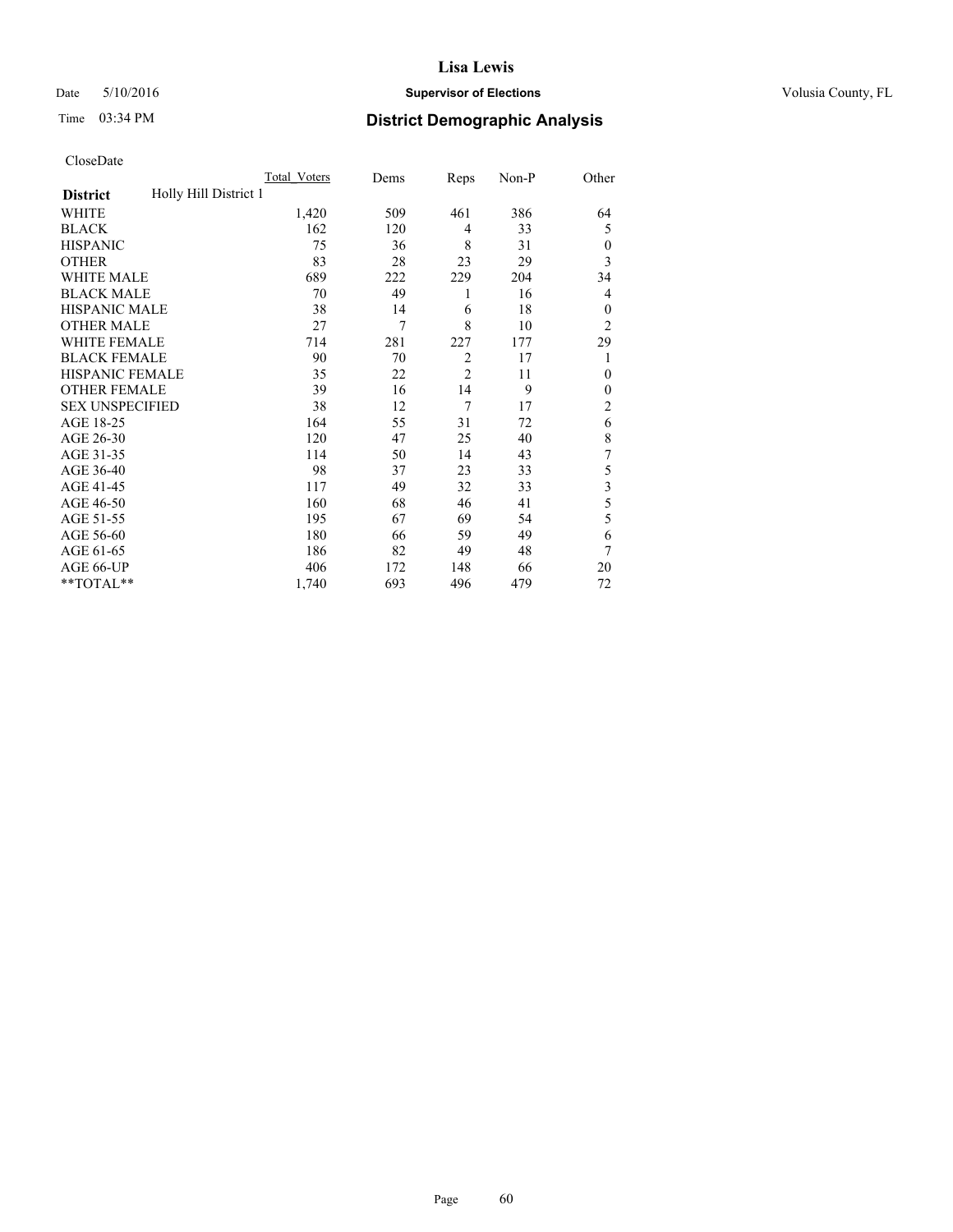CloseDate

| District | Holly Hill District 1 | Total_Voters | Dems | Reps | Non-P | Other |
|---|---|---|---|---|---|---|
| WHITE | | 1,420 | 509 | 461 | 386 | 64 |
| BLACK | | 162 | 120 | 4 | 33 | 5 |
| HISPANIC | | 75 | 36 | 8 | 31 | 0 |
| OTHER | | 83 | 28 | 23 | 29 | 3 |
| WHITE MALE | | 689 | 222 | 229 | 204 | 34 |
| BLACK MALE | | 70 | 49 | 1 | 16 | 4 |
| HISPANIC MALE | | 38 | 14 | 6 | 18 | 0 |
| OTHER MALE | | 27 | 7 | 8 | 10 | 2 |
| WHITE FEMALE | | 714 | 281 | 227 | 177 | 29 |
| BLACK FEMALE | | 90 | 70 | 2 | 17 | 1 |
| HISPANIC FEMALE | | 35 | 22 | 2 | 11 | 0 |
| OTHER FEMALE | | 39 | 16 | 14 | 9 | 0 |
| SEX UNSPECIFIED | | 38 | 12 | 7 | 17 | 2 |
| AGE 18-25 | | 164 | 55 | 31 | 72 | 6 |
| AGE 26-30 | | 120 | 47 | 25 | 40 | 8 |
| AGE 31-35 | | 114 | 50 | 14 | 43 | 7 |
| AGE 36-40 | | 98 | 37 | 23 | 33 | 5 |
| AGE 41-45 | | 117 | 49 | 32 | 33 | 3 |
| AGE 46-50 | | 160 | 68 | 46 | 41 | 5 |
| AGE 51-55 | | 195 | 67 | 69 | 54 | 5 |
| AGE 56-60 | | 180 | 66 | 59 | 49 | 6 |
| AGE 61-65 | | 186 | 82 | 49 | 48 | 7 |
| AGE 66-UP | | 406 | 172 | 148 | 66 | 20 |
| **TOTAL** | | 1,740 | 693 | 496 | 479 | 72 |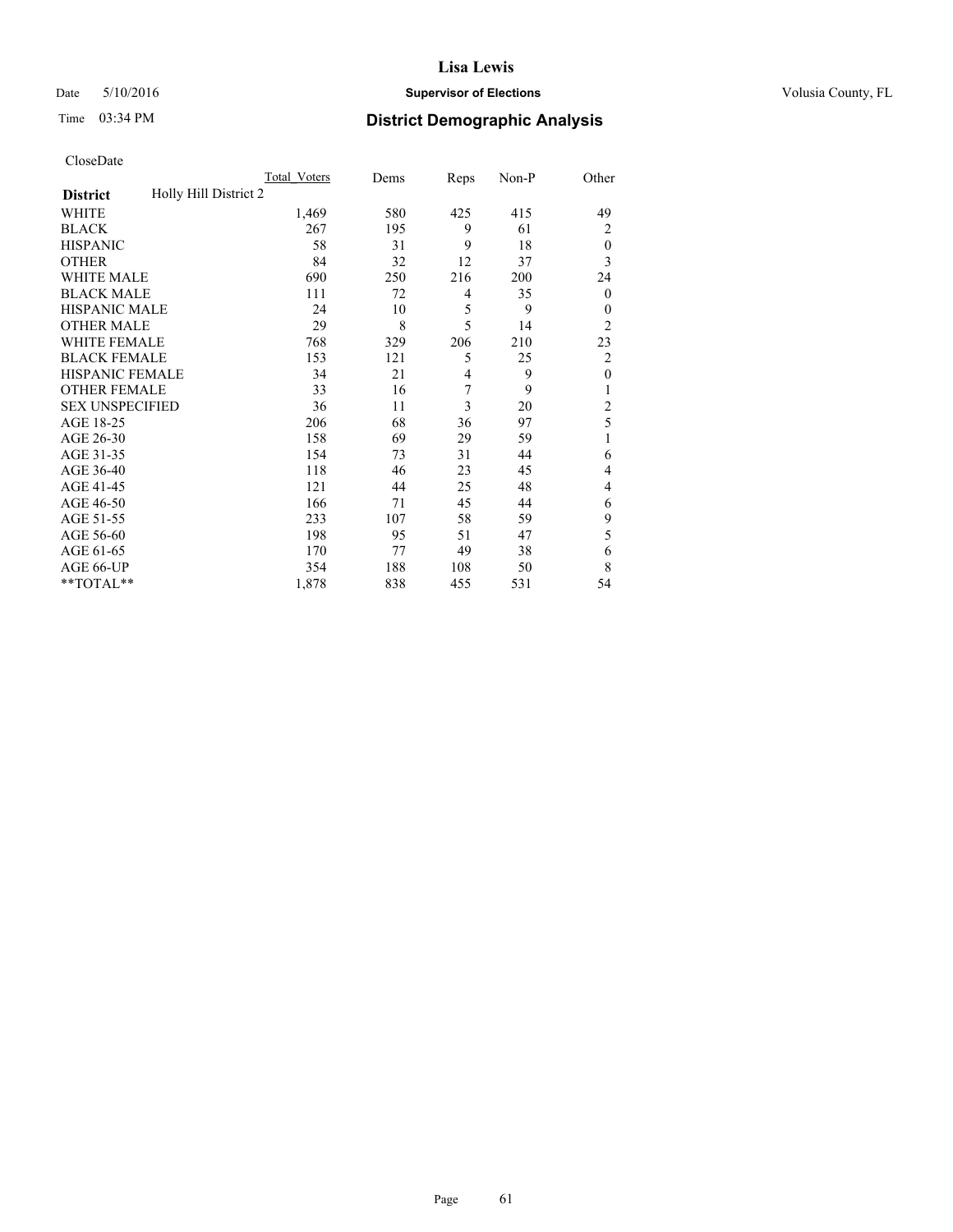Lisa Lewis

Date 5/10/2016 **Supervisor of Elections** Volusia County, FL

Time 03:34 PM **District Demographic Analysis**

CloseDate

| **District** | Holly Hill District 2 | Total_Voters | Dems | Reps | Non-P | Other |
|---|---|---|---|---|---|---|
| WHITE | | 1,469 | 580 | 425 | 415 | 49 |
| BLACK | | 267 | 195 | 9 | 61 | 2 |
| HISPANIC | | 58 | 31 | 9 | 18 | 0 |
| OTHER | | 84 | 32 | 12 | 37 | 3 |
| WHITE MALE | | 690 | 250 | 216 | 200 | 24 |
| BLACK MALE | | 111 | 72 | 4 | 35 | 0 |
| HISPANIC MALE | | 24 | 10 | 5 | 9 | 0 |
| OTHER MALE | | 29 | 8 | 5 | 14 | 2 |
| WHITE FEMALE | | 768 | 329 | 206 | 210 | 23 |
| BLACK FEMALE | | 153 | 121 | 5 | 25 | 2 |
| HISPANIC FEMALE | | 34 | 21 | 4 | 9 | 0 |
| OTHER FEMALE | | 33 | 16 | 7 | 9 | 1 |
| SEX UNSPECIFIED | | 36 | 11 | 3 | 20 | 2 |
| AGE 18-25 | | 206 | 68 | 36 | 97 | 5 |
| AGE 26-30 | | 158 | 69 | 29 | 59 | 1 |
| AGE 31-35 | | 154 | 73 | 31 | 44 | 6 |
| AGE 36-40 | | 118 | 46 | 23 | 45 | 4 |
| AGE 41-45 | | 121 | 44 | 25 | 48 | 4 |
| AGE 46-50 | | 166 | 71 | 45 | 44 | 6 |
| AGE 51-55 | | 233 | 107 | 58 | 59 | 9 |
| AGE 56-60 | | 198 | 95 | 51 | 47 | 5 |
| AGE 61-65 | | 170 | 77 | 49 | 38 | 6 |
| AGE 66-UP | | 354 | 188 | 108 | 50 | 8 |
| **TOTAL** | | 1,878 | 838 | 455 | 531 | 54 |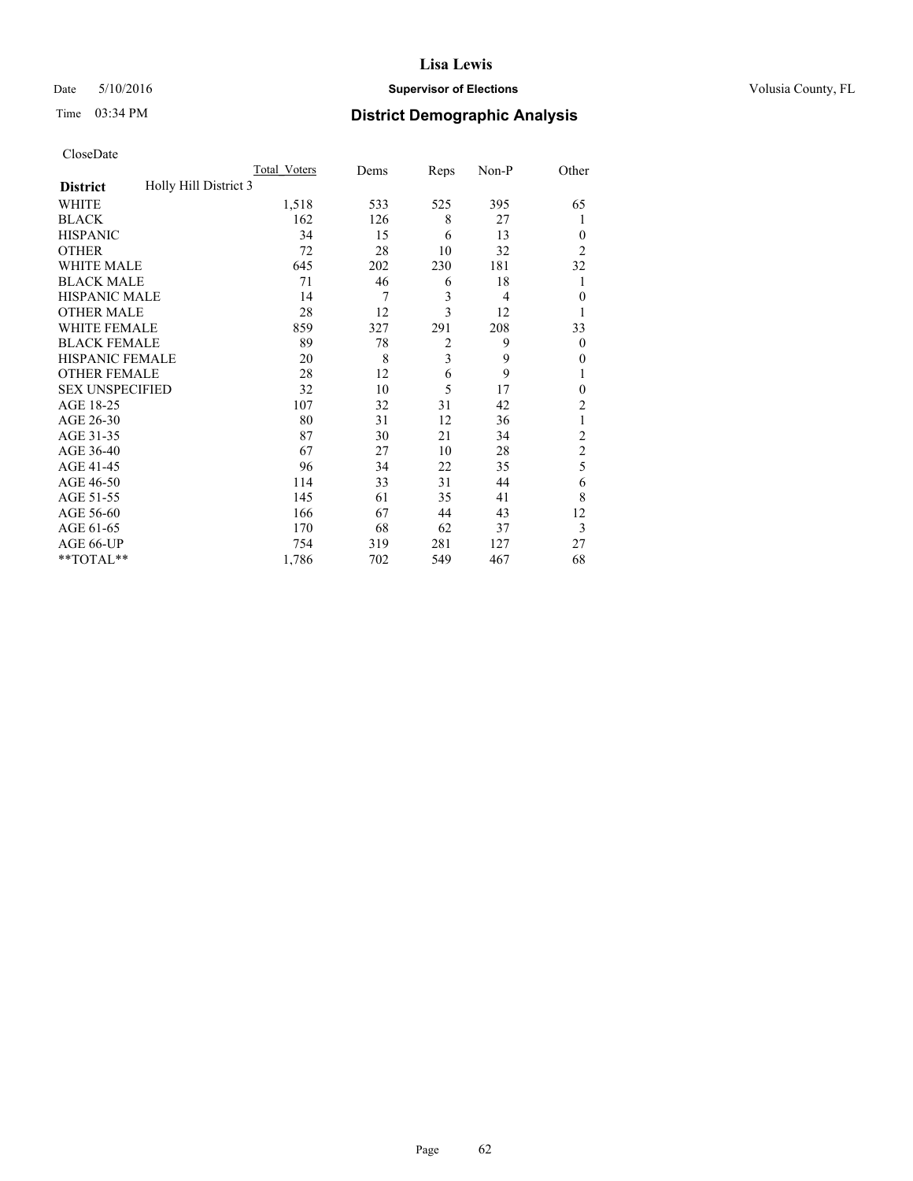# Lisa Lewis

Date 5/10/2016 **Supervisor of Elections** Volusia County, FL

Time 03:34 PM **District Demographic Analysis**

CloseDate

| **District** Holly Hill District 3 | Total_Voters | Dems | Reps | Non-P | Other |
|---|---|---|---|---|---|
| WHITE | 1,518 | 533 | 525 | 395 | 65 |
| BLACK | 162 | 126 | 8 | 27 | 1 |
| HISPANIC | 34 | 15 | 6 | 13 | 0 |
| OTHER | 72 | 28 | 10 | 32 | 2 |
| WHITE MALE | 645 | 202 | 230 | 181 | 32 |
| BLACK MALE | 71 | 46 | 6 | 18 | 1 |
| HISPANIC MALE | 14 | 7 | 3 | 4 | 0 |
| OTHER MALE | 28 | 12 | 3 | 12 | 1 |
| WHITE FEMALE | 859 | 327 | 291 | 208 | 33 |
| BLACK FEMALE | 89 | 78 | 2 | 9 | 0 |
| HISPANIC FEMALE | 20 | 8 | 3 | 9 | 0 |
| OTHER FEMALE | 28 | 12 | 6 | 9 | 1 |
| SEX UNSPECIFIED | 32 | 10 | 5 | 17 | 0 |
| AGE 18-25 | 107 | 32 | 31 | 42 | 2 |
| AGE 26-30 | 80 | 31 | 12 | 36 | 1 |
| AGE 31-35 | 87 | 30 | 21 | 34 | 2 |
| AGE 36-40 | 67 | 27 | 10 | 28 | 2 |
| AGE 41-45 | 96 | 34 | 22 | 35 | 5 |
| AGE 46-50 | 114 | 33 | 31 | 44 | 6 |
| AGE 51-55 | 145 | 61 | 35 | 41 | 8 |
| AGE 56-60 | 166 | 67 | 44 | 43 | 12 |
| AGE 61-65 | 170 | 68 | 62 | 37 | 3 |
| AGE 66-UP | 754 | 319 | 281 | 127 | 27 |
| **TOTAL** | 1,786 | 702 | 549 | 467 | 68 |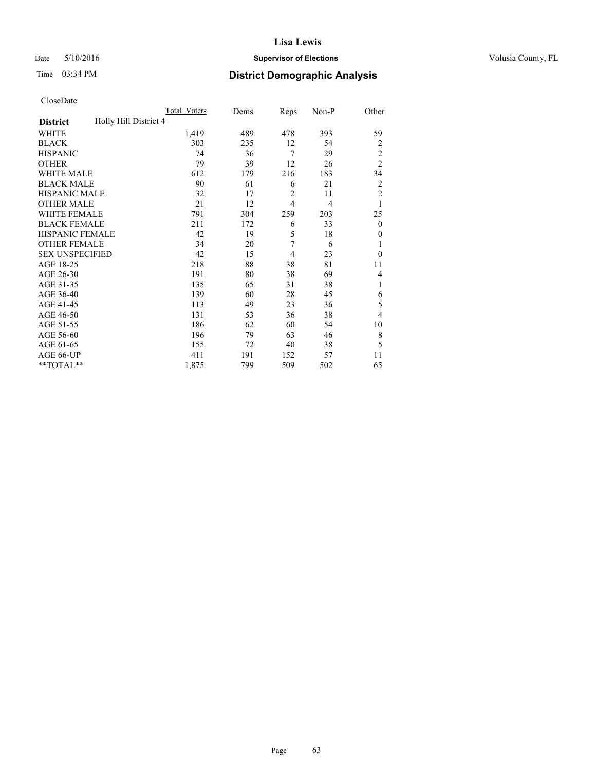CloseDate

| District | Holly Hill District 4 | Total_Voters | Dems | Reps | Non-P | Other |
|---|---|---|---|---|---|---|
| WHITE | | 1,419 | 489 | 478 | 393 | 59 |
| BLACK | | 303 | 235 | 12 | 54 | 2 |
| HISPANIC | | 74 | 36 | 7 | 29 | 2 |
| OTHER | | 79 | 39 | 12 | 26 | 2 |
| WHITE MALE | | 612 | 179 | 216 | 183 | 34 |
| BLACK MALE | | 90 | 61 | 6 | 21 | 2 |
| HISPANIC MALE | | 32 | 17 | 2 | 11 | 2 |
| OTHER MALE | | 21 | 12 | 4 | 4 | 1 |
| WHITE FEMALE | | 791 | 304 | 259 | 203 | 25 |
| BLACK FEMALE | | 211 | 172 | 6 | 33 | 0 |
| HISPANIC FEMALE | | 42 | 19 | 5 | 18 | 0 |
| OTHER FEMALE | | 34 | 20 | 7 | 6 | 1 |
| SEX UNSPECIFIED | | 42 | 15 | 4 | 23 | 0 |
| AGE 18-25 | | 218 | 88 | 38 | 81 | 11 |
| AGE 26-30 | | 191 | 80 | 38 | 69 | 4 |
| AGE 31-35 | | 135 | 65 | 31 | 38 | 1 |
| AGE 36-40 | | 139 | 60 | 28 | 45 | 6 |
| AGE 41-45 | | 113 | 49 | 23 | 36 | 5 |
| AGE 46-50 | | 131 | 53 | 36 | 38 | 4 |
| AGE 51-55 | | 186 | 62 | 60 | 54 | 10 |
| AGE 56-60 | | 196 | 79 | 63 | 46 | 8 |
| AGE 61-65 | | 155 | 72 | 40 | 38 | 5 |
| AGE 66-UP | | 411 | 191 | 152 | 57 | 11 |
| **TOTAL** | | 1,875 | 799 | 509 | 502 | 65 |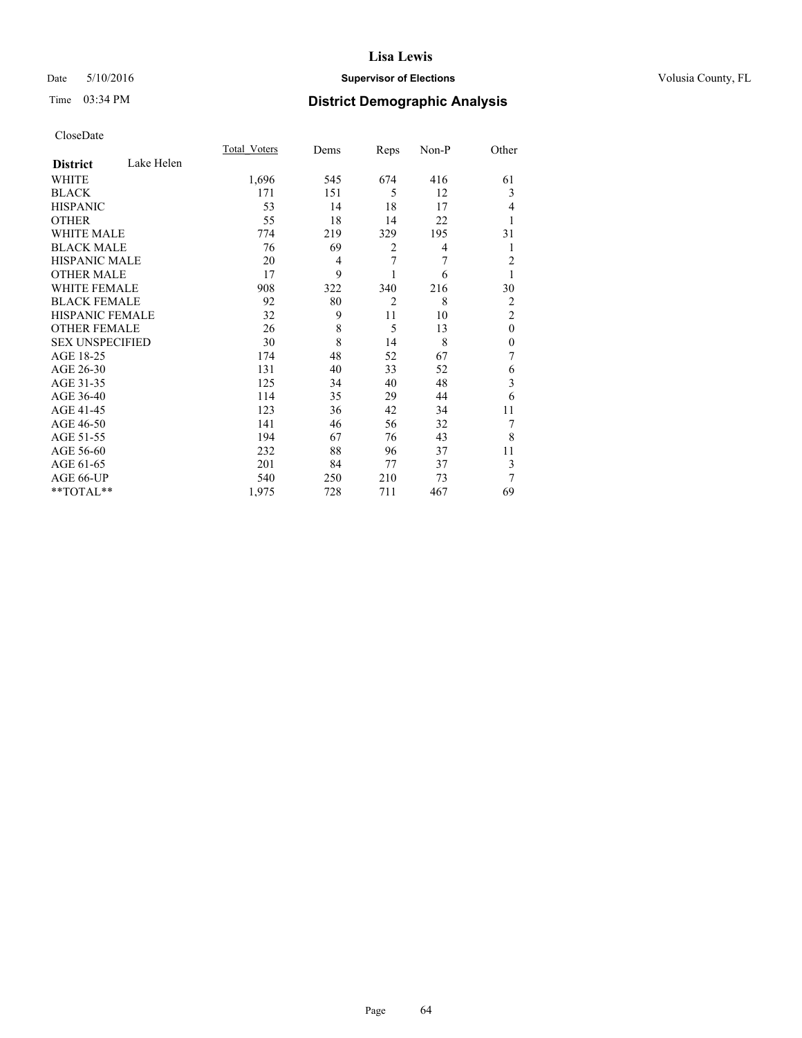# Lisa Lewis

Date 5/10/2016 **Supervisor of Elections** Volusia County, FL

Time 03:34 PM **District Demographic Analysis**

CloseDate

| **District** Lake Helen | Total_Voters | Dems | Reps | Non-P | Other |
|---|---|---|---|---|---|
| WHITE | 1,696 | 545 | 674 | 416 | 61 |
| BLACK | 171 | 151 | 5 | 12 | 3 |
| HISPANIC | 53 | 14 | 18 | 17 | 4 |
| OTHER | 55 | 18 | 14 | 22 | 1 |
| WHITE MALE | 774 | 219 | 329 | 195 | 31 |
| BLACK MALE | 76 | 69 | 2 | 4 | 1 |
| HISPANIC MALE | 20 | 4 | 7 | 7 | 2 |
| OTHER MALE | 17 | 9 | 1 | 6 | 1 |
| WHITE FEMALE | 908 | 322 | 340 | 216 | 30 |
| BLACK FEMALE | 92 | 80 | 2 | 8 | 2 |
| HISPANIC FEMALE | 32 | 9 | 11 | 10 | 2 |
| OTHER FEMALE | 26 | 8 | 5 | 13 | 0 |
| SEX UNSPECIFIED | 30 | 8 | 14 | 8 | 0 |
| AGE 18-25 | 174 | 48 | 52 | 67 | 7 |
| AGE 26-30 | 131 | 40 | 33 | 52 | 6 |
| AGE 31-35 | 125 | 34 | 40 | 48 | 3 |
| AGE 36-40 | 114 | 35 | 29 | 44 | 6 |
| AGE 41-45 | 123 | 36 | 42 | 34 | 11 |
| AGE 46-50 | 141 | 46 | 56 | 32 | 7 |
| AGE 51-55 | 194 | 67 | 76 | 43 | 8 |
| AGE 56-60 | 232 | 88 | 96 | 37 | 11 |
| AGE 61-65 | 201 | 84 | 77 | 37 | 3 |
| AGE 66-UP | 540 | 250 | 210 | 73 | 7 |
| **TOTAL** | 1,975 | 728 | 711 | 467 | 69 |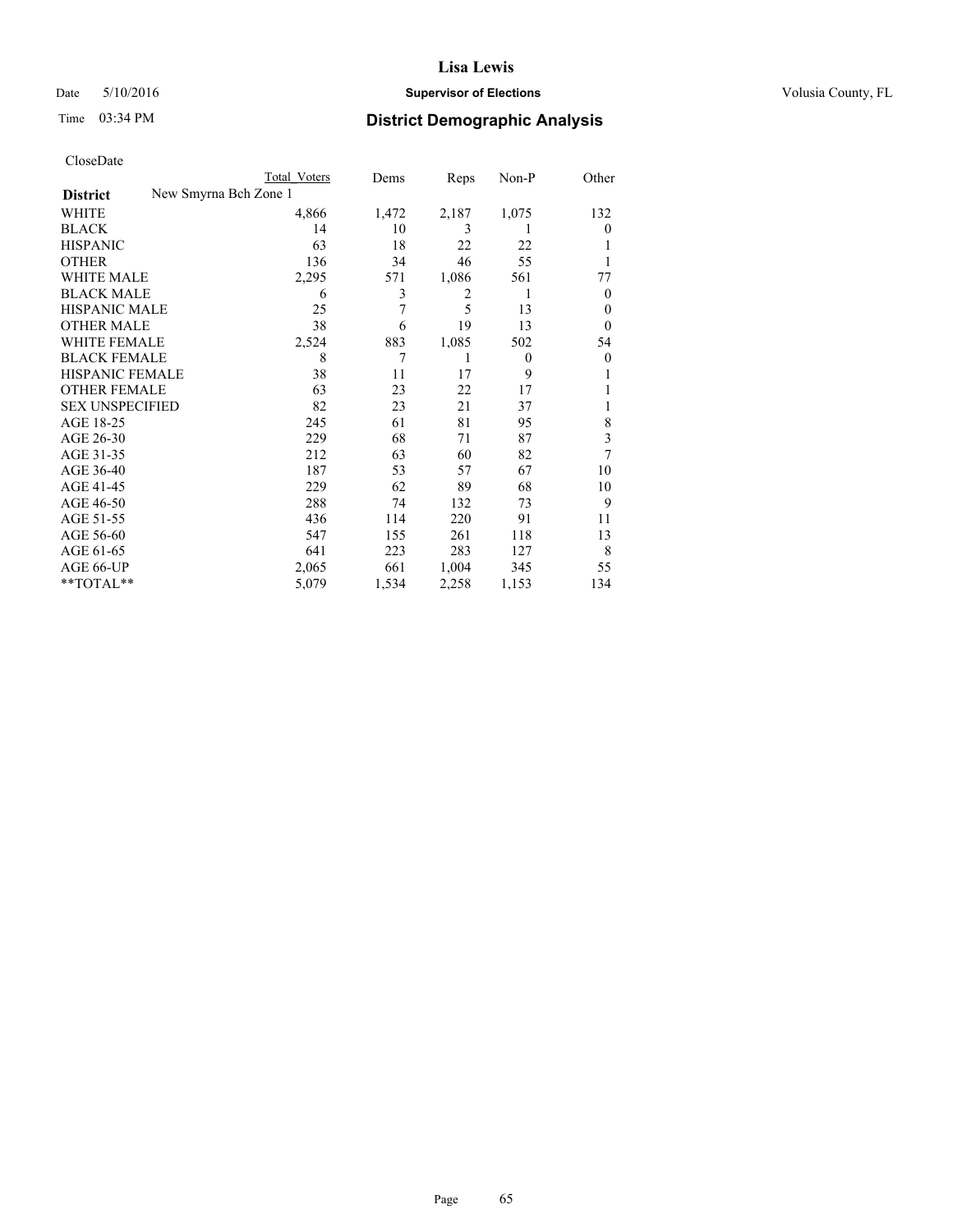Lisa Lewis

Date 5/10/2016 **Supervisor of Elections** Volusia County, FL

Time 03:34 PM **District Demographic Analysis**

CloseDate

| **District** | New Smyrna Bch Zone 1 | Total Voters | Dems | Reps | Non-P | Other |
|---|---|---|---|---|---|---|
| WHITE | | 4,866 | 1,472 | 2,187 | 1,075 | 132 |
| BLACK | | 14 | 10 | 3 | 1 | 0 |
| HISPANIC | | 63 | 18 | 22 | 22 | 1 |
| OTHER | | 136 | 34 | 46 | 55 | 1 |
| WHITE MALE | | 2,295 | 571 | 1,086 | 561 | 77 |
| BLACK MALE | | 6 | 3 | 2 | 1 | 0 |
| HISPANIC MALE | | 25 | 7 | 5 | 13 | 0 |
| OTHER MALE | | 38 | 6 | 19 | 13 | 0 |
| WHITE FEMALE | | 2,524 | 883 | 1,085 | 502 | 54 |
| BLACK FEMALE | | 8 | 7 | 1 | 0 | 0 |
| HISPANIC FEMALE | | 38 | 11 | 17 | 9 | 1 |
| OTHER FEMALE | | 63 | 23 | 22 | 17 | 1 |
| SEX UNSPECIFIED | | 82 | 23 | 21 | 37 | 1 |
| AGE 18-25 | | 245 | 61 | 81 | 95 | 8 |
| AGE 26-30 | | 229 | 68 | 71 | 87 | 3 |
| AGE 31-35 | | 212 | 63 | 60 | 82 | 7 |
| AGE 36-40 | | 187 | 53 | 57 | 67 | 10 |
| AGE 41-45 | | 229 | 62 | 89 | 68 | 10 |
| AGE 46-50 | | 288 | 74 | 132 | 73 | 9 |
| AGE 51-55 | | 436 | 114 | 220 | 91 | 11 |
| AGE 56-60 | | 547 | 155 | 261 | 118 | 13 |
| AGE 61-65 | | 641 | 223 | 283 | 127 | 8 |
| AGE 66-UP | | 2,065 | 661 | 1,004 | 345 | 55 |
| **TOTAL** | | 5,079 | 1,534 | 2,258 | 1,153 | 134 |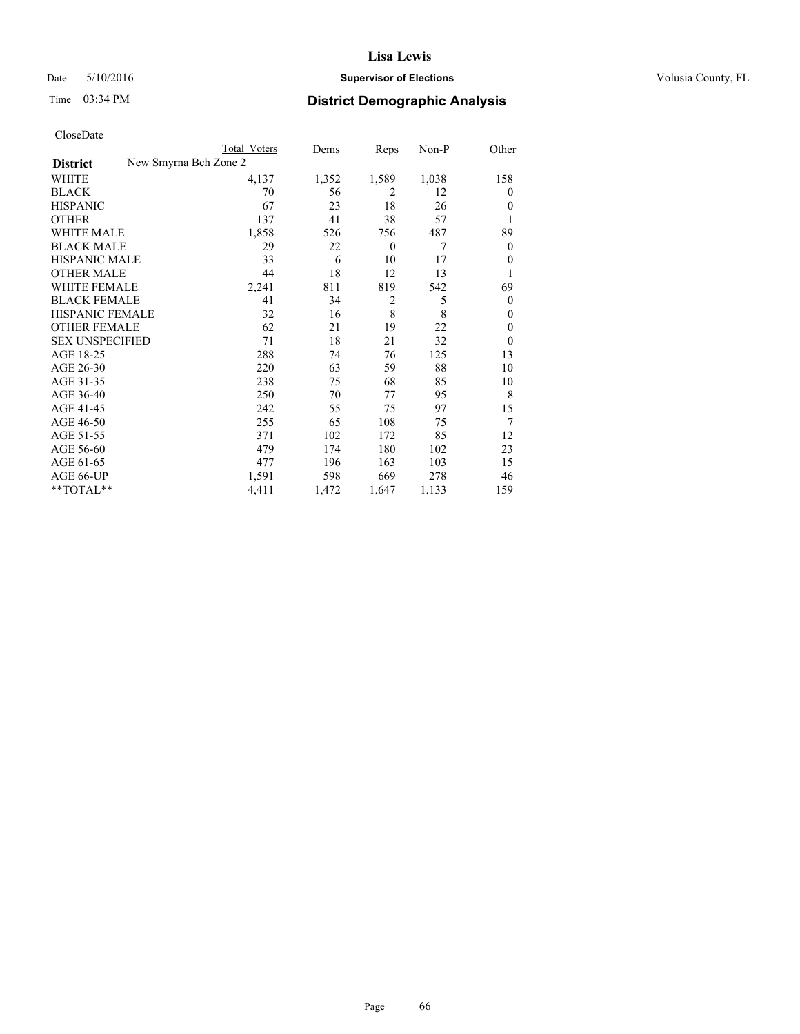**Lisa Lewis**

Date 5/10/2016 **Supervisor of Elections** Volusia County, FL

Time 03:34 PM **District Demographic Analysis**

CloseDate

| District | New Smyrna Bch Zone 2 | Total Voters | Dems | Reps | Non-P | Other |
|---|---|---|---|---|---|---|
| WHITE | | 4,137 | 1,352 | 1,589 | 1,038 | 158 |
| BLACK | | 70 | 56 | 2 | 12 | 0 |
| HISPANIC | | 67 | 23 | 18 | 26 | 0 |
| OTHER | | 137 | 41 | 38 | 57 | 1 |
| WHITE MALE | | 1,858 | 526 | 756 | 487 | 89 |
| BLACK MALE | | 29 | 22 | 0 | 7 | 0 |
| HISPANIC MALE | | 33 | 6 | 10 | 17 | 0 |
| OTHER MALE | | 44 | 18 | 12 | 13 | 1 |
| WHITE FEMALE | | 2,241 | 811 | 819 | 542 | 69 |
| BLACK FEMALE | | 41 | 34 | 2 | 5 | 0 |
| HISPANIC FEMALE | | 32 | 16 | 8 | 8 | 0 |
| OTHER FEMALE | | 62 | 21 | 19 | 22 | 0 |
| SEX UNSPECIFIED | | 71 | 18 | 21 | 32 | 0 |
| AGE 18-25 | | 288 | 74 | 76 | 125 | 13 |
| AGE 26-30 | | 220 | 63 | 59 | 88 | 10 |
| AGE 31-35 | | 238 | 75 | 68 | 85 | 10 |
| AGE 36-40 | | 250 | 70 | 77 | 95 | 8 |
| AGE 41-45 | | 242 | 55 | 75 | 97 | 15 |
| AGE 46-50 | | 255 | 65 | 108 | 75 | 7 |
| AGE 51-55 | | 371 | 102 | 172 | 85 | 12 |
| AGE 56-60 | | 479 | 174 | 180 | 102 | 23 |
| AGE 61-65 | | 477 | 196 | 163 | 103 | 15 |
| AGE 66-UP | | 1,591 | 598 | 669 | 278 | 46 |
| **TOTAL** | | 4,411 | 1,472 | 1,647 | 1,133 | 159 |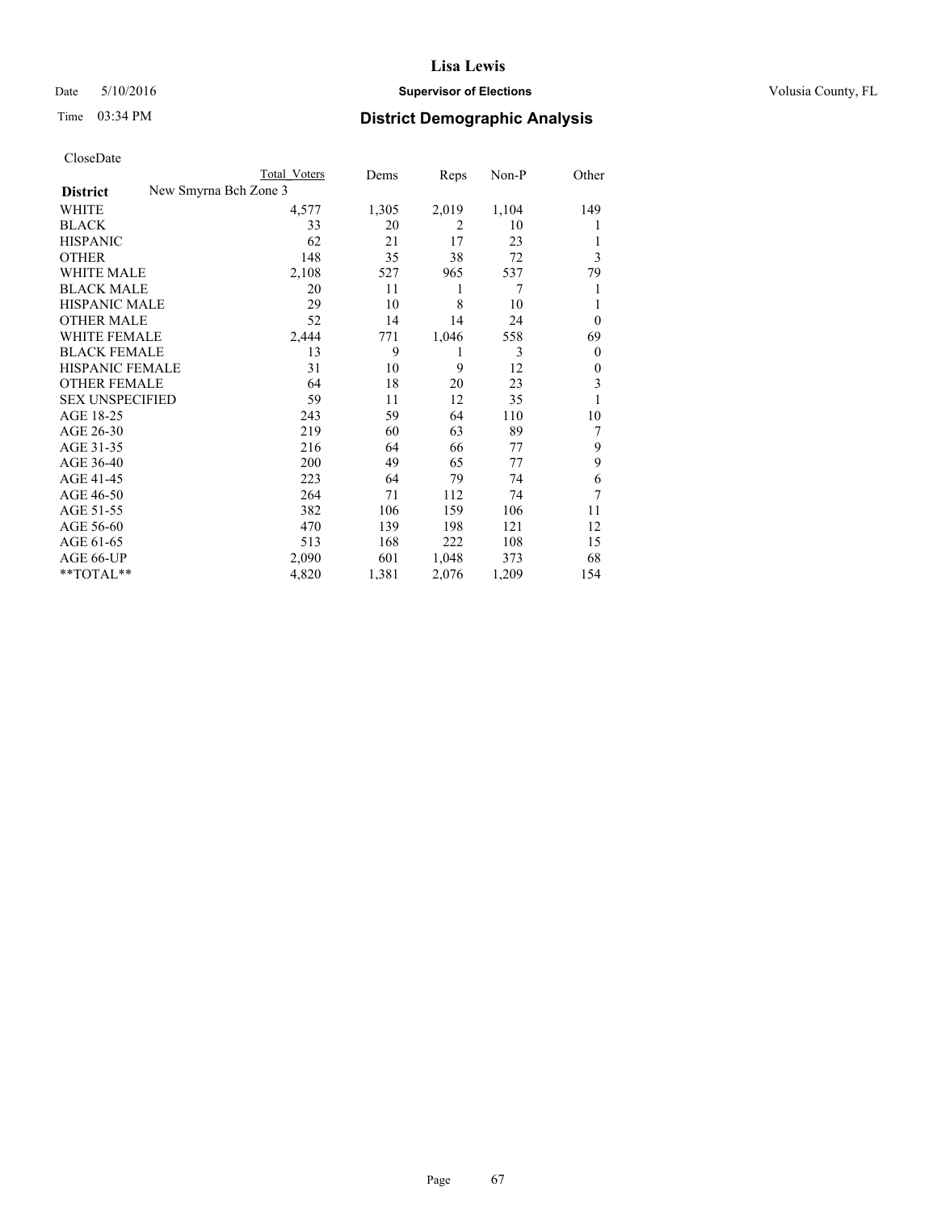# Lisa Lewis

Date 5/10/2016 **Supervisor of Elections** Volusia County, FL

Time 03:34 PM **District Demographic Analysis**

CloseDate

| District | Total Voters | Dems | Reps | Non-P | Other |
|---|---|---|---|---|---|
| New Smyrna Bch Zone 3 | | | | | |
| WHITE | 4,577 | 1,305 | 2,019 | 1,104 | 149 |
| BLACK | 33 | 20 | 2 | 10 | 1 |
| HISPANIC | 62 | 21 | 17 | 23 | 1 |
| OTHER | 148 | 35 | 38 | 72 | 3 |
| WHITE MALE | 2,108 | 527 | 965 | 537 | 79 |
| BLACK MALE | 20 | 11 | 1 | 7 | 1 |
| HISPANIC MALE | 29 | 10 | 8 | 10 | 1 |
| OTHER MALE | 52 | 14 | 14 | 24 | 0 |
| WHITE FEMALE | 2,444 | 771 | 1,046 | 558 | 69 |
| BLACK FEMALE | 13 | 9 | 1 | 3 | 0 |
| HISPANIC FEMALE | 31 | 10 | 9 | 12 | 0 |
| OTHER FEMALE | 64 | 18 | 20 | 23 | 3 |
| SEX UNSPECIFIED | 59 | 11 | 12 | 35 | 1 |
| AGE 18-25 | 243 | 59 | 64 | 110 | 10 |
| AGE 26-30 | 219 | 60 | 63 | 89 | 7 |
| AGE 31-35 | 216 | 64 | 66 | 77 | 9 |
| AGE 36-40 | 200 | 49 | 65 | 77 | 9 |
| AGE 41-45 | 223 | 64 | 79 | 74 | 6 |
| AGE 46-50 | 264 | 71 | 112 | 74 | 7 |
| AGE 51-55 | 382 | 106 | 159 | 106 | 11 |
| AGE 56-60 | 470 | 139 | 198 | 121 | 12 |
| AGE 61-65 | 513 | 168 | 222 | 108 | 15 |
| AGE 66-UP | 2,090 | 601 | 1,048 | 373 | 68 |
| **TOTAL** | 4,820 | 1,381 | 2,076 | 1,209 | 154 |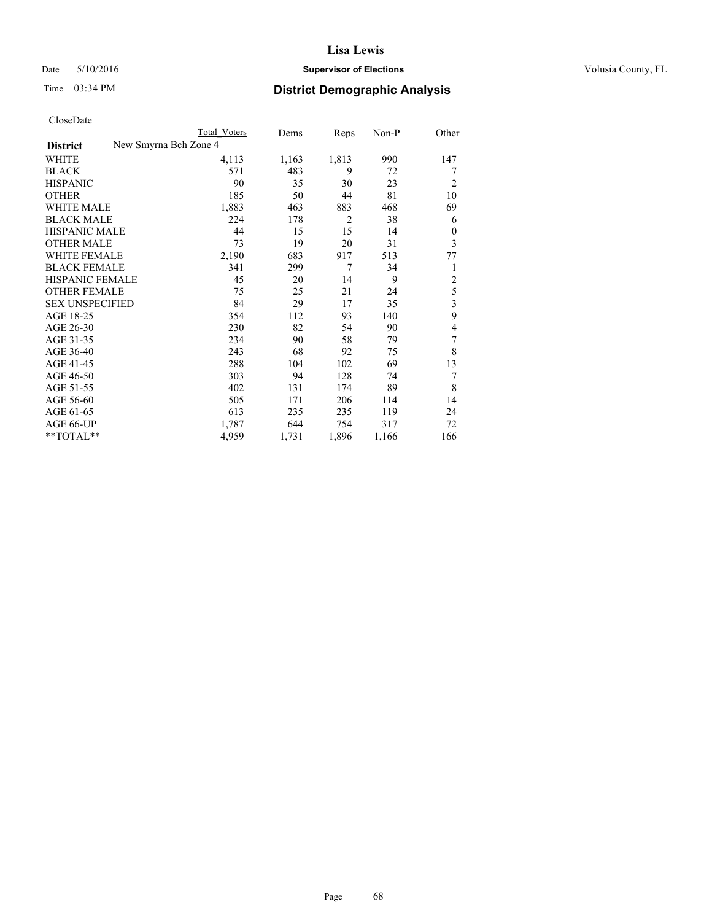CloseDate

| | Total Voters | Dems | Reps | Non-P | Other |
|---|---|---|---|---|---|
| **District** New Smyrna Bch Zone 4 | | | | | |
| WHITE | 4,113 | 1,163 | 1,813 | 990 | 147 |
| BLACK | 571 | 483 | 9 | 72 | 7 |
| HISPANIC | 90 | 35 | 30 | 23 | 2 |
| OTHER | 185 | 50 | 44 | 81 | 10 |
| WHITE MALE | 1,883 | 463 | 883 | 468 | 69 |
| BLACK MALE | 224 | 178 | 2 | 38 | 6 |
| HISPANIC MALE | 44 | 15 | 15 | 14 | 0 |
| OTHER MALE | 73 | 19 | 20 | 31 | 3 |
| WHITE FEMALE | 2,190 | 683 | 917 | 513 | 77 |
| BLACK FEMALE | 341 | 299 | 7 | 34 | 1 |
| HISPANIC FEMALE | 45 | 20 | 14 | 9 | 2 |
| OTHER FEMALE | 75 | 25 | 21 | 24 | 5 |
| SEX UNSPECIFIED | 84 | 29 | 17 | 35 | 3 |
| AGE 18-25 | 354 | 112 | 93 | 140 | 9 |
| AGE 26-30 | 230 | 82 | 54 | 90 | 4 |
| AGE 31-35 | 234 | 90 | 58 | 79 | 7 |
| AGE 36-40 | 243 | 68 | 92 | 75 | 8 |
| AGE 41-45 | 288 | 104 | 102 | 69 | 13 |
| AGE 46-50 | 303 | 94 | 128 | 74 | 7 |
| AGE 51-55 | 402 | 131 | 174 | 89 | 8 |
| AGE 56-60 | 505 | 171 | 206 | 114 | 14 |
| AGE 61-65 | 613 | 235 | 235 | 119 | 24 |
| AGE 66-UP | 1,787 | 644 | 754 | 317 | 72 |
| **TOTAL** | 4,959 | 1,731 | 1,896 | 1,166 | 166 |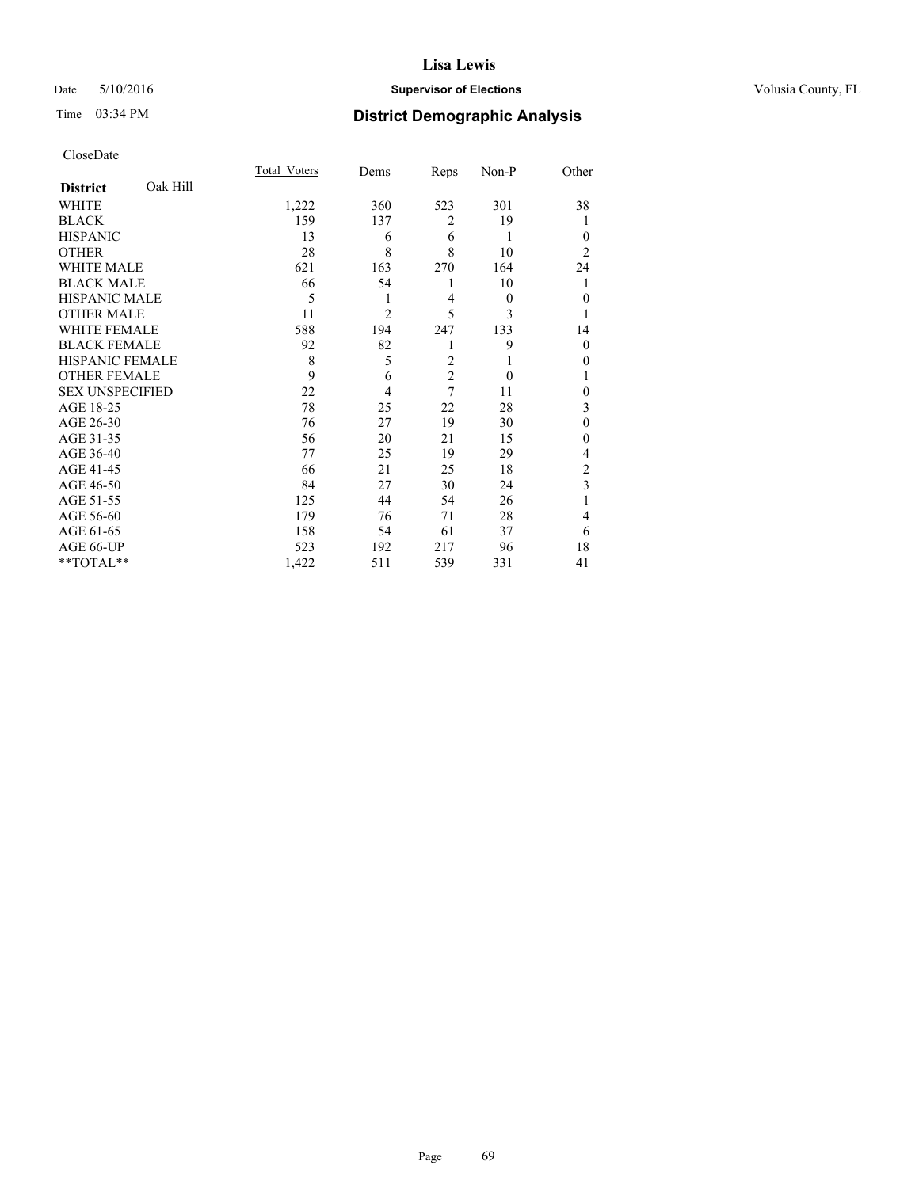# Lisa Lewis

Date 5/10/2016 **Supervisor of Elections** Volusia County, FL

Time 03:34 PM **District Demographic Analysis**

CloseDate

| **District** Oak Hill | Total_Voters | Dems | Reps | Non-P | Other |
|---|---|---|---|---|---|
| WHITE | 1,222 | 360 | 523 | 301 | 38 |
| BLACK | 159 | 137 | 2 | 19 | 1 |
| HISPANIC | 13 | 6 | 6 | 1 | 0 |
| OTHER | 28 | 8 | 8 | 10 | 2 |
| WHITE MALE | 621 | 163 | 270 | 164 | 24 |
| BLACK MALE | 66 | 54 | 1 | 10 | 1 |
| HISPANIC MALE | 5 | 1 | 4 | 0 | 0 |
| OTHER MALE | 11 | 2 | 5 | 3 | 1 |
| WHITE FEMALE | 588 | 194 | 247 | 133 | 14 |
| BLACK FEMALE | 92 | 82 | 1 | 9 | 0 |
| HISPANIC FEMALE | 8 | 5 | 2 | 1 | 0 |
| OTHER FEMALE | 9 | 6 | 2 | 0 | 1 |
| SEX UNSPECIFIED | 22 | 4 | 7 | 11 | 0 |
| AGE 18-25 | 78 | 25 | 22 | 28 | 3 |
| AGE 26-30 | 76 | 27 | 19 | 30 | 0 |
| AGE 31-35 | 56 | 20 | 21 | 15 | 0 |
| AGE 36-40 | 77 | 25 | 19 | 29 | 4 |
| AGE 41-45 | 66 | 21 | 25 | 18 | 2 |
| AGE 46-50 | 84 | 27 | 30 | 24 | 3 |
| AGE 51-55 | 125 | 44 | 54 | 26 | 1 |
| AGE 56-60 | 179 | 76 | 71 | 28 | 4 |
| AGE 61-65 | 158 | 54 | 61 | 37 | 6 |
| AGE 66-UP | 523 | 192 | 217 | 96 | 18 |
| **TOTAL** | 1,422 | 511 | 539 | 331 | 41 |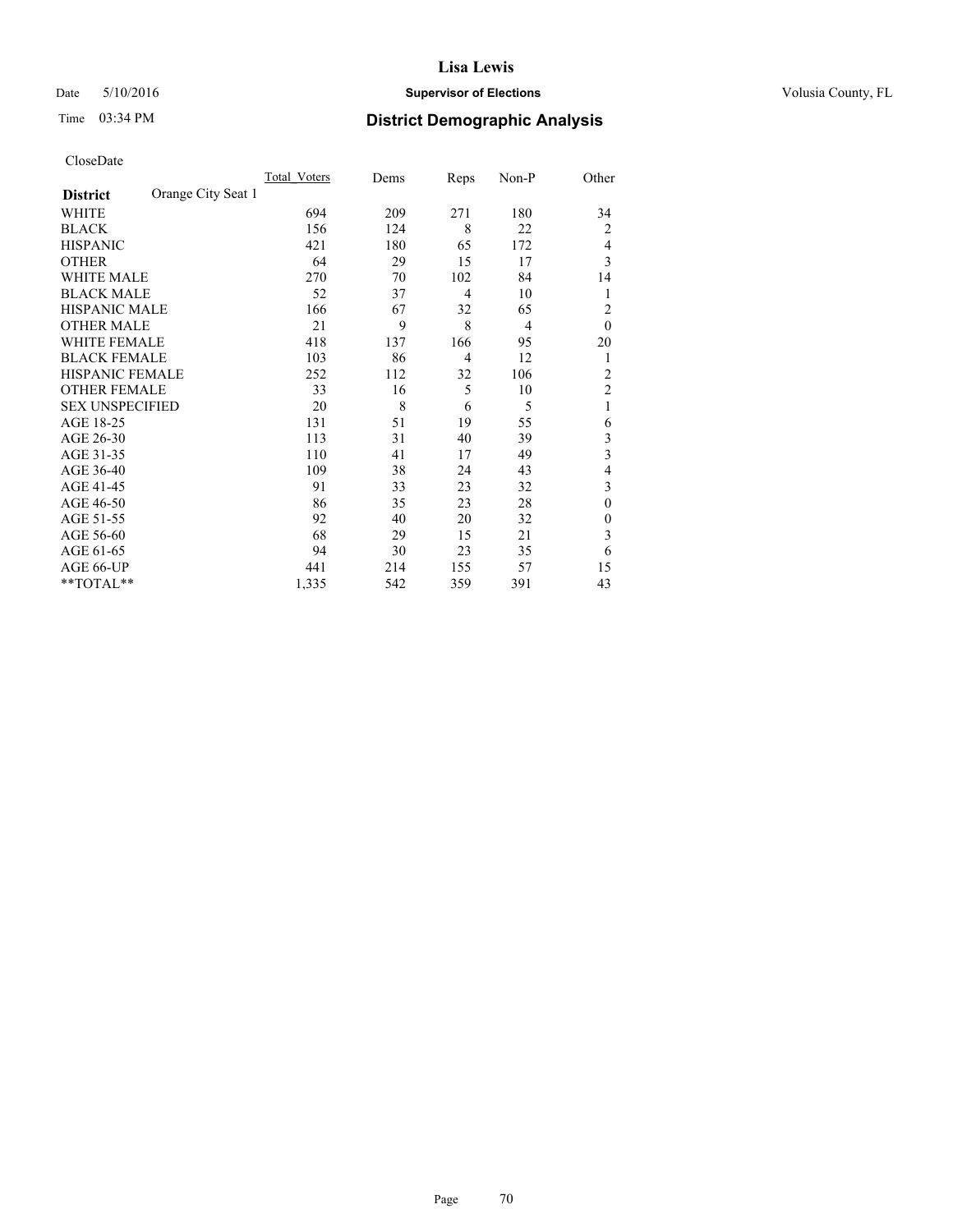# Lisa Lewis

Date 5/10/2016 **Supervisor of Elections** Volusia County, FL

Time 03:34 PM **District Demographic Analysis**

CloseDate

| District | Orange City Seat 1 | Total_Voters | Dems | Reps | Non-P | Other |
|---|---|---|---|---|---|---|
| WHITE | | 694 | 209 | 271 | 180 | 34 |
| BLACK | | 156 | 124 | 8 | 22 | 2 |
| HISPANIC | | 421 | 180 | 65 | 172 | 4 |
| OTHER | | 64 | 29 | 15 | 17 | 3 |
| WHITE MALE | | 270 | 70 | 102 | 84 | 14 |
| BLACK MALE | | 52 | 37 | 4 | 10 | 1 |
| HISPANIC MALE | | 166 | 67 | 32 | 65 | 2 |
| OTHER MALE | | 21 | 9 | 8 | 4 | 0 |
| WHITE FEMALE | | 418 | 137 | 166 | 95 | 20 |
| BLACK FEMALE | | 103 | 86 | 4 | 12 | 1 |
| HISPANIC FEMALE | | 252 | 112 | 32 | 106 | 2 |
| OTHER FEMALE | | 33 | 16 | 5 | 10 | 2 |
| SEX UNSPECIFIED | | 20 | 8 | 6 | 5 | 1 |
| AGE 18-25 | | 131 | 51 | 19 | 55 | 6 |
| AGE 26-30 | | 113 | 31 | 40 | 39 | 3 |
| AGE 31-35 | | 110 | 41 | 17 | 49 | 3 |
| AGE 36-40 | | 109 | 38 | 24 | 43 | 4 |
| AGE 41-45 | | 91 | 33 | 23 | 32 | 3 |
| AGE 46-50 | | 86 | 35 | 23 | 28 | 0 |
| AGE 51-55 | | 92 | 40 | 20 | 32 | 0 |
| AGE 56-60 | | 68 | 29 | 15 | 21 | 3 |
| AGE 61-65 | | 94 | 30 | 23 | 35 | 6 |
| AGE 66-UP | | 441 | 214 | 155 | 57 | 15 |
| **TOTAL** | | 1,335 | 542 | 359 | 391 | 43 |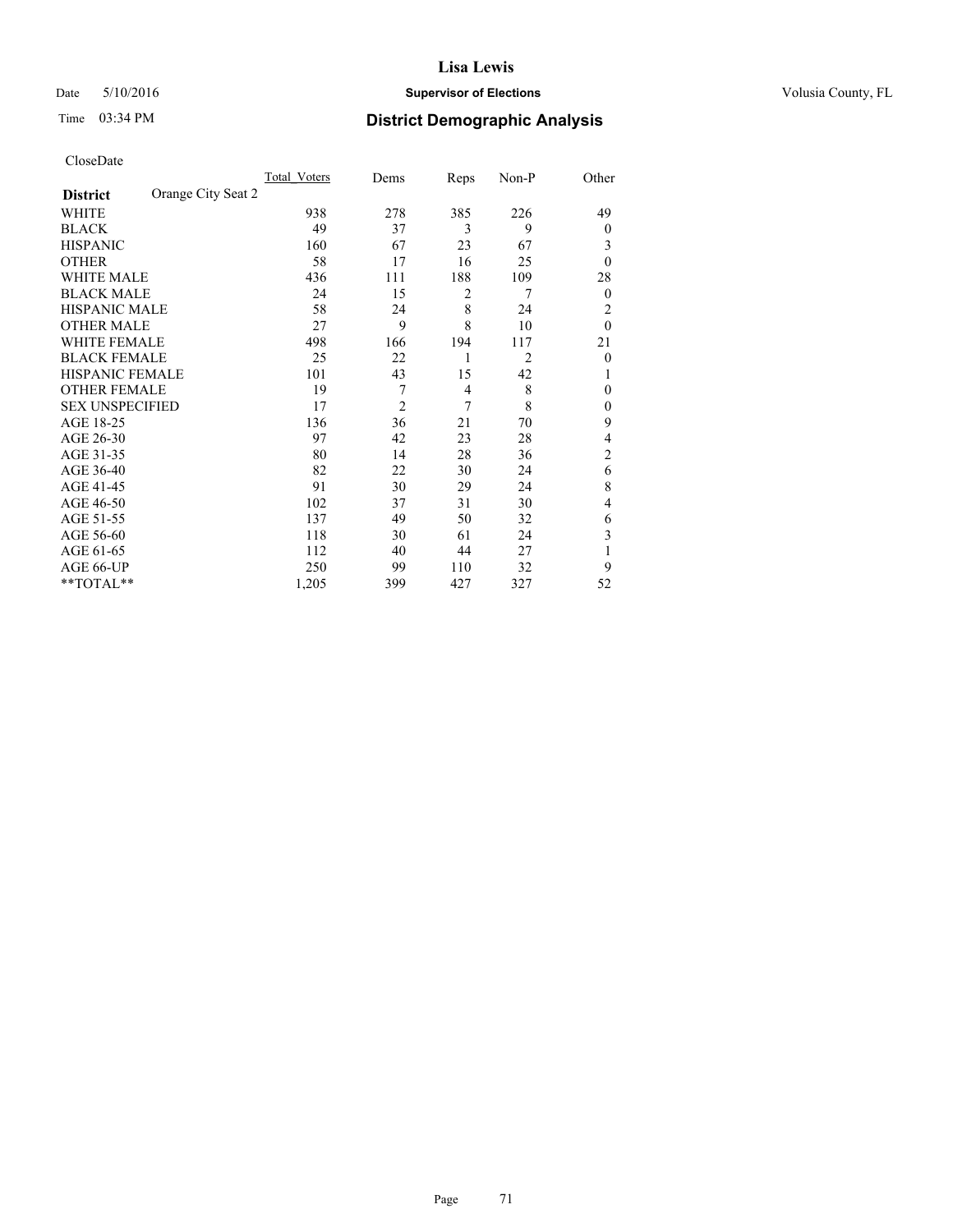# Lisa Lewis

Date 5/10/2016 **Supervisor of Elections** Volusia County, FL

Time 03:34 PM **District Demographic Analysis**

CloseDate

| **District** Orange City Seat 2 | Total Voters | Dems | Reps | Non-P | Other |
|---|---|---|---|---|---|
| WHITE | 938 | 278 | 385 | 226 | 49 |
| BLACK | 49 | 37 | 3 | 9 | 0 |
| HISPANIC | 160 | 67 | 23 | 67 | 3 |
| OTHER | 58 | 17 | 16 | 25 | 0 |
| WHITE MALE | 436 | 111 | 188 | 109 | 28 |
| BLACK MALE | 24 | 15 | 2 | 7 | 0 |
| HISPANIC MALE | 58 | 24 | 8 | 24 | 2 |
| OTHER MALE | 27 | 9 | 8 | 10 | 0 |
| WHITE FEMALE | 498 | 166 | 194 | 117 | 21 |
| BLACK FEMALE | 25 | 22 | 1 | 2 | 0 |
| HISPANIC FEMALE | 101 | 43 | 15 | 42 | 1 |
| OTHER FEMALE | 19 | 7 | 4 | 8 | 0 |
| SEX UNSPECIFIED | 17 | 2 | 7 | 8 | 0 |
| AGE 18-25 | 136 | 36 | 21 | 70 | 9 |
| AGE 26-30 | 97 | 42 | 23 | 28 | 4 |
| AGE 31-35 | 80 | 14 | 28 | 36 | 2 |
| AGE 36-40 | 82 | 22 | 30 | 24 | 6 |
| AGE 41-45 | 91 | 30 | 29 | 24 | 8 |
| AGE 46-50 | 102 | 37 | 31 | 30 | 4 |
| AGE 51-55 | 137 | 49 | 50 | 32 | 6 |
| AGE 56-60 | 118 | 30 | 61 | 24 | 3 |
| AGE 61-65 | 112 | 40 | 44 | 27 | 1 |
| AGE 66-UP | 250 | 99 | 110 | 32 | 9 |
| **TOTAL** | 1,205 | 399 | 427 | 327 | 52 |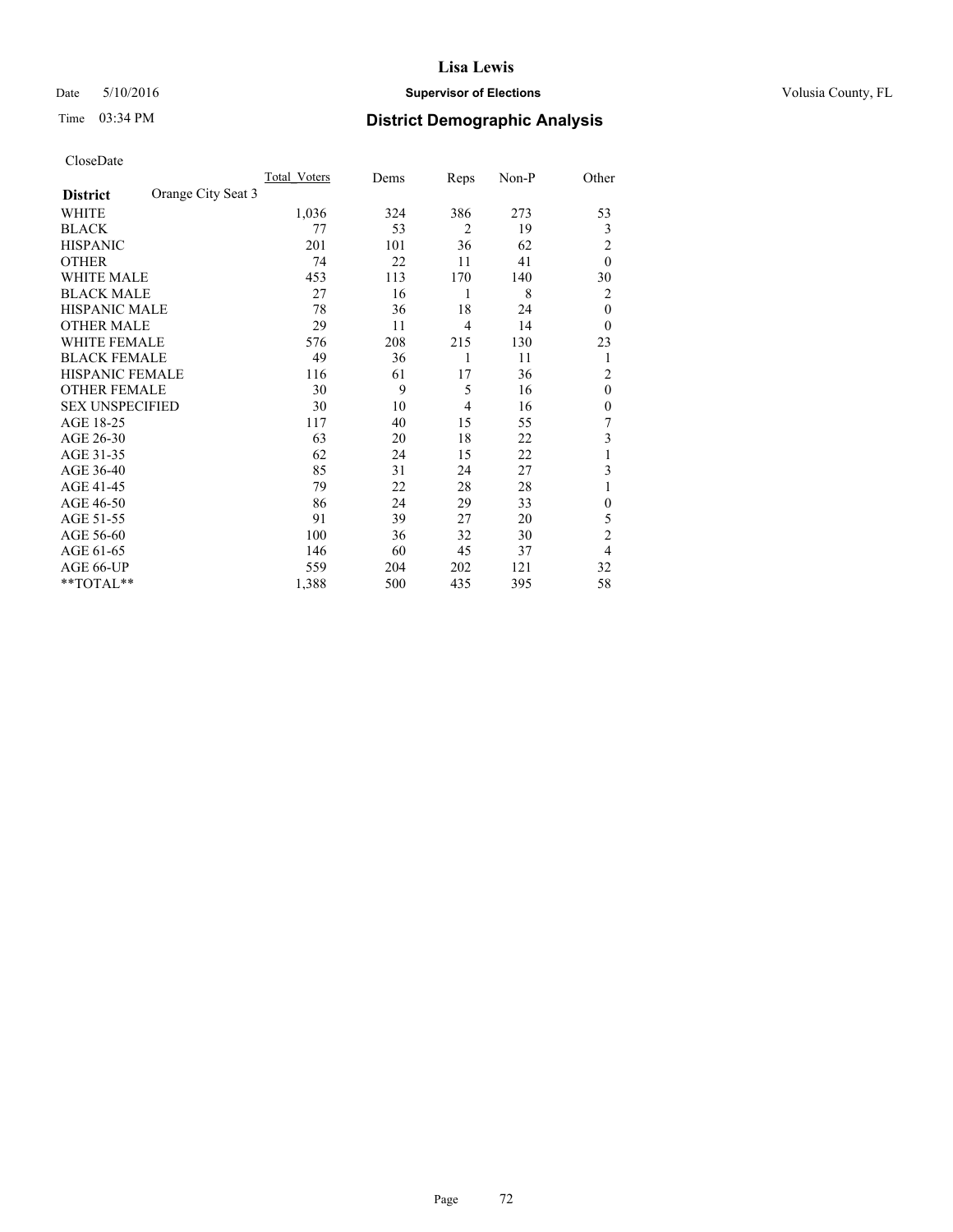Lisa Lewis

Date 5/10/2016 **Supervisor of Elections** Volusia County, FL

Time 03:34 PM **District Demographic Analysis**

CloseDate

| **District** Orange City Seat 3 | Total_Voters | Dems | Reps | Non-P | Other |
|---|---|---|---|---|---|
| WHITE | 1,036 | 324 | 386 | 273 | 53 |
| BLACK | 77 | 53 | 2 | 19 | 3 |
| HISPANIC | 201 | 101 | 36 | 62 | 2 |
| OTHER | 74 | 22 | 11 | 41 | 0 |
| WHITE MALE | 453 | 113 | 170 | 140 | 30 |
| BLACK MALE | 27 | 16 | 1 | 8 | 2 |
| HISPANIC MALE | 78 | 36 | 18 | 24 | 0 |
| OTHER MALE | 29 | 11 | 4 | 14 | 0 |
| WHITE FEMALE | 576 | 208 | 215 | 130 | 23 |
| BLACK FEMALE | 49 | 36 | 1 | 11 | 1 |
| HISPANIC FEMALE | 116 | 61 | 17 | 36 | 2 |
| OTHER FEMALE | 30 | 9 | 5 | 16 | 0 |
| SEX UNSPECIFIED | 30 | 10 | 4 | 16 | 0 |
| AGE 18-25 | 117 | 40 | 15 | 55 | 7 |
| AGE 26-30 | 63 | 20 | 18 | 22 | 3 |
| AGE 31-35 | 62 | 24 | 15 | 22 | 1 |
| AGE 36-40 | 85 | 31 | 24 | 27 | 3 |
| AGE 41-45 | 79 | 22 | 28 | 28 | 1 |
| AGE 46-50 | 86 | 24 | 29 | 33 | 0 |
| AGE 51-55 | 91 | 39 | 27 | 20 | 5 |
| AGE 56-60 | 100 | 36 | 32 | 30 | 2 |
| AGE 61-65 | 146 | 60 | 45 | 37 | 4 |
| AGE 66-UP | 559 | 204 | 202 | 121 | 32 |
| **TOTAL** | 1,388 | 500 | 435 | 395 | 58 |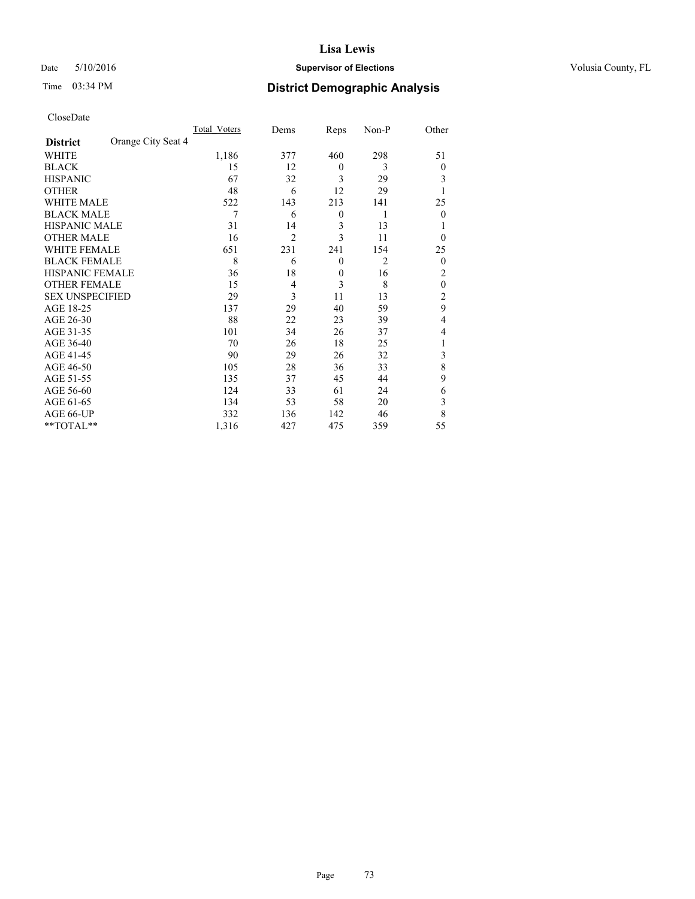**Lisa Lewis**

Date 5/10/2016 **Supervisor of Elections** Volusia County, FL

Time 03:34 PM **District Demographic Analysis**

CloseDate

| | Total_Voters | Dems | Reps | Non-P | Other |
|---|---|---|---|---|---|
| **District** Orange City Seat 4 | | | | | |
| WHITE | 1,186 | 377 | 460 | 298 | 51 |
| BLACK | 15 | 12 | 0 | 3 | 0 |
| HISPANIC | 67 | 32 | 3 | 29 | 3 |
| OTHER | 48 | 6 | 12 | 29 | 1 |
| WHITE MALE | 522 | 143 | 213 | 141 | 25 |
| BLACK MALE | 7 | 6 | 0 | 1 | 0 |
| HISPANIC MALE | 31 | 14 | 3 | 13 | 1 |
| OTHER MALE | 16 | 2 | 3 | 11 | 0 |
| WHITE FEMALE | 651 | 231 | 241 | 154 | 25 |
| BLACK FEMALE | 8 | 6 | 0 | 2 | 0 |
| HISPANIC FEMALE | 36 | 18 | 0 | 16 | 2 |
| OTHER FEMALE | 15 | 4 | 3 | 8 | 0 |
| SEX UNSPECIFIED | 29 | 3 | 11 | 13 | 2 |
| AGE 18-25 | 137 | 29 | 40 | 59 | 9 |
| AGE 26-30 | 88 | 22 | 23 | 39 | 4 |
| AGE 31-35 | 101 | 34 | 26 | 37 | 4 |
| AGE 36-40 | 70 | 26 | 18 | 25 | 1 |
| AGE 41-45 | 90 | 29 | 26 | 32 | 3 |
| AGE 46-50 | 105 | 28 | 36 | 33 | 8 |
| AGE 51-55 | 135 | 37 | 45 | 44 | 9 |
| AGE 56-60 | 124 | 33 | 61 | 24 | 6 |
| AGE 61-65 | 134 | 53 | 58 | 20 | 3 |
| AGE 66-UP | 332 | 136 | 142 | 46 | 8 |
| **TOTAL** | 1,316 | 427 | 475 | 359 | 55 |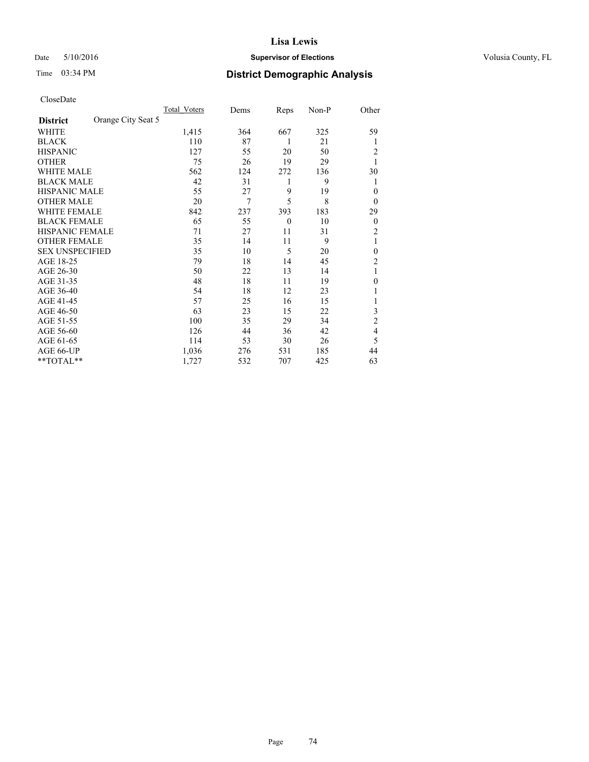CloseDate

| District | Orange City Seat 5 | Total_Voters | Dems | Reps | Non-P | Other |
|---|---|---|---|---|---|---|
| WHITE | | 1,415 | 364 | 667 | 325 | 59 |
| BLACK | | 110 | 87 | 1 | 21 | 1 |
| HISPANIC | | 127 | 55 | 20 | 50 | 2 |
| OTHER | | 75 | 26 | 19 | 29 | 1 |
| WHITE MALE | | 562 | 124 | 272 | 136 | 30 |
| BLACK MALE | | 42 | 31 | 1 | 9 | 1 |
| HISPANIC MALE | | 55 | 27 | 9 | 19 | 0 |
| OTHER MALE | | 20 | 7 | 5 | 8 | 0 |
| WHITE FEMALE | | 842 | 237 | 393 | 183 | 29 |
| BLACK FEMALE | | 65 | 55 | 0 | 10 | 0 |
| HISPANIC FEMALE | | 71 | 27 | 11 | 31 | 2 |
| OTHER FEMALE | | 35 | 14 | 11 | 9 | 1 |
| SEX UNSPECIFIED | | 35 | 10 | 5 | 20 | 0 |
| AGE 18-25 | | 79 | 18 | 14 | 45 | 2 |
| AGE 26-30 | | 50 | 22 | 13 | 14 | 1 |
| AGE 31-35 | | 48 | 18 | 11 | 19 | 0 |
| AGE 36-40 | | 54 | 18 | 12 | 23 | 1 |
| AGE 41-45 | | 57 | 25 | 16 | 15 | 1 |
| AGE 46-50 | | 63 | 23 | 15 | 22 | 3 |
| AGE 51-55 | | 100 | 35 | 29 | 34 | 2 |
| AGE 56-60 | | 126 | 44 | 36 | 42 | 4 |
| AGE 61-65 | | 114 | 53 | 30 | 26 | 5 |
| AGE 66-UP | | 1,036 | 276 | 531 | 185 | 44 |
| **TOTAL** | | 1,727 | 532 | 707 | 425 | 63 |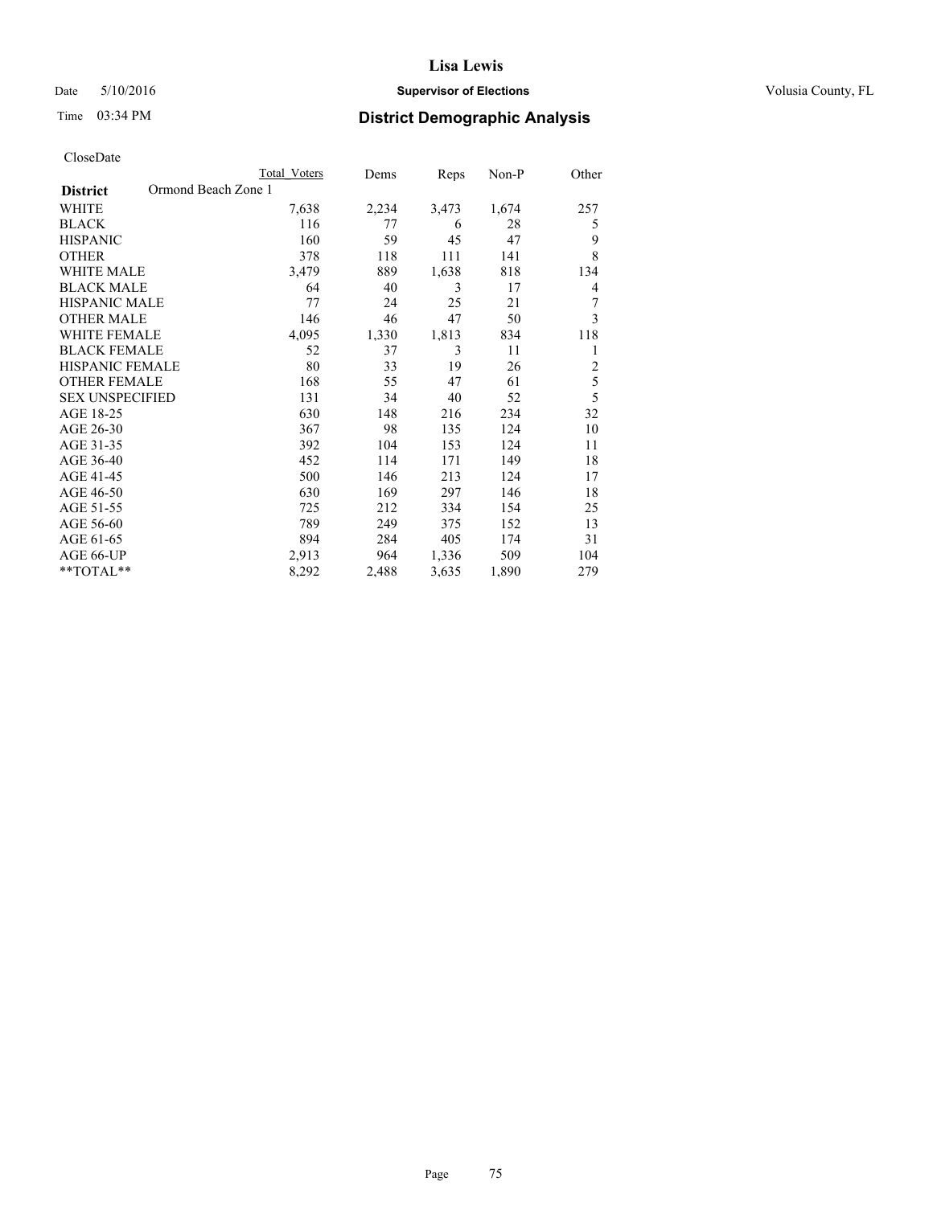CloseDate

| District | Ormond Beach Zone 1 | Total Voters | Dems | Reps | Non-P | Other |
|---|---|---|---|---|---|---|
| WHITE | | 7,638 | 2,234 | 3,473 | 1,674 | 257 |
| BLACK | | 116 | 77 | 6 | 28 | 5 |
| HISPANIC | | 160 | 59 | 45 | 47 | 9 |
| OTHER | | 378 | 118 | 111 | 141 | 8 |
| WHITE MALE | | 3,479 | 889 | 1,638 | 818 | 134 |
| BLACK MALE | | 64 | 40 | 3 | 17 | 4 |
| HISPANIC MALE | | 77 | 24 | 25 | 21 | 7 |
| OTHER MALE | | 146 | 46 | 47 | 50 | 3 |
| WHITE FEMALE | | 4,095 | 1,330 | 1,813 | 834 | 118 |
| BLACK FEMALE | | 52 | 37 | 3 | 11 | 1 |
| HISPANIC FEMALE | | 80 | 33 | 19 | 26 | 2 |
| OTHER FEMALE | | 168 | 55 | 47 | 61 | 5 |
| SEX UNSPECIFIED | | 131 | 34 | 40 | 52 | 5 |
| AGE 18-25 | | 630 | 148 | 216 | 234 | 32 |
| AGE 26-30 | | 367 | 98 | 135 | 124 | 10 |
| AGE 31-35 | | 392 | 104 | 153 | 124 | 11 |
| AGE 36-40 | | 452 | 114 | 171 | 149 | 18 |
| AGE 41-45 | | 500 | 146 | 213 | 124 | 17 |
| AGE 46-50 | | 630 | 169 | 297 | 146 | 18 |
| AGE 51-55 | | 725 | 212 | 334 | 154 | 25 |
| AGE 56-60 | | 789 | 249 | 375 | 152 | 13 |
| AGE 61-65 | | 894 | 284 | 405 | 174 | 31 |
| AGE 66-UP | | 2,913 | 964 | 1,336 | 509 | 104 |
| **TOTAL** | | 8,292 | 2,488 | 3,635 | 1,890 | 279 |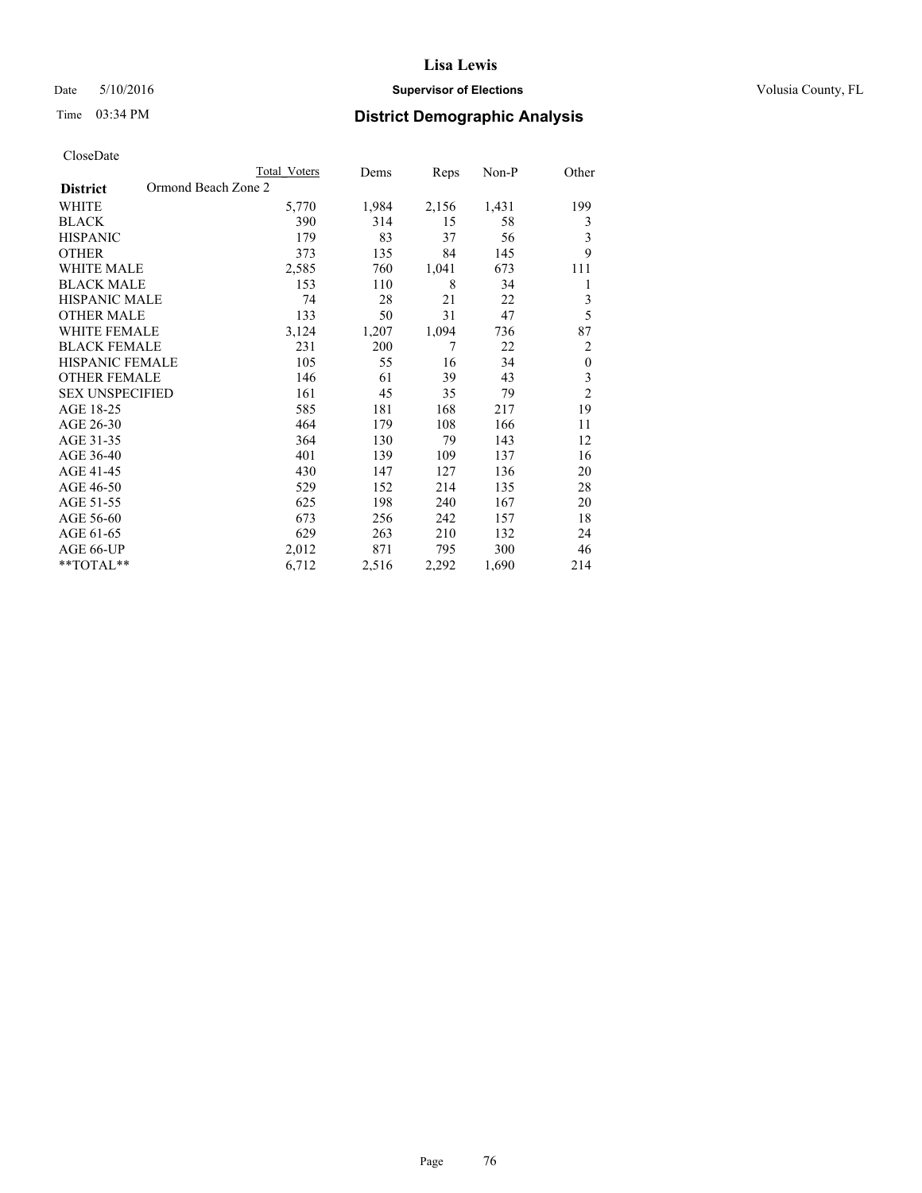Date 5/10/2016

Time 03:34 PM

# Lisa Lewis

## Supervisor of Elections

Volusia County, FL

## District Demographic Analysis

CloseDate

| | Total Voters | Dems | Reps | Non-P | Other |
|---|---|---|---|---|---|
| **District** Ormond Beach Zone 2 | | | | | |
| WHITE | 5,770 | 1,984 | 2,156 | 1,431 | 199 |
| BLACK | 390 | 314 | 15 | 58 | 3 |
| HISPANIC | 179 | 83 | 37 | 56 | 3 |
| OTHER | 373 | 135 | 84 | 145 | 9 |
| WHITE MALE | 2,585 | 760 | 1,041 | 673 | 111 |
| BLACK MALE | 153 | 110 | 8 | 34 | 1 |
| HISPANIC MALE | 74 | 28 | 21 | 22 | 3 |
| OTHER MALE | 133 | 50 | 31 | 47 | 5 |
| WHITE FEMALE | 3,124 | 1,207 | 1,094 | 736 | 87 |
| BLACK FEMALE | 231 | 200 | 7 | 22 | 2 |
| HISPANIC FEMALE | 105 | 55 | 16 | 34 | 0 |
| OTHER FEMALE | 146 | 61 | 39 | 43 | 3 |
| SEX UNSPECIFIED | 161 | 45 | 35 | 79 | 2 |
| AGE 18-25 | 585 | 181 | 168 | 217 | 19 |
| AGE 26-30 | 464 | 179 | 108 | 166 | 11 |
| AGE 31-35 | 364 | 130 | 79 | 143 | 12 |
| AGE 36-40 | 401 | 139 | 109 | 137 | 16 |
| AGE 41-45 | 430 | 147 | 127 | 136 | 20 |
| AGE 46-50 | 529 | 152 | 214 | 135 | 28 |
| AGE 51-55 | 625 | 198 | 240 | 167 | 20 |
| AGE 56-60 | 673 | 256 | 242 | 157 | 18 |
| AGE 61-65 | 629 | 263 | 210 | 132 | 24 |
| AGE 66-UP | 2,012 | 871 | 795 | 300 | 46 |
| **TOTAL** | 6,712 | 2,516 | 2,292 | 1,690 | 214 |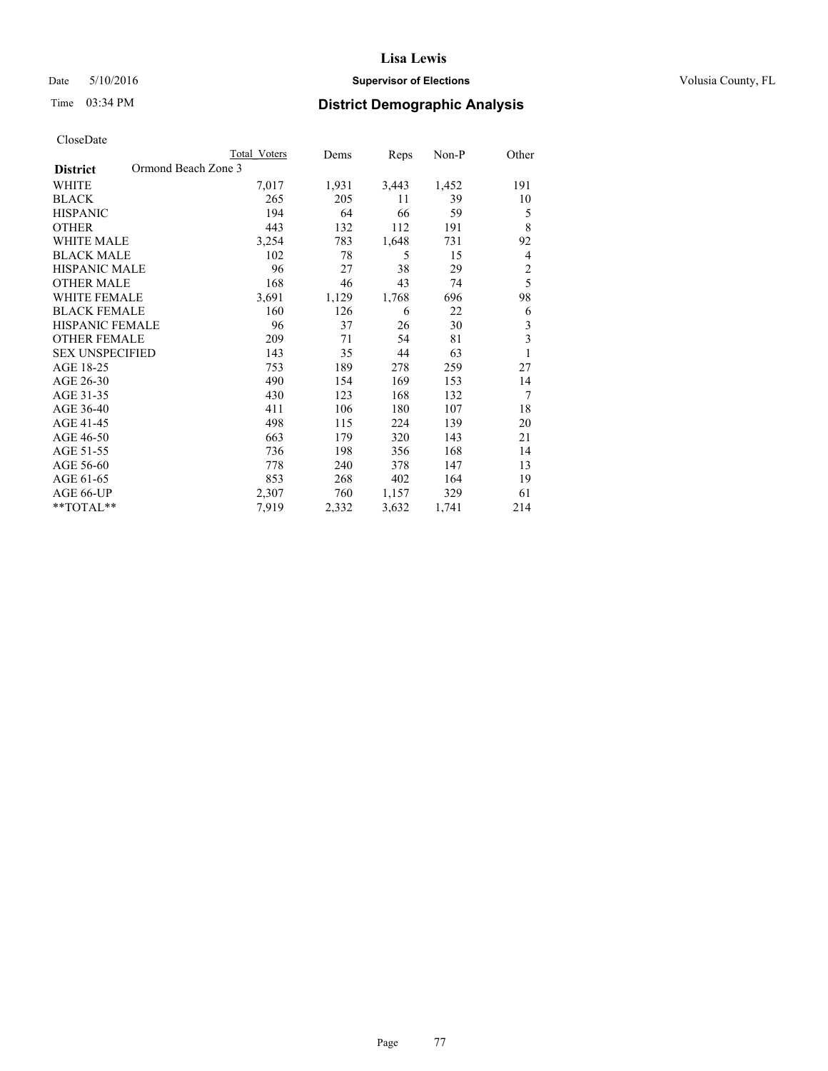# Lisa Lewis

Date 5/10/2016 **Supervisor of Elections** Volusia County, FL

Time 03:34 PM **District Demographic Analysis**

CloseDate

| District | Ormond Beach Zone 3 | Total Voters | Dems | Reps | Non-P | Other |
|---|---|---|---|---|---|---|
| WHITE | | 7,017 | 1,931 | 3,443 | 1,452 | 191 |
| BLACK | | 265 | 205 | 11 | 39 | 10 |
| HISPANIC | | 194 | 64 | 66 | 59 | 5 |
| OTHER | | 443 | 132 | 112 | 191 | 8 |
| WHITE MALE | | 3,254 | 783 | 1,648 | 731 | 92 |
| BLACK MALE | | 102 | 78 | 5 | 15 | 4 |
| HISPANIC MALE | | 96 | 27 | 38 | 29 | 2 |
| OTHER MALE | | 168 | 46 | 43 | 74 | 5 |
| WHITE FEMALE | | 3,691 | 1,129 | 1,768 | 696 | 98 |
| BLACK FEMALE | | 160 | 126 | 6 | 22 | 6 |
| HISPANIC FEMALE | | 96 | 37 | 26 | 30 | 3 |
| OTHER FEMALE | | 209 | 71 | 54 | 81 | 3 |
| SEX UNSPECIFIED | | 143 | 35 | 44 | 63 | 1 |
| AGE 18-25 | | 753 | 189 | 278 | 259 | 27 |
| AGE 26-30 | | 490 | 154 | 169 | 153 | 14 |
| AGE 31-35 | | 430 | 123 | 168 | 132 | 7 |
| AGE 36-40 | | 411 | 106 | 180 | 107 | 18 |
| AGE 41-45 | | 498 | 115 | 224 | 139 | 20 |
| AGE 46-50 | | 663 | 179 | 320 | 143 | 21 |
| AGE 51-55 | | 736 | 198 | 356 | 168 | 14 |
| AGE 56-60 | | 778 | 240 | 378 | 147 | 13 |
| AGE 61-65 | | 853 | 268 | 402 | 164 | 19 |
| AGE 66-UP | | 2,307 | 760 | 1,157 | 329 | 61 |
| **TOTAL** | | 7,919 | 2,332 | 3,632 | 1,741 | 214 |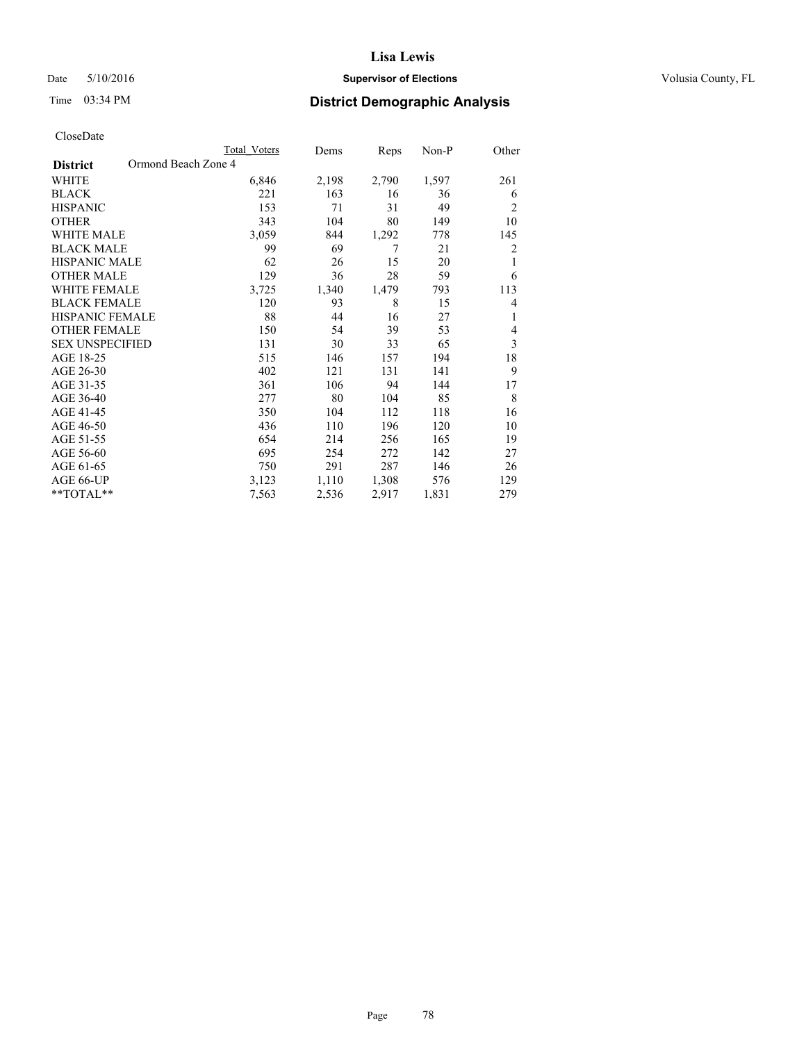# Lisa Lewis

Date 5/10/2016 **Supervisor of Elections** Volusia County, FL

Time 03:34 PM **District Demographic Analysis**

CloseDate

| District | Ormond Beach Zone 4 | Total Voters | Dems | Reps | Non-P | Other |
|---|---|---|---|---|---|---|
| WHITE | | 6,846 | 2,198 | 2,790 | 1,597 | 261 |
| BLACK | | 221 | 163 | 16 | 36 | 6 |
| HISPANIC | | 153 | 71 | 31 | 49 | 2 |
| OTHER | | 343 | 104 | 80 | 149 | 10 |
| WHITE MALE | | 3,059 | 844 | 1,292 | 778 | 145 |
| BLACK MALE | | 99 | 69 | 7 | 21 | 2 |
| HISPANIC MALE | | 62 | 26 | 15 | 20 | 1 |
| OTHER MALE | | 129 | 36 | 28 | 59 | 6 |
| WHITE FEMALE | | 3,725 | 1,340 | 1,479 | 793 | 113 |
| BLACK FEMALE | | 120 | 93 | 8 | 15 | 4 |
| HISPANIC FEMALE | | 88 | 44 | 16 | 27 | 1 |
| OTHER FEMALE | | 150 | 54 | 39 | 53 | 4 |
| SEX UNSPECIFIED | | 131 | 30 | 33 | 65 | 3 |
| AGE 18-25 | | 515 | 146 | 157 | 194 | 18 |
| AGE 26-30 | | 402 | 121 | 131 | 141 | 9 |
| AGE 31-35 | | 361 | 106 | 94 | 144 | 17 |
| AGE 36-40 | | 277 | 80 | 104 | 85 | 8 |
| AGE 41-45 | | 350 | 104 | 112 | 118 | 16 |
| AGE 46-50 | | 436 | 110 | 196 | 120 | 10 |
| AGE 51-55 | | 654 | 214 | 256 | 165 | 19 |
| AGE 56-60 | | 695 | 254 | 272 | 142 | 27 |
| AGE 61-65 | | 750 | 291 | 287 | 146 | 26 |
| AGE 66-UP | | 3,123 | 1,110 | 1,308 | 576 | 129 |
| **TOTAL** | | 7,563 | 2,536 | 2,917 | 1,831 | 279 |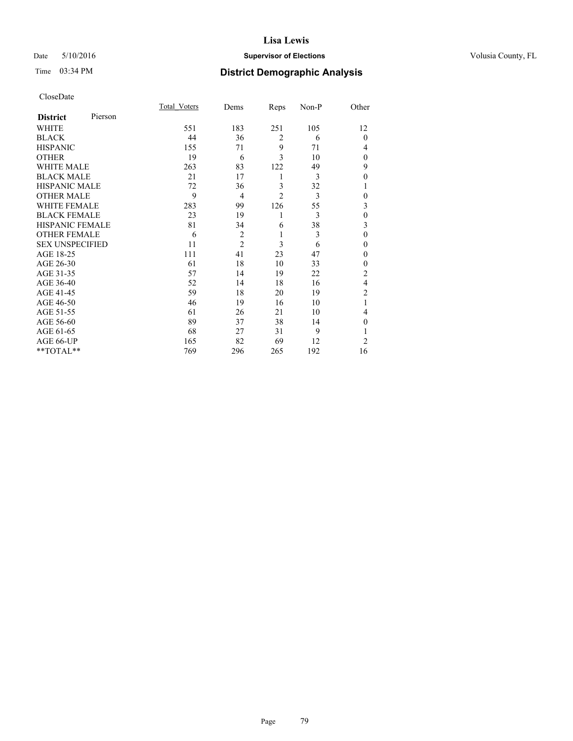CloseDate

| District | Pierson | Total_Voters | Dems | Reps | Non-P | Other |
|---|---|---|---|---|---|---|
| WHITE | | 551 | 183 | 251 | 105 | 12 |
| BLACK | | 44 | 36 | 2 | 6 | 0 |
| HISPANIC | | 155 | 71 | 9 | 71 | 4 |
| OTHER | | 19 | 6 | 3 | 10 | 0 |
| WHITE MALE | | 263 | 83 | 122 | 49 | 9 |
| BLACK MALE | | 21 | 17 | 1 | 3 | 0 |
| HISPANIC MALE | | 72 | 36 | 3 | 32 | 1 |
| OTHER MALE | | 9 | 4 | 2 | 3 | 0 |
| WHITE FEMALE | | 283 | 99 | 126 | 55 | 3 |
| BLACK FEMALE | | 23 | 19 | 1 | 3 | 0 |
| HISPANIC FEMALE | | 81 | 34 | 6 | 38 | 3 |
| OTHER FEMALE | | 6 | 2 | 1 | 3 | 0 |
| SEX UNSPECIFIED | | 11 | 2 | 3 | 6 | 0 |
| AGE 18-25 | | 111 | 41 | 23 | 47 | 0 |
| AGE 26-30 | | 61 | 18 | 10 | 33 | 0 |
| AGE 31-35 | | 57 | 14 | 19 | 22 | 2 |
| AGE 36-40 | | 52 | 14 | 18 | 16 | 4 |
| AGE 41-45 | | 59 | 18 | 20 | 19 | 2 |
| AGE 46-50 | | 46 | 19 | 16 | 10 | 1 |
| AGE 51-55 | | 61 | 26 | 21 | 10 | 4 |
| AGE 56-60 | | 89 | 37 | 38 | 14 | 0 |
| AGE 61-65 | | 68 | 27 | 31 | 9 | 1 |
| AGE 66-UP | | 165 | 82 | 69 | 12 | 2 |
| **TOTAL** | | 769 | 296 | 265 | 192 | 16 |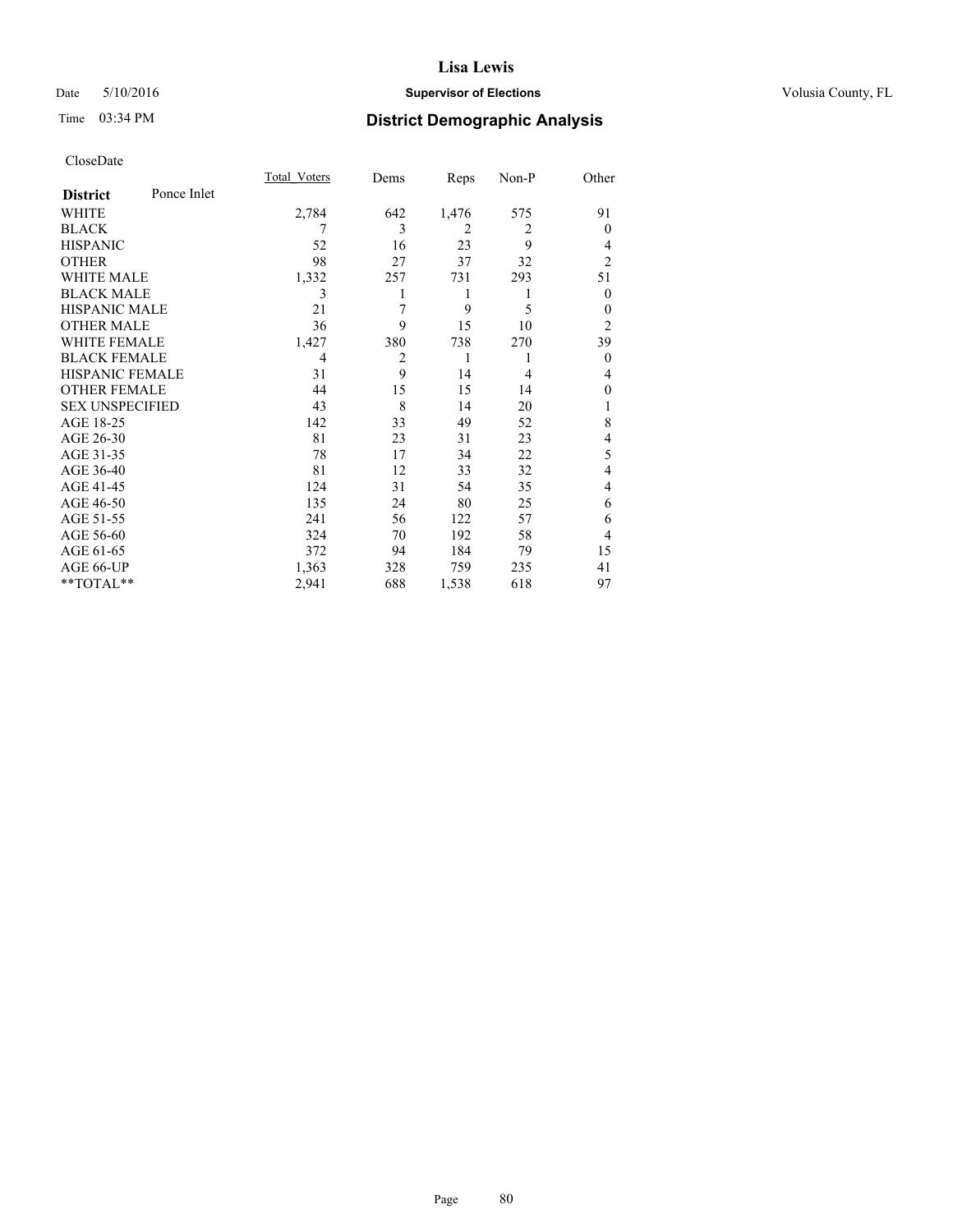**Lisa Lewis**

Date 5/10/2016

**Supervisor of Elections**

Volusia County, FL

Time 03:34 PM

## District Demographic Analysis

CloseDate

| **District** Ponce Inlet | Total_Voters | Dems | Reps | Non-P | Other |
|---|---|---|---|---|---|
| WHITE | 2,784 | 642 | 1,476 | 575 | 91 |
| BLACK | 7 | 3 | 2 | 2 | 0 |
| HISPANIC | 52 | 16 | 23 | 9 | 4 |
| OTHER | 98 | 27 | 37 | 32 | 2 |
| WHITE MALE | 1,332 | 257 | 731 | 293 | 51 |
| BLACK MALE | 3 | 1 | 1 | 1 | 0 |
| HISPANIC MALE | 21 | 7 | 9 | 5 | 0 |
| OTHER MALE | 36 | 9 | 15 | 10 | 2 |
| WHITE FEMALE | 1,427 | 380 | 738 | 270 | 39 |
| BLACK FEMALE | 4 | 2 | 1 | 1 | 0 |
| HISPANIC FEMALE | 31 | 9 | 14 | 4 | 4 |
| OTHER FEMALE | 44 | 15 | 15 | 14 | 0 |
| SEX UNSPECIFIED | 43 | 8 | 14 | 20 | 1 |
| AGE 18-25 | 142 | 33 | 49 | 52 | 8 |
| AGE 26-30 | 81 | 23 | 31 | 23 | 4 |
| AGE 31-35 | 78 | 17 | 34 | 22 | 5 |
| AGE 36-40 | 81 | 12 | 33 | 32 | 4 |
| AGE 41-45 | 124 | 31 | 54 | 35 | 4 |
| AGE 46-50 | 135 | 24 | 80 | 25 | 6 |
| AGE 51-55 | 241 | 56 | 122 | 57 | 6 |
| AGE 56-60 | 324 | 70 | 192 | 58 | 4 |
| AGE 61-65 | 372 | 94 | 184 | 79 | 15 |
| AGE 66-UP | 1,363 | 328 | 759 | 235 | 41 |
| **TOTAL** | 2,941 | 688 | 1,538 | 618 | 97 |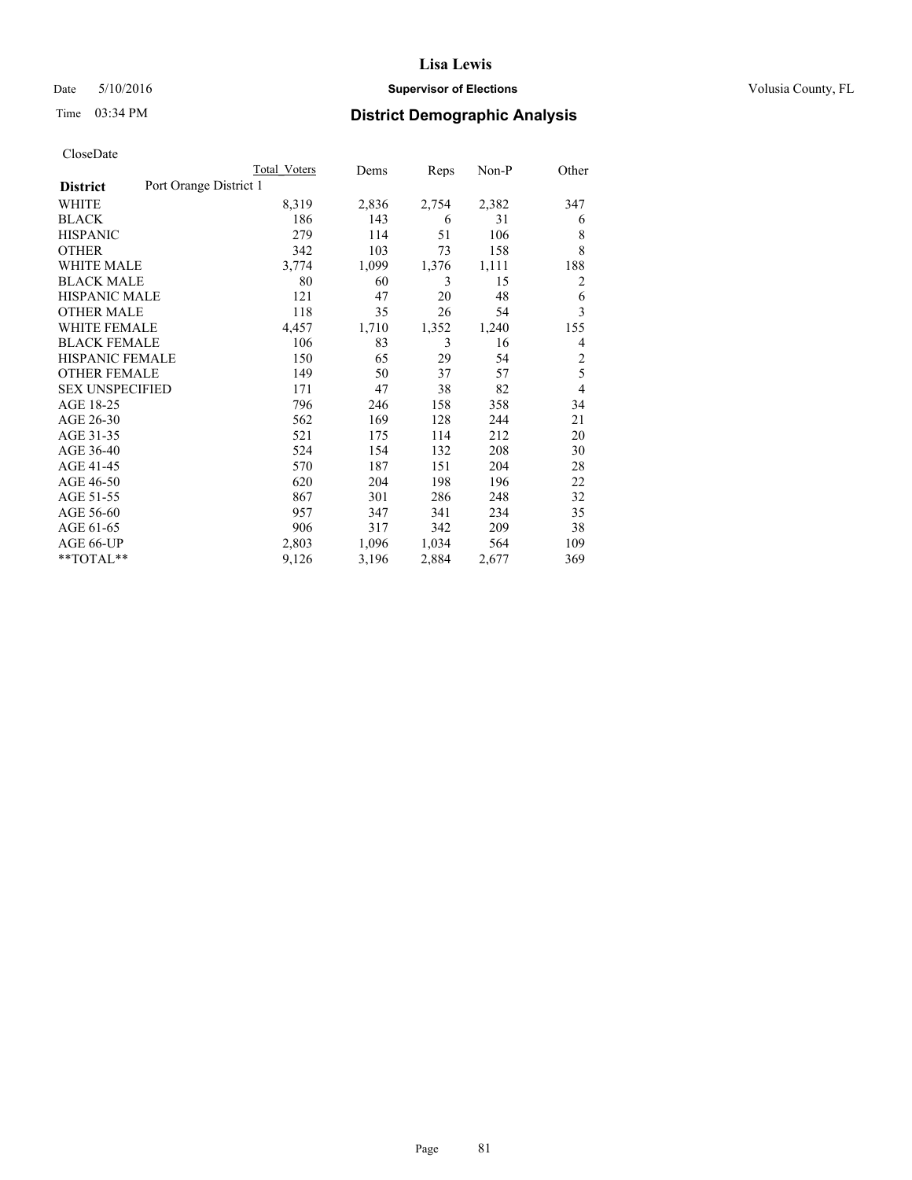Date 5/10/2016

Time 03:34 PM

**Supervisor of Elections**

Volusia County, FL

## District Demographic Analysis

CloseDate

| District | Port Orange District 1 | Total Voters | Dems | Reps | Non-P | Other |
|---|---|---|---|---|---|---|
| WHITE | | 8,319 | 2,836 | 2,754 | 2,382 | 347 |
| BLACK | | 186 | 143 | 6 | 31 | 6 |
| HISPANIC | | 279 | 114 | 51 | 106 | 8 |
| OTHER | | 342 | 103 | 73 | 158 | 8 |
| WHITE MALE | | 3,774 | 1,099 | 1,376 | 1,111 | 188 |
| BLACK MALE | | 80 | 60 | 3 | 15 | 2 |
| HISPANIC MALE | | 121 | 47 | 20 | 48 | 6 |
| OTHER MALE | | 118 | 35 | 26 | 54 | 3 |
| WHITE FEMALE | | 4,457 | 1,710 | 1,352 | 1,240 | 155 |
| BLACK FEMALE | | 106 | 83 | 3 | 16 | 4 |
| HISPANIC FEMALE | | 150 | 65 | 29 | 54 | 2 |
| OTHER FEMALE | | 149 | 50 | 37 | 57 | 5 |
| SEX UNSPECIFIED | | 171 | 47 | 38 | 82 | 4 |
| AGE 18-25 | | 796 | 246 | 158 | 358 | 34 |
| AGE 26-30 | | 562 | 169 | 128 | 244 | 21 |
| AGE 31-35 | | 521 | 175 | 114 | 212 | 20 |
| AGE 36-40 | | 524 | 154 | 132 | 208 | 30 |
| AGE 41-45 | | 570 | 187 | 151 | 204 | 28 |
| AGE 46-50 | | 620 | 204 | 198 | 196 | 22 |
| AGE 51-55 | | 867 | 301 | 286 | 248 | 32 |
| AGE 56-60 | | 957 | 347 | 341 | 234 | 35 |
| AGE 61-65 | | 906 | 317 | 342 | 209 | 38 |
| AGE 66-UP | | 2,803 | 1,096 | 1,034 | 564 | 109 |
| **TOTAL** | | 9,126 | 3,196 | 2,884 | 2,677 | 369 |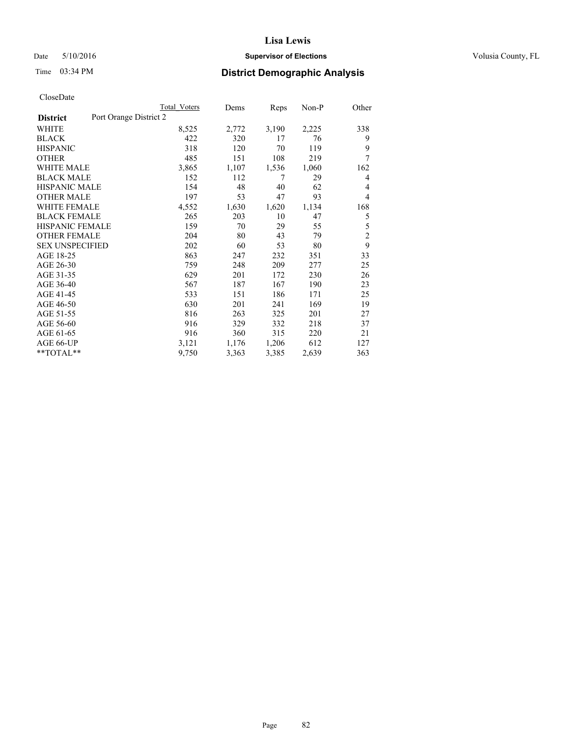CloseDate

| District | Port Orange District 2 | Total Voters | Dems | Reps | Non-P | Other |
|---|---|---|---|---|---|---|
| WHITE | | 8,525 | 2,772 | 3,190 | 2,225 | 338 |
| BLACK | | 422 | 320 | 17 | 76 | 9 |
| HISPANIC | | 318 | 120 | 70 | 119 | 9 |
| OTHER | | 485 | 151 | 108 | 219 | 7 |
| WHITE MALE | | 3,865 | 1,107 | 1,536 | 1,060 | 162 |
| BLACK MALE | | 152 | 112 | 7 | 29 | 4 |
| HISPANIC MALE | | 154 | 48 | 40 | 62 | 4 |
| OTHER MALE | | 197 | 53 | 47 | 93 | 4 |
| WHITE FEMALE | | 4,552 | 1,630 | 1,620 | 1,134 | 168 |
| BLACK FEMALE | | 265 | 203 | 10 | 47 | 5 |
| HISPANIC FEMALE | | 159 | 70 | 29 | 55 | 5 |
| OTHER FEMALE | | 204 | 80 | 43 | 79 | 2 |
| SEX UNSPECIFIED | | 202 | 60 | 53 | 80 | 9 |
| AGE 18-25 | | 863 | 247 | 232 | 351 | 33 |
| AGE 26-30 | | 759 | 248 | 209 | 277 | 25 |
| AGE 31-35 | | 629 | 201 | 172 | 230 | 26 |
| AGE 36-40 | | 567 | 187 | 167 | 190 | 23 |
| AGE 41-45 | | 533 | 151 | 186 | 171 | 25 |
| AGE 46-50 | | 630 | 201 | 241 | 169 | 19 |
| AGE 51-55 | | 816 | 263 | 325 | 201 | 27 |
| AGE 56-60 | | 916 | 329 | 332 | 218 | 37 |
| AGE 61-65 | | 916 | 360 | 315 | 220 | 21 |
| AGE 66-UP | | 3,121 | 1,176 | 1,206 | 612 | 127 |
| **TOTAL** | | 9,750 | 3,363 | 3,385 | 2,639 | 363 |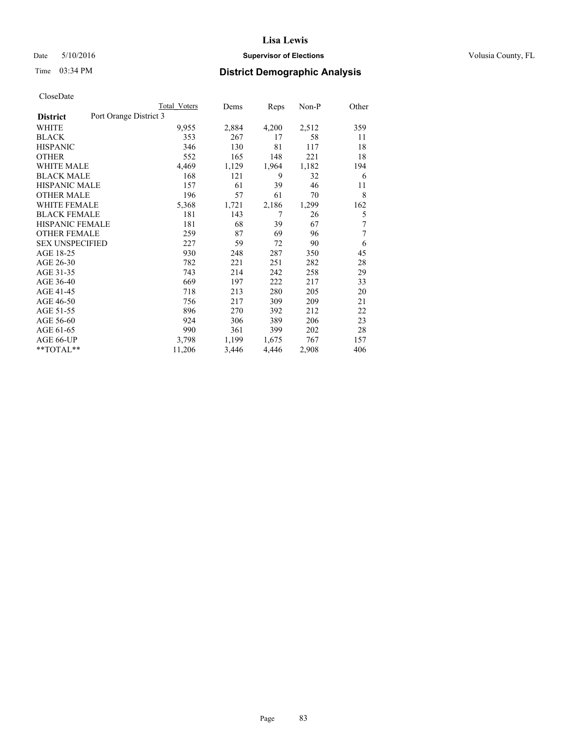# Lisa Lewis

Date 5/10/2016 **Supervisor of Elections** Volusia County, FL

Time 03:34 PM **District Demographic Analysis**

CloseDate

| | Total Voters | Dems | Reps | Non-P | Other |
|---|---|---|---|---|---|
| **District** Port Orange District 3 | | | | | |
| WHITE | 9,955 | 2,884 | 4,200 | 2,512 | 359 |
| BLACK | 353 | 267 | 17 | 58 | 11 |
| HISPANIC | 346 | 130 | 81 | 117 | 18 |
| OTHER | 552 | 165 | 148 | 221 | 18 |
| WHITE MALE | 4,469 | 1,129 | 1,964 | 1,182 | 194 |
| BLACK MALE | 168 | 121 | 9 | 32 | 6 |
| HISPANIC MALE | 157 | 61 | 39 | 46 | 11 |
| OTHER MALE | 196 | 57 | 61 | 70 | 8 |
| WHITE FEMALE | 5,368 | 1,721 | 2,186 | 1,299 | 162 |
| BLACK FEMALE | 181 | 143 | 7 | 26 | 5 |
| HISPANIC FEMALE | 181 | 68 | 39 | 67 | 7 |
| OTHER FEMALE | 259 | 87 | 69 | 96 | 7 |
| SEX UNSPECIFIED | 227 | 59 | 72 | 90 | 6 |
| AGE 18-25 | 930 | 248 | 287 | 350 | 45 |
| AGE 26-30 | 782 | 221 | 251 | 282 | 28 |
| AGE 31-35 | 743 | 214 | 242 | 258 | 29 |
| AGE 36-40 | 669 | 197 | 222 | 217 | 33 |
| AGE 41-45 | 718 | 213 | 280 | 205 | 20 |
| AGE 46-50 | 756 | 217 | 309 | 209 | 21 |
| AGE 51-55 | 896 | 270 | 392 | 212 | 22 |
| AGE 56-60 | 924 | 306 | 389 | 206 | 23 |
| AGE 61-65 | 990 | 361 | 399 | 202 | 28 |
| AGE 66-UP | 3,798 | 1,199 | 1,675 | 767 | 157 |
| **TOTAL** | 11,206 | 3,446 | 4,446 | 2,908 | 406 |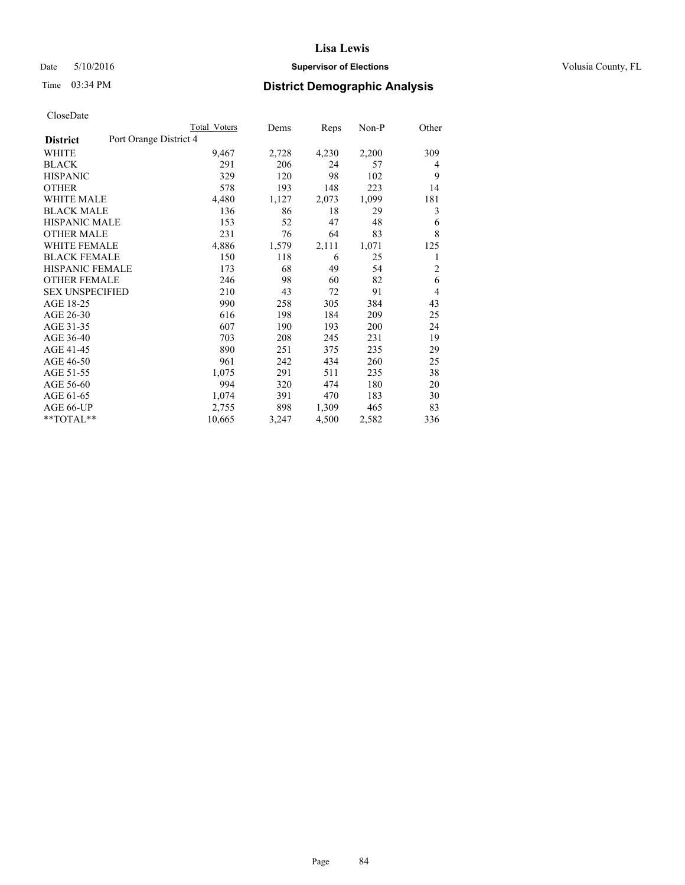CloseDate

| District | Port Orange District 4 | Total Voters | Dems | Reps | Non-P | Other |
|---|---|---|---|---|---|---|
| WHITE | | 9,467 | 2,728 | 4,230 | 2,200 | 309 |
| BLACK | | 291 | 206 | 24 | 57 | 4 |
| HISPANIC | | 329 | 120 | 98 | 102 | 9 |
| OTHER | | 578 | 193 | 148 | 223 | 14 |
| WHITE MALE | | 4,480 | 1,127 | 2,073 | 1,099 | 181 |
| BLACK MALE | | 136 | 86 | 18 | 29 | 3 |
| HISPANIC MALE | | 153 | 52 | 47 | 48 | 6 |
| OTHER MALE | | 231 | 76 | 64 | 83 | 8 |
| WHITE FEMALE | | 4,886 | 1,579 | 2,111 | 1,071 | 125 |
| BLACK FEMALE | | 150 | 118 | 6 | 25 | 1 |
| HISPANIC FEMALE | | 173 | 68 | 49 | 54 | 2 |
| OTHER FEMALE | | 246 | 98 | 60 | 82 | 6 |
| SEX UNSPECIFIED | | 210 | 43 | 72 | 91 | 4 |
| AGE 18-25 | | 990 | 258 | 305 | 384 | 43 |
| AGE 26-30 | | 616 | 198 | 184 | 209 | 25 |
| AGE 31-35 | | 607 | 190 | 193 | 200 | 24 |
| AGE 36-40 | | 703 | 208 | 245 | 231 | 19 |
| AGE 41-45 | | 890 | 251 | 375 | 235 | 29 |
| AGE 46-50 | | 961 | 242 | 434 | 260 | 25 |
| AGE 51-55 | | 1,075 | 291 | 511 | 235 | 38 |
| AGE 56-60 | | 994 | 320 | 474 | 180 | 20 |
| AGE 61-65 | | 1,074 | 391 | 470 | 183 | 30 |
| AGE 66-UP | | 2,755 | 898 | 1,309 | 465 | 83 |
| **TOTAL** | | 10,665 | 3,247 | 4,500 | 2,582 | 336 |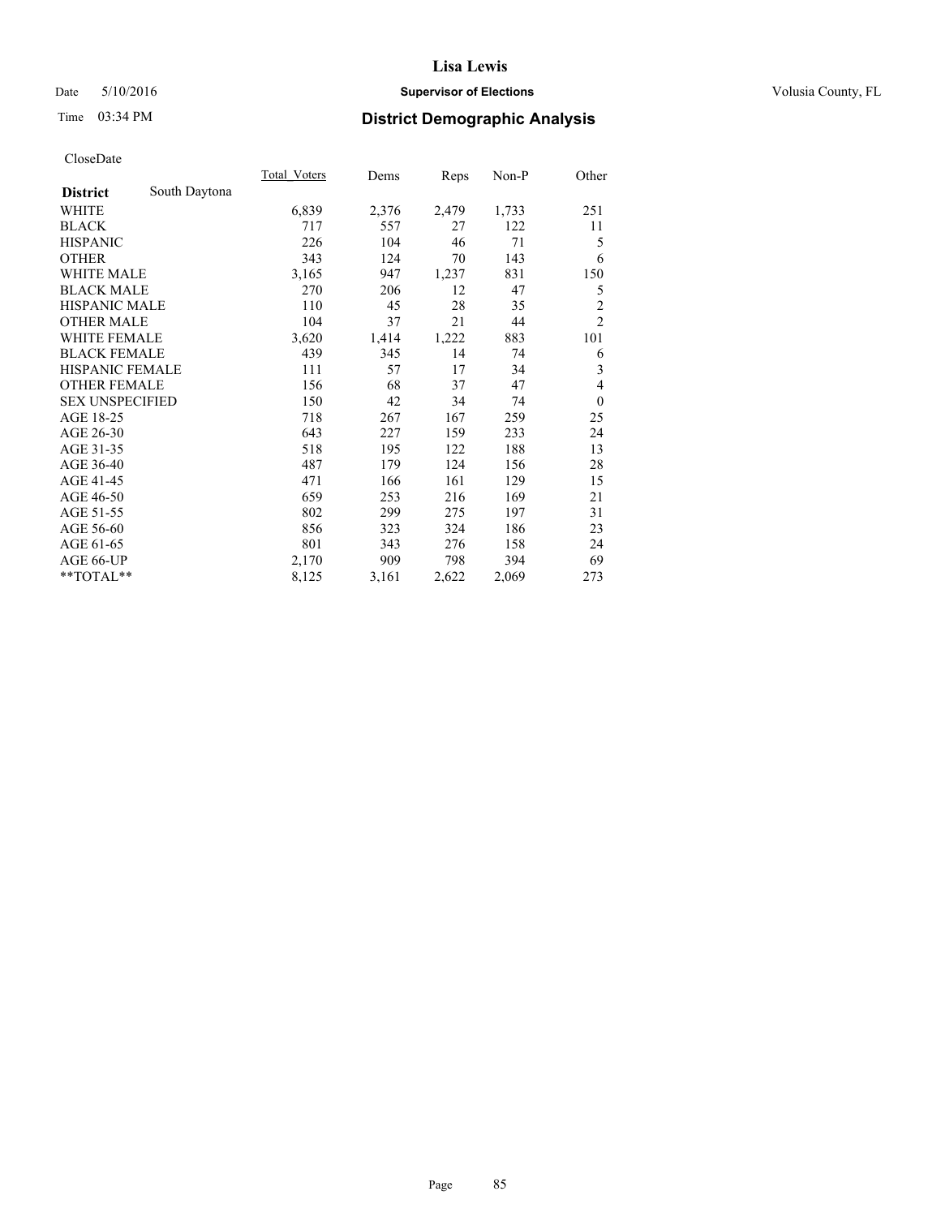# Lisa Lewis

Date 5/10/2016 **Supervisor of Elections** Volusia County, FL

Time 03:34 PM **District Demographic Analysis**

CloseDate

| **District** South Daytona | Total_Voters | Dems | Reps | Non-P | Other |
|---|---|---|---|---|---|
| WHITE | 6,839 | 2,376 | 2,479 | 1,733 | 251 |
| BLACK | 717 | 557 | 27 | 122 | 11 |
| HISPANIC | 226 | 104 | 46 | 71 | 5 |
| OTHER | 343 | 124 | 70 | 143 | 6 |
| WHITE MALE | 3,165 | 947 | 1,237 | 831 | 150 |
| BLACK MALE | 270 | 206 | 12 | 47 | 5 |
| HISPANIC MALE | 110 | 45 | 28 | 35 | 2 |
| OTHER MALE | 104 | 37 | 21 | 44 | 2 |
| WHITE FEMALE | 3,620 | 1,414 | 1,222 | 883 | 101 |
| BLACK FEMALE | 439 | 345 | 14 | 74 | 6 |
| HISPANIC FEMALE | 111 | 57 | 17 | 34 | 3 |
| OTHER FEMALE | 156 | 68 | 37 | 47 | 4 |
| SEX UNSPECIFIED | 150 | 42 | 34 | 74 | 0 |
| AGE 18-25 | 718 | 267 | 167 | 259 | 25 |
| AGE 26-30 | 643 | 227 | 159 | 233 | 24 |
| AGE 31-35 | 518 | 195 | 122 | 188 | 13 |
| AGE 36-40 | 487 | 179 | 124 | 156 | 28 |
| AGE 41-45 | 471 | 166 | 161 | 129 | 15 |
| AGE 46-50 | 659 | 253 | 216 | 169 | 21 |
| AGE 51-55 | 802 | 299 | 275 | 197 | 31 |
| AGE 56-60 | 856 | 323 | 324 | 186 | 23 |
| AGE 61-65 | 801 | 343 | 276 | 158 | 24 |
| AGE 66-UP | 2,170 | 909 | 798 | 394 | 69 |
| **TOTAL** | 8,125 | 3,161 | 2,622 | 2,069 | 273 |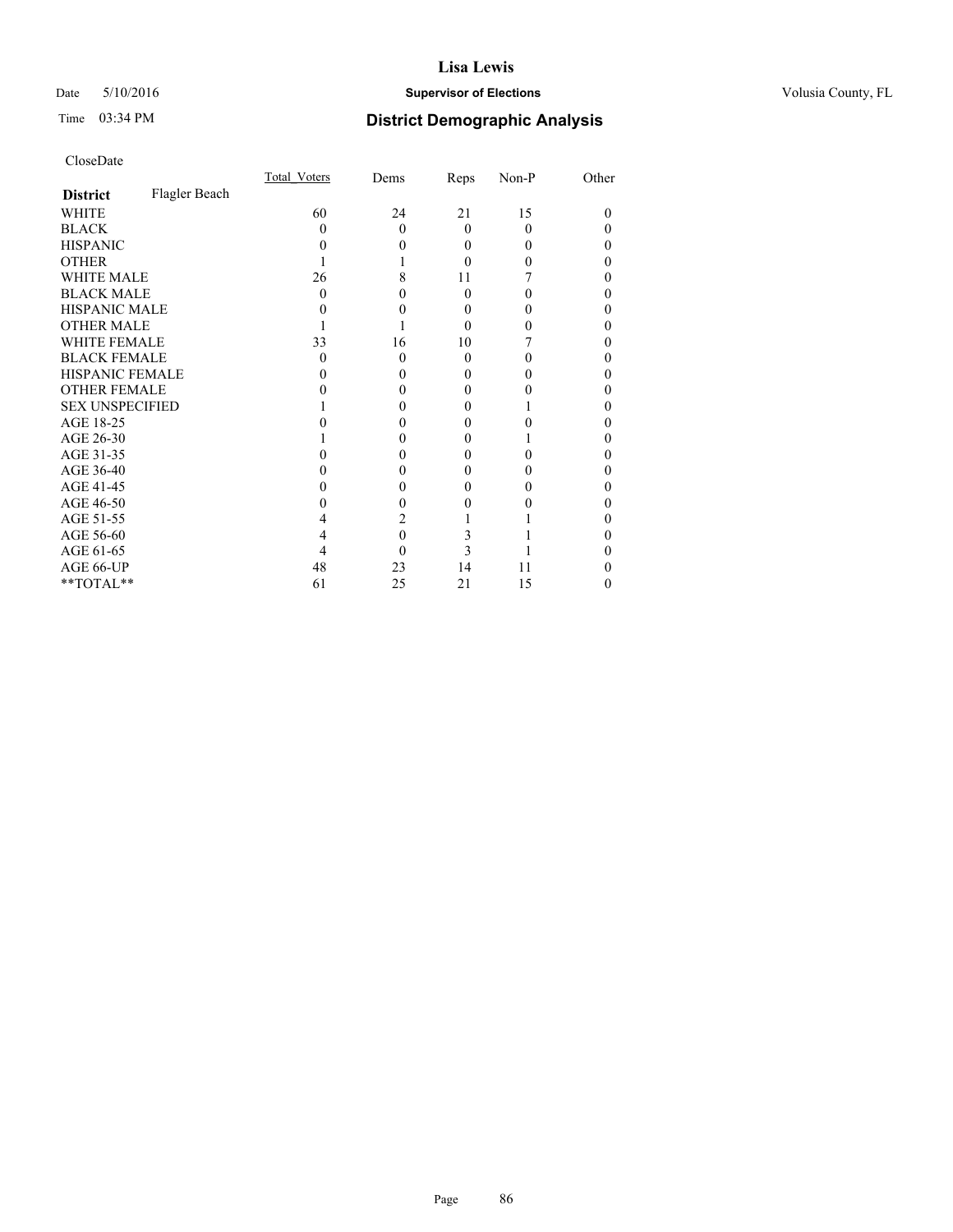**Lisa Lewis**

Date 5/10/2016 **Supervisor of Elections** Volusia County, FL

Time 03:34 PM **District Demographic Analysis**

CloseDate

| | Total_Voters | Dems | Reps | Non-P | Other |
|---|---|---|---|---|---|
| **District** Flagler Beach | | | | | |
| WHITE | 60 | 24 | 21 | 15 | 0 |
| BLACK | 0 | 0 | 0 | 0 | 0 |
| HISPANIC | 0 | 0 | 0 | 0 | 0 |
| OTHER | 1 | 1 | 0 | 0 | 0 |
| WHITE MALE | 26 | 8 | 11 | 7 | 0 |
| BLACK MALE | 0 | 0 | 0 | 0 | 0 |
| HISPANIC MALE | 0 | 0 | 0 | 0 | 0 |
| OTHER MALE | 1 | 1 | 0 | 0 | 0 |
| WHITE FEMALE | 33 | 16 | 10 | 7 | 0 |
| BLACK FEMALE | 0 | 0 | 0 | 0 | 0 |
| HISPANIC FEMALE | 0 | 0 | 0 | 0 | 0 |
| OTHER FEMALE | 0 | 0 | 0 | 0 | 0 |
| SEX UNSPECIFIED | 1 | 0 | 0 | 1 | 0 |
| AGE 18-25 | 0 | 0 | 0 | 0 | 0 |
| AGE 26-30 | 1 | 0 | 0 | 1 | 0 |
| AGE 31-35 | 0 | 0 | 0 | 0 | 0 |
| AGE 36-40 | 0 | 0 | 0 | 0 | 0 |
| AGE 41-45 | 0 | 0 | 0 | 0 | 0 |
| AGE 46-50 | 0 | 0 | 0 | 0 | 0 |
| AGE 51-55 | 4 | 2 | 1 | 1 | 0 |
| AGE 56-60 | 4 | 0 | 3 | 1 | 0 |
| AGE 61-65 | 4 | 0 | 3 | 1 | 0 |
| AGE 66-UP | 48 | 23 | 14 | 11 | 0 |
| **TOTAL** | 61 | 25 | 21 | 15 | 0 |